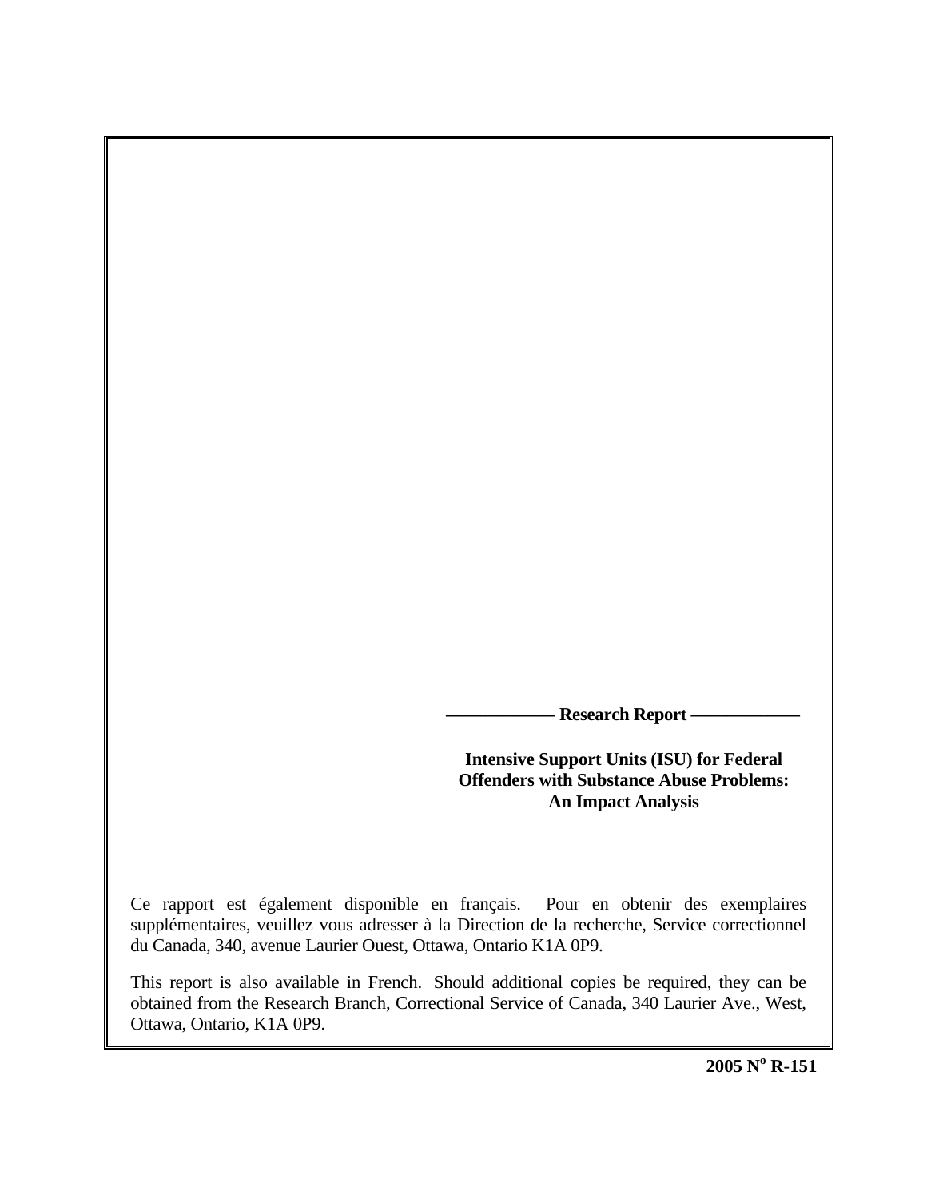**Research Report**

# Intensive Support Units (ISU) for Federal Offenders with Substance Abuse Problems: An Impact Analysis

Ce rapport est également disponible en français. Pour en obtenir des exemplaires supplémentaires, veuillez vous adresser à la Direction de la recherche, Service correctionnel du Canada, 340, avenue Laurier Ouest, Ottawa, Ontario K1A 0P9.

This report is also available in French. Should additional copies be required, they can be obtained from the Research Branch, Correctional Service of Canada, 340 Laurier Ave., West, Ottawa, Ontario, K1A 0P9.

**2005 N° R-151**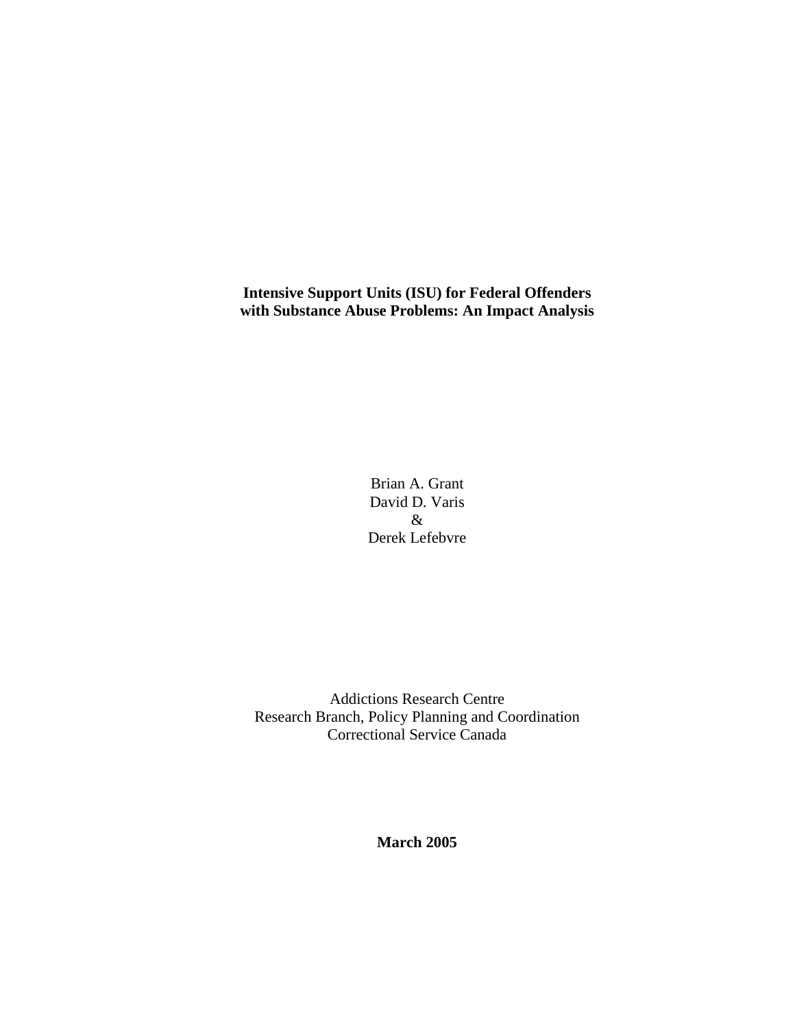**Intensive Support Units (ISU) for Federal Offenders with Substance Abuse Problems: An Impact Analysis**

Brian A. Grant
David D. Varis
&
Derek Lefebvre

Addictions Research Centre
Research Branch, Policy Planning and Coordination
Correctional Service Canada

**March 2005**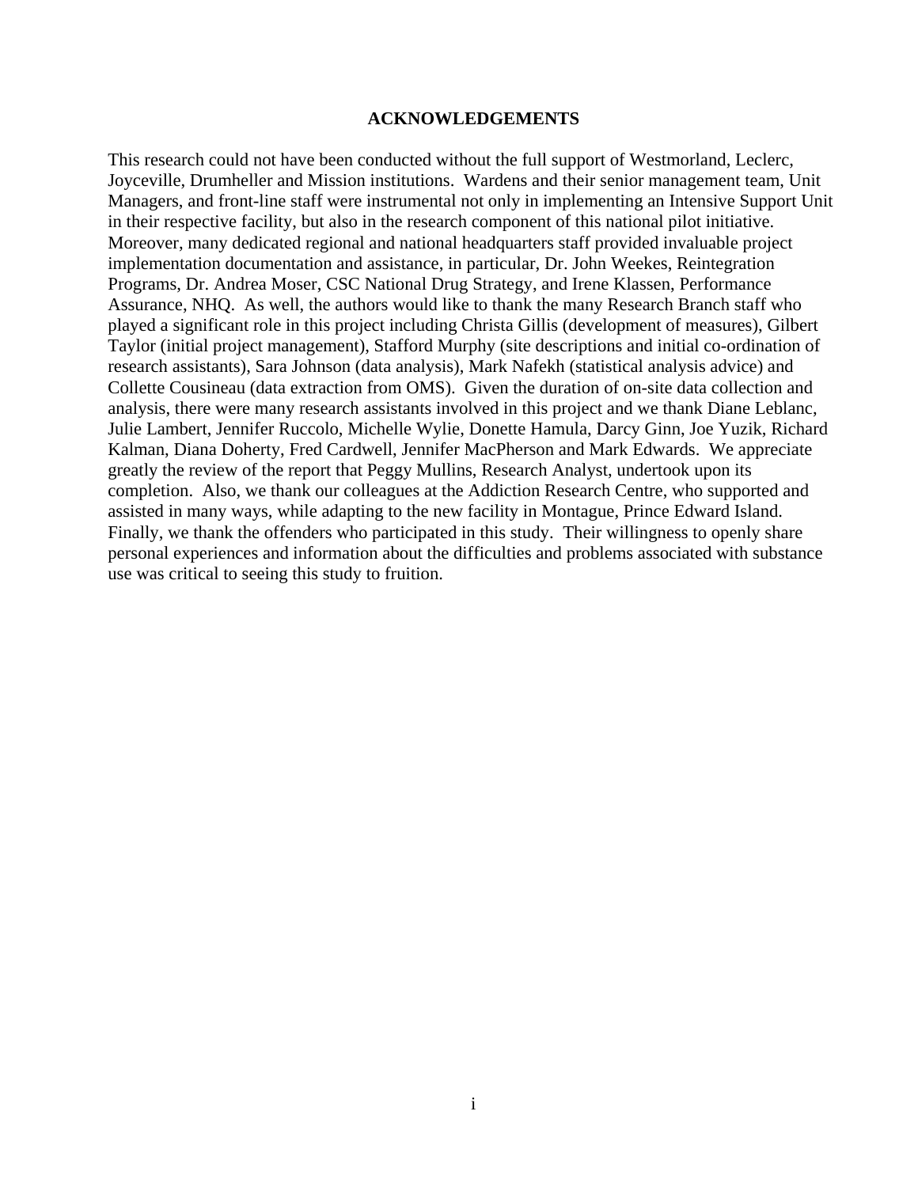# ACKNOWLEDGEMENTS

This research could not have been conducted without the full support of Westmorland, Leclerc, Joyceville, Drumheller and Mission institutions. Wardens and their senior management team, Unit Managers, and front-line staff were instrumental not only in implementing an Intensive Support Unit in their respective facility, but also in the research component of this national pilot initiative. Moreover, many dedicated regional and national headquarters staff provided invaluable project implementation documentation and assistance, in particular, Dr. John Weekes, Reintegration Programs, Dr. Andrea Moser, CSC National Drug Strategy, and Irene Klassen, Performance Assurance, NHQ. As well, the authors would like to thank the many Research Branch staff who played a significant role in this project including Christa Gillis (development of measures), Gilbert Taylor (initial project management), Stafford Murphy (site descriptions and initial co-ordination of research assistants), Sara Johnson (data analysis), Mark Nafekh (statistical analysis advice) and Collette Cousineau (data extraction from OMS). Given the duration of on-site data collection and analysis, there were many research assistants involved in this project and we thank Diane Leblanc, Julie Lambert, Jennifer Ruccolo, Michelle Wylie, Donette Hamula, Darcy Ginn, Joe Yuzik, Richard Kalman, Diana Doherty, Fred Cardwell, Jennifer MacPherson and Mark Edwards. We appreciate greatly the review of the report that Peggy Mullins, Research Analyst, undertook upon its completion. Also, we thank our colleagues at the Addiction Research Centre, who supported and assisted in many ways, while adapting to the new facility in Montague, Prince Edward Island. Finally, we thank the offenders who participated in this study. Their willingness to openly share personal experiences and information about the difficulties and problems associated with substance use was critical to seeing this study to fruition.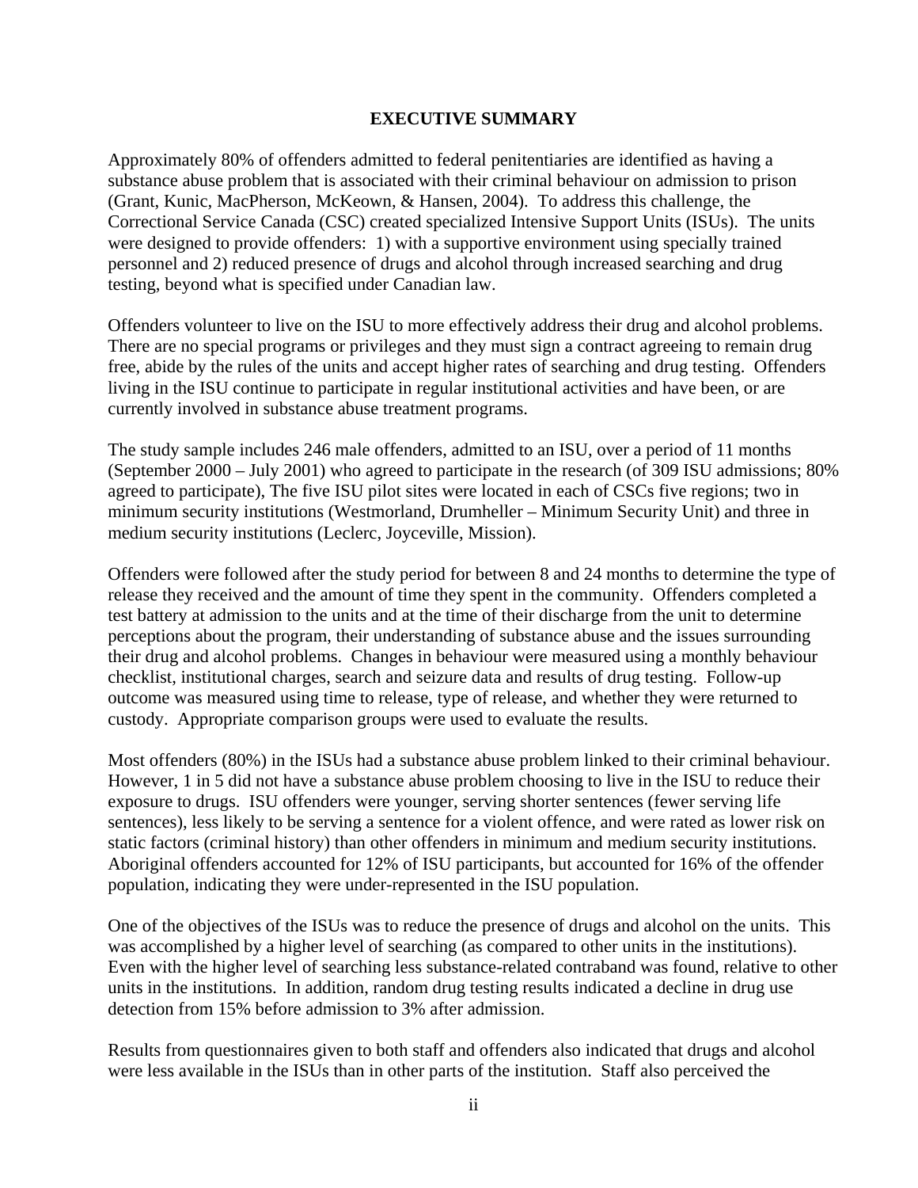# EXECUTIVE SUMMARY

Approximately 80% of offenders admitted to federal penitentiaries are identified as having a substance abuse problem that is associated with their criminal behaviour on admission to prison (Grant, Kunic, MacPherson, McKeown, & Hansen, 2004). To address this challenge, the Correctional Service Canada (CSC) created specialized Intensive Support Units (ISUs). The units were designed to provide offenders: 1) with a supportive environment using specially trained personnel and 2) reduced presence of drugs and alcohol through increased searching and drug testing, beyond what is specified under Canadian law.

Offenders volunteer to live on the ISU to more effectively address their drug and alcohol problems. There are no special programs or privileges and they must sign a contract agreeing to remain drug free, abide by the rules of the units and accept higher rates of searching and drug testing. Offenders living in the ISU continue to participate in regular institutional activities and have been, or are currently involved in substance abuse treatment programs.

The study sample includes 246 male offenders, admitted to an ISU, over a period of 11 months (September 2000 – July 2001) who agreed to participate in the research (of 309 ISU admissions; 80% agreed to participate), The five ISU pilot sites were located in each of CSCs five regions; two in minimum security institutions (Westmorland, Drumheller – Minimum Security Unit) and three in medium security institutions (Leclerc, Joyceville, Mission).

Offenders were followed after the study period for between 8 and 24 months to determine the type of release they received and the amount of time they spent in the community. Offenders completed a test battery at admission to the units and at the time of their discharge from the unit to determine perceptions about the program, their understanding of substance abuse and the issues surrounding their drug and alcohol problems. Changes in behaviour were measured using a monthly behaviour checklist, institutional charges, search and seizure data and results of drug testing. Follow-up outcome was measured using time to release, type of release, and whether they were returned to custody. Appropriate comparison groups were used to evaluate the results.

Most offenders (80%) in the ISUs had a substance abuse problem linked to their criminal behaviour. However, 1 in 5 did not have a substance abuse problem choosing to live in the ISU to reduce their exposure to drugs. ISU offenders were younger, serving shorter sentences (fewer serving life sentences), less likely to be serving a sentence for a violent offence, and were rated as lower risk on static factors (criminal history) than other offenders in minimum and medium security institutions. Aboriginal offenders accounted for 12% of ISU participants, but accounted for 16% of the offender population, indicating they were under-represented in the ISU population.

One of the objectives of the ISUs was to reduce the presence of drugs and alcohol on the units. This was accomplished by a higher level of searching (as compared to other units in the institutions). Even with the higher level of searching less substance-related contraband was found, relative to other units in the institutions. In addition, random drug testing results indicated a decline in drug use detection from 15% before admission to 3% after admission.

Results from questionnaires given to both staff and offenders also indicated that drugs and alcohol were less available in the ISUs than in other parts of the institution. Staff also perceived the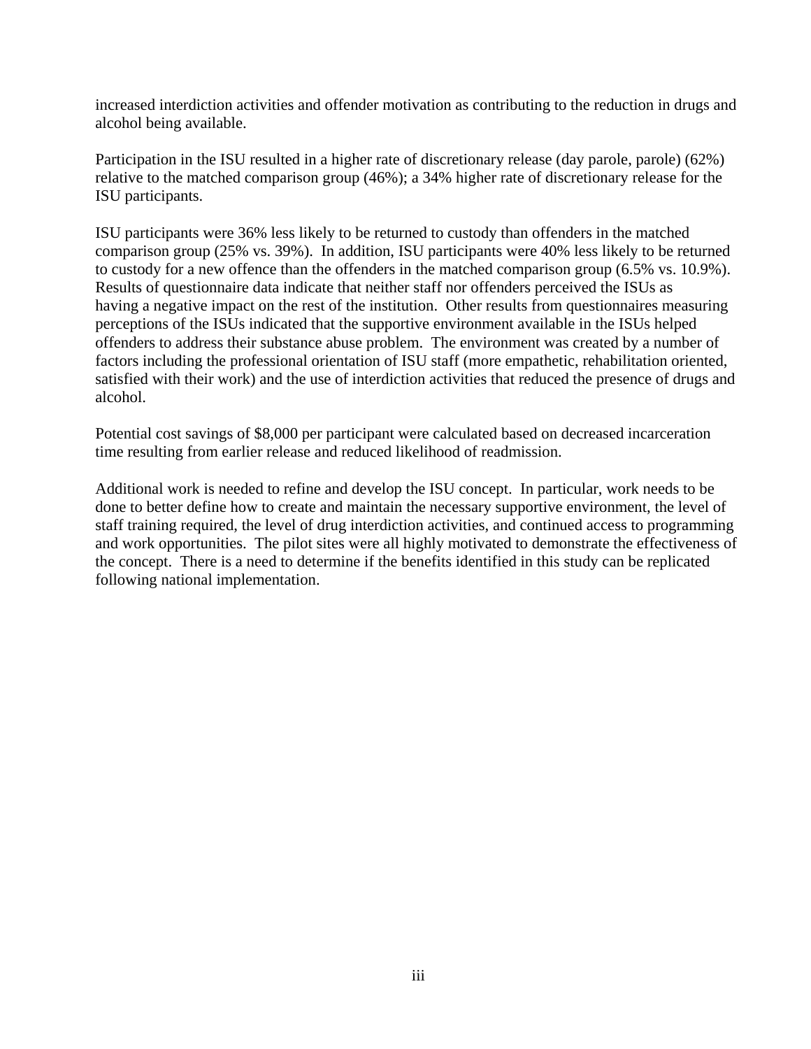increased interdiction activities and offender motivation as contributing to the reduction in drugs and alcohol being available.

Participation in the ISU resulted in a higher rate of discretionary release (day parole, parole) (62%) relative to the matched comparison group (46%); a 34% higher rate of discretionary release for the ISU participants.

ISU participants were 36% less likely to be returned to custody than offenders in the matched comparison group (25% vs. 39%). In addition, ISU participants were 40% less likely to be returned to custody for a new offence than the offenders in the matched comparison group (6.5% vs. 10.9%). Results of questionnaire data indicate that neither staff nor offenders perceived the ISUs as having a negative impact on the rest of the institution. Other results from questionnaires measuring perceptions of the ISUs indicated that the supportive environment available in the ISUs helped offenders to address their substance abuse problem. The environment was created by a number of factors including the professional orientation of ISU staff (more empathetic, rehabilitation oriented, satisfied with their work) and the use of interdiction activities that reduced the presence of drugs and alcohol.

Potential cost savings of $8,000 per participant were calculated based on decreased incarceration time resulting from earlier release and reduced likelihood of readmission.

Additional work is needed to refine and develop the ISU concept. In particular, work needs to be done to better define how to create and maintain the necessary supportive environment, the level of staff training required, the level of drug interdiction activities, and continued access to programming and work opportunities. The pilot sites were all highly motivated to demonstrate the effectiveness of the concept. There is a need to determine if the benefits identified in this study can be replicated following national implementation.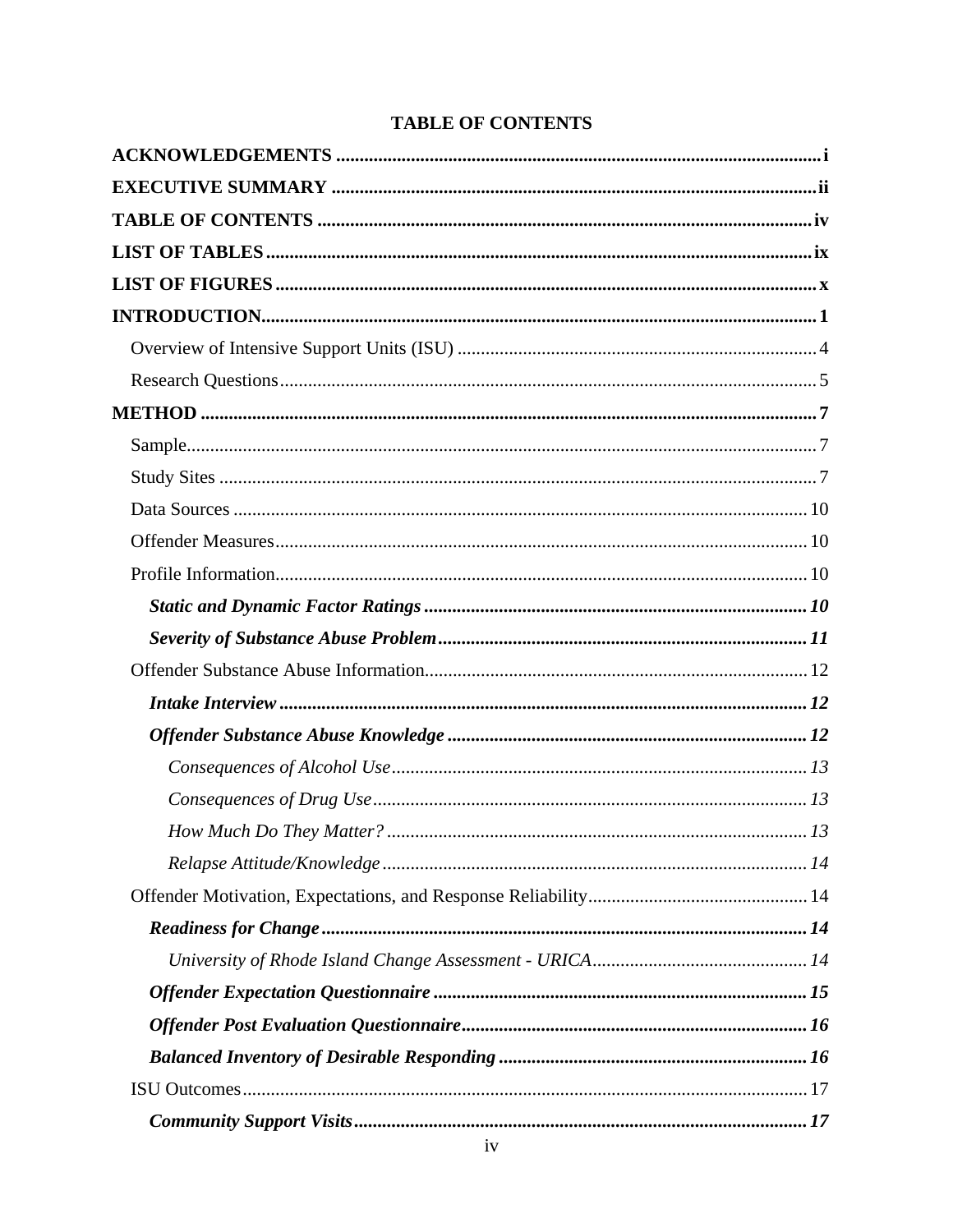# TABLE OF CONTENTS

**ACKNOWLEDGEMENTS** ..... i

**EXECUTIVE SUMMARY** ..... ii

**TABLE OF CONTENTS** ..... iv

**LIST OF TABLES** ..... ix

**LIST OF FIGURES** ..... x

**INTRODUCTION** ..... 1

- Overview of Intensive Support Units (ISU) ..... 4
- Research Questions ..... 5

**METHOD** ..... 7

- Sample ..... 7
- Study Sites ..... 7
- Data Sources ..... 10
- Offender Measures ..... 10
- Profile Information ..... 10
  - ***Static and Dynamic Factor Ratings*** ..... 10
  - ***Severity of Substance Abuse Problem*** ..... 11
- Offender Substance Abuse Information ..... 12
  - ***Intake Interview*** ..... 12
  - ***Offender Substance Abuse Knowledge*** ..... 12
    - *Consequences of Alcohol Use* ..... 13
    - *Consequences of Drug Use* ..... 13
    - *How Much Do They Matter?* ..... 13
    - *Relapse Attitude/Knowledge* ..... 14
- Offender Motivation, Expectations, and Response Reliability ..... 14
  - ***Readiness for Change*** ..... 14
    - *University of Rhode Island Change Assessment - URICA* ..... 14
  - ***Offender Expectation Questionnaire*** ..... 15
  - ***Offender Post Evaluation Questionnaire*** ..... 16
  - ***Balanced Inventory of Desirable Responding*** ..... 16
- ISU Outcomes ..... 17
  - ***Community Support Visits*** ..... 17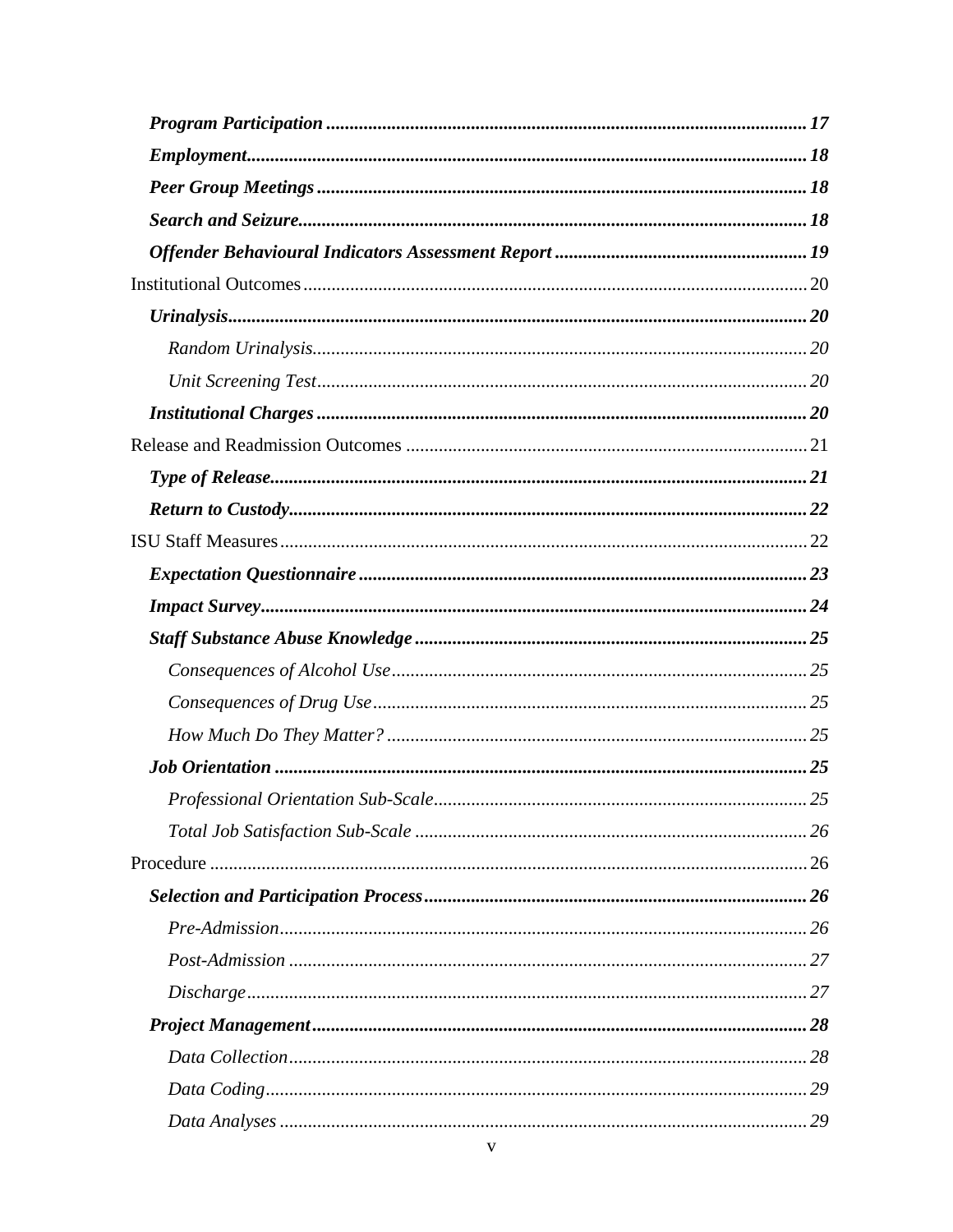***Program Participation*** ........................................................................................................ 17

***Employment***.......................................................................................................................... 18

***Peer Group Meetings*** ......................................................................................................... 18

***Search and Seizure***............................................................................................................. 18

***Offender Behavioural Indicators Assessment Report*** ..................................................... 19

Institutional Outcomes ................................................................................................................ 20

***Urinalysis***............................................................................................................................. 20

*Random Urinalysis*................................................................................................................ 20

*Unit Screening Test*............................................................................................................... 20

***Institutional Charges*** .......................................................................................................... 20

Release and Readmission Outcomes ........................................................................................ 21

***Type of Release***................................................................................................................... 21

***Return to Custody***............................................................................................................... 22

ISU Staff Measures ..................................................................................................................... 22

***Expectation Questionnaire*** ................................................................................................ 23

***Impact Survey***...................................................................................................................... 24

***Staff Substance Abuse Knowledge*** ................................................................................... 25

*Consequences of Alcohol Use*............................................................................................. 25

*Consequences of Drug Use*................................................................................................. 25

*How Much Do They Matter?* ............................................................................................... 25

***Job Orientation*** .................................................................................................................. 25

*Professional Orientation Sub-Scale*.................................................................................... 25

*Total Job Satisfaction Sub-Scale* ........................................................................................ 26

Procedure ..................................................................................................................................... 26

***Selection and Participation Process***................................................................................ 26

*Pre-Admission*....................................................................................................................... 26

*Post-Admission* .................................................................................................................... 27

*Discharge*.............................................................................................................................. 27

***Project Management***........................................................................................................... 28

*Data Collection*..................................................................................................................... 28

*Data Coding*.......................................................................................................................... 29

*Data Analyses* ...................................................................................................................... 29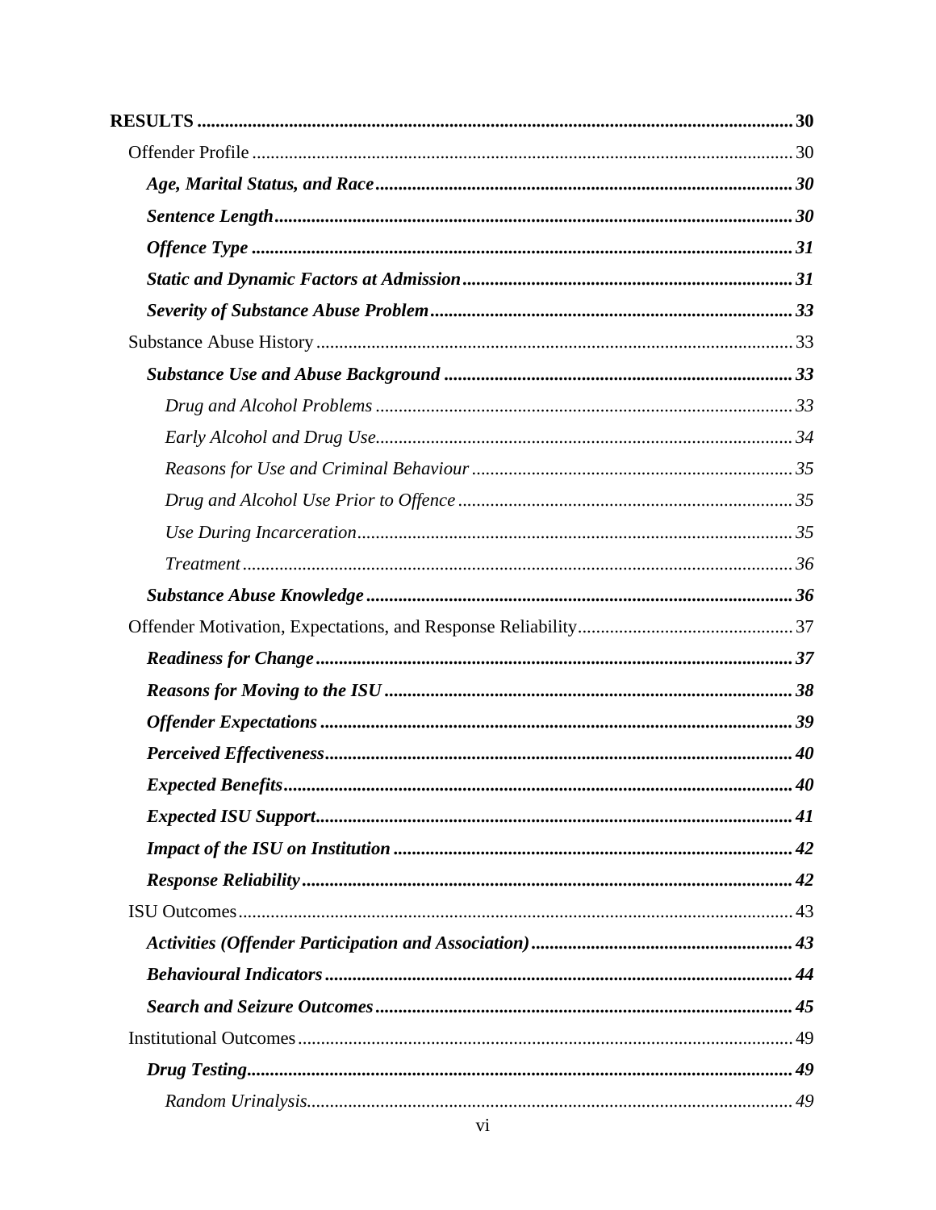**RESULTS** .......... **30**

Offender Profile .......... 30

***Age, Marital Status, and Race*** .......... ***30***

***Sentence Length*** .......... ***30***

***Offence Type*** .......... ***31***

***Static and Dynamic Factors at Admission*** .......... ***31***

***Severity of Substance Abuse Problem*** .......... ***33***

Substance Abuse History .......... 33

***Substance Use and Abuse Background*** .......... ***33***

*Drug and Alcohol Problems* .......... *33*

*Early Alcohol and Drug Use* .......... *34*

*Reasons for Use and Criminal Behaviour* .......... *35*

*Drug and Alcohol Use Prior to Offence* .......... *35*

*Use During Incarceration* .......... *35*

*Treatment* .......... *36*

***Substance Abuse Knowledge*** .......... ***36***

Offender Motivation, Expectations, and Response Reliability .......... 37

***Readiness for Change*** .......... ***37***

***Reasons for Moving to the ISU*** .......... ***38***

***Offender Expectations*** .......... ***39***

***Perceived Effectiveness*** .......... ***40***

***Expected Benefits*** .......... ***40***

***Expected ISU Support*** .......... ***41***

***Impact of the ISU on Institution*** .......... ***42***

***Response Reliability*** .......... ***42***

ISU Outcomes .......... 43

***Activities (Offender Participation and Association)*** .......... ***43***

***Behavioural Indicators*** .......... ***44***

***Search and Seizure Outcomes*** .......... ***45***

Institutional Outcomes .......... 49

***Drug Testing*** .......... ***49***

*Random Urinalysis* .......... *49*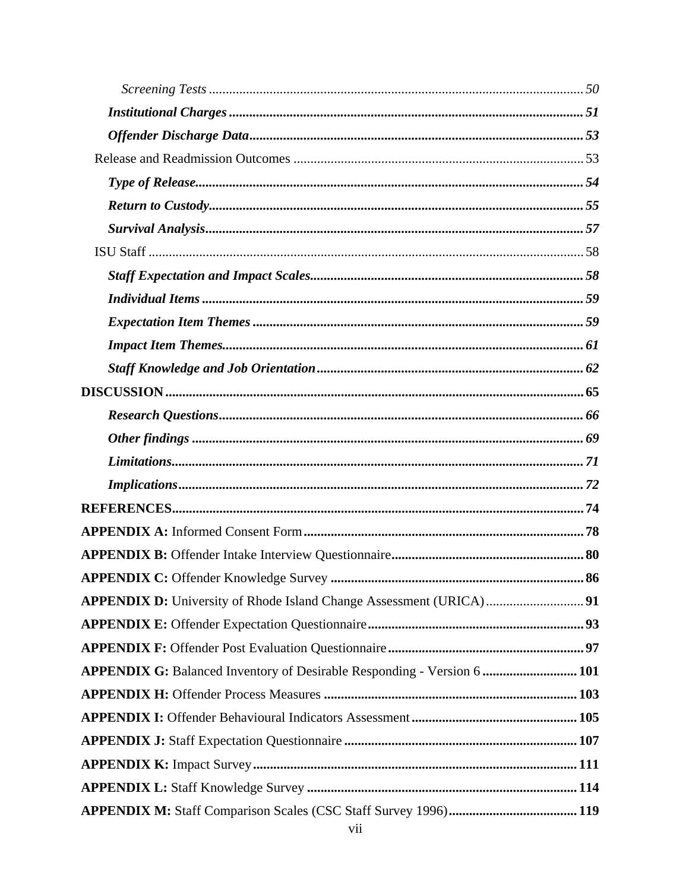*Screening Tests* ..... 50

***Institutional Charges*** ..... 51

***Offender Discharge Data*** ..... 53

Release and Readmission Outcomes ..... 53

***Type of Release*** ..... 54

***Return to Custody*** ..... 55

***Survival Analysis*** ..... 57

ISU Staff ..... 58

***Staff Expectation and Impact Scales*** ..... 58

***Individual Items*** ..... 59

***Expectation Item Themes*** ..... 59

***Impact Item Themes*** ..... 61

***Staff Knowledge and Job Orientation*** ..... 62

**DISCUSSION** ..... 65

***Research Questions*** ..... 66

***Other findings*** ..... 69

***Limitations*** ..... 71

***Implications*** ..... 72

**REFERENCES** ..... 74

**APPENDIX A:** Informed Consent Form ..... 78

**APPENDIX B:** Offender Intake Interview Questionnaire ..... 80

**APPENDIX C:** Offender Knowledge Survey ..... 86

**APPENDIX D:** University of Rhode Island Change Assessment (URICA) ..... 91

**APPENDIX E:** Offender Expectation Questionnaire ..... 93

**APPENDIX F:** Offender Post Evaluation Questionnaire ..... 97

**APPENDIX G:** Balanced Inventory of Desirable Responding - Version 6 ..... 101

**APPENDIX H:** Offender Process Measures ..... 103

**APPENDIX I:** Offender Behavioural Indicators Assessment ..... 105

**APPENDIX J:** Staff Expectation Questionnaire ..... 107

**APPENDIX K:** Impact Survey ..... 111

**APPENDIX L:** Staff Knowledge Survey ..... 114

**APPENDIX M:** Staff Comparison Scales (CSC Staff Survey 1996) ..... 119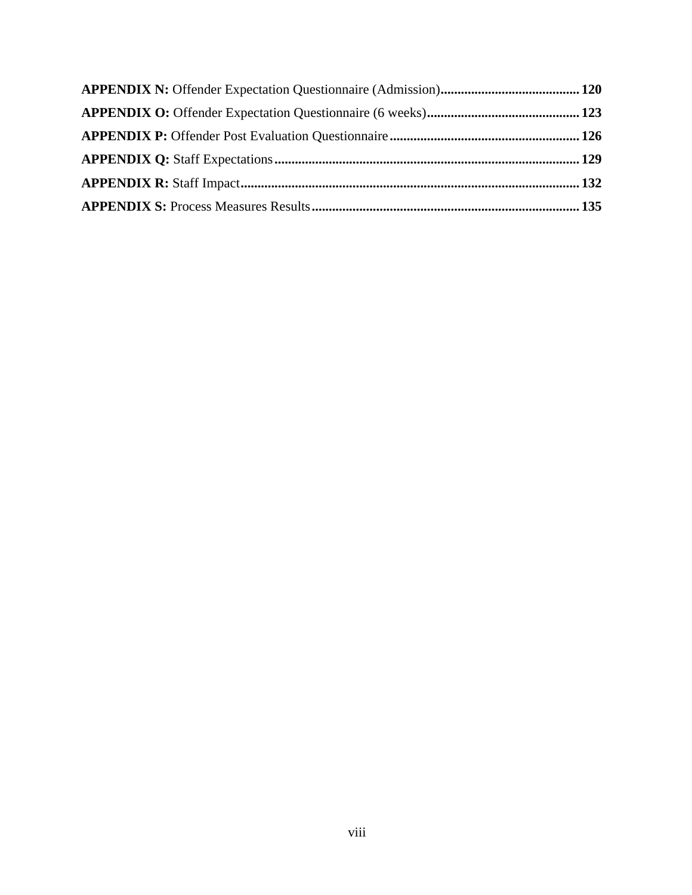**APPENDIX N:** Offender Expectation Questionnaire (Admission) ........................................ 120

**APPENDIX O:** Offender Expectation Questionnaire (6 weeks) ............................................ 123

**APPENDIX P:** Offender Post Evaluation Questionnaire ...................................................... 126

**APPENDIX Q:** Staff Expectations ........................................................................................ 129

**APPENDIX R:** Staff Impact .................................................................................................. 132

**APPENDIX S:** Process Measures Results ............................................................................. 135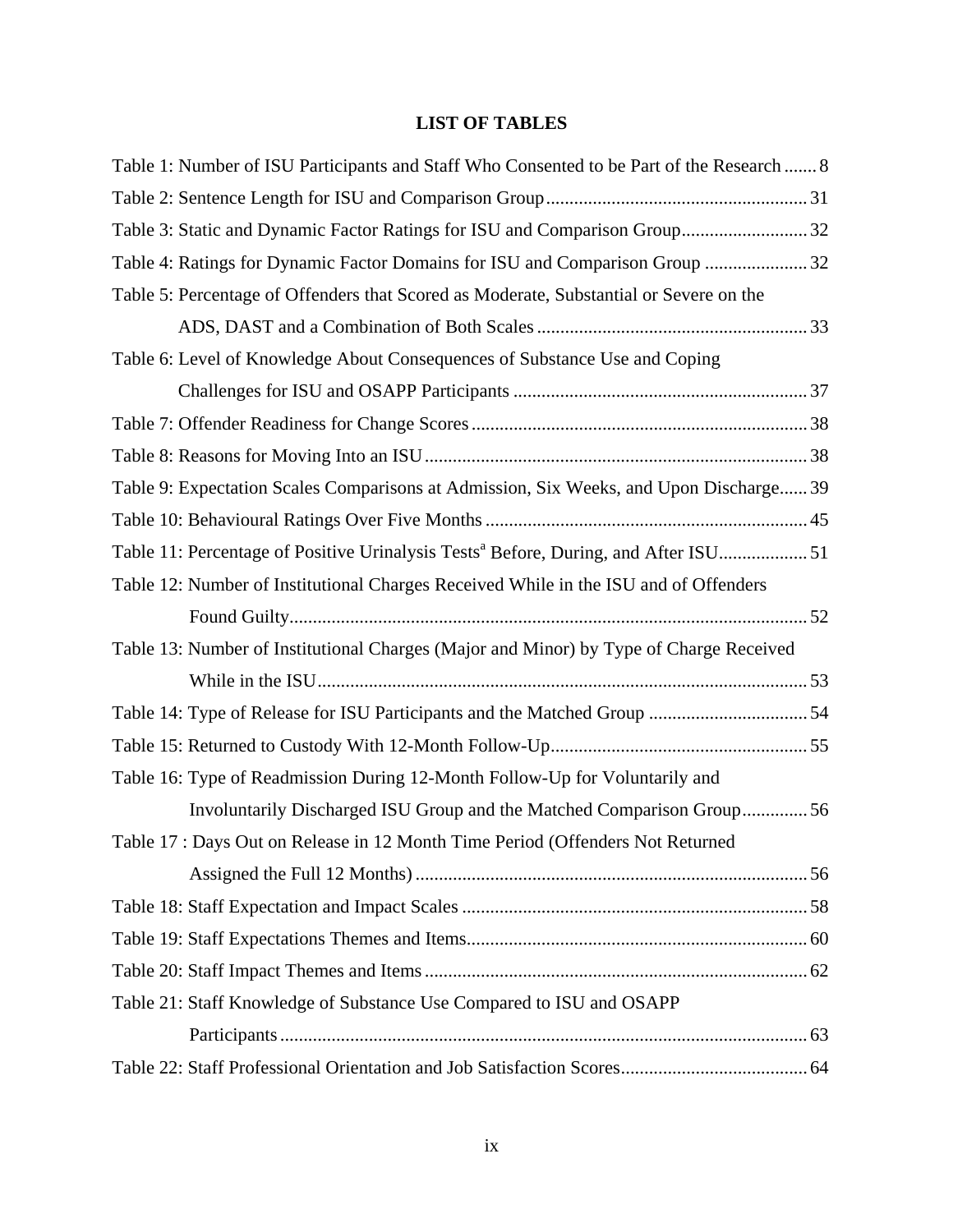# LIST OF TABLES

Table 1: Number of ISU Participants and Staff Who Consented to be Part of the Research ....... 8

Table 2: Sentence Length for ISU and Comparison Group ........................................................ 31

Table 3: Static and Dynamic Factor Ratings for ISU and Comparison Group ........................... 32

Table 4: Ratings for Dynamic Factor Domains for ISU and Comparison Group ...................... 32

Table 5: Percentage of Offenders that Scored as Moderate, Substantial or Severe on the ADS, DAST and a Combination of Both Scales .......................................................... 33

Table 6: Level of Knowledge About Consequences of Substance Use and Coping Challenges for ISU and OSAPP Participants ............................................................... 37

Table 7: Offender Readiness for Change Scores ........................................................................ 38

Table 8: Reasons for Moving Into an ISU .................................................................................. 38

Table 9: Expectation Scales Comparisons at Admission, Six Weeks, and Upon Discharge ...... 39

Table 10: Behavioural Ratings Over Five Months ..................................................................... 45

Table 11: Percentage of Positive Urinalysis Tests[a] Before, During, and After ISU .................. 51

Table 12: Number of Institutional Charges Received While in the ISU and of Offenders Found Guilty .............................................................................................................. 52

Table 13: Number of Institutional Charges (Major and Minor) by Type of Charge Received While in the ISU ......................................................................................................... 53

Table 14: Type of Release for ISU Participants and the Matched Group .................................. 54

Table 15: Returned to Custody With 12-Month Follow-Up ....................................................... 55

Table 16: Type of Readmission During 12-Month Follow-Up for Voluntarily and Involuntarily Discharged ISU Group and the Matched Comparison Group .............. 56

Table 17 : Days Out on Release in 12 Month Time Period (Offenders Not Returned Assigned the Full 12 Months) .................................................................................... 56

Table 18: Staff Expectation and Impact Scales .......................................................................... 58

Table 19: Staff Expectations Themes and Items ......................................................................... 60

Table 20: Staff Impact Themes and Items .................................................................................. 62

Table 21: Staff Knowledge of Substance Use Compared to ISU and OSAPP Participants ................................................................................................................. 63

Table 22: Staff Professional Orientation and Job Satisfaction Scores ........................................ 64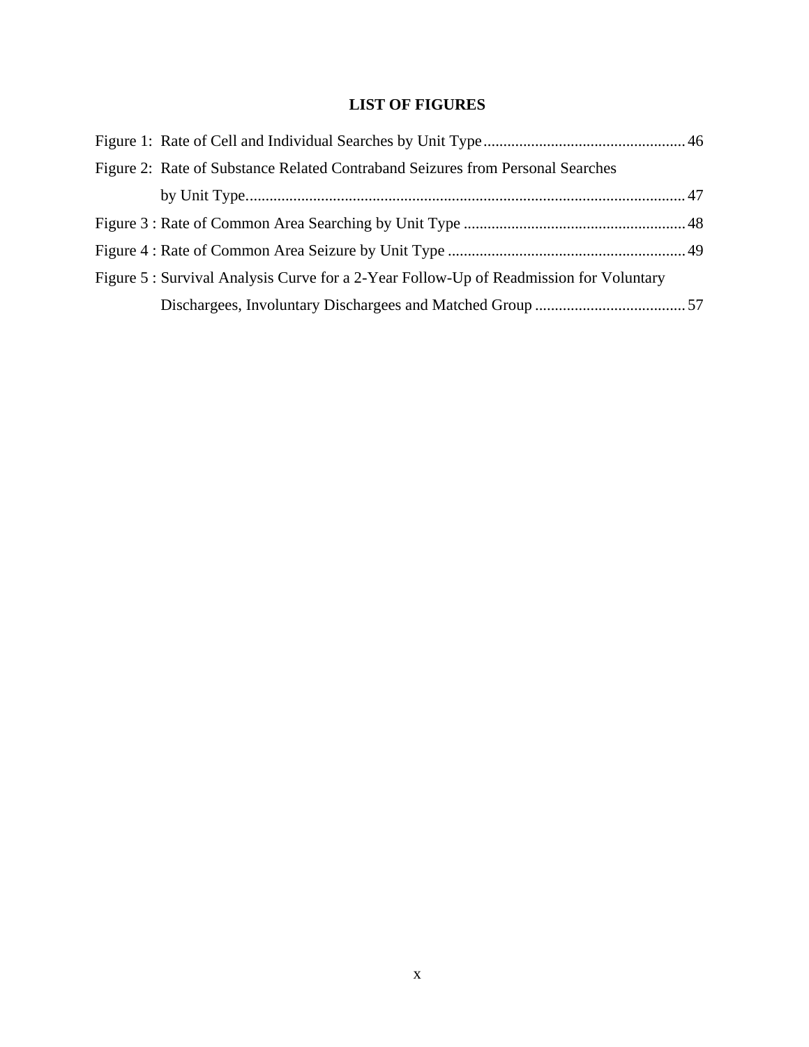# LIST OF FIGURES

Figure 1: Rate of Cell and Individual Searches by Unit Type .................................................. 46

Figure 2: Rate of Substance Related Contraband Seizures from Personal Searches by Unit Type .................................................................................................................. 47

Figure 3 : Rate of Common Area Searching by Unit Type ....................................................... 48

Figure 4 : Rate of Common Area Seizure by Unit Type ........................................................... 49

Figure 5 : Survival Analysis Curve for a 2-Year Follow-Up of Readmission for Voluntary Dischargees, Involuntary Dischargees and Matched Group ...................................... 57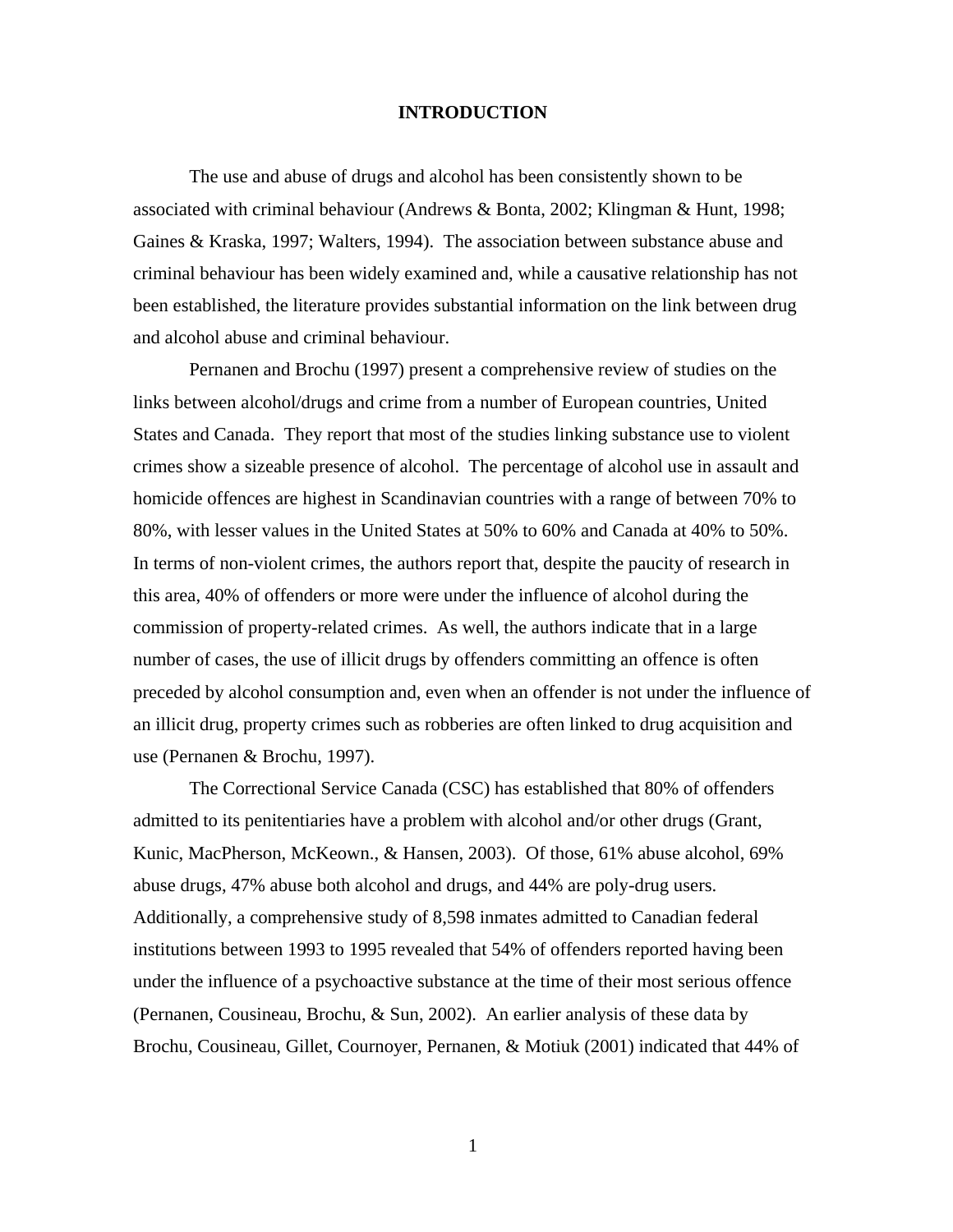# INTRODUCTION

The use and abuse of drugs and alcohol has been consistently shown to be associated with criminal behaviour (Andrews & Bonta, 2002; Klingman & Hunt, 1998; Gaines & Kraska, 1997; Walters, 1994). The association between substance abuse and criminal behaviour has been widely examined and, while a causative relationship has not been established, the literature provides substantial information on the link between drug and alcohol abuse and criminal behaviour.

Pernanen and Brochu (1997) present a comprehensive review of studies on the links between alcohol/drugs and crime from a number of European countries, United States and Canada. They report that most of the studies linking substance use to violent crimes show a sizeable presence of alcohol. The percentage of alcohol use in assault and homicide offences are highest in Scandinavian countries with a range of between 70% to 80%, with lesser values in the United States at 50% to 60% and Canada at 40% to 50%. In terms of non-violent crimes, the authors report that, despite the paucity of research in this area, 40% of offenders or more were under the influence of alcohol during the commission of property-related crimes. As well, the authors indicate that in a large number of cases, the use of illicit drugs by offenders committing an offence is often preceded by alcohol consumption and, even when an offender is not under the influence of an illicit drug, property crimes such as robberies are often linked to drug acquisition and use (Pernanen & Brochu, 1997).

The Correctional Service Canada (CSC) has established that 80% of offenders admitted to its penitentiaries have a problem with alcohol and/or other drugs (Grant, Kunic, MacPherson, McKeown., & Hansen, 2003). Of those, 61% abuse alcohol, 69% abuse drugs, 47% abuse both alcohol and drugs, and 44% are poly-drug users. Additionally, a comprehensive study of 8,598 inmates admitted to Canadian federal institutions between 1993 to 1995 revealed that 54% of offenders reported having been under the influence of a psychoactive substance at the time of their most serious offence (Pernanen, Cousineau, Brochu, & Sun, 2002). An earlier analysis of these data by Brochu, Cousineau, Gillet, Cournoyer, Pernanen, & Motiuk (2001) indicated that 44% of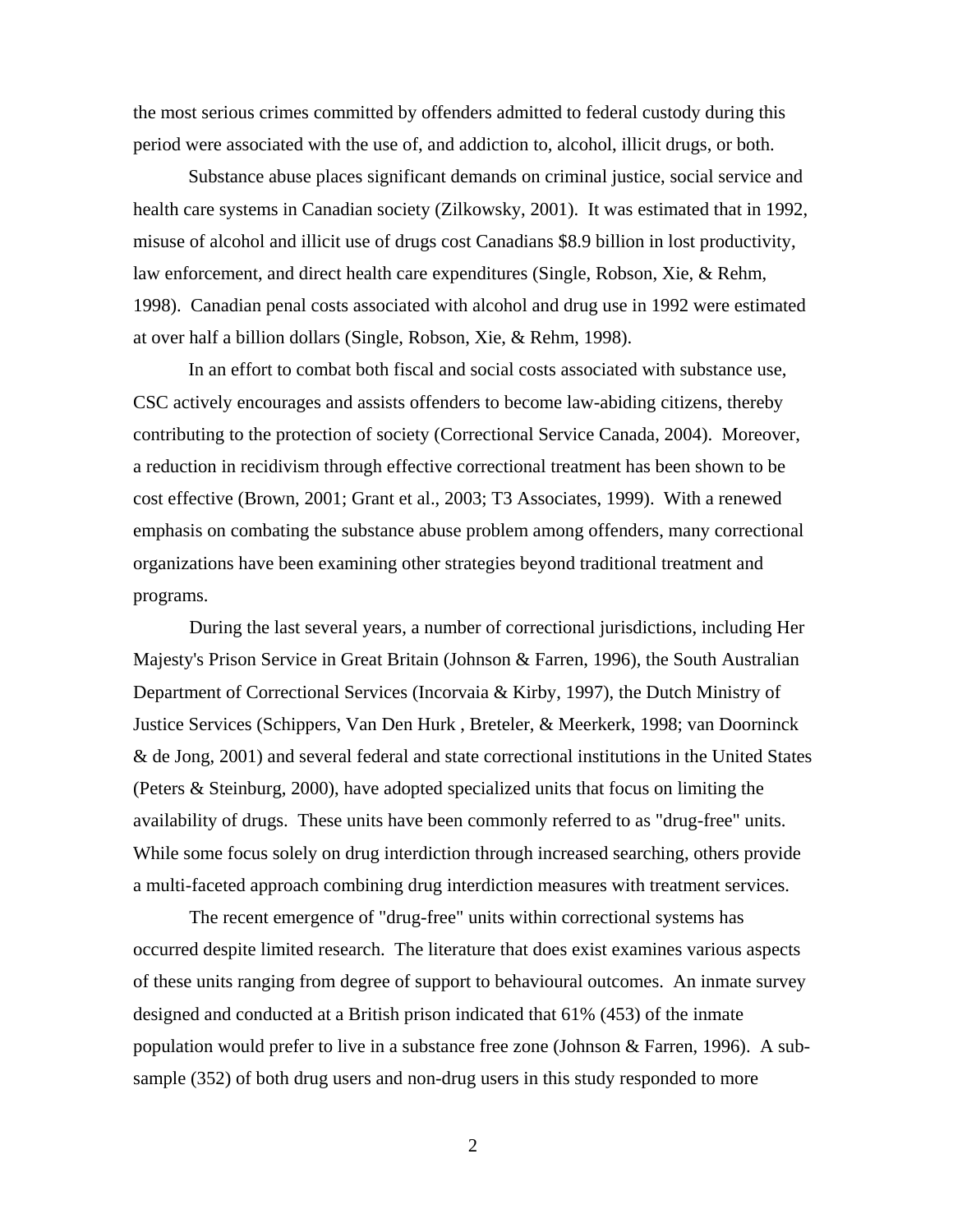the most serious crimes committed by offenders admitted to federal custody during this period were associated with the use of, and addiction to, alcohol, illicit drugs, or both.

Substance abuse places significant demands on criminal justice, social service and health care systems in Canadian society (Zilkowsky, 2001). It was estimated that in 1992, misuse of alcohol and illicit use of drugs cost Canadians $8.9 billion in lost productivity, law enforcement, and direct health care expenditures (Single, Robson, Xie, & Rehm, 1998). Canadian penal costs associated with alcohol and drug use in 1992 were estimated at over half a billion dollars (Single, Robson, Xie, & Rehm, 1998).

In an effort to combat both fiscal and social costs associated with substance use, CSC actively encourages and assists offenders to become law-abiding citizens, thereby contributing to the protection of society (Correctional Service Canada, 2004). Moreover, a reduction in recidivism through effective correctional treatment has been shown to be cost effective (Brown, 2001; Grant et al., 2003; T3 Associates, 1999). With a renewed emphasis on combating the substance abuse problem among offenders, many correctional organizations have been examining other strategies beyond traditional treatment and programs.

During the last several years, a number of correctional jurisdictions, including Her Majesty's Prison Service in Great Britain (Johnson & Farren, 1996), the South Australian Department of Correctional Services (Incorvaia & Kirby, 1997), the Dutch Ministry of Justice Services (Schippers, Van Den Hurk , Breteler, & Meerkerk, 1998; van Doorninck & de Jong, 2001) and several federal and state correctional institutions in the United States (Peters & Steinburg, 2000), have adopted specialized units that focus on limiting the availability of drugs. These units have been commonly referred to as "drug-free" units. While some focus solely on drug interdiction through increased searching, others provide a multi-faceted approach combining drug interdiction measures with treatment services.

The recent emergence of "drug-free" units within correctional systems has occurred despite limited research. The literature that does exist examines various aspects of these units ranging from degree of support to behavioural outcomes. An inmate survey designed and conducted at a British prison indicated that 61% (453) of the inmate population would prefer to live in a substance free zone (Johnson & Farren, 1996). A sub-sample (352) of both drug users and non-drug users in this study responded to more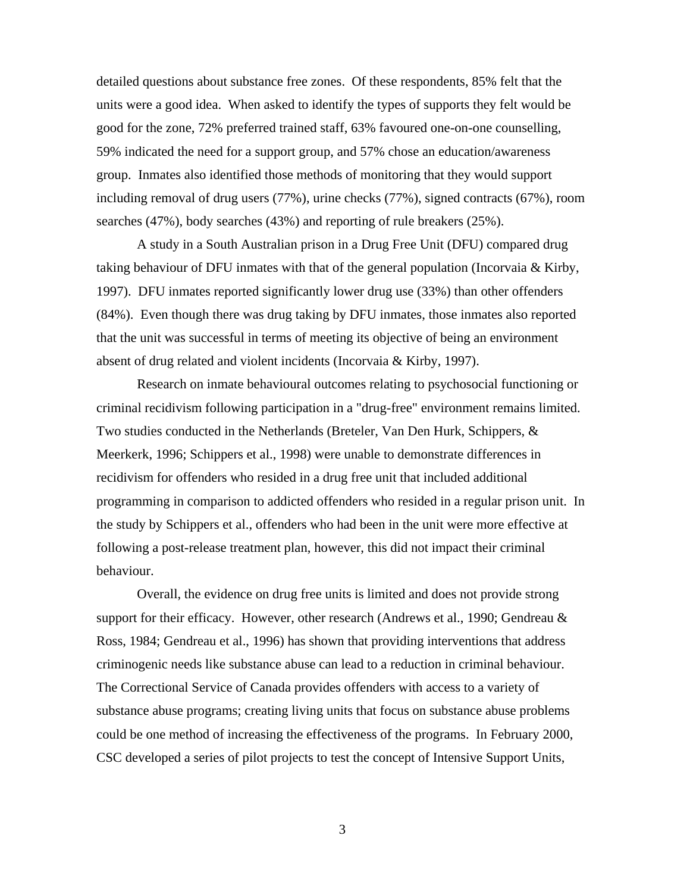detailed questions about substance free zones. Of these respondents, 85% felt that the units were a good idea. When asked to identify the types of supports they felt would be good for the zone, 72% preferred trained staff, 63% favoured one-on-one counselling, 59% indicated the need for a support group, and 57% chose an education/awareness group. Inmates also identified those methods of monitoring that they would support including removal of drug users (77%), urine checks (77%), signed contracts (67%), room searches (47%), body searches (43%) and reporting of rule breakers (25%).

A study in a South Australian prison in a Drug Free Unit (DFU) compared drug taking behaviour of DFU inmates with that of the general population (Incorvaia & Kirby, 1997). DFU inmates reported significantly lower drug use (33%) than other offenders (84%). Even though there was drug taking by DFU inmates, those inmates also reported that the unit was successful in terms of meeting its objective of being an environment absent of drug related and violent incidents (Incorvaia & Kirby, 1997).

Research on inmate behavioural outcomes relating to psychosocial functioning or criminal recidivism following participation in a "drug-free" environment remains limited. Two studies conducted in the Netherlands (Breteler, Van Den Hurk, Schippers, & Meerkerk, 1996; Schippers et al., 1998) were unable to demonstrate differences in recidivism for offenders who resided in a drug free unit that included additional programming in comparison to addicted offenders who resided in a regular prison unit. In the study by Schippers et al., offenders who had been in the unit were more effective at following a post-release treatment plan, however, this did not impact their criminal behaviour.

Overall, the evidence on drug free units is limited and does not provide strong support for their efficacy. However, other research (Andrews et al., 1990; Gendreau & Ross, 1984; Gendreau et al., 1996) has shown that providing interventions that address criminogenic needs like substance abuse can lead to a reduction in criminal behaviour. The Correctional Service of Canada provides offenders with access to a variety of substance abuse programs; creating living units that focus on substance abuse problems could be one method of increasing the effectiveness of the programs. In February 2000, CSC developed a series of pilot projects to test the concept of Intensive Support Units,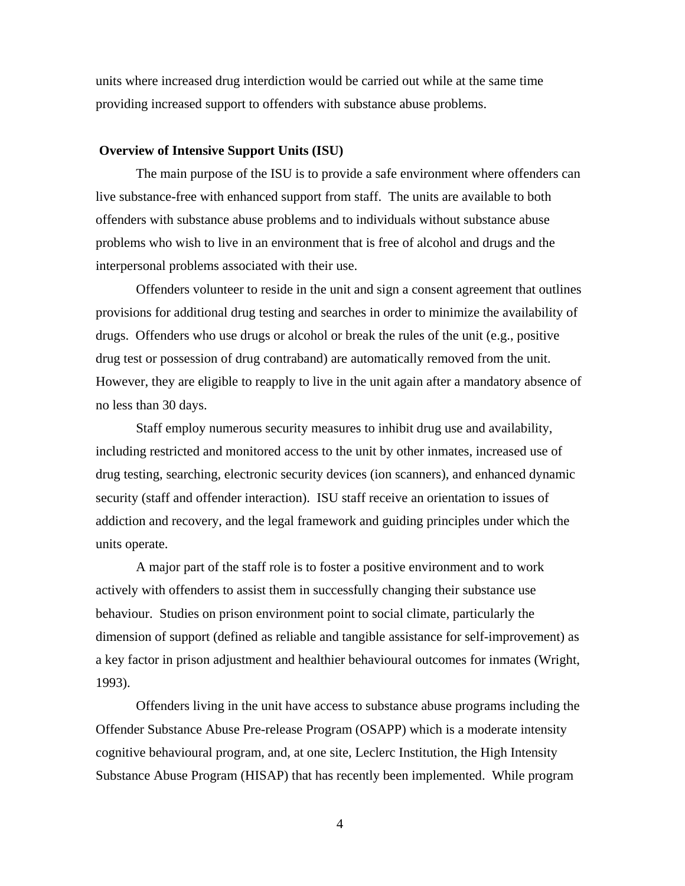units where increased drug interdiction would be carried out while at the same time providing increased support to offenders with substance abuse problems.

## Overview of Intensive Support Units (ISU)

The main purpose of the ISU is to provide a safe environment where offenders can live substance-free with enhanced support from staff. The units are available to both offenders with substance abuse problems and to individuals without substance abuse problems who wish to live in an environment that is free of alcohol and drugs and the interpersonal problems associated with their use.

Offenders volunteer to reside in the unit and sign a consent agreement that outlines provisions for additional drug testing and searches in order to minimize the availability of drugs. Offenders who use drugs or alcohol or break the rules of the unit (e.g., positive drug test or possession of drug contraband) are automatically removed from the unit. However, they are eligible to reapply to live in the unit again after a mandatory absence of no less than 30 days.

Staff employ numerous security measures to inhibit drug use and availability, including restricted and monitored access to the unit by other inmates, increased use of drug testing, searching, electronic security devices (ion scanners), and enhanced dynamic security (staff and offender interaction). ISU staff receive an orientation to issues of addiction and recovery, and the legal framework and guiding principles under which the units operate.

A major part of the staff role is to foster a positive environment and to work actively with offenders to assist them in successfully changing their substance use behaviour. Studies on prison environment point to social climate, particularly the dimension of support (defined as reliable and tangible assistance for self-improvement) as a key factor in prison adjustment and healthier behavioural outcomes for inmates (Wright, 1993).

Offenders living in the unit have access to substance abuse programs including the Offender Substance Abuse Pre-release Program (OSAPP) which is a moderate intensity cognitive behavioural program, and, at one site, Leclerc Institution, the High Intensity Substance Abuse Program (HISAP) that has recently been implemented. While program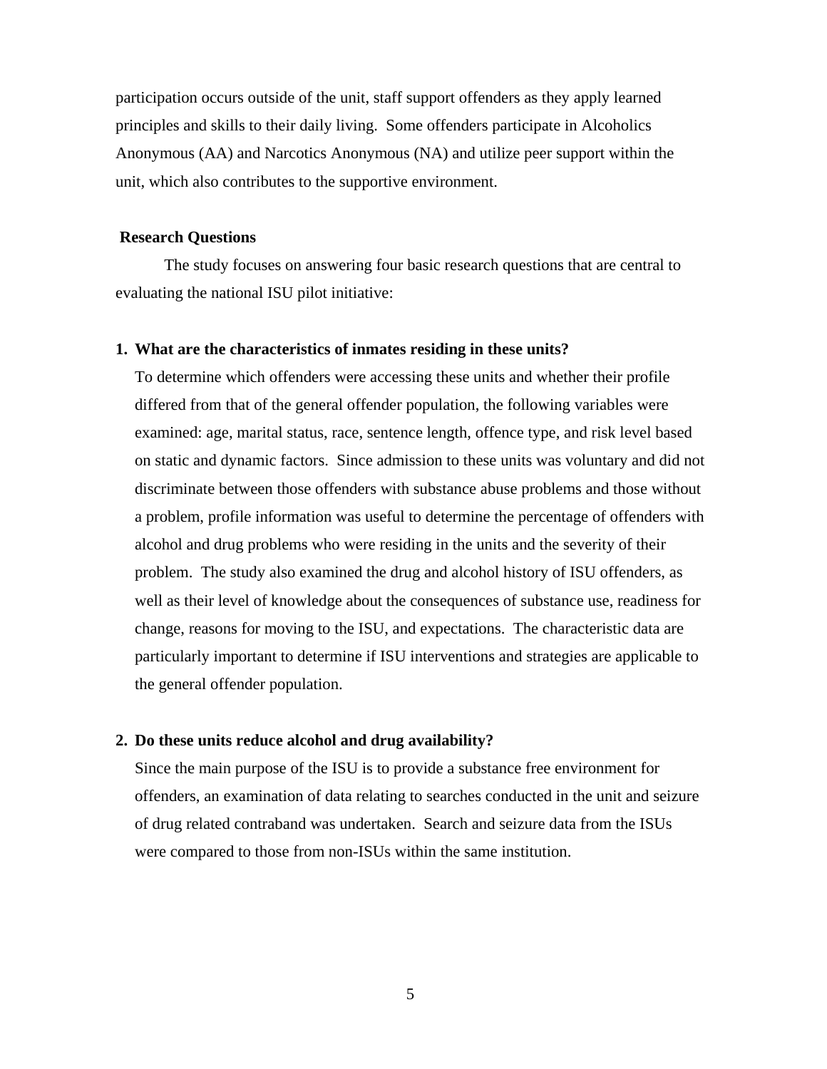participation occurs outside of the unit, staff support offenders as they apply learned principles and skills to their daily living. Some offenders participate in Alcoholics Anonymous (AA) and Narcotics Anonymous (NA) and utilize peer support within the unit, which also contributes to the supportive environment.

## Research Questions

The study focuses on answering four basic research questions that are central to evaluating the national ISU pilot initiative:

1. **What are the characteristics of inmates residing in these units?**
   To determine which offenders were accessing these units and whether their profile differed from that of the general offender population, the following variables were examined: age, marital status, race, sentence length, offence type, and risk level based on static and dynamic factors. Since admission to these units was voluntary and did not discriminate between those offenders with substance abuse problems and those without a problem, profile information was useful to determine the percentage of offenders with alcohol and drug problems who were residing in the units and the severity of their problem. The study also examined the drug and alcohol history of ISU offenders, as well as their level of knowledge about the consequences of substance use, readiness for change, reasons for moving to the ISU, and expectations. The characteristic data are particularly important to determine if ISU interventions and strategies are applicable to the general offender population.

2. **Do these units reduce alcohol and drug availability?**
   Since the main purpose of the ISU is to provide a substance free environment for offenders, an examination of data relating to searches conducted in the unit and seizure of drug related contraband was undertaken. Search and seizure data from the ISUs were compared to those from non-ISUs within the same institution.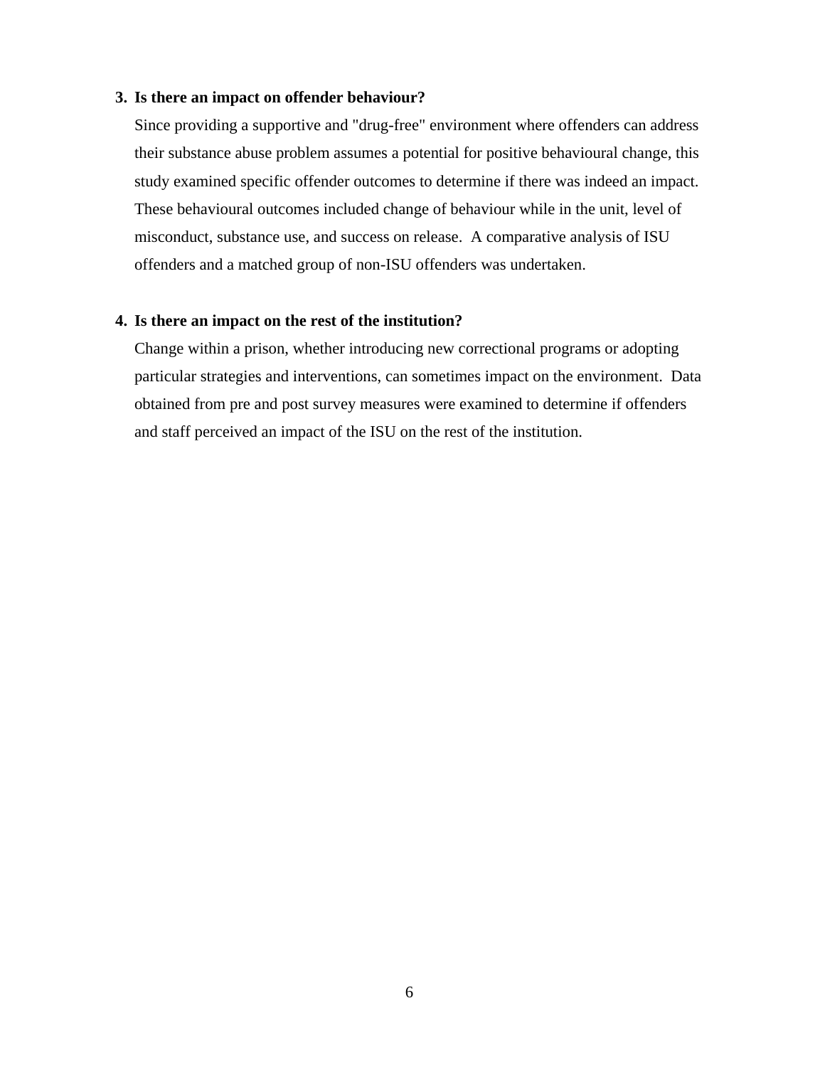**3. Is there an impact on offender behaviour?**

Since providing a supportive and "drug-free" environment where offenders can address their substance abuse problem assumes a potential for positive behavioural change, this study examined specific offender outcomes to determine if there was indeed an impact. These behavioural outcomes included change of behaviour while in the unit, level of misconduct, substance use, and success on release. A comparative analysis of ISU offenders and a matched group of non-ISU offenders was undertaken.

**4. Is there an impact on the rest of the institution?**

Change within a prison, whether introducing new correctional programs or adopting particular strategies and interventions, can sometimes impact on the environment. Data obtained from pre and post survey measures were examined to determine if offenders and staff perceived an impact of the ISU on the rest of the institution.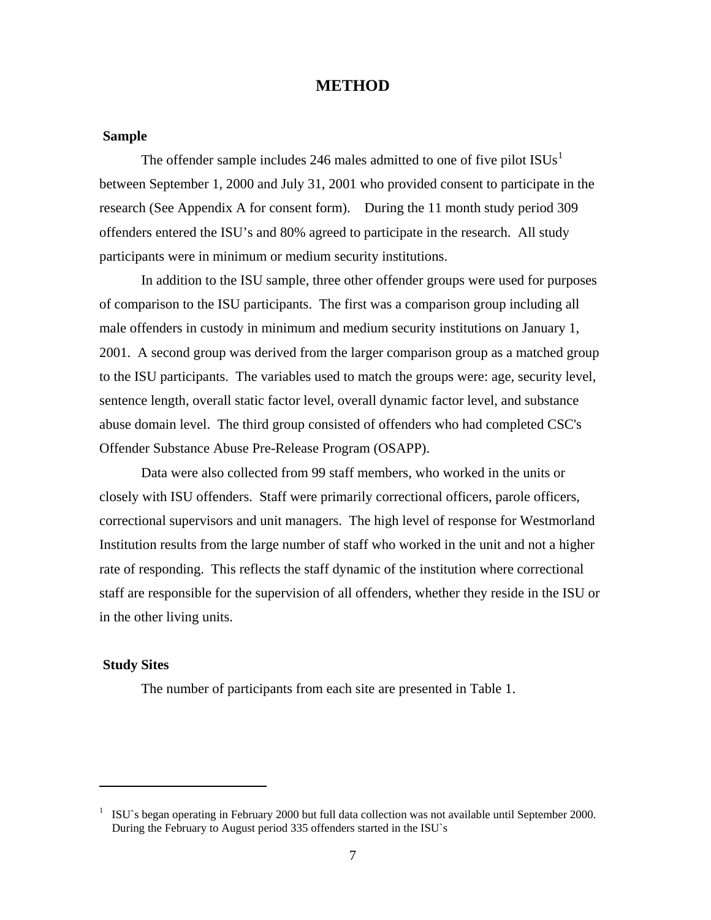# METHOD

## Sample

The offender sample includes 246 males admitted to one of five pilot ISUs[1] between September 1, 2000 and July 31, 2001 who provided consent to participate in the research (See Appendix A for consent form). During the 11 month study period 309 offenders entered the ISU's and 80% agreed to participate in the research. All study participants were in minimum or medium security institutions.

In addition to the ISU sample, three other offender groups were used for purposes of comparison to the ISU participants. The first was a comparison group including all male offenders in custody in minimum and medium security institutions on January 1, 2001. A second group was derived from the larger comparison group as a matched group to the ISU participants. The variables used to match the groups were: age, security level, sentence length, overall static factor level, overall dynamic factor level, and substance abuse domain level. The third group consisted of offenders who had completed CSC's Offender Substance Abuse Pre-Release Program (OSAPP).

Data were also collected from 99 staff members, who worked in the units or closely with ISU offenders. Staff were primarily correctional officers, parole officers, correctional supervisors and unit managers. The high level of response for Westmorland Institution results from the large number of staff who worked in the unit and not a higher rate of responding. This reflects the staff dynamic of the institution where correctional staff are responsible for the supervision of all offenders, whether they reside in the ISU or in the other living units.

## Study Sites

The number of participants from each site are presented in Table 1.

---

[1] ISU`s began operating in February 2000 but full data collection was not available until September 2000. During the February to August period 335 offenders started in the ISU`s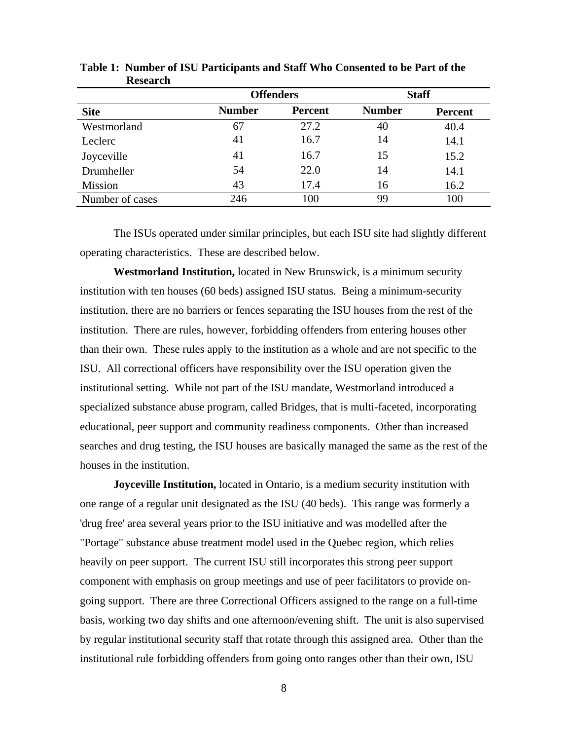**Table 1: Number of ISU Participants and Staff Who Consented to be Part of the Research**

| | Offenders | | Staff | |
|---|---|---|---|---|
| **Site** | **Number** | **Percent** | **Number** | **Percent** |
| Westmorland | 67 | 27.2 | 40 | 40.4 |
| Leclerc | 41 | 16.7 | 14 | 14.1 |
| Joyceville | 41 | 16.7 | 15 | 15.2 |
| Drumheller | 54 | 22.0 | 14 | 14.1 |
| Mission | 43 | 17.4 | 16 | 16.2 |
| Number of cases | 246 | 100 | 99 | 100 |

The ISUs operated under similar principles, but each ISU site had slightly different operating characteristics. These are described below.

**Westmorland Institution,** located in New Brunswick, is a minimum security institution with ten houses (60 beds) assigned ISU status. Being a minimum-security institution, there are no barriers or fences separating the ISU houses from the rest of the institution. There are rules, however, forbidding offenders from entering houses other than their own. These rules apply to the institution as a whole and are not specific to the ISU. All correctional officers have responsibility over the ISU operation given the institutional setting. While not part of the ISU mandate, Westmorland introduced a specialized substance abuse program, called Bridges, that is multi-faceted, incorporating educational, peer support and community readiness components. Other than increased searches and drug testing, the ISU houses are basically managed the same as the rest of the houses in the institution.

**Joyceville Institution,** located in Ontario, is a medium security institution with one range of a regular unit designated as the ISU (40 beds). This range was formerly a 'drug free' area several years prior to the ISU initiative and was modelled after the "Portage" substance abuse treatment model used in the Quebec region, which relies heavily on peer support. The current ISU still incorporates this strong peer support component with emphasis on group meetings and use of peer facilitators to provide on-going support. There are three Correctional Officers assigned to the range on a full-time basis, working two day shifts and one afternoon/evening shift. The unit is also supervised by regular institutional security staff that rotate through this assigned area. Other than the institutional rule forbidding offenders from going onto ranges other than their own, ISU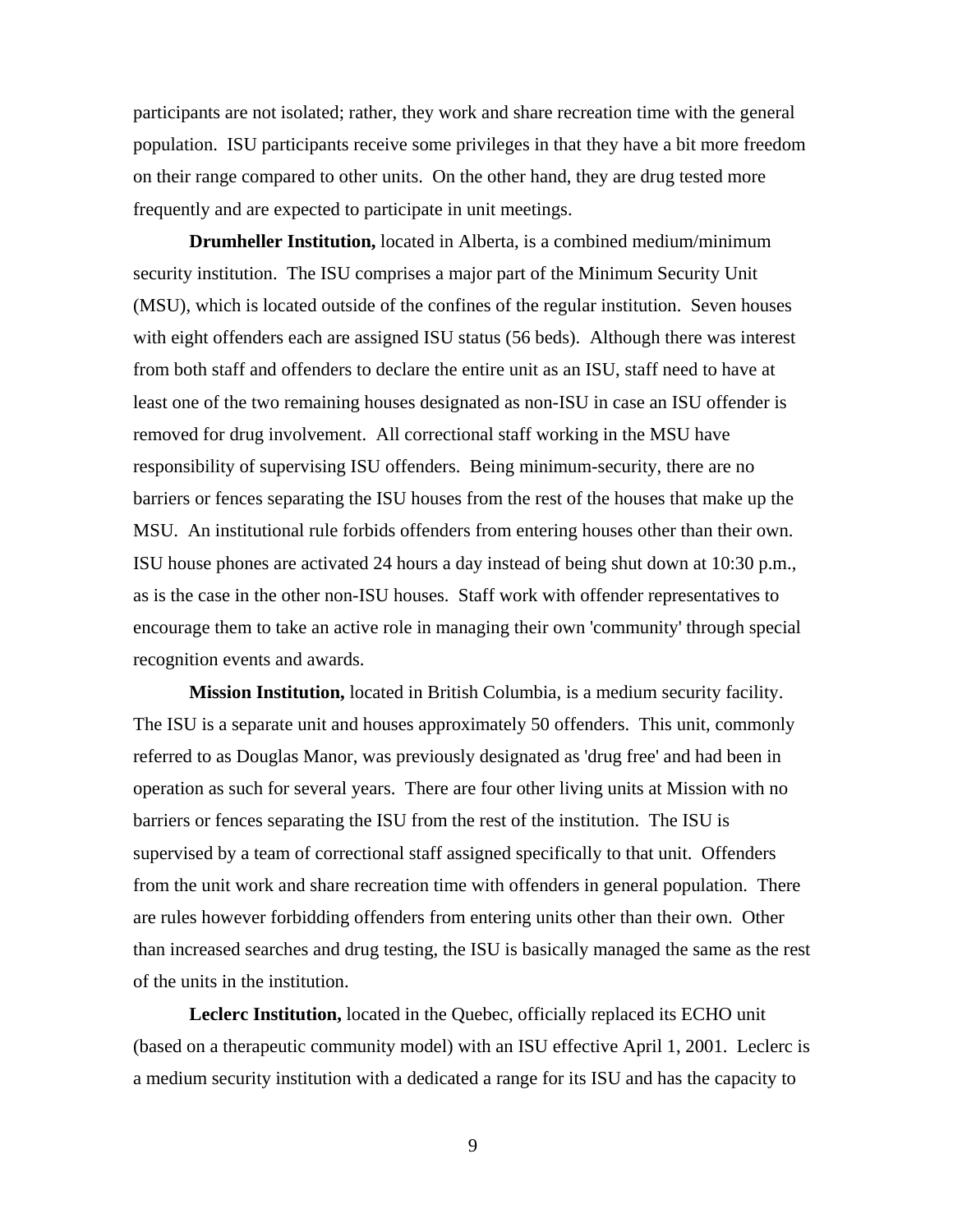participants are not isolated; rather, they work and share recreation time with the general population. ISU participants receive some privileges in that they have a bit more freedom on their range compared to other units. On the other hand, they are drug tested more frequently and are expected to participate in unit meetings.

**Drumheller Institution,** located in Alberta, is a combined medium/minimum security institution. The ISU comprises a major part of the Minimum Security Unit (MSU), which is located outside of the confines of the regular institution. Seven houses with eight offenders each are assigned ISU status (56 beds). Although there was interest from both staff and offenders to declare the entire unit as an ISU, staff need to have at least one of the two remaining houses designated as non-ISU in case an ISU offender is removed for drug involvement. All correctional staff working in the MSU have responsibility of supervising ISU offenders. Being minimum-security, there are no barriers or fences separating the ISU houses from the rest of the houses that make up the MSU. An institutional rule forbids offenders from entering houses other than their own. ISU house phones are activated 24 hours a day instead of being shut down at 10:30 p.m., as is the case in the other non-ISU houses. Staff work with offender representatives to encourage them to take an active role in managing their own 'community' through special recognition events and awards.

**Mission Institution,** located in British Columbia, is a medium security facility. The ISU is a separate unit and houses approximately 50 offenders. This unit, commonly referred to as Douglas Manor, was previously designated as 'drug free' and had been in operation as such for several years. There are four other living units at Mission with no barriers or fences separating the ISU from the rest of the institution. The ISU is supervised by a team of correctional staff assigned specifically to that unit. Offenders from the unit work and share recreation time with offenders in general population. There are rules however forbidding offenders from entering units other than their own. Other than increased searches and drug testing, the ISU is basically managed the same as the rest of the units in the institution.

**Leclerc Institution,** located in the Quebec, officially replaced its ECHO unit (based on a therapeutic community model) with an ISU effective April 1, 2001. Leclerc is a medium security institution with a dedicated a range for its ISU and has the capacity to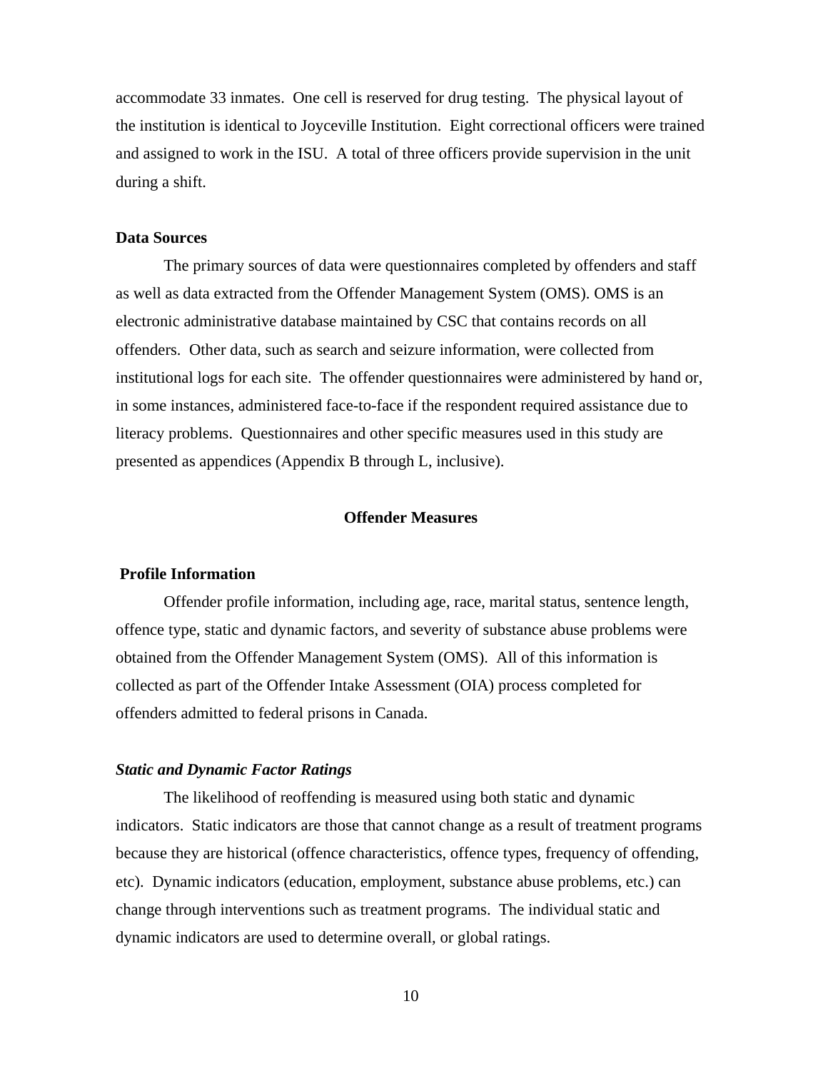accommodate 33 inmates. One cell is reserved for drug testing. The physical layout of the institution is identical to Joyceville Institution. Eight correctional officers were trained and assigned to work in the ISU. A total of three officers provide supervision in the unit during a shift.

**Data Sources**

The primary sources of data were questionnaires completed by offenders and staff as well as data extracted from the Offender Management System (OMS). OMS is an electronic administrative database maintained by CSC that contains records on all offenders. Other data, such as search and seizure information, were collected from institutional logs for each site. The offender questionnaires were administered by hand or, in some instances, administered face-to-face if the respondent required assistance due to literacy problems. Questionnaires and other specific measures used in this study are presented as appendices (Appendix B through L, inclusive).

## Offender Measures

**Profile Information**

Offender profile information, including age, race, marital status, sentence length, offence type, static and dynamic factors, and severity of substance abuse problems were obtained from the Offender Management System (OMS). All of this information is collected as part of the Offender Intake Assessment (OIA) process completed for offenders admitted to federal prisons in Canada.

***Static and Dynamic Factor Ratings***

The likelihood of reoffending is measured using both static and dynamic indicators. Static indicators are those that cannot change as a result of treatment programs because they are historical (offence characteristics, offence types, frequency of offending, etc). Dynamic indicators (education, employment, substance abuse problems, etc.) can change through interventions such as treatment programs. The individual static and dynamic indicators are used to determine overall, or global ratings.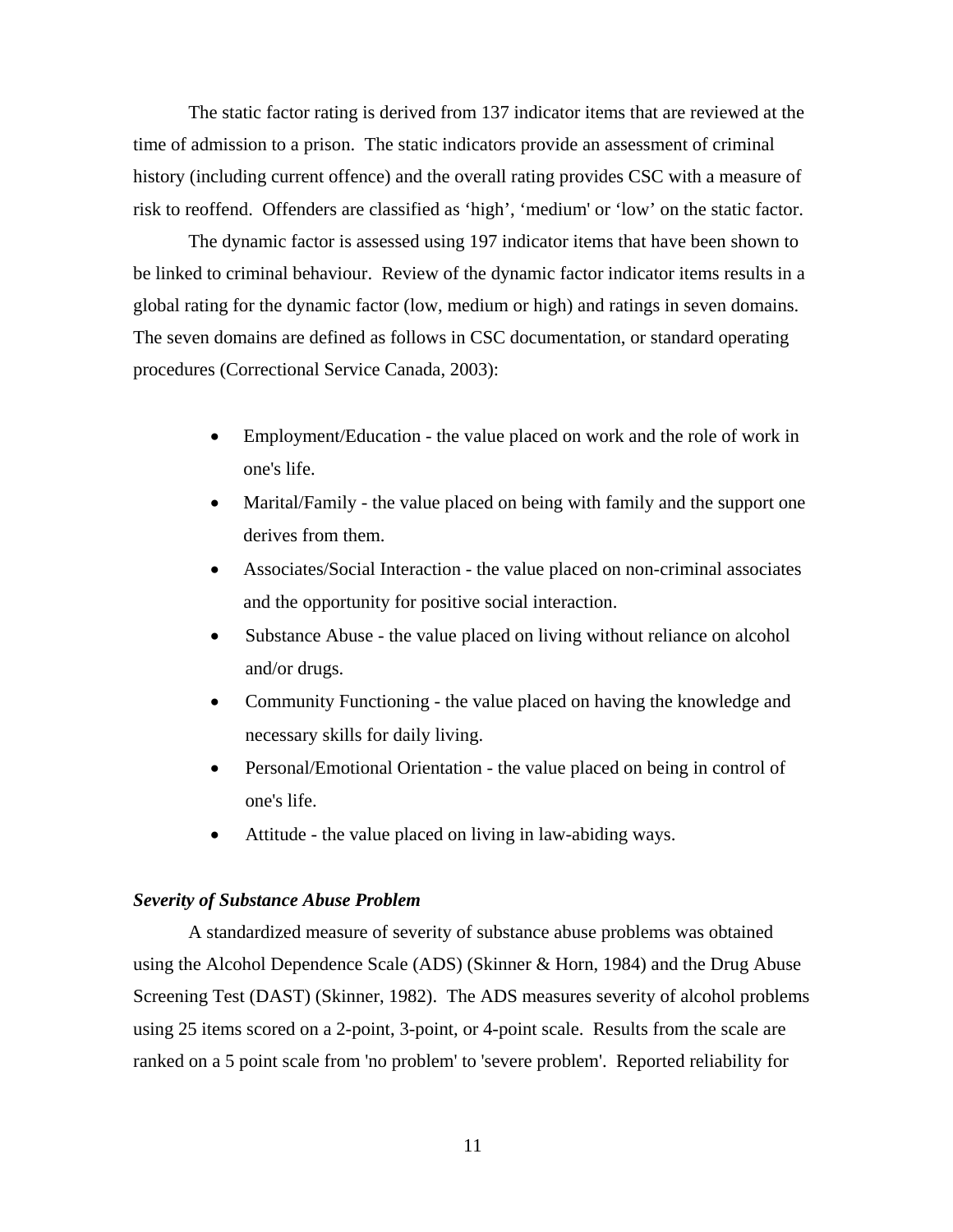The static factor rating is derived from 137 indicator items that are reviewed at the time of admission to a prison. The static indicators provide an assessment of criminal history (including current offence) and the overall rating provides CSC with a measure of risk to reoffend. Offenders are classified as 'high', 'medium' or 'low' on the static factor.

The dynamic factor is assessed using 197 indicator items that have been shown to be linked to criminal behaviour. Review of the dynamic factor indicator items results in a global rating for the dynamic factor (low, medium or high) and ratings in seven domains. The seven domains are defined as follows in CSC documentation, or standard operating procedures (Correctional Service Canada, 2003):

- Employment/Education - the value placed on work and the role of work in one's life.
- Marital/Family - the value placed on being with family and the support one derives from them.
- Associates/Social Interaction - the value placed on non-criminal associates and the opportunity for positive social interaction.
- Substance Abuse - the value placed on living without reliance on alcohol and/or drugs.
- Community Functioning - the value placed on having the knowledge and necessary skills for daily living.
- Personal/Emotional Orientation - the value placed on being in control of one's life.
- Attitude - the value placed on living in law-abiding ways.

***Severity of Substance Abuse Problem***

A standardized measure of severity of substance abuse problems was obtained using the Alcohol Dependence Scale (ADS) (Skinner & Horn, 1984) and the Drug Abuse Screening Test (DAST) (Skinner, 1982). The ADS measures severity of alcohol problems using 25 items scored on a 2-point, 3-point, or 4-point scale. Results from the scale are ranked on a 5 point scale from 'no problem' to 'severe problem'. Reported reliability for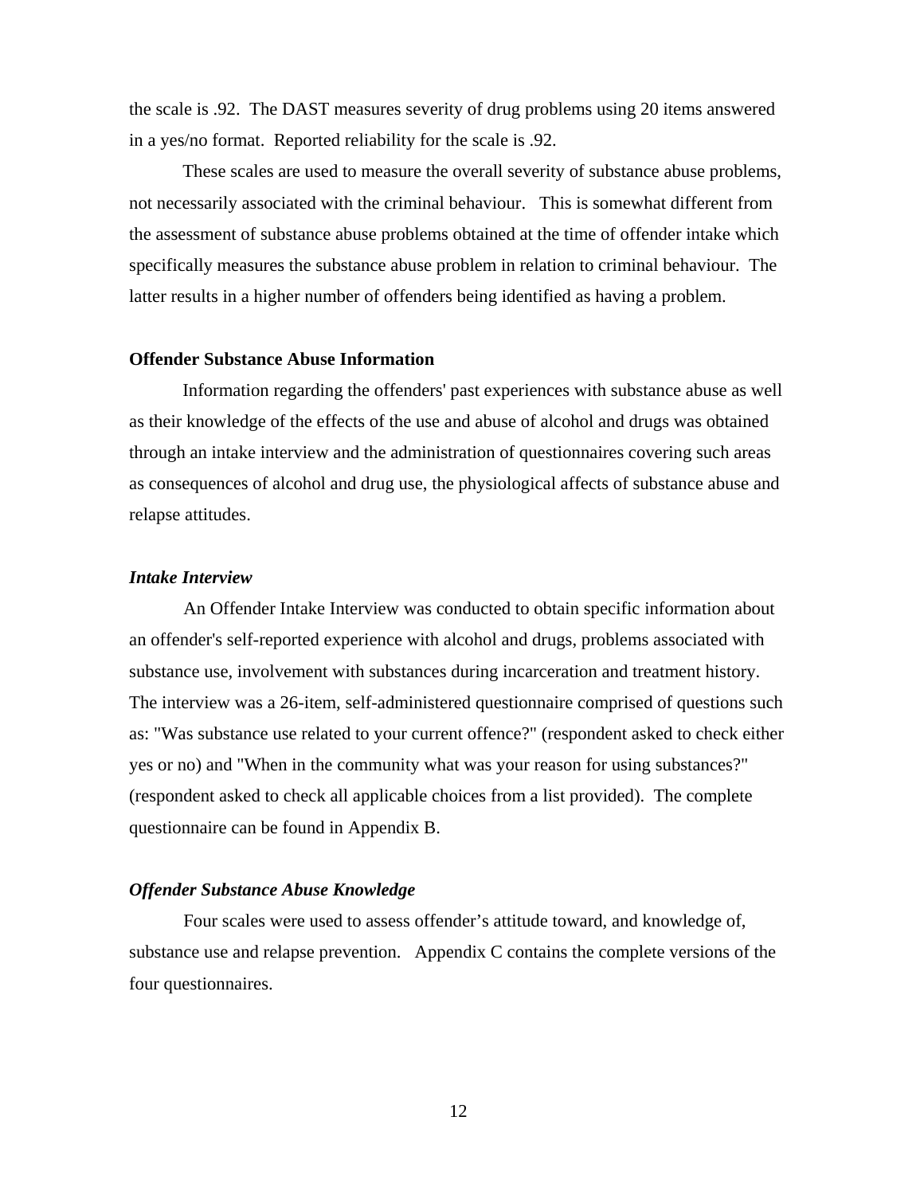the scale is .92. The DAST measures severity of drug problems using 20 items answered in a yes/no format. Reported reliability for the scale is .92.

These scales are used to measure the overall severity of substance abuse problems, not necessarily associated with the criminal behaviour. This is somewhat different from the assessment of substance abuse problems obtained at the time of offender intake which specifically measures the substance abuse problem in relation to criminal behaviour. The latter results in a higher number of offenders being identified as having a problem.

**Offender Substance Abuse Information**

Information regarding the offenders' past experiences with substance abuse as well as their knowledge of the effects of the use and abuse of alcohol and drugs was obtained through an intake interview and the administration of questionnaires covering such areas as consequences of alcohol and drug use, the physiological affects of substance abuse and relapse attitudes.

***Intake Interview***

An Offender Intake Interview was conducted to obtain specific information about an offender's self-reported experience with alcohol and drugs, problems associated with substance use, involvement with substances during incarceration and treatment history. The interview was a 26-item, self-administered questionnaire comprised of questions such as: "Was substance use related to your current offence?" (respondent asked to check either yes or no) and "When in the community what was your reason for using substances?" (respondent asked to check all applicable choices from a list provided). The complete questionnaire can be found in Appendix B.

***Offender Substance Abuse Knowledge***

Four scales were used to assess offender’s attitude toward, and knowledge of, substance use and relapse prevention. Appendix C contains the complete versions of the four questionnaires.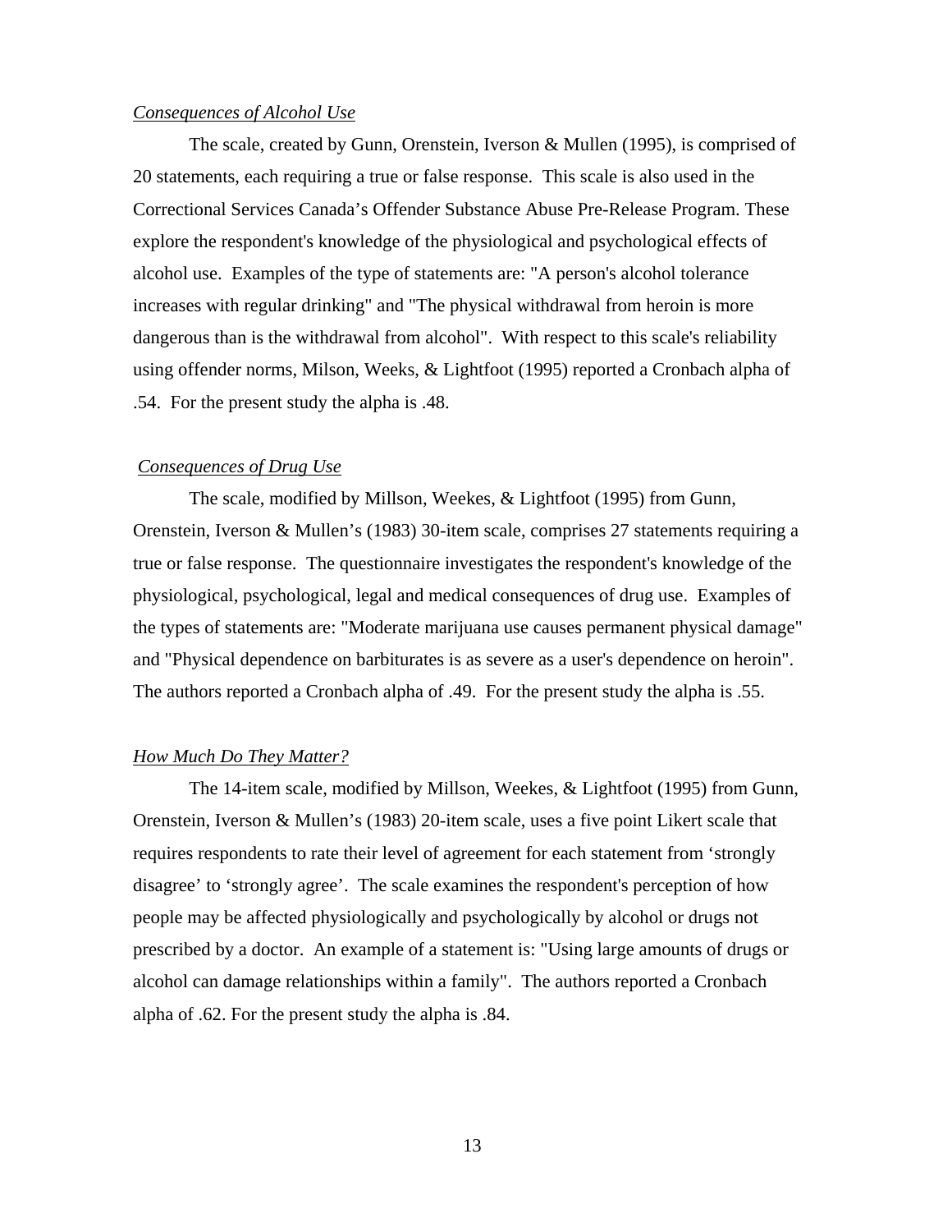*Consequences of Alcohol Use*

The scale, created by Gunn, Orenstein, Iverson & Mullen (1995), is comprised of 20 statements, each requiring a true or false response. This scale is also used in the Correctional Services Canada's Offender Substance Abuse Pre-Release Program. These explore the respondent's knowledge of the physiological and psychological effects of alcohol use. Examples of the type of statements are: "A person's alcohol tolerance increases with regular drinking" and "The physical withdrawal from heroin is more dangerous than is the withdrawal from alcohol". With respect to this scale's reliability using offender norms, Milson, Weeks, & Lightfoot (1995) reported a Cronbach alpha of .54. For the present study the alpha is .48.

*Consequences of Drug Use*

The scale, modified by Millson, Weekes, & Lightfoot (1995) from Gunn, Orenstein, Iverson & Mullen's (1983) 30-item scale, comprises 27 statements requiring a true or false response. The questionnaire investigates the respondent's knowledge of the physiological, psychological, legal and medical consequences of drug use. Examples of the types of statements are: "Moderate marijuana use causes permanent physical damage" and "Physical dependence on barbiturates is as severe as a user's dependence on heroin". The authors reported a Cronbach alpha of .49. For the present study the alpha is .55.

*How Much Do They Matter?*

The 14-item scale, modified by Millson, Weekes, & Lightfoot (1995) from Gunn, Orenstein, Iverson & Mullen's (1983) 20-item scale, uses a five point Likert scale that requires respondents to rate their level of agreement for each statement from 'strongly disagree' to 'strongly agree'. The scale examines the respondent's perception of how people may be affected physiologically and psychologically by alcohol or drugs not prescribed by a doctor. An example of a statement is: "Using large amounts of drugs or alcohol can damage relationships within a family". The authors reported a Cronbach alpha of .62. For the present study the alpha is .84.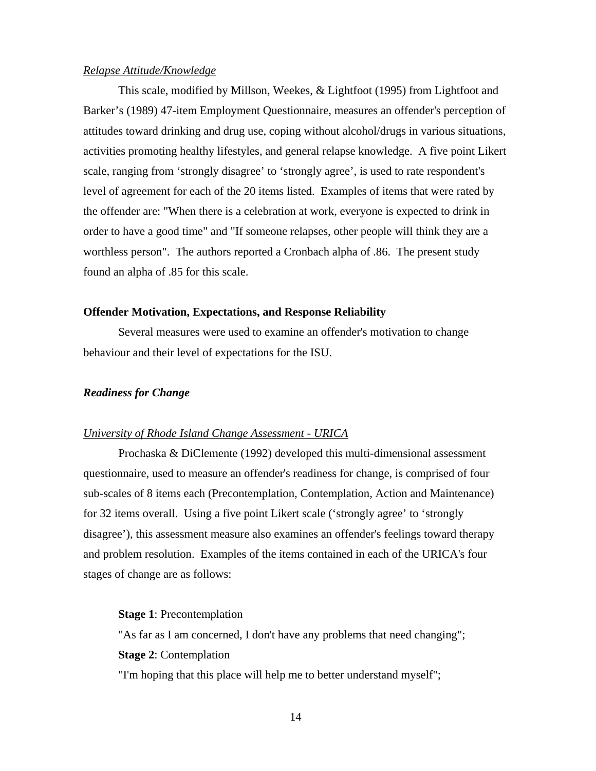*Relapse Attitude/Knowledge*

This scale, modified by Millson, Weekes, & Lightfoot (1995) from Lightfoot and Barker's (1989) 47-item Employment Questionnaire, measures an offender's perception of attitudes toward drinking and drug use, coping without alcohol/drugs in various situations, activities promoting healthy lifestyles, and general relapse knowledge. A five point Likert scale, ranging from 'strongly disagree' to 'strongly agree', is used to rate respondent's level of agreement for each of the 20 items listed. Examples of items that were rated by the offender are: "When there is a celebration at work, everyone is expected to drink in order to have a good time" and "If someone relapses, other people will think they are a worthless person". The authors reported a Cronbach alpha of .86. The present study found an alpha of .85 for this scale.

## Offender Motivation, Expectations, and Response Reliability

Several measures were used to examine an offender's motivation to change behaviour and their level of expectations for the ISU.

### *Readiness for Change*

*University of Rhode Island Change Assessment - URICA*

Prochaska & DiClemente (1992) developed this multi-dimensional assessment questionnaire, used to measure an offender's readiness for change, is comprised of four sub-scales of 8 items each (Precontemplation, Contemplation, Action and Maintenance) for 32 items overall. Using a five point Likert scale ('strongly agree' to 'strongly disagree'), this assessment measure also examines an offender's feelings toward therapy and problem resolution. Examples of the items contained in each of the URICA's four stages of change are as follows:

**Stage 1**: Precontemplation
"As far as I am concerned, I don't have any problems that need changing";
**Stage 2**: Contemplation
"I'm hoping that this place will help me to better understand myself";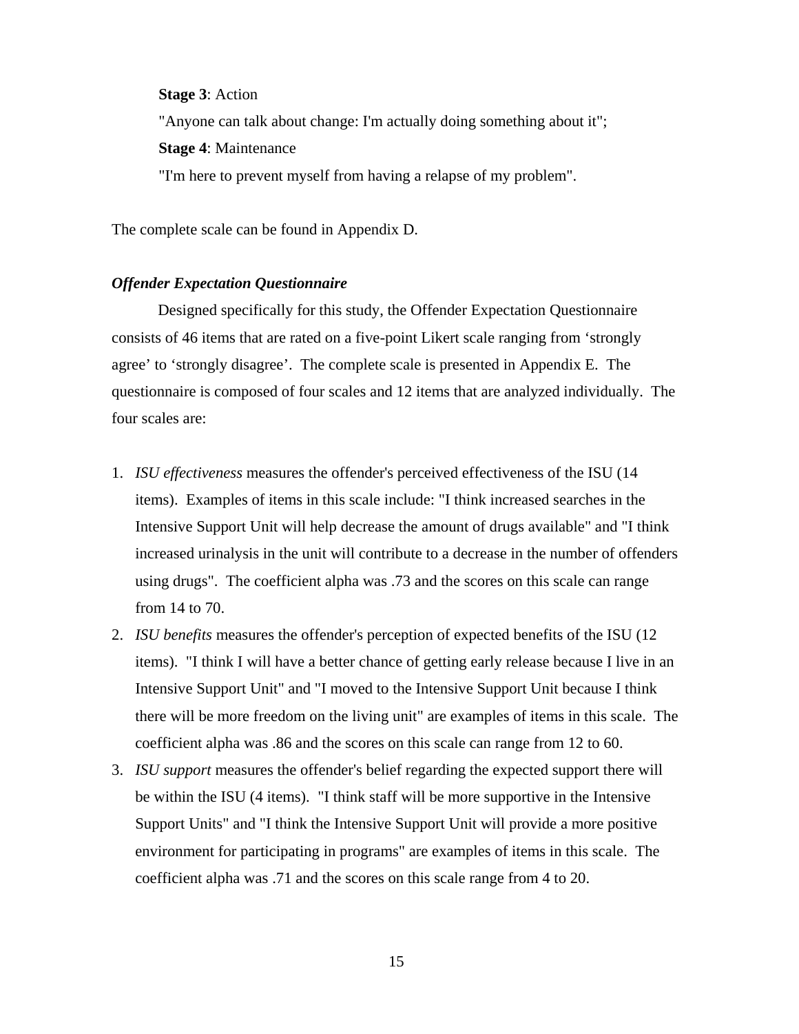**Stage 3**: Action

"Anyone can talk about change: I'm actually doing something about it";

**Stage 4**: Maintenance

"I'm here to prevent myself from having a relapse of my problem".

The complete scale can be found in Appendix D.

***Offender Expectation Questionnaire***

Designed specifically for this study, the Offender Expectation Questionnaire consists of 46 items that are rated on a five-point Likert scale ranging from 'strongly agree' to 'strongly disagree'. The complete scale is presented in Appendix E. The questionnaire is composed of four scales and 12 items that are analyzed individually. The four scales are:

1. *ISU effectiveness* measures the offender's perceived effectiveness of the ISU (14 items). Examples of items in this scale include: "I think increased searches in the Intensive Support Unit will help decrease the amount of drugs available" and "I think increased urinalysis in the unit will contribute to a decrease in the number of offenders using drugs". The coefficient alpha was .73 and the scores on this scale can range from 14 to 70.
2. *ISU benefits* measures the offender's perception of expected benefits of the ISU (12 items). "I think I will have a better chance of getting early release because I live in an Intensive Support Unit" and "I moved to the Intensive Support Unit because I think there will be more freedom on the living unit" are examples of items in this scale. The coefficient alpha was .86 and the scores on this scale can range from 12 to 60.
3. *ISU support* measures the offender's belief regarding the expected support there will be within the ISU (4 items). "I think staff will be more supportive in the Intensive Support Units" and "I think the Intensive Support Unit will provide a more positive environment for participating in programs" are examples of items in this scale. The coefficient alpha was .71 and the scores on this scale range from 4 to 20.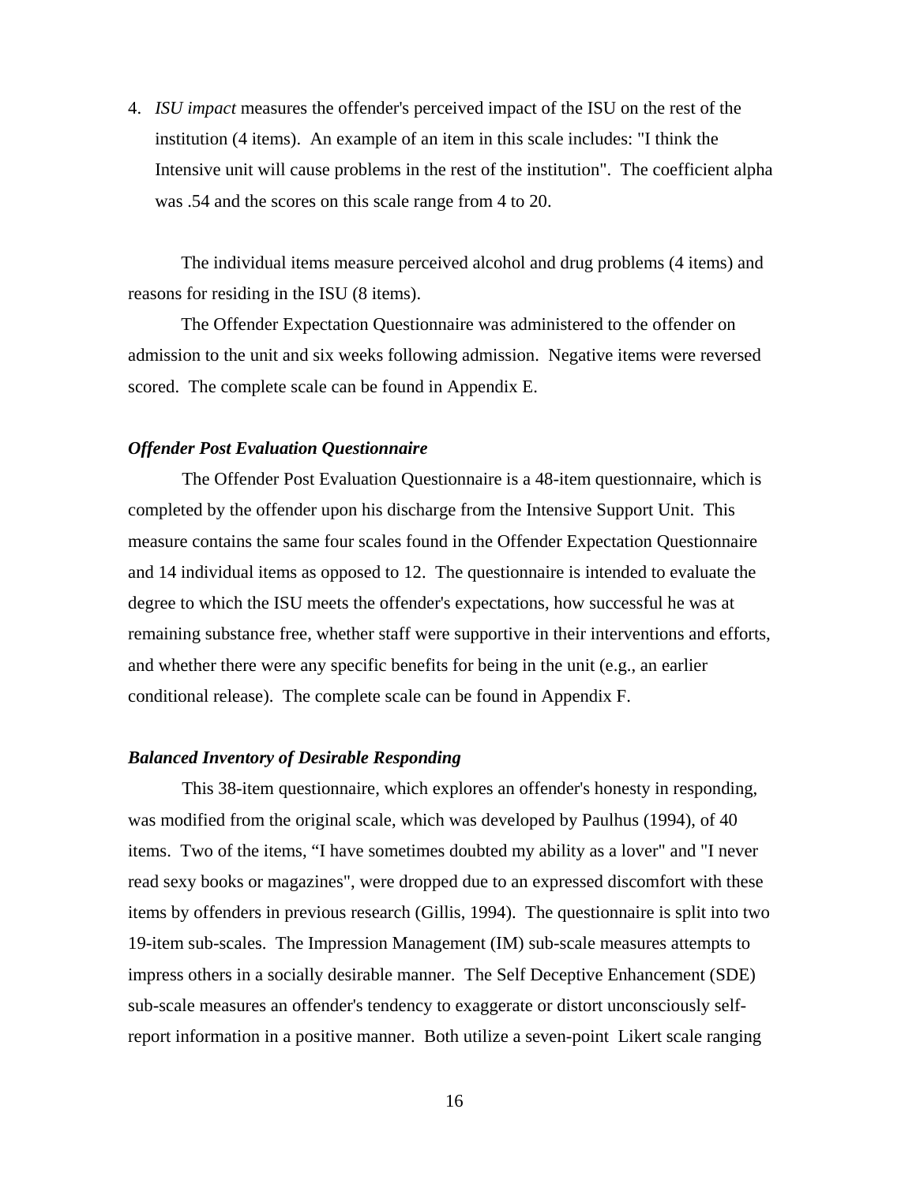4. *ISU impact* measures the offender's perceived impact of the ISU on the rest of the institution (4 items). An example of an item in this scale includes: "I think the Intensive unit will cause problems in the rest of the institution". The coefficient alpha was .54 and the scores on this scale range from 4 to 20.

The individual items measure perceived alcohol and drug problems (4 items) and reasons for residing in the ISU (8 items).

The Offender Expectation Questionnaire was administered to the offender on admission to the unit and six weeks following admission. Negative items were reversed scored. The complete scale can be found in Appendix E.

### *Offender Post Evaluation Questionnaire*

The Offender Post Evaluation Questionnaire is a 48-item questionnaire, which is completed by the offender upon his discharge from the Intensive Support Unit. This measure contains the same four scales found in the Offender Expectation Questionnaire and 14 individual items as opposed to 12. The questionnaire is intended to evaluate the degree to which the ISU meets the offender's expectations, how successful he was at remaining substance free, whether staff were supportive in their interventions and efforts, and whether there were any specific benefits for being in the unit (e.g., an earlier conditional release). The complete scale can be found in Appendix F.

### *Balanced Inventory of Desirable Responding*

This 38-item questionnaire, which explores an offender's honesty in responding, was modified from the original scale, which was developed by Paulhus (1994), of 40 items. Two of the items, "I have sometimes doubted my ability as a lover" and "I never read sexy books or magazines", were dropped due to an expressed discomfort with these items by offenders in previous research (Gillis, 1994). The questionnaire is split into two 19-item sub-scales. The Impression Management (IM) sub-scale measures attempts to impress others in a socially desirable manner. The Self Deceptive Enhancement (SDE) sub-scale measures an offender's tendency to exaggerate or distort unconsciously self-report information in a positive manner. Both utilize a seven-point Likert scale ranging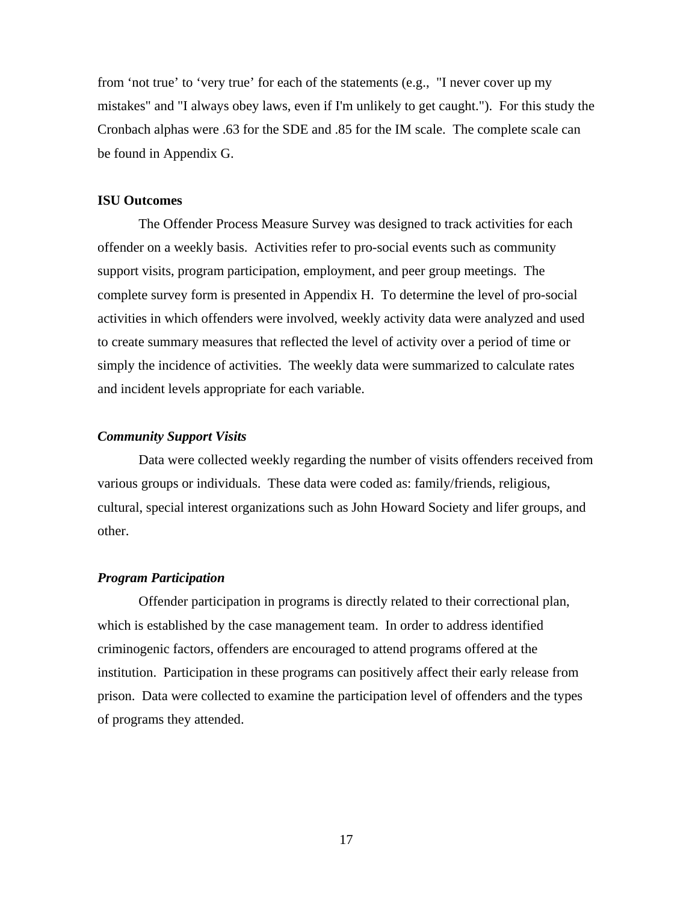from 'not true' to 'very true' for each of the statements (e.g., "I never cover up my mistakes" and "I always obey laws, even if I'm unlikely to get caught."). For this study the Cronbach alphas were .63 for the SDE and .85 for the IM scale. The complete scale can be found in Appendix G.

**ISU Outcomes**

The Offender Process Measure Survey was designed to track activities for each offender on a weekly basis. Activities refer to pro-social events such as community support visits, program participation, employment, and peer group meetings. The complete survey form is presented in Appendix H. To determine the level of pro-social activities in which offenders were involved, weekly activity data were analyzed and used to create summary measures that reflected the level of activity over a period of time or simply the incidence of activities. The weekly data were summarized to calculate rates and incident levels appropriate for each variable.

***Community Support Visits***

Data were collected weekly regarding the number of visits offenders received from various groups or individuals. These data were coded as: family/friends, religious, cultural, special interest organizations such as John Howard Society and lifer groups, and other.

***Program Participation***

Offender participation in programs is directly related to their correctional plan, which is established by the case management team. In order to address identified criminogenic factors, offenders are encouraged to attend programs offered at the institution. Participation in these programs can positively affect their early release from prison. Data were collected to examine the participation level of offenders and the types of programs they attended.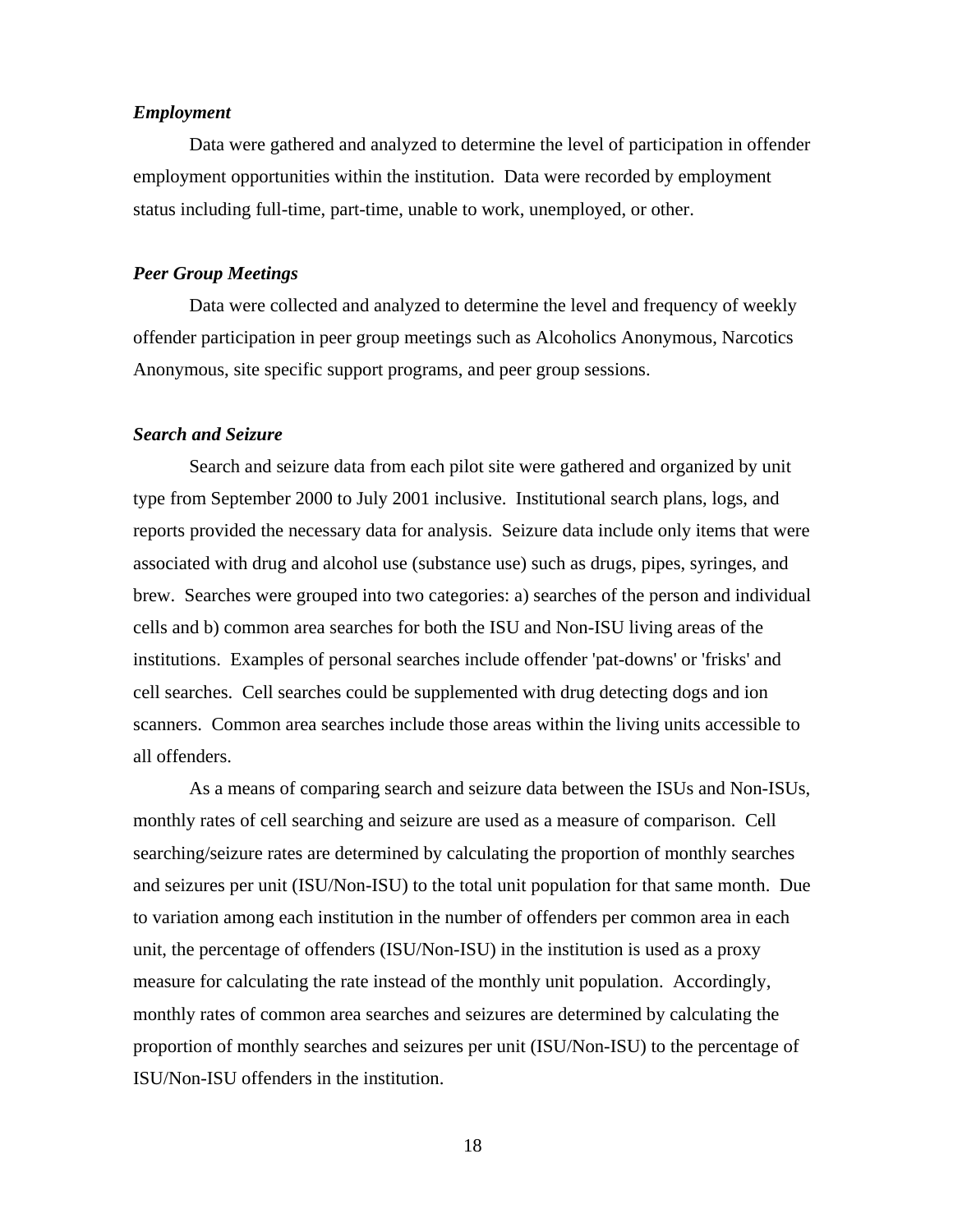### *Employment*

Data were gathered and analyzed to determine the level of participation in offender employment opportunities within the institution. Data were recorded by employment status including full-time, part-time, unable to work, unemployed, or other.

### *Peer Group Meetings*

Data were collected and analyzed to determine the level and frequency of weekly offender participation in peer group meetings such as Alcoholics Anonymous, Narcotics Anonymous, site specific support programs, and peer group sessions.

### *Search and Seizure*

Search and seizure data from each pilot site were gathered and organized by unit type from September 2000 to July 2001 inclusive. Institutional search plans, logs, and reports provided the necessary data for analysis. Seizure data include only items that were associated with drug and alcohol use (substance use) such as drugs, pipes, syringes, and brew. Searches were grouped into two categories: a) searches of the person and individual cells and b) common area searches for both the ISU and Non-ISU living areas of the institutions. Examples of personal searches include offender 'pat-downs' or 'frisks' and cell searches. Cell searches could be supplemented with drug detecting dogs and ion scanners. Common area searches include those areas within the living units accessible to all offenders.

As a means of comparing search and seizure data between the ISUs and Non-ISUs, monthly rates of cell searching and seizure are used as a measure of comparison. Cell searching/seizure rates are determined by calculating the proportion of monthly searches and seizures per unit (ISU/Non-ISU) to the total unit population for that same month. Due to variation among each institution in the number of offenders per common area in each unit, the percentage of offenders (ISU/Non-ISU) in the institution is used as a proxy measure for calculating the rate instead of the monthly unit population. Accordingly, monthly rates of common area searches and seizures are determined by calculating the proportion of monthly searches and seizures per unit (ISU/Non-ISU) to the percentage of ISU/Non-ISU offenders in the institution.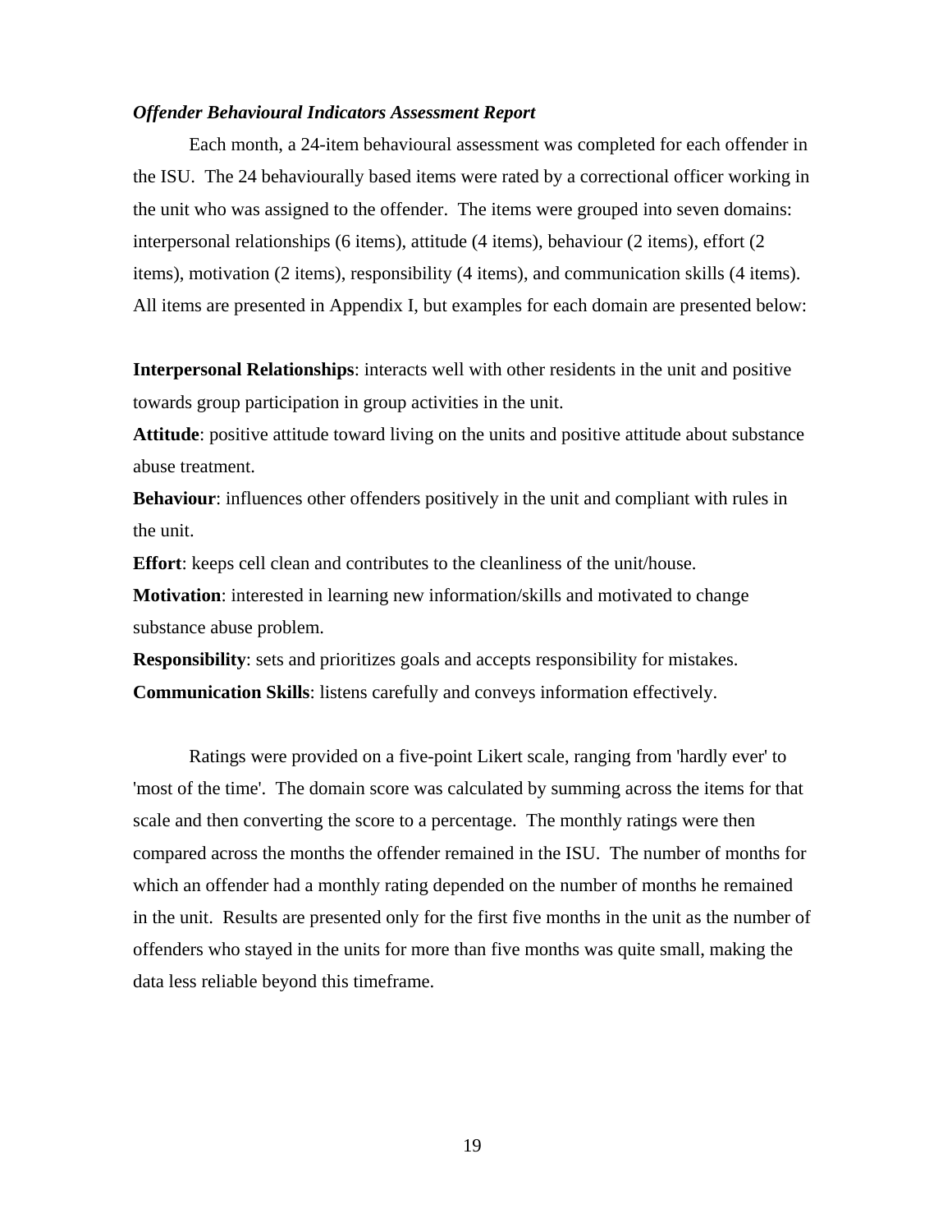*Offender Behavioural Indicators Assessment Report*

Each month, a 24-item behavioural assessment was completed for each offender in the ISU. The 24 behaviourally based items were rated by a correctional officer working in the unit who was assigned to the offender. The items were grouped into seven domains: interpersonal relationships (6 items), attitude (4 items), behaviour (2 items), effort (2 items), motivation (2 items), responsibility (4 items), and communication skills (4 items). All items are presented in Appendix I, but examples for each domain are presented below:

**Interpersonal Relationships**: interacts well with other residents in the unit and positive towards group participation in group activities in the unit.
**Attitude**: positive attitude toward living on the units and positive attitude about substance abuse treatment.
**Behaviour**: influences other offenders positively in the unit and compliant with rules in the unit.
**Effort**: keeps cell clean and contributes to the cleanliness of the unit/house.
**Motivation**: interested in learning new information/skills and motivated to change substance abuse problem.
**Responsibility**: sets and prioritizes goals and accepts responsibility for mistakes.
**Communication Skills**: listens carefully and conveys information effectively.

Ratings were provided on a five-point Likert scale, ranging from 'hardly ever' to 'most of the time'. The domain score was calculated by summing across the items for that scale and then converting the score to a percentage. The monthly ratings were then compared across the months the offender remained in the ISU. The number of months for which an offender had a monthly rating depended on the number of months he remained in the unit. Results are presented only for the first five months in the unit as the number of offenders who stayed in the units for more than five months was quite small, making the data less reliable beyond this timeframe.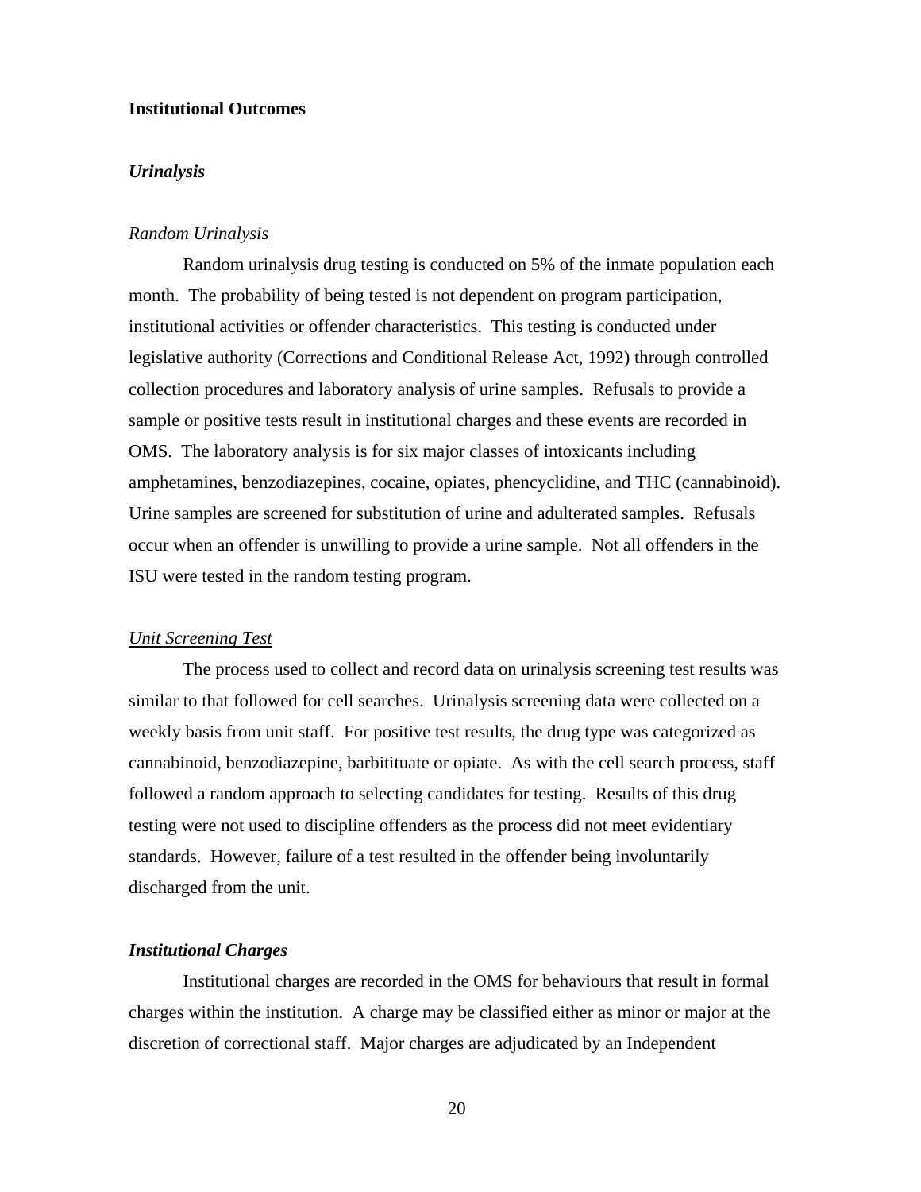## Institutional Outcomes

### *Urinalysis*

<u>Random Urinalysis</u>

Random urinalysis drug testing is conducted on 5% of the inmate population each month. The probability of being tested is not dependent on program participation, institutional activities or offender characteristics. This testing is conducted under legislative authority (Corrections and Conditional Release Act, 1992) through controlled collection procedures and laboratory analysis of urine samples. Refusals to provide a sample or positive tests result in institutional charges and these events are recorded in OMS. The laboratory analysis is for six major classes of intoxicants including amphetamines, benzodiazepines, cocaine, opiates, phencyclidine, and THC (cannabinoid). Urine samples are screened for substitution of urine and adulterated samples. Refusals occur when an offender is unwilling to provide a urine sample. Not all offenders in the ISU were tested in the random testing program.

<u>Unit Screening Test</u>

The process used to collect and record data on urinalysis screening test results was similar to that followed for cell searches. Urinalysis screening data were collected on a weekly basis from unit staff. For positive test results, the drug type was categorized as cannabinoid, benzodiazepine, barbitituate or opiate. As with the cell search process, staff followed a random approach to selecting candidates for testing. Results of this drug testing were not used to discipline offenders as the process did not meet evidentiary standards. However, failure of a test resulted in the offender being involuntarily discharged from the unit.

### *Institutional Charges*

Institutional charges are recorded in the OMS for behaviours that result in formal charges within the institution. A charge may be classified either as minor or major at the discretion of correctional staff. Major charges are adjudicated by an Independent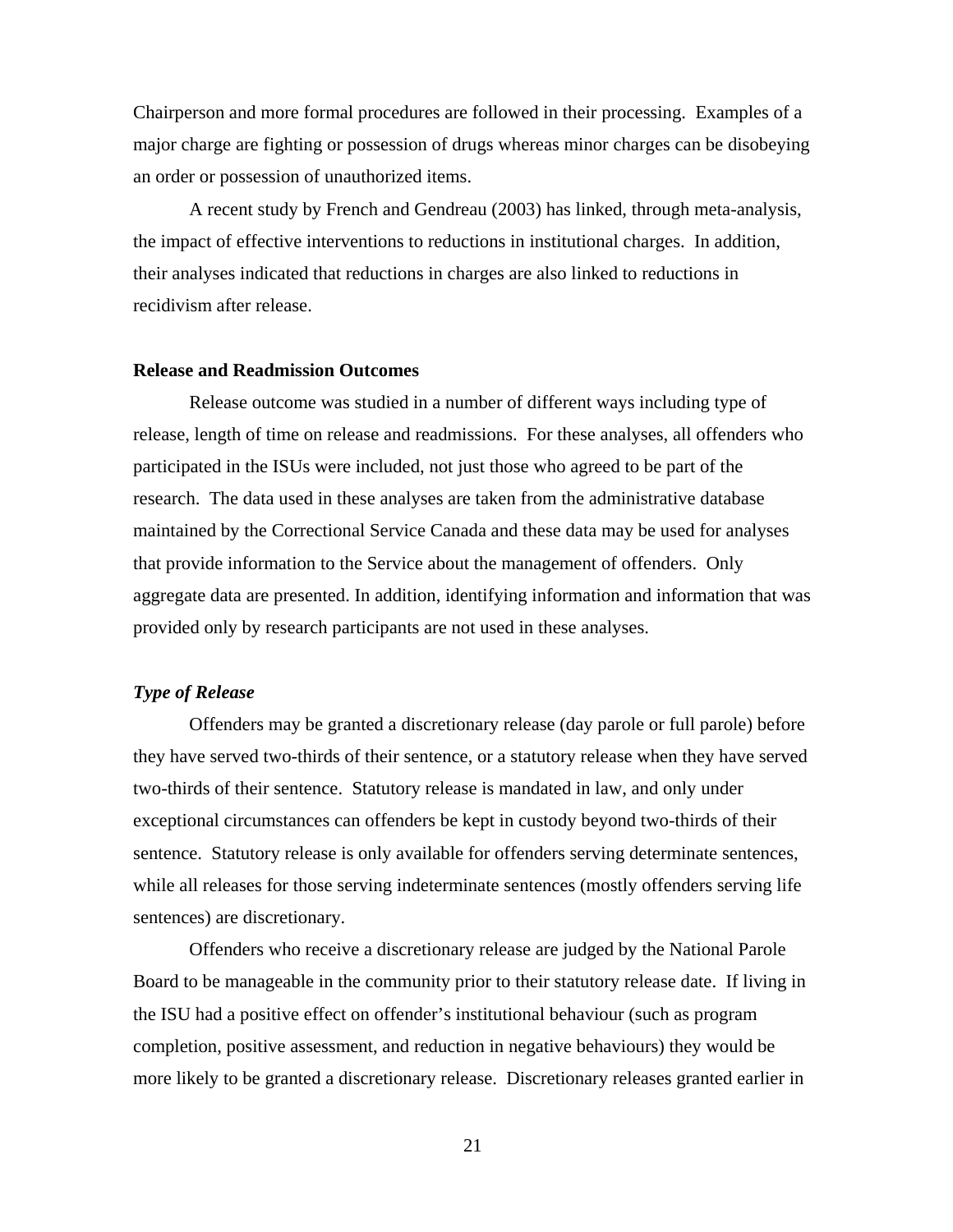Chairperson and more formal procedures are followed in their processing. Examples of a major charge are fighting or possession of drugs whereas minor charges can be disobeying an order or possession of unauthorized items.

A recent study by French and Gendreau (2003) has linked, through meta-analysis, the impact of effective interventions to reductions in institutional charges. In addition, their analyses indicated that reductions in charges are also linked to reductions in recidivism after release.

**Release and Readmission Outcomes**

Release outcome was studied in a number of different ways including type of release, length of time on release and readmissions. For these analyses, all offenders who participated in the ISUs were included, not just those who agreed to be part of the research. The data used in these analyses are taken from the administrative database maintained by the Correctional Service Canada and these data may be used for analyses that provide information to the Service about the management of offenders. Only aggregate data are presented. In addition, identifying information and information that was provided only by research participants are not used in these analyses.

***Type of Release***

Offenders may be granted a discretionary release (day parole or full parole) before they have served two-thirds of their sentence, or a statutory release when they have served two-thirds of their sentence. Statutory release is mandated in law, and only under exceptional circumstances can offenders be kept in custody beyond two-thirds of their sentence. Statutory release is only available for offenders serving determinate sentences, while all releases for those serving indeterminate sentences (mostly offenders serving life sentences) are discretionary.

Offenders who receive a discretionary release are judged by the National Parole Board to be manageable in the community prior to their statutory release date. If living in the ISU had a positive effect on offender's institutional behaviour (such as program completion, positive assessment, and reduction in negative behaviours) they would be more likely to be granted a discretionary release. Discretionary releases granted earlier in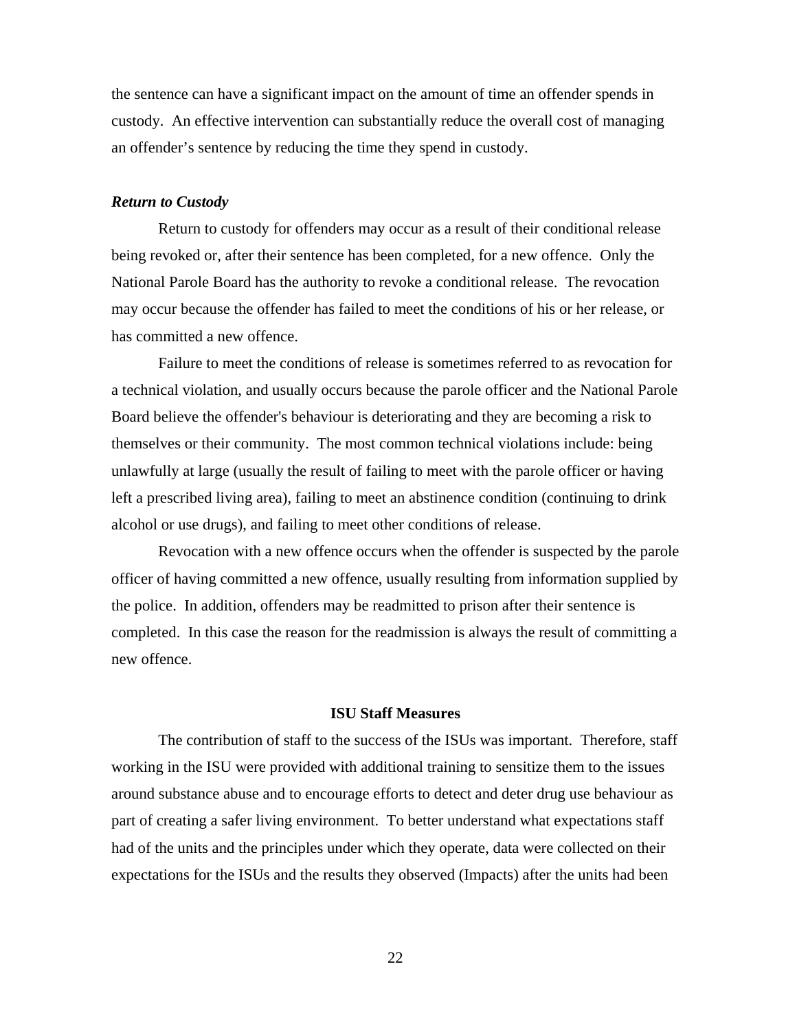the sentence can have a significant impact on the amount of time an offender spends in custody. An effective intervention can substantially reduce the overall cost of managing an offender's sentence by reducing the time they spend in custody.

***Return to Custody***

Return to custody for offenders may occur as a result of their conditional release being revoked or, after their sentence has been completed, for a new offence. Only the National Parole Board has the authority to revoke a conditional release. The revocation may occur because the offender has failed to meet the conditions of his or her release, or has committed a new offence.

Failure to meet the conditions of release is sometimes referred to as revocation for a technical violation, and usually occurs because the parole officer and the National Parole Board believe the offender's behaviour is deteriorating and they are becoming a risk to themselves or their community. The most common technical violations include: being unlawfully at large (usually the result of failing to meet with the parole officer or having left a prescribed living area), failing to meet an abstinence condition (continuing to drink alcohol or use drugs), and failing to meet other conditions of release.

Revocation with a new offence occurs when the offender is suspected by the parole officer of having committed a new offence, usually resulting from information supplied by the police. In addition, offenders may be readmitted to prison after their sentence is completed. In this case the reason for the readmission is always the result of committing a new offence.

## ISU Staff Measures

The contribution of staff to the success of the ISUs was important. Therefore, staff working in the ISU were provided with additional training to sensitize them to the issues around substance abuse and to encourage efforts to detect and deter drug use behaviour as part of creating a safer living environment. To better understand what expectations staff had of the units and the principles under which they operate, data were collected on their expectations for the ISUs and the results they observed (Impacts) after the units had been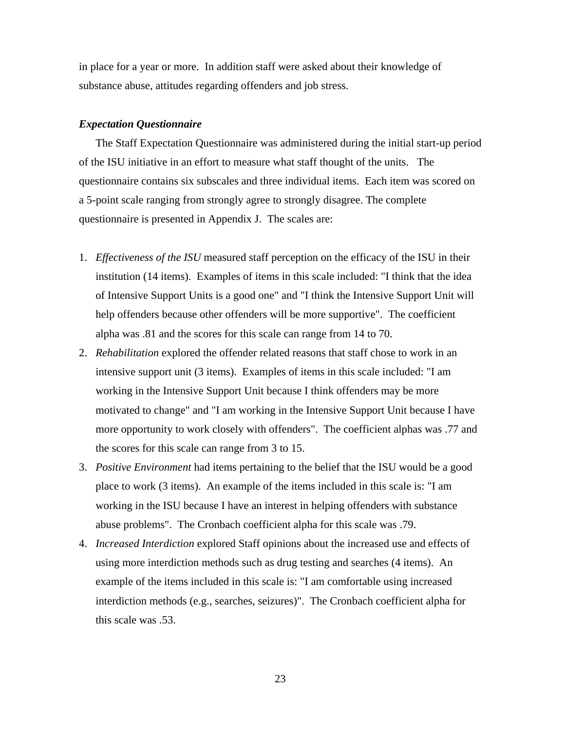in place for a year or more. In addition staff were asked about their knowledge of substance abuse, attitudes regarding offenders and job stress.

***Expectation Questionnaire***

The Staff Expectation Questionnaire was administered during the initial start-up period of the ISU initiative in an effort to measure what staff thought of the units. The questionnaire contains six subscales and three individual items. Each item was scored on a 5-point scale ranging from strongly agree to strongly disagree. The complete questionnaire is presented in Appendix J. The scales are:

1. *Effectiveness of the ISU* measured staff perception on the efficacy of the ISU in their institution (14 items). Examples of items in this scale included: "I think that the idea of Intensive Support Units is a good one" and "I think the Intensive Support Unit will help offenders because other offenders will be more supportive". The coefficient alpha was .81 and the scores for this scale can range from 14 to 70.
2. *Rehabilitation* explored the offender related reasons that staff chose to work in an intensive support unit (3 items). Examples of items in this scale included: "I am working in the Intensive Support Unit because I think offenders may be more motivated to change" and "I am working in the Intensive Support Unit because I have more opportunity to work closely with offenders". The coefficient alphas was .77 and the scores for this scale can range from 3 to 15.
3. *Positive Environment* had items pertaining to the belief that the ISU would be a good place to work (3 items). An example of the items included in this scale is: "I am working in the ISU because I have an interest in helping offenders with substance abuse problems". The Cronbach coefficient alpha for this scale was .79.
4. *Increased Interdiction* explored Staff opinions about the increased use and effects of using more interdiction methods such as drug testing and searches (4 items). An example of the items included in this scale is: "I am comfortable using increased interdiction methods (e.g., searches, seizures)". The Cronbach coefficient alpha for this scale was .53.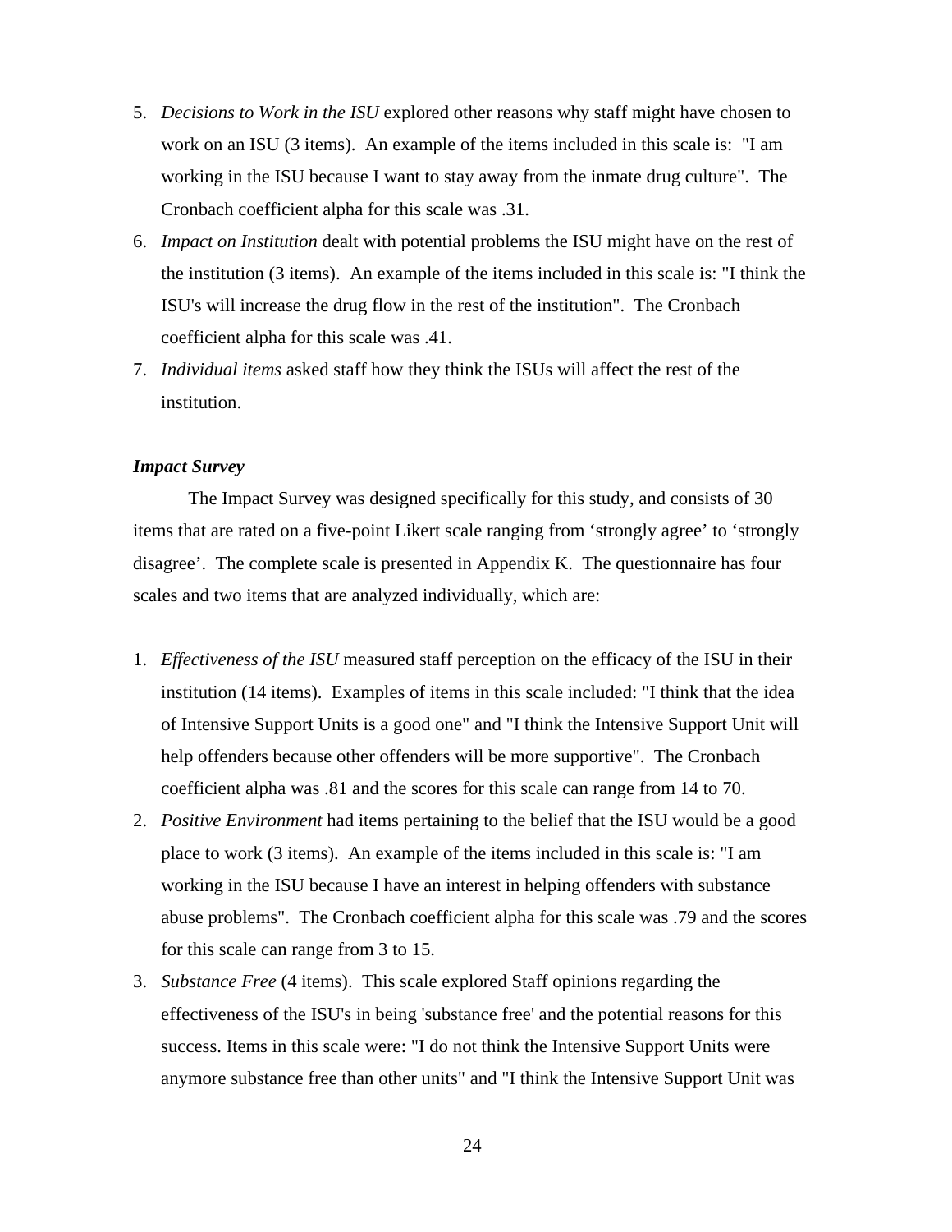5. *Decisions to Work in the ISU* explored other reasons why staff might have chosen to work on an ISU (3 items). An example of the items included in this scale is: "I am working in the ISU because I want to stay away from the inmate drug culture". The Cronbach coefficient alpha for this scale was .31.
6. *Impact on Institution* dealt with potential problems the ISU might have on the rest of the institution (3 items). An example of the items included in this scale is: "I think the ISU's will increase the drug flow in the rest of the institution". The Cronbach coefficient alpha for this scale was .41.
7. *Individual items* asked staff how they think the ISUs will affect the rest of the institution.

***Impact Survey***

The Impact Survey was designed specifically for this study, and consists of 30 items that are rated on a five-point Likert scale ranging from 'strongly agree' to 'strongly disagree'. The complete scale is presented in Appendix K. The questionnaire has four scales and two items that are analyzed individually, which are:

1. *Effectiveness of the ISU* measured staff perception on the efficacy of the ISU in their institution (14 items). Examples of items in this scale included: "I think that the idea of Intensive Support Units is a good one" and "I think the Intensive Support Unit will help offenders because other offenders will be more supportive". The Cronbach coefficient alpha was .81 and the scores for this scale can range from 14 to 70.
2. *Positive Environment* had items pertaining to the belief that the ISU would be a good place to work (3 items). An example of the items included in this scale is: "I am working in the ISU because I have an interest in helping offenders with substance abuse problems". The Cronbach coefficient alpha for this scale was .79 and the scores for this scale can range from 3 to 15.
3. *Substance Free* (4 items). This scale explored Staff opinions regarding the effectiveness of the ISU's in being 'substance free' and the potential reasons for this success. Items in this scale were: "I do not think the Intensive Support Units were anymore substance free than other units" and "I think the Intensive Support Unit was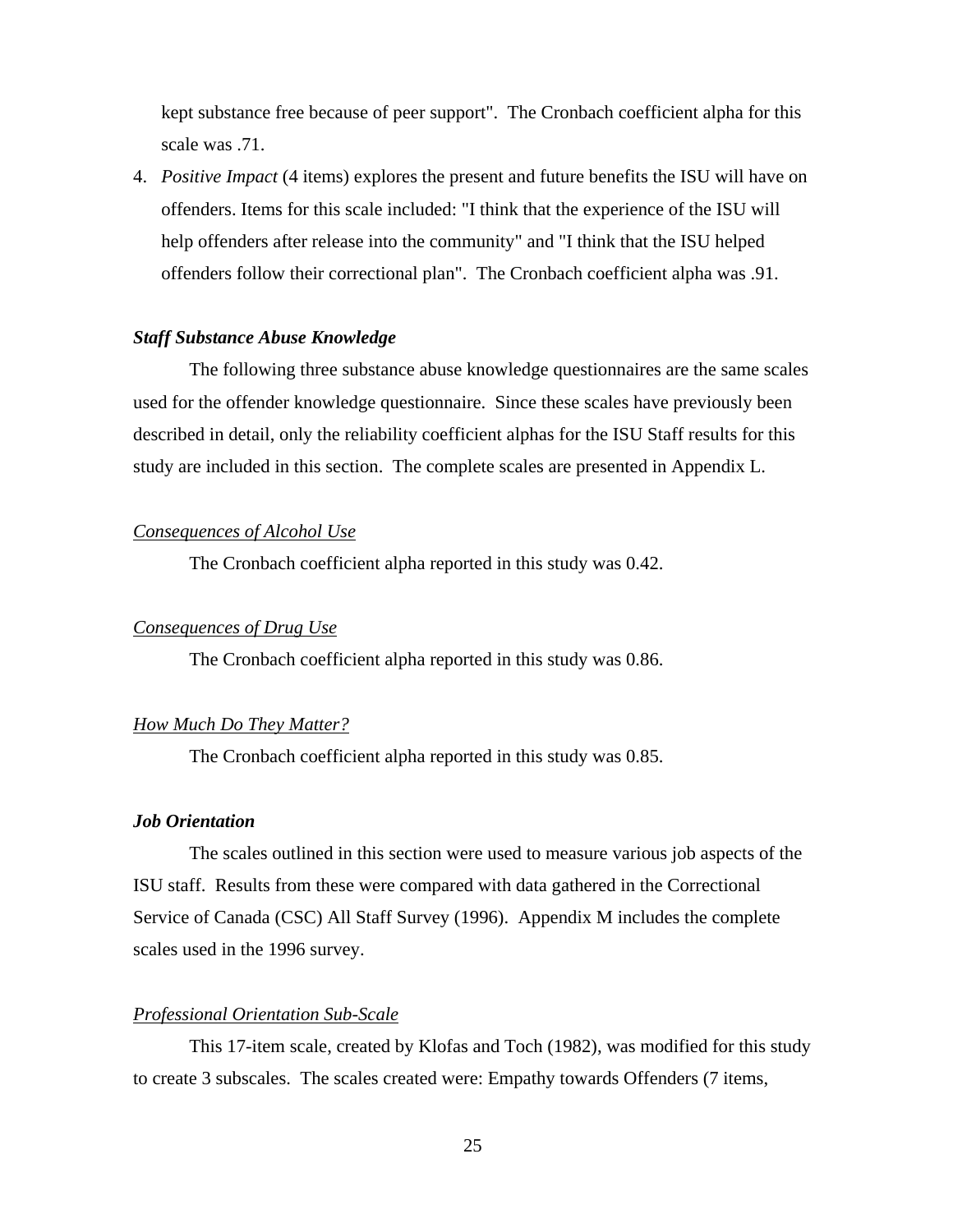kept substance free because of peer support". The Cronbach coefficient alpha for this scale was .71.

4. *Positive Impact* (4 items) explores the present and future benefits the ISU will have on offenders. Items for this scale included: "I think that the experience of the ISU will help offenders after release into the community" and "I think that the ISU helped offenders follow their correctional plan". The Cronbach coefficient alpha was .91.

***Staff Substance Abuse Knowledge***

The following three substance abuse knowledge questionnaires are the same scales used for the offender knowledge questionnaire. Since these scales have previously been described in detail, only the reliability coefficient alphas for the ISU Staff results for this study are included in this section. The complete scales are presented in Appendix L.

<u>Consequences of Alcohol Use</u>

The Cronbach coefficient alpha reported in this study was 0.42.

<u>Consequences of Drug Use</u>

The Cronbach coefficient alpha reported in this study was 0.86.

<u>How Much Do They Matter?</u>

The Cronbach coefficient alpha reported in this study was 0.85.

***Job Orientation***

The scales outlined in this section were used to measure various job aspects of the ISU staff. Results from these were compared with data gathered in the Correctional Service of Canada (CSC) All Staff Survey (1996). Appendix M includes the complete scales used in the 1996 survey.

<u>Professional Orientation Sub-Scale</u>

This 17-item scale, created by Klofas and Toch (1982), was modified for this study to create 3 subscales. The scales created were: Empathy towards Offenders (7 items,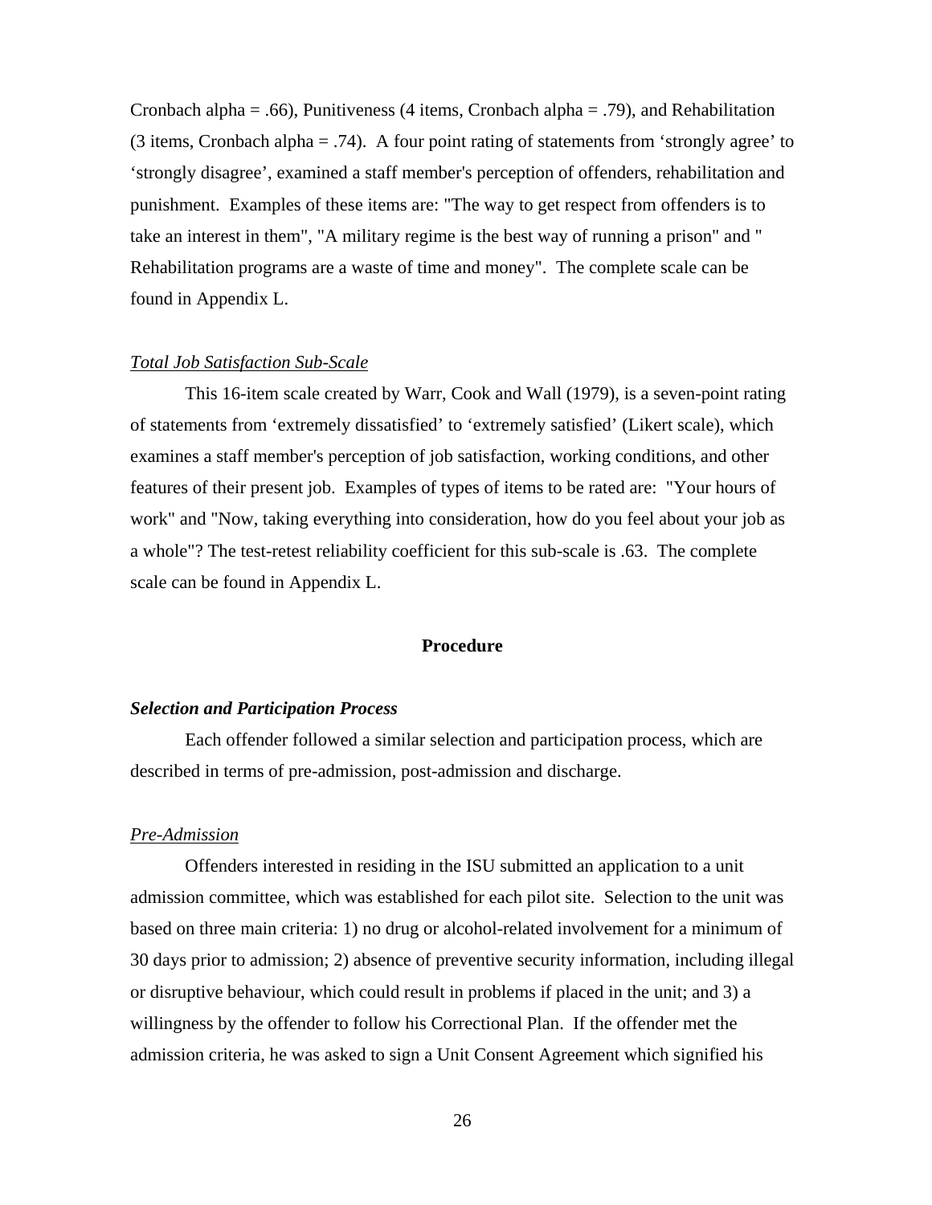Cronbach alpha = .66), Punitiveness (4 items, Cronbach alpha = .79), and Rehabilitation (3 items, Cronbach alpha = .74). A four point rating of statements from 'strongly agree' to 'strongly disagree', examined a staff member's perception of offenders, rehabilitation and punishment. Examples of these items are: "The way to get respect from offenders is to take an interest in them", "A military regime is the best way of running a prison" and " Rehabilitation programs are a waste of time and money". The complete scale can be found in Appendix L.

<u>*Total Job Satisfaction Sub-Scale*</u>

This 16-item scale created by Warr, Cook and Wall (1979), is a seven-point rating of statements from 'extremely dissatisfied' to 'extremely satisfied' (Likert scale), which examines a staff member's perception of job satisfaction, working conditions, and other features of their present job. Examples of types of items to be rated are: "Your hours of work" and "Now, taking everything into consideration, how do you feel about your job as a whole"? The test-retest reliability coefficient for this sub-scale is .63. The complete scale can be found in Appendix L.

## Procedure

### *Selection and Participation Process*

Each offender followed a similar selection and participation process, which are described in terms of pre-admission, post-admission and discharge.

<u>*Pre-Admission*</u>

Offenders interested in residing in the ISU submitted an application to a unit admission committee, which was established for each pilot site. Selection to the unit was based on three main criteria: 1) no drug or alcohol-related involvement for a minimum of 30 days prior to admission; 2) absence of preventive security information, including illegal or disruptive behaviour, which could result in problems if placed in the unit; and 3) a willingness by the offender to follow his Correctional Plan. If the offender met the admission criteria, he was asked to sign a Unit Consent Agreement which signified his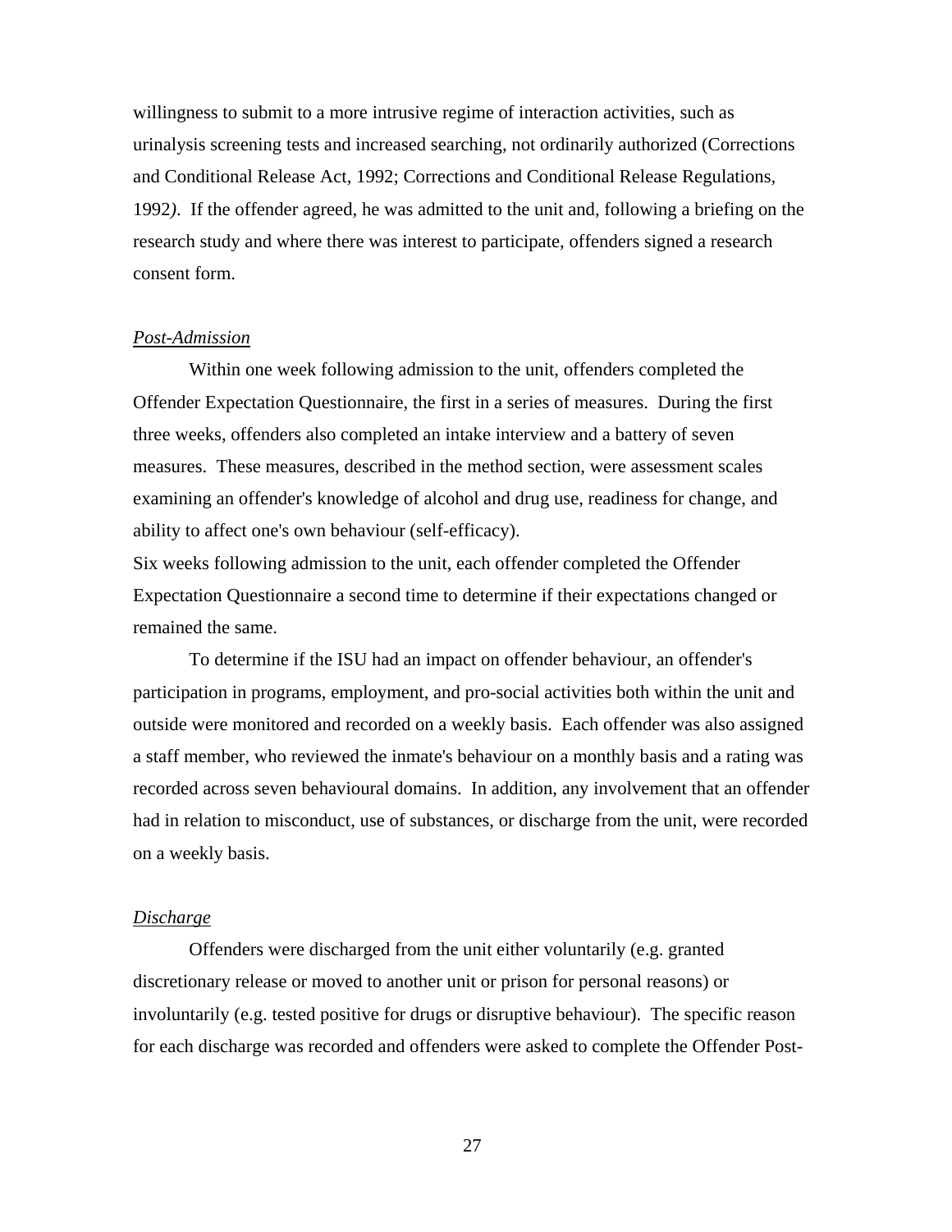willingness to submit to a more intrusive regime of interaction activities, such as urinalysis screening tests and increased searching, not ordinarily authorized (Corrections and Conditional Release Act, 1992; Corrections and Conditional Release Regulations, 1992*)*. If the offender agreed, he was admitted to the unit and, following a briefing on the research study and where there was interest to participate, offenders signed a research consent form.

### *Post-Admission*

Within one week following admission to the unit, offenders completed the Offender Expectation Questionnaire, the first in a series of measures. During the first three weeks, offenders also completed an intake interview and a battery of seven measures. These measures, described in the method section, were assessment scales examining an offender's knowledge of alcohol and drug use, readiness for change, and ability to affect one's own behaviour (self-efficacy).

Six weeks following admission to the unit, each offender completed the Offender Expectation Questionnaire a second time to determine if their expectations changed or remained the same.

To determine if the ISU had an impact on offender behaviour, an offender's participation in programs, employment, and pro-social activities both within the unit and outside were monitored and recorded on a weekly basis. Each offender was also assigned a staff member, who reviewed the inmate's behaviour on a monthly basis and a rating was recorded across seven behavioural domains. In addition, any involvement that an offender had in relation to misconduct, use of substances, or discharge from the unit, were recorded on a weekly basis.

### *Discharge*

Offenders were discharged from the unit either voluntarily (e.g. granted discretionary release or moved to another unit or prison for personal reasons) or involuntarily (e.g. tested positive for drugs or disruptive behaviour). The specific reason for each discharge was recorded and offenders were asked to complete the Offender Post-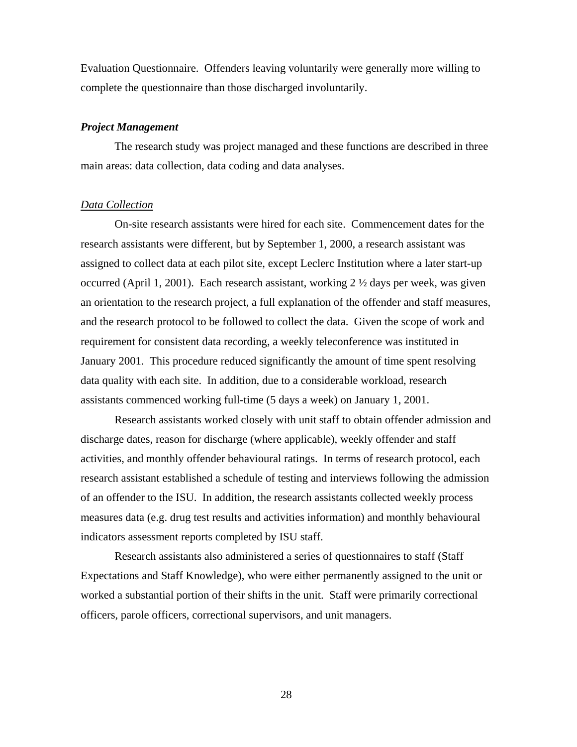Evaluation Questionnaire. Offenders leaving voluntarily were generally more willing to complete the questionnaire than those discharged involuntarily.

### *Project Management*

The research study was project managed and these functions are described in three main areas: data collection, data coding and data analyses.

#### Data Collection

On-site research assistants were hired for each site. Commencement dates for the research assistants were different, but by September 1, 2000, a research assistant was assigned to collect data at each pilot site, except Leclerc Institution where a later start-up occurred (April 1, 2001). Each research assistant, working 2 ½ days per week, was given an orientation to the research project, a full explanation of the offender and staff measures, and the research protocol to be followed to collect the data. Given the scope of work and requirement for consistent data recording, a weekly teleconference was instituted in January 2001. This procedure reduced significantly the amount of time spent resolving data quality with each site. In addition, due to a considerable workload, research assistants commenced working full-time (5 days a week) on January 1, 2001.

Research assistants worked closely with unit staff to obtain offender admission and discharge dates, reason for discharge (where applicable), weekly offender and staff activities, and monthly offender behavioural ratings. In terms of research protocol, each research assistant established a schedule of testing and interviews following the admission of an offender to the ISU. In addition, the research assistants collected weekly process measures data (e.g. drug test results and activities information) and monthly behavioural indicators assessment reports completed by ISU staff.

Research assistants also administered a series of questionnaires to staff (Staff Expectations and Staff Knowledge), who were either permanently assigned to the unit or worked a substantial portion of their shifts in the unit. Staff were primarily correctional officers, parole officers, correctional supervisors, and unit managers.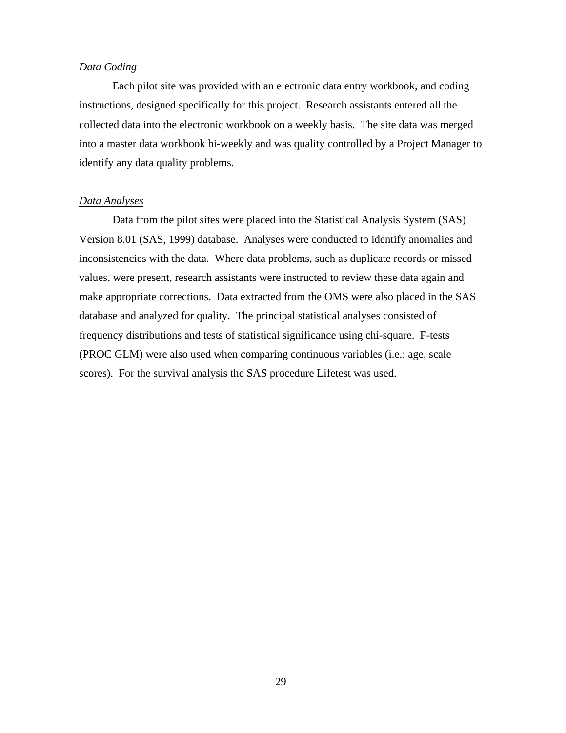*Data Coding*

Each pilot site was provided with an electronic data entry workbook, and coding instructions, designed specifically for this project. Research assistants entered all the collected data into the electronic workbook on a weekly basis. The site data was merged into a master data workbook bi-weekly and was quality controlled by a Project Manager to identify any data quality problems.

*Data Analyses*

Data from the pilot sites were placed into the Statistical Analysis System (SAS) Version 8.01 (SAS, 1999) database. Analyses were conducted to identify anomalies and inconsistencies with the data. Where data problems, such as duplicate records or missed values, were present, research assistants were instructed to review these data again and make appropriate corrections. Data extracted from the OMS were also placed in the SAS database and analyzed for quality. The principal statistical analyses consisted of frequency distributions and tests of statistical significance using chi-square. F-tests (PROC GLM) were also used when comparing continuous variables (i.e.: age, scale scores). For the survival analysis the SAS procedure Lifetest was used.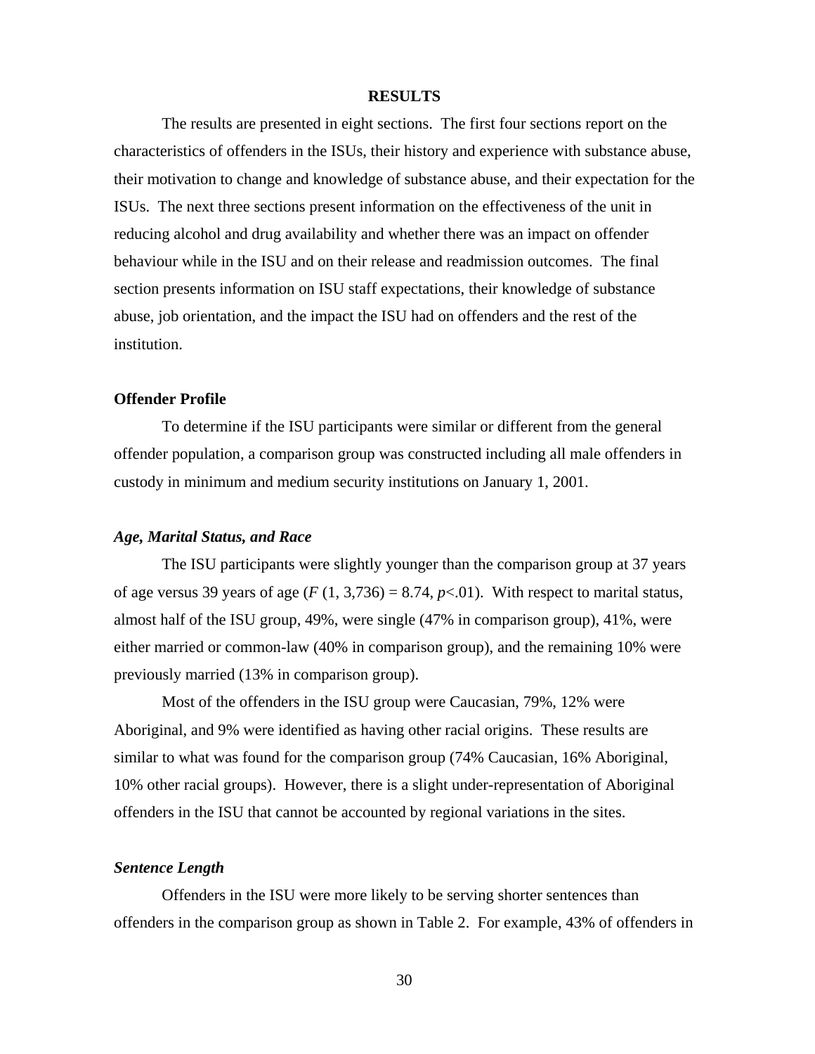## RESULTS

The results are presented in eight sections. The first four sections report on the characteristics of offenders in the ISUs, their history and experience with substance abuse, their motivation to change and knowledge of substance abuse, and their expectation for the ISUs. The next three sections present information on the effectiveness of the unit in reducing alcohol and drug availability and whether there was an impact on offender behaviour while in the ISU and on their release and readmission outcomes. The final section presents information on ISU staff expectations, their knowledge of substance abuse, job orientation, and the impact the ISU had on offenders and the rest of the institution.

### Offender Profile

To determine if the ISU participants were similar or different from the general offender population, a comparison group was constructed including all male offenders in custody in minimum and medium security institutions on January 1, 2001.

#### *Age, Marital Status, and Race*

The ISU participants were slightly younger than the comparison group at 37 years of age versus 39 years of age ($F$ (1, 3,736) = 8.74, $p$<.01). With respect to marital status, almost half of the ISU group, 49%, were single (47% in comparison group), 41%, were either married or common-law (40% in comparison group), and the remaining 10% were previously married (13% in comparison group).

Most of the offenders in the ISU group were Caucasian, 79%, 12% were Aboriginal, and 9% were identified as having other racial origins. These results are similar to what was found for the comparison group (74% Caucasian, 16% Aboriginal, 10% other racial groups). However, there is a slight under-representation of Aboriginal offenders in the ISU that cannot be accounted by regional variations in the sites.

#### *Sentence Length*

Offenders in the ISU were more likely to be serving shorter sentences than offenders in the comparison group as shown in Table 2. For example, 43% of offenders in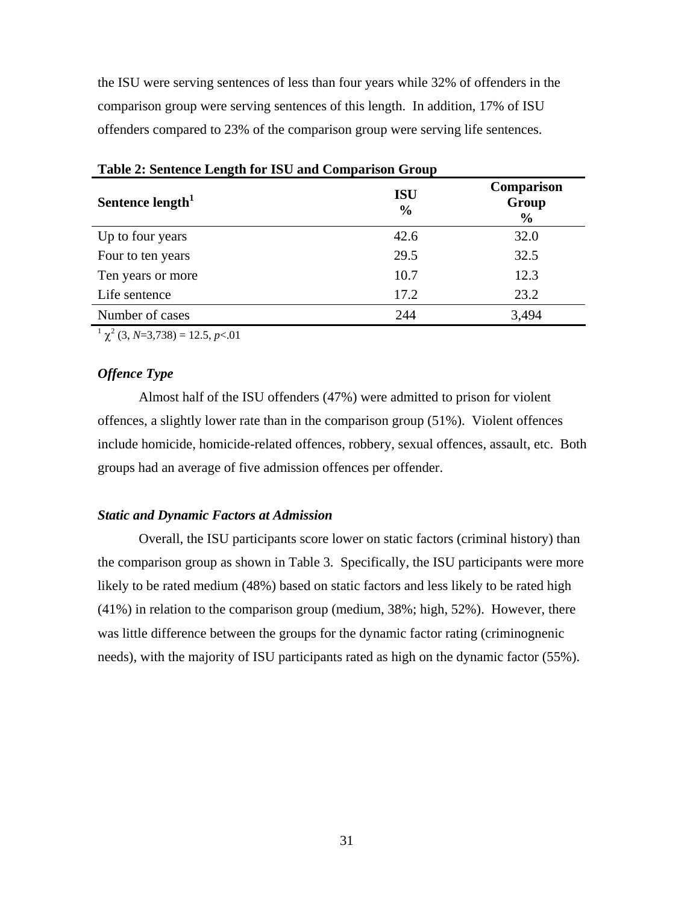the ISU were serving sentences of less than four years while 32% of offenders in the comparison group were serving sentences of this length. In addition, 17% of ISU offenders compared to 23% of the comparison group were serving life sentences.

**Table 2: Sentence Length for ISU and Comparison Group**

| Sentence length[1] | ISU % | Comparison Group % |
|---|---|---|
| Up to four years | 42.6 | 32.0 |
| Four to ten years | 29.5 | 32.5 |
| Ten years or more | 10.7 | 12.3 |
| Life sentence | 17.2 | 23.2 |
| Number of cases | 244 | 3,494 |

[1] $\chi^2$ (3, $N$=3,738) = 12.5, $p$<.01

### *Offence Type*

Almost half of the ISU offenders (47%) were admitted to prison for violent offences, a slightly lower rate than in the comparison group (51%). Violent offences include homicide, homicide-related offences, robbery, sexual offences, assault, etc. Both groups had an average of five admission offences per offender.

### *Static and Dynamic Factors at Admission*

Overall, the ISU participants score lower on static factors (criminal history) than the comparison group as shown in Table 3. Specifically, the ISU participants were more likely to be rated medium (48%) based on static factors and less likely to be rated high (41%) in relation to the comparison group (medium, 38%; high, 52%). However, there was little difference between the groups for the dynamic factor rating (criminognenic needs), with the majority of ISU participants rated as high on the dynamic factor (55%).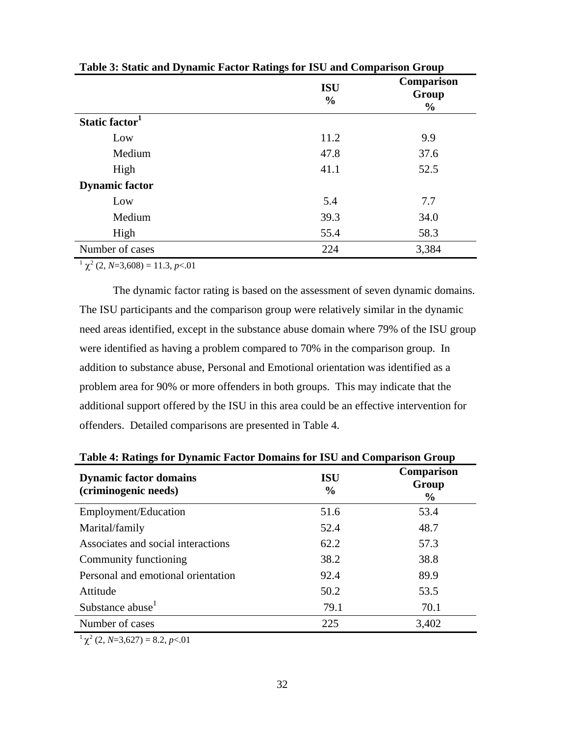**Table 3: Static and Dynamic Factor Ratings for ISU and Comparison Group**

| | ISU % | Comparison Group % |
|---|---|---|
| **Static factor**[1] | | |
| Low | 11.2 | 9.9 |
| Medium | 47.8 | 37.6 |
| High | 41.1 | 52.5 |
| **Dynamic factor** | | |
| Low | 5.4 | 7.7 |
| Medium | 39.3 | 34.0 |
| High | 55.4 | 58.3 |
| Number of cases | 224 | 3,384 |

[1] $\chi^2$ (2, $N$=3,608) = 11.3, $p$<.01

The dynamic factor rating is based on the assessment of seven dynamic domains. The ISU participants and the comparison group were relatively similar in the dynamic need areas identified, except in the substance abuse domain where 79% of the ISU group were identified as having a problem compared to 70% in the comparison group. In addition to substance abuse, Personal and Emotional orientation was identified as a problem area for 90% or more offenders in both groups. This may indicate that the additional support offered by the ISU in this area could be an effective intervention for offenders. Detailed comparisons are presented in Table 4.

**Table 4: Ratings for Dynamic Factor Domains for ISU and Comparison Group**

| Dynamic factor domains (criminogenic needs) | ISU % | Comparison Group % |
|---|---|---|
| Employment/Education | 51.6 | 53.4 |
| Marital/family | 52.4 | 48.7 |
| Associates and social interactions | 62.2 | 57.3 |
| Community functioning | 38.2 | 38.8 |
| Personal and emotional orientation | 92.4 | 89.9 |
| Attitude | 50.2 | 53.5 |
| Substance abuse[1] | 79.1 | 70.1 |
| Number of cases | 225 | 3,402 |

[1] $\chi^2$ (2, $N$=3,627) = 8.2, $p$<.01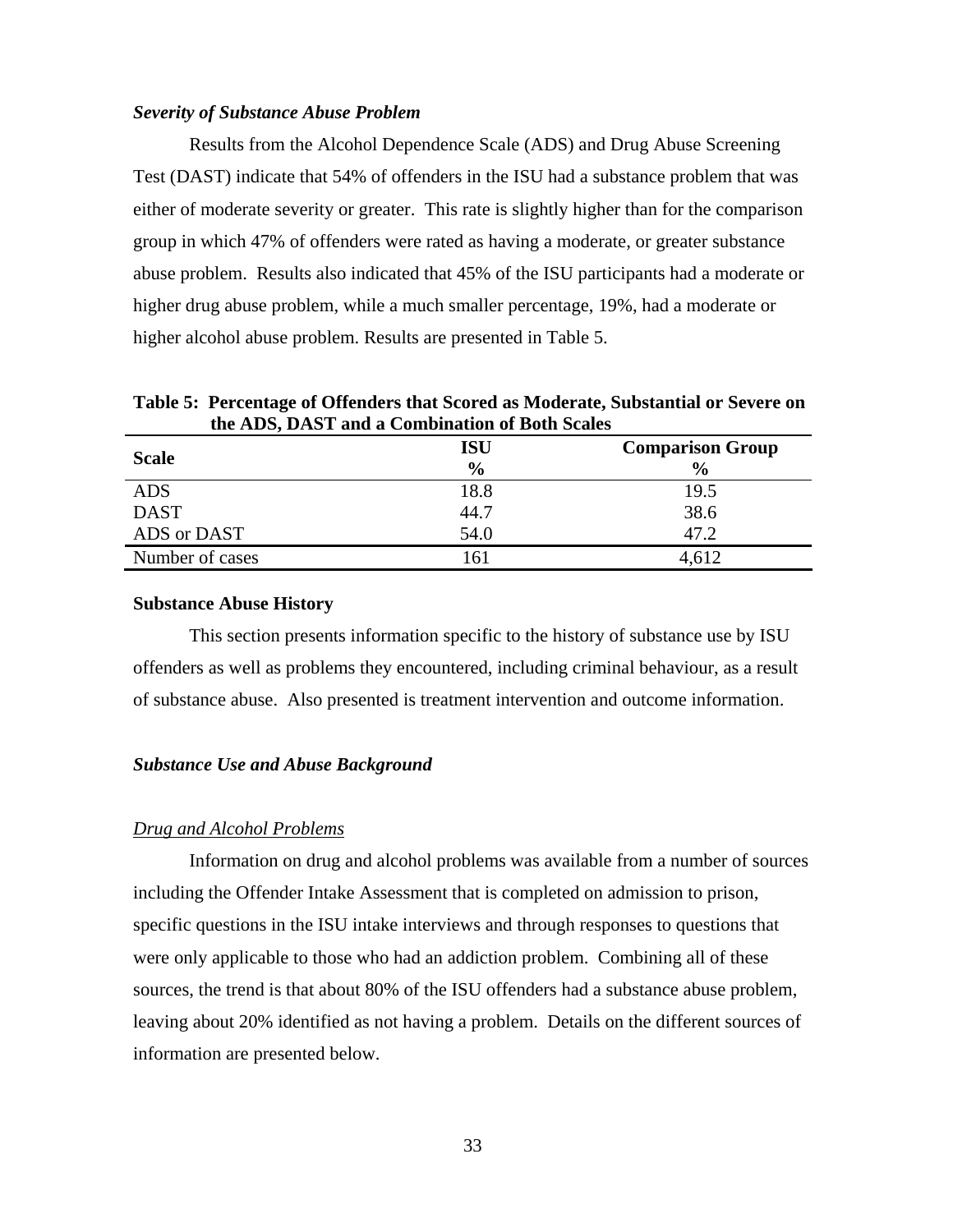### *Severity of Substance Abuse Problem*

Results from the Alcohol Dependence Scale (ADS) and Drug Abuse Screening Test (DAST) indicate that 54% of offenders in the ISU had a substance problem that was either of moderate severity or greater. This rate is slightly higher than for the comparison group in which 47% of offenders were rated as having a moderate, or greater substance abuse problem. Results also indicated that 45% of the ISU participants had a moderate or higher drug abuse problem, while a much smaller percentage, 19%, had a moderate or higher alcohol abuse problem. Results are presented in Table 5.

**Table 5: Percentage of Offenders that Scored as Moderate, Substantial or Severe on the ADS, DAST and a Combination of Both Scales**

| Scale | ISU % | Comparison Group % |
|---|---|---|
| ADS | 18.8 | 19.5 |
| DAST | 44.7 | 38.6 |
| ADS or DAST | 54.0 | 47.2 |
| Number of cases | 161 | 4,612 |

## Substance Abuse History

This section presents information specific to the history of substance use by ISU offenders as well as problems they encountered, including criminal behaviour, as a result of substance abuse. Also presented is treatment intervention and outcome information.

### *Substance Use and Abuse Background*

#### Drug and Alcohol Problems

Information on drug and alcohol problems was available from a number of sources including the Offender Intake Assessment that is completed on admission to prison, specific questions in the ISU intake interviews and through responses to questions that were only applicable to those who had an addiction problem. Combining all of these sources, the trend is that about 80% of the ISU offenders had a substance abuse problem, leaving about 20% identified as not having a problem. Details on the different sources of information are presented below.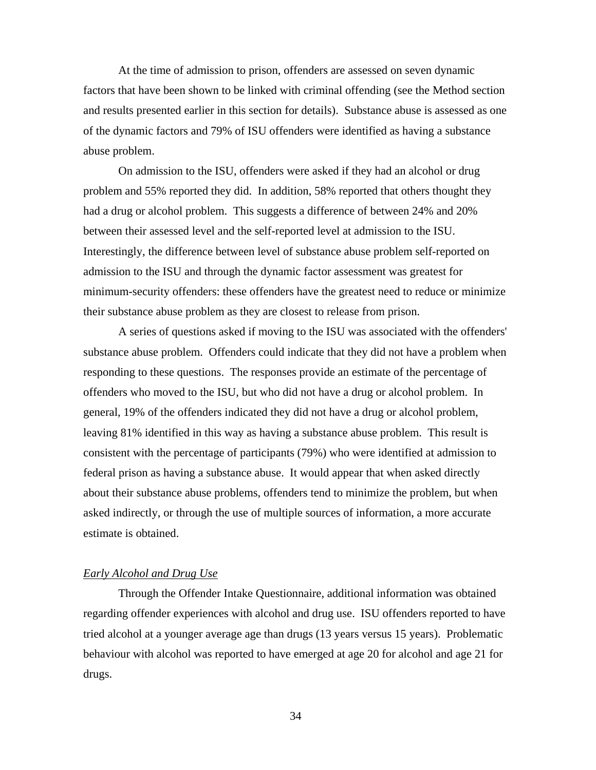At the time of admission to prison, offenders are assessed on seven dynamic factors that have been shown to be linked with criminal offending (see the Method section and results presented earlier in this section for details). Substance abuse is assessed as one of the dynamic factors and 79% of ISU offenders were identified as having a substance abuse problem.

On admission to the ISU, offenders were asked if they had an alcohol or drug problem and 55% reported they did. In addition, 58% reported that others thought they had a drug or alcohol problem. This suggests a difference of between 24% and 20% between their assessed level and the self-reported level at admission to the ISU. Interestingly, the difference between level of substance abuse problem self-reported on admission to the ISU and through the dynamic factor assessment was greatest for minimum-security offenders: these offenders have the greatest need to reduce or minimize their substance abuse problem as they are closest to release from prison.

A series of questions asked if moving to the ISU was associated with the offenders' substance abuse problem. Offenders could indicate that they did not have a problem when responding to these questions. The responses provide an estimate of the percentage of offenders who moved to the ISU, but who did not have a drug or alcohol problem. In general, 19% of the offenders indicated they did not have a drug or alcohol problem, leaving 81% identified in this way as having a substance abuse problem. This result is consistent with the percentage of participants (79%) who were identified at admission to federal prison as having a substance abuse. It would appear that when asked directly about their substance abuse problems, offenders tend to minimize the problem, but when asked indirectly, or through the use of multiple sources of information, a more accurate estimate is obtained.

*Early Alcohol and Drug Use*

Through the Offender Intake Questionnaire, additional information was obtained regarding offender experiences with alcohol and drug use. ISU offenders reported to have tried alcohol at a younger average age than drugs (13 years versus 15 years). Problematic behaviour with alcohol was reported to have emerged at age 20 for alcohol and age 21 for drugs.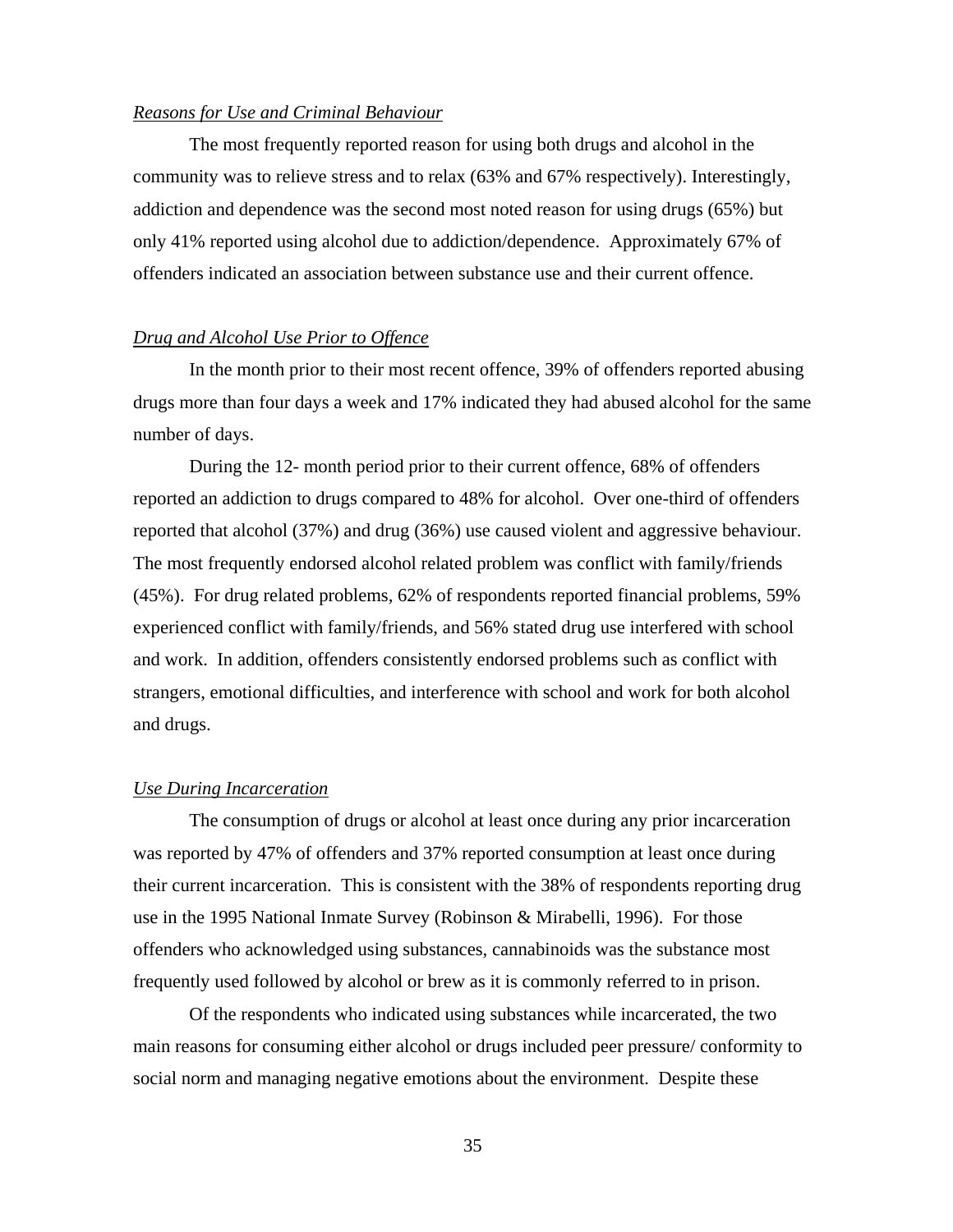*Reasons for Use and Criminal Behaviour*

The most frequently reported reason for using both drugs and alcohol in the community was to relieve stress and to relax (63% and 67% respectively). Interestingly, addiction and dependence was the second most noted reason for using drugs (65%) but only 41% reported using alcohol due to addiction/dependence. Approximately 67% of offenders indicated an association between substance use and their current offence.

*Drug and Alcohol Use Prior to Offence*

In the month prior to their most recent offence, 39% of offenders reported abusing drugs more than four days a week and 17% indicated they had abused alcohol for the same number of days.

During the 12- month period prior to their current offence, 68% of offenders reported an addiction to drugs compared to 48% for alcohol. Over one-third of offenders reported that alcohol (37%) and drug (36%) use caused violent and aggressive behaviour. The most frequently endorsed alcohol related problem was conflict with family/friends (45%). For drug related problems, 62% of respondents reported financial problems, 59% experienced conflict with family/friends, and 56% stated drug use interfered with school and work. In addition, offenders consistently endorsed problems such as conflict with strangers, emotional difficulties, and interference with school and work for both alcohol and drugs.

*Use During Incarceration*

The consumption of drugs or alcohol at least once during any prior incarceration was reported by 47% of offenders and 37% reported consumption at least once during their current incarceration. This is consistent with the 38% of respondents reporting drug use in the 1995 National Inmate Survey (Robinson & Mirabelli, 1996). For those offenders who acknowledged using substances, cannabinoids was the substance most frequently used followed by alcohol or brew as it is commonly referred to in prison.

Of the respondents who indicated using substances while incarcerated, the two main reasons for consuming either alcohol or drugs included peer pressure/ conformity to social norm and managing negative emotions about the environment. Despite these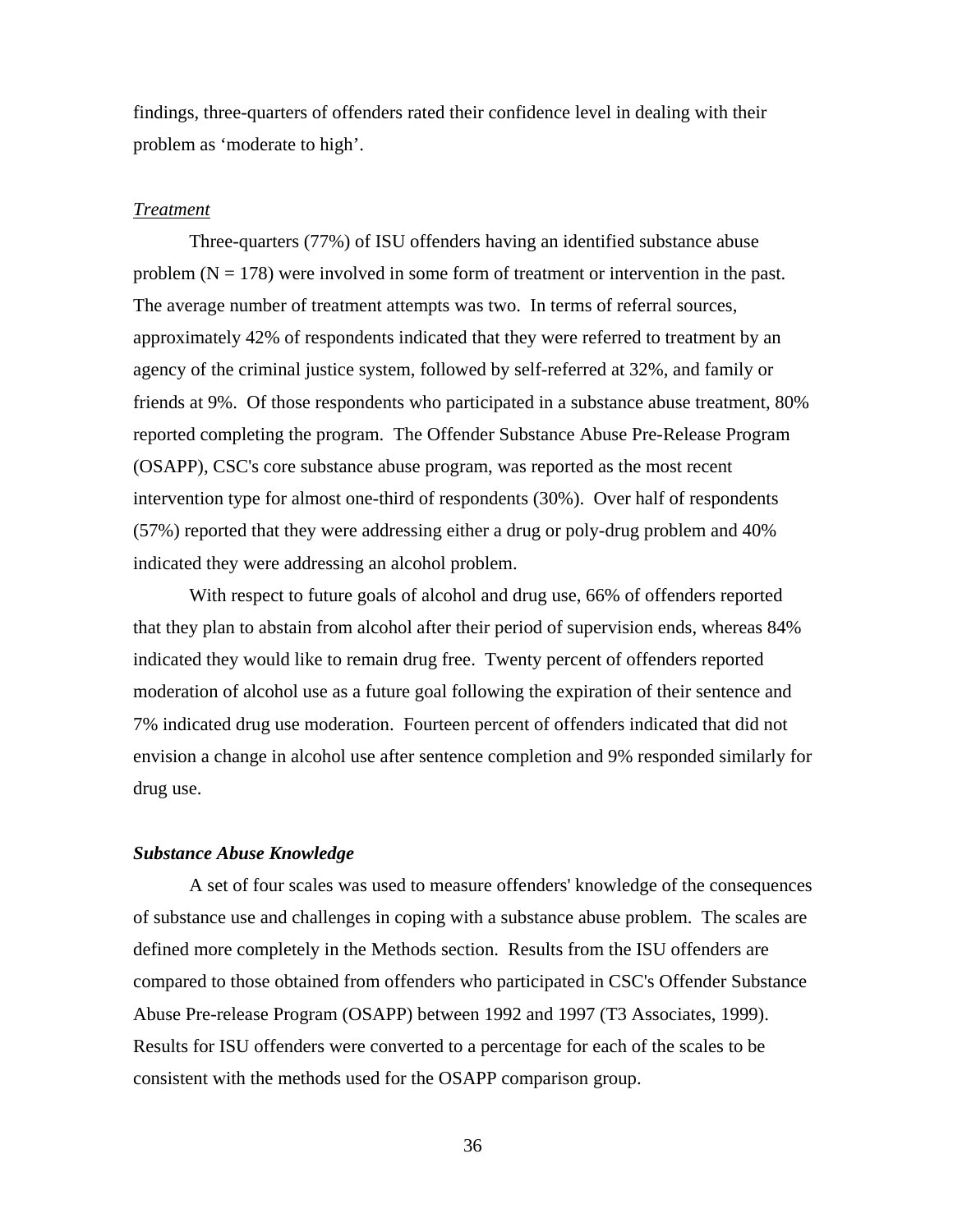findings, three-quarters of offenders rated their confidence level in dealing with their problem as 'moderate to high'.

*Treatment*

Three-quarters (77%) of ISU offenders having an identified substance abuse problem (N = 178) were involved in some form of treatment or intervention in the past. The average number of treatment attempts was two. In terms of referral sources, approximately 42% of respondents indicated that they were referred to treatment by an agency of the criminal justice system, followed by self-referred at 32%, and family or friends at 9%. Of those respondents who participated in a substance abuse treatment, 80% reported completing the program. The Offender Substance Abuse Pre-Release Program (OSAPP), CSC's core substance abuse program, was reported as the most recent intervention type for almost one-third of respondents (30%). Over half of respondents (57%) reported that they were addressing either a drug or poly-drug problem and 40% indicated they were addressing an alcohol problem.

With respect to future goals of alcohol and drug use, 66% of offenders reported that they plan to abstain from alcohol after their period of supervision ends, whereas 84% indicated they would like to remain drug free. Twenty percent of offenders reported moderation of alcohol use as a future goal following the expiration of their sentence and 7% indicated drug use moderation. Fourteen percent of offenders indicated that did not envision a change in alcohol use after sentence completion and 9% responded similarly for drug use.

***Substance Abuse Knowledge***

A set of four scales was used to measure offenders' knowledge of the consequences of substance use and challenges in coping with a substance abuse problem. The scales are defined more completely in the Methods section. Results from the ISU offenders are compared to those obtained from offenders who participated in CSC's Offender Substance Abuse Pre-release Program (OSAPP) between 1992 and 1997 (T3 Associates, 1999). Results for ISU offenders were converted to a percentage for each of the scales to be consistent with the methods used for the OSAPP comparison group.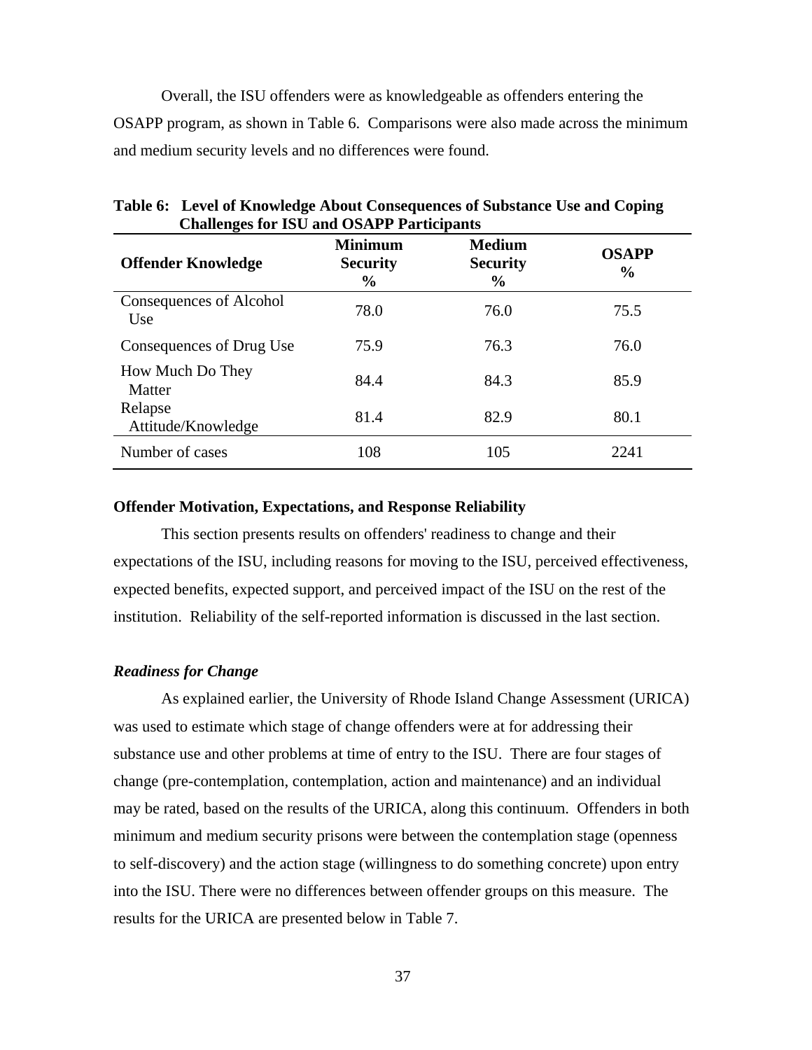Overall, the ISU offenders were as knowledgeable as offenders entering the OSAPP program, as shown in Table 6. Comparisons were also made across the minimum and medium security levels and no differences were found.

**Table 6: Level of Knowledge About Consequences of Substance Use and Coping Challenges for ISU and OSAPP Participants**

| Offender Knowledge | Minimum Security % | Medium Security % | OSAPP % |
|---|---|---|---|
| Consequences of Alcohol Use | 78.0 | 76.0 | 75.5 |
| Consequences of Drug Use | 75.9 | 76.3 | 76.0 |
| How Much Do They Matter | 84.4 | 84.3 | 85.9 |
| Relapse Attitude/Knowledge | 81.4 | 82.9 | 80.1 |
| Number of cases | 108 | 105 | 2241 |

**Offender Motivation, Expectations, and Response Reliability**

This section presents results on offenders' readiness to change and their expectations of the ISU, including reasons for moving to the ISU, perceived effectiveness, expected benefits, expected support, and perceived impact of the ISU on the rest of the institution. Reliability of the self-reported information is discussed in the last section.

***Readiness for Change***

As explained earlier, the University of Rhode Island Change Assessment (URICA) was used to estimate which stage of change offenders were at for addressing their substance use and other problems at time of entry to the ISU. There are four stages of change (pre-contemplation, contemplation, action and maintenance) and an individual may be rated, based on the results of the URICA, along this continuum. Offenders in both minimum and medium security prisons were between the contemplation stage (openness to self-discovery) and the action stage (willingness to do something concrete) upon entry into the ISU. There were no differences between offender groups on this measure. The results for the URICA are presented below in Table 7.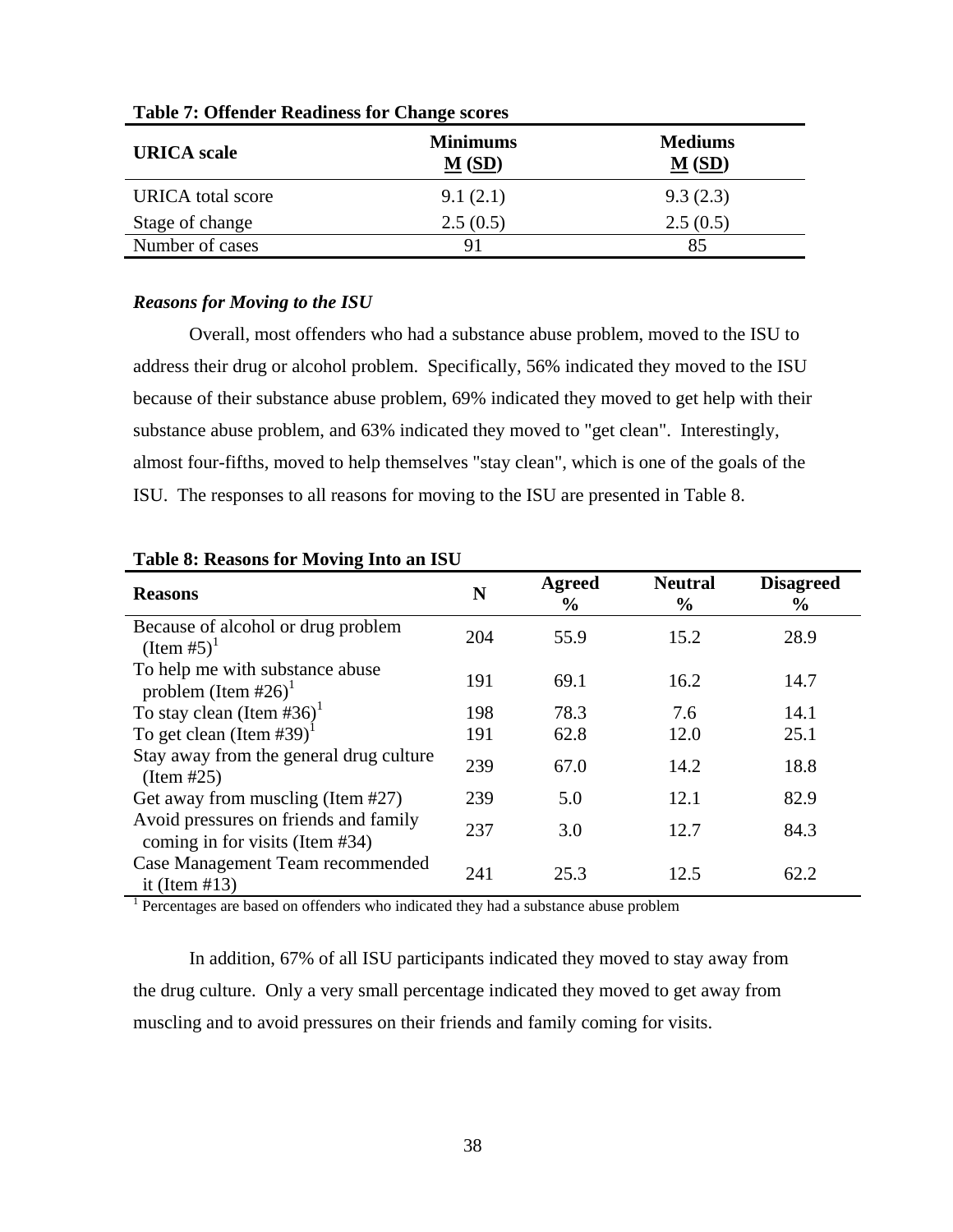**Table 7: Offender Readiness for Change scores**

| URICA scale | Minimums M (SD) | Mediums M (SD) |
|---|---|---|
| URICA total score | 9.1 (2.1) | 9.3 (2.3) |
| Stage of change | 2.5 (0.5) | 2.5 (0.5) |
| Number of cases | 91 | 85 |

### *Reasons for Moving to the ISU*

Overall, most offenders who had a substance abuse problem, moved to the ISU to address their drug or alcohol problem. Specifically, 56% indicated they moved to the ISU because of their substance abuse problem, 69% indicated they moved to get help with their substance abuse problem, and 63% indicated they moved to "get clean". Interestingly, almost four-fifths, moved to help themselves "stay clean", which is one of the goals of the ISU. The responses to all reasons for moving to the ISU are presented in Table 8.

**Table 8: Reasons for Moving Into an ISU**

| Reasons | N | Agreed % | Neutral % | Disagreed % |
|---|---|---|---|---|
| Because of alcohol or drug problem (Item #5)[1] | 204 | 55.9 | 15.2 | 28.9 |
| To help me with substance abuse problem (Item #26)[1] | 191 | 69.1 | 16.2 | 14.7 |
| To stay clean (Item #36)[1] | 198 | 78.3 | 7.6 | 14.1 |
| To get clean (Item #39)[1] | 191 | 62.8 | 12.0 | 25.1 |
| Stay away from the general drug culture (Item #25) | 239 | 67.0 | 14.2 | 18.8 |
| Get away from muscling (Item #27) | 239 | 5.0 | 12.1 | 82.9 |
| Avoid pressures on friends and family coming in for visits (Item #34) | 237 | 3.0 | 12.7 | 84.3 |
| Case Management Team recommended it (Item #13) | 241 | 25.3 | 12.5 | 62.2 |

[1] Percentages are based on offenders who indicated they had a substance abuse problem

In addition, 67% of all ISU participants indicated they moved to stay away from the drug culture. Only a very small percentage indicated they moved to get away from muscling and to avoid pressures on their friends and family coming for visits.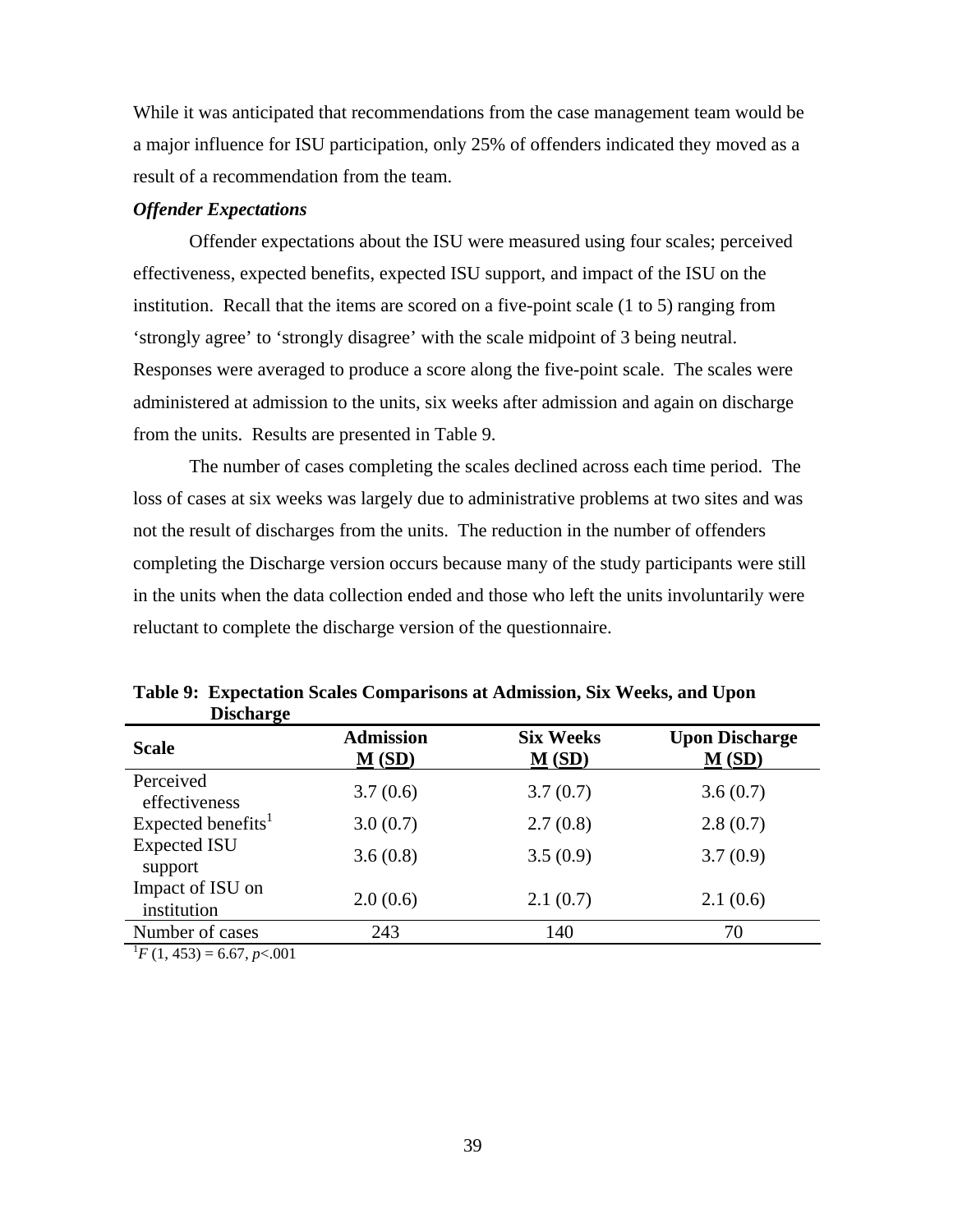While it was anticipated that recommendations from the case management team would be a major influence for ISU participation, only 25% of offenders indicated they moved as a result of a recommendation from the team.

***Offender Expectations***

Offender expectations about the ISU were measured using four scales; perceived effectiveness, expected benefits, expected ISU support, and impact of the ISU on the institution. Recall that the items are scored on a five-point scale (1 to 5) ranging from 'strongly agree' to 'strongly disagree' with the scale midpoint of 3 being neutral. Responses were averaged to produce a score along the five-point scale. The scales were administered at admission to the units, six weeks after admission and again on discharge from the units. Results are presented in Table 9.

The number of cases completing the scales declined across each time period. The loss of cases at six weeks was largely due to administrative problems at two sites and was not the result of discharges from the units. The reduction in the number of offenders completing the Discharge version occurs because many of the study participants were still in the units when the data collection ended and those who left the units involuntarily were reluctant to complete the discharge version of the questionnaire.

**Table 9: Expectation Scales Comparisons at Admission, Six Weeks, and Upon Discharge**

| Scale | Admission M (SD) | Six Weeks M (SD) | Upon Discharge M (SD) |
|---|---|---|---|
| Perceived effectiveness | 3.7 (0.6) | 3.7 (0.7) | 3.6 (0.7) |
| Expected benefits[1] | 3.0 (0.7) | 2.7 (0.8) | 2.8 (0.7) |
| Expected ISU support | 3.6 (0.8) | 3.5 (0.9) | 3.7 (0.9) |
| Impact of ISU on institution | 2.0 (0.6) | 2.1 (0.7) | 2.1 (0.6) |
| Number of cases | 243 | 140 | 70 |

[1]$F(1, 453) = 6.67$, $p<.001$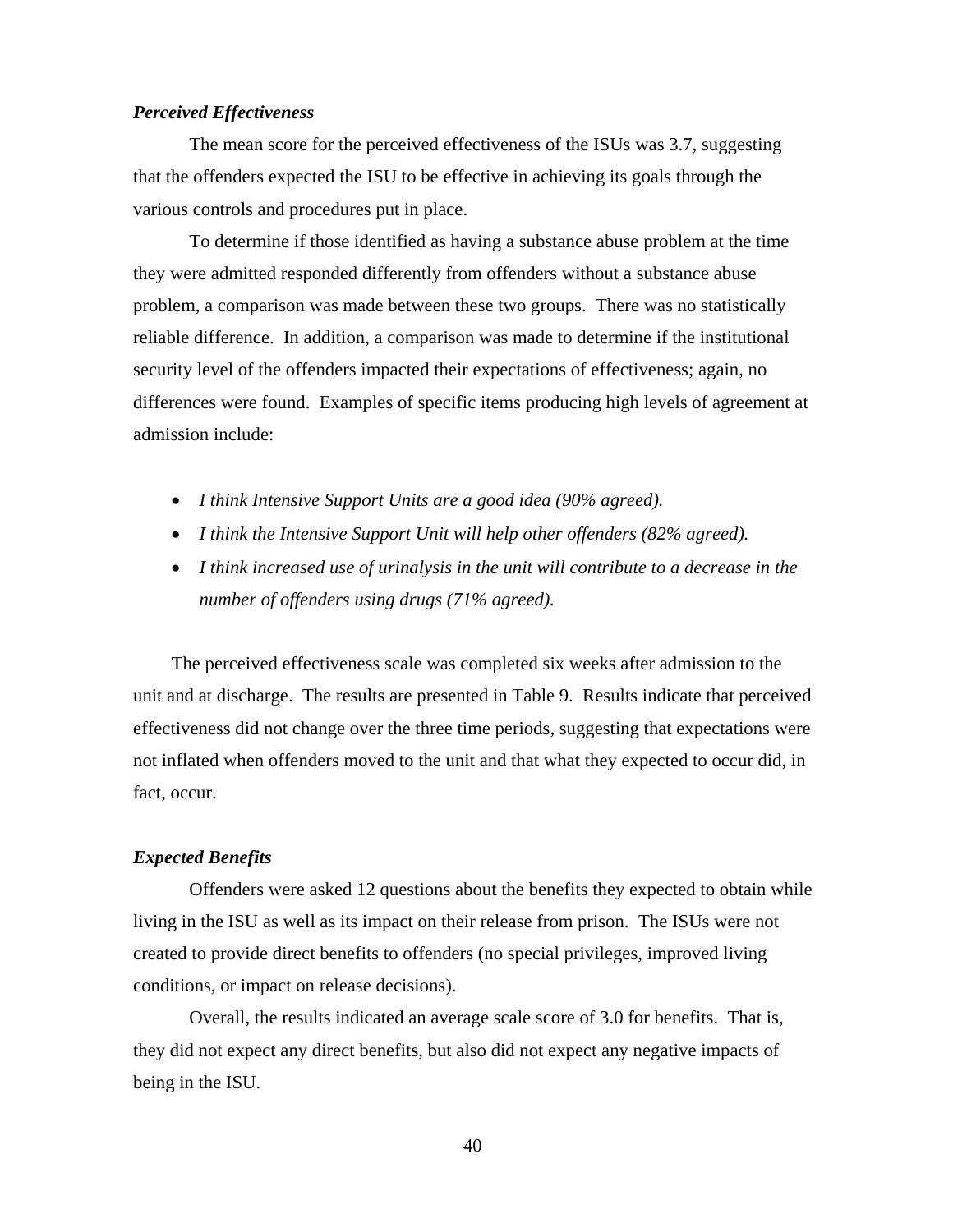***Perceived Effectiveness***

The mean score for the perceived effectiveness of the ISUs was 3.7, suggesting that the offenders expected the ISU to be effective in achieving its goals through the various controls and procedures put in place.

To determine if those identified as having a substance abuse problem at the time they were admitted responded differently from offenders without a substance abuse problem, a comparison was made between these two groups. There was no statistically reliable difference. In addition, a comparison was made to determine if the institutional security level of the offenders impacted their expectations of effectiveness; again, no differences were found. Examples of specific items producing high levels of agreement at admission include:

- *I think Intensive Support Units are a good idea (90% agreed).*
- *I think the Intensive Support Unit will help other offenders (82% agreed).*
- *I think increased use of urinalysis in the unit will contribute to a decrease in the number of offenders using drugs (71% agreed).*

The perceived effectiveness scale was completed six weeks after admission to the unit and at discharge. The results are presented in Table 9. Results indicate that perceived effectiveness did not change over the three time periods, suggesting that expectations were not inflated when offenders moved to the unit and that what they expected to occur did, in fact, occur.

***Expected Benefits***

Offenders were asked 12 questions about the benefits they expected to obtain while living in the ISU as well as its impact on their release from prison. The ISUs were not created to provide direct benefits to offenders (no special privileges, improved living conditions, or impact on release decisions).

Overall, the results indicated an average scale score of 3.0 for benefits. That is, they did not expect any direct benefits, but also did not expect any negative impacts of being in the ISU.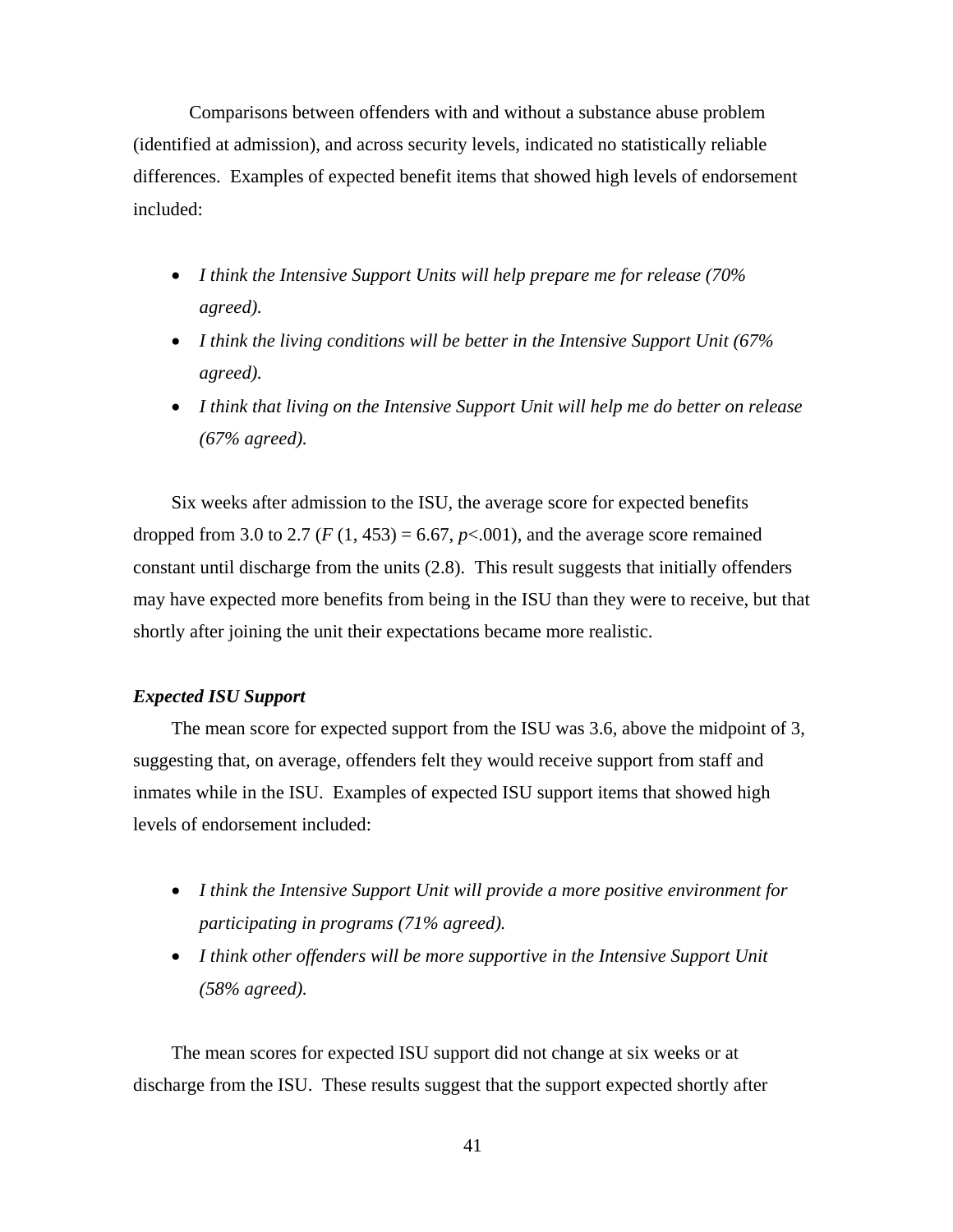Comparisons between offenders with and without a substance abuse problem (identified at admission), and across security levels, indicated no statistically reliable differences. Examples of expected benefit items that showed high levels of endorsement included:

- *I think the Intensive Support Units will help prepare me for release (70% agreed).*
- *I think the living conditions will be better in the Intensive Support Unit (67% agreed).*
- *I think that living on the Intensive Support Unit will help me do better on release (67% agreed).*

Six weeks after admission to the ISU, the average score for expected benefits dropped from 3.0 to 2.7 ($F$ (1, 453) = 6.67, $p$<.001), and the average score remained constant until discharge from the units (2.8). This result suggests that initially offenders may have expected more benefits from being in the ISU than they were to receive, but that shortly after joining the unit their expectations became more realistic.

***Expected ISU Support***

The mean score for expected support from the ISU was 3.6, above the midpoint of 3, suggesting that, on average, offenders felt they would receive support from staff and inmates while in the ISU. Examples of expected ISU support items that showed high levels of endorsement included:

- *I think the Intensive Support Unit will provide a more positive environment for participating in programs (71% agreed).*
- *I think other offenders will be more supportive in the Intensive Support Unit (58% agreed).*

The mean scores for expected ISU support did not change at six weeks or at discharge from the ISU. These results suggest that the support expected shortly after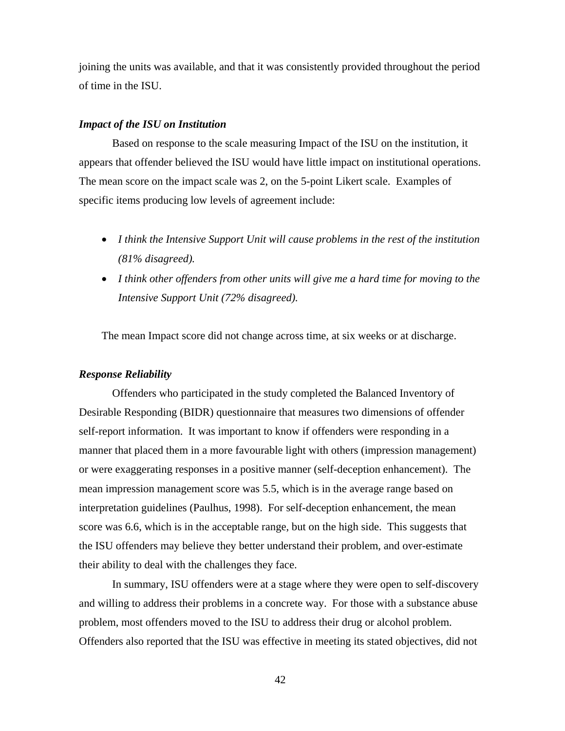joining the units was available, and that it was consistently provided throughout the period of time in the ISU.

### *Impact of the ISU on Institution*

Based on response to the scale measuring Impact of the ISU on the institution, it appears that offender believed the ISU would have little impact on institutional operations. The mean score on the impact scale was 2, on the 5-point Likert scale. Examples of specific items producing low levels of agreement include:

- *I think the Intensive Support Unit will cause problems in the rest of the institution (81% disagreed).*
- *I think other offenders from other units will give me a hard time for moving to the Intensive Support Unit (72% disagreed).*

The mean Impact score did not change across time, at six weeks or at discharge.

### *Response Reliability*

Offenders who participated in the study completed the Balanced Inventory of Desirable Responding (BIDR) questionnaire that measures two dimensions of offender self-report information. It was important to know if offenders were responding in a manner that placed them in a more favourable light with others (impression management) or were exaggerating responses in a positive manner (self-deception enhancement). The mean impression management score was 5.5, which is in the average range based on interpretation guidelines (Paulhus, 1998). For self-deception enhancement, the mean score was 6.6, which is in the acceptable range, but on the high side. This suggests that the ISU offenders may believe they better understand their problem, and over-estimate their ability to deal with the challenges they face.

In summary, ISU offenders were at a stage where they were open to self-discovery and willing to address their problems in a concrete way. For those with a substance abuse problem, most offenders moved to the ISU to address their drug or alcohol problem. Offenders also reported that the ISU was effective in meeting its stated objectives, did not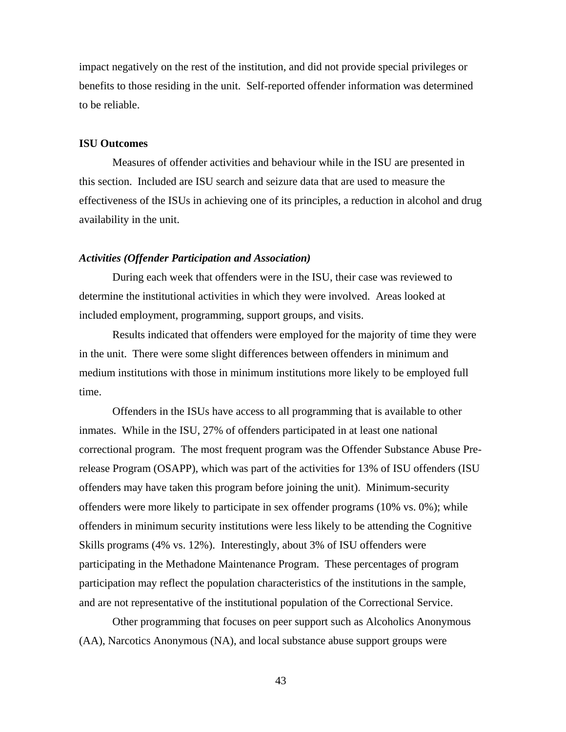impact negatively on the rest of the institution, and did not provide special privileges or benefits to those residing in the unit. Self-reported offender information was determined to be reliable.

## ISU Outcomes

Measures of offender activities and behaviour while in the ISU are presented in this section. Included are ISU search and seizure data that are used to measure the effectiveness of the ISUs in achieving one of its principles, a reduction in alcohol and drug availability in the unit.

### *Activities (Offender Participation and Association)*

During each week that offenders were in the ISU, their case was reviewed to determine the institutional activities in which they were involved. Areas looked at included employment, programming, support groups, and visits.

Results indicated that offenders were employed for the majority of time they were in the unit. There were some slight differences between offenders in minimum and medium institutions with those in minimum institutions more likely to be employed full time.

Offenders in the ISUs have access to all programming that is available to other inmates. While in the ISU, 27% of offenders participated in at least one national correctional program. The most frequent program was the Offender Substance Abuse Pre-release Program (OSAPP), which was part of the activities for 13% of ISU offenders (ISU offenders may have taken this program before joining the unit). Minimum-security offenders were more likely to participate in sex offender programs (10% vs. 0%); while offenders in minimum security institutions were less likely to be attending the Cognitive Skills programs (4% vs. 12%). Interestingly, about 3% of ISU offenders were participating in the Methadone Maintenance Program. These percentages of program participation may reflect the population characteristics of the institutions in the sample, and are not representative of the institutional population of the Correctional Service.

Other programming that focuses on peer support such as Alcoholics Anonymous (AA), Narcotics Anonymous (NA), and local substance abuse support groups were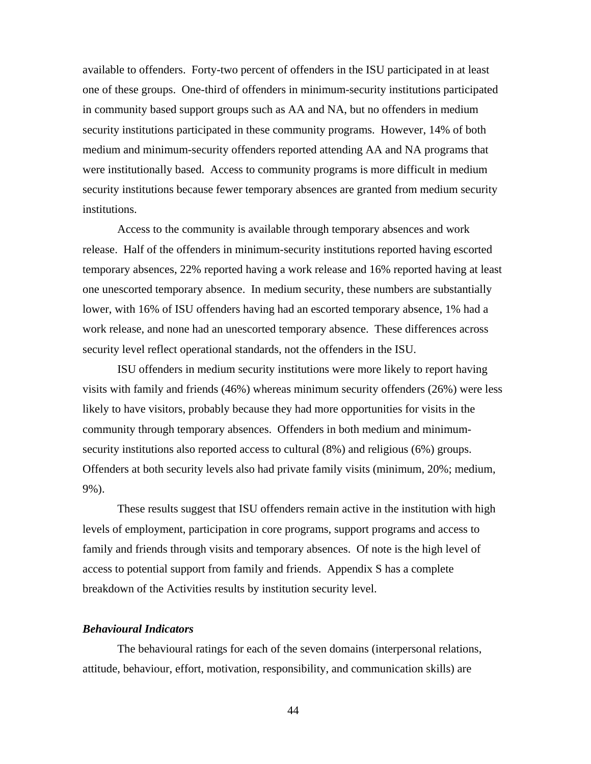available to offenders. Forty-two percent of offenders in the ISU participated in at least one of these groups. One-third of offenders in minimum-security institutions participated in community based support groups such as AA and NA, but no offenders in medium security institutions participated in these community programs. However, 14% of both medium and minimum-security offenders reported attending AA and NA programs that were institutionally based. Access to community programs is more difficult in medium security institutions because fewer temporary absences are granted from medium security institutions.

Access to the community is available through temporary absences and work release. Half of the offenders in minimum-security institutions reported having escorted temporary absences, 22% reported having a work release and 16% reported having at least one unescorted temporary absence. In medium security, these numbers are substantially lower, with 16% of ISU offenders having had an escorted temporary absence, 1% had a work release, and none had an unescorted temporary absence. These differences across security level reflect operational standards, not the offenders in the ISU.

ISU offenders in medium security institutions were more likely to report having visits with family and friends (46%) whereas minimum security offenders (26%) were less likely to have visitors, probably because they had more opportunities for visits in the community through temporary absences. Offenders in both medium and minimum-security institutions also reported access to cultural (8%) and religious (6%) groups. Offenders at both security levels also had private family visits (minimum, 20%; medium, 9%).

These results suggest that ISU offenders remain active in the institution with high levels of employment, participation in core programs, support programs and access to family and friends through visits and temporary absences. Of note is the high level of access to potential support from family and friends. Appendix S has a complete breakdown of the Activities results by institution security level.

### *Behavioural Indicators*

The behavioural ratings for each of the seven domains (interpersonal relations, attitude, behaviour, effort, motivation, responsibility, and communication skills) are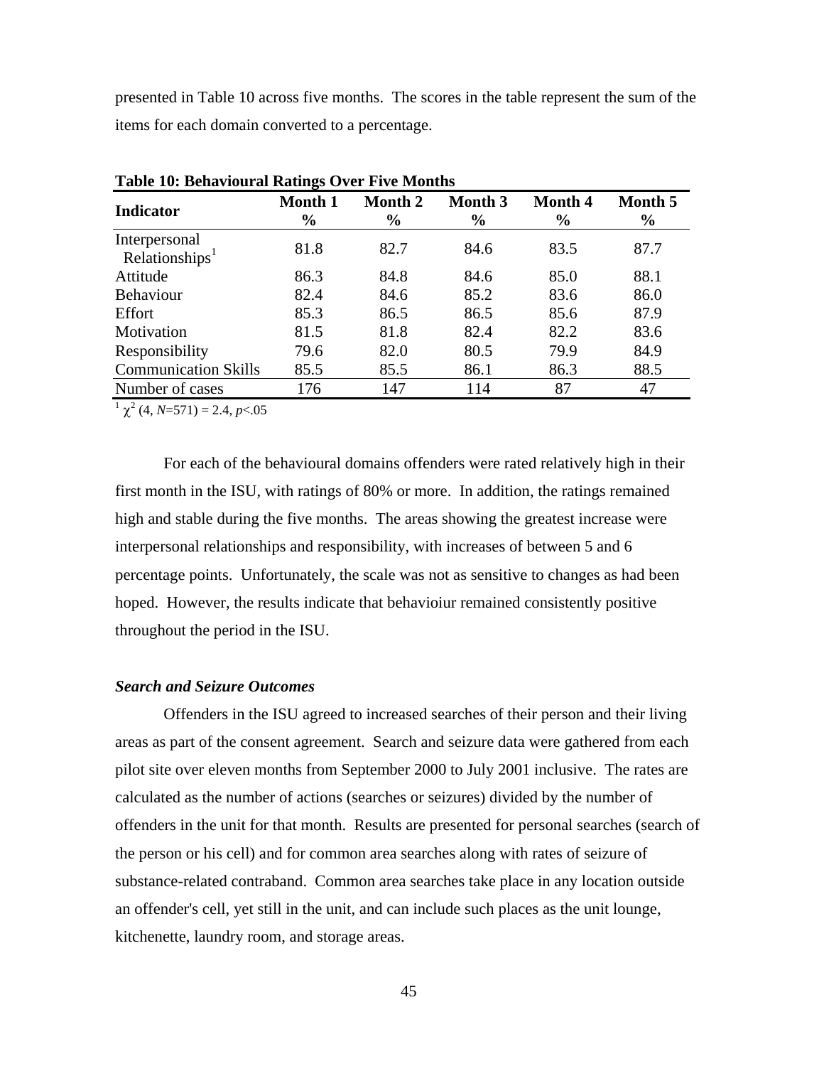presented in Table 10 across five months. The scores in the table represent the sum of the items for each domain converted to a percentage.

**Table 10: Behavioural Ratings Over Five Months**

| Indicator | Month 1 % | Month 2 % | Month 3 % | Month 4 % | Month 5 % |
|---|---|---|---|---|---|
| Interpersonal Relationships[1] | 81.8 | 82.7 | 84.6 | 83.5 | 87.7 |
| Attitude | 86.3 | 84.8 | 84.6 | 85.0 | 88.1 |
| Behaviour | 82.4 | 84.6 | 85.2 | 83.6 | 86.0 |
| Effort | 85.3 | 86.5 | 86.5 | 85.6 | 87.9 |
| Motivation | 81.5 | 81.8 | 82.4 | 82.2 | 83.6 |
| Responsibility | 79.6 | 82.0 | 80.5 | 79.9 | 84.9 |
| Communication Skills | 85.5 | 85.5 | 86.1 | 86.3 | 88.5 |
| Number of cases | 176 | 147 | 114 | 87 | 47 |

[1] $\chi^2$ (4, $N$=571) = 2.4, $p$<.05

For each of the behavioural domains offenders were rated relatively high in their first month in the ISU, with ratings of 80% or more. In addition, the ratings remained high and stable during the five months. The areas showing the greatest increase were interpersonal relationships and responsibility, with increases of between 5 and 6 percentage points. Unfortunately, the scale was not as sensitive to changes as had been hoped. However, the results indicate that behavioiur remained consistently positive throughout the period in the ISU.

### *Search and Seizure Outcomes*

Offenders in the ISU agreed to increased searches of their person and their living areas as part of the consent agreement. Search and seizure data were gathered from each pilot site over eleven months from September 2000 to July 2001 inclusive. The rates are calculated as the number of actions (searches or seizures) divided by the number of offenders in the unit for that month. Results are presented for personal searches (search of the person or his cell) and for common area searches along with rates of seizure of substance-related contraband. Common area searches take place in any location outside an offender's cell, yet still in the unit, and can include such places as the unit lounge, kitchenette, laundry room, and storage areas.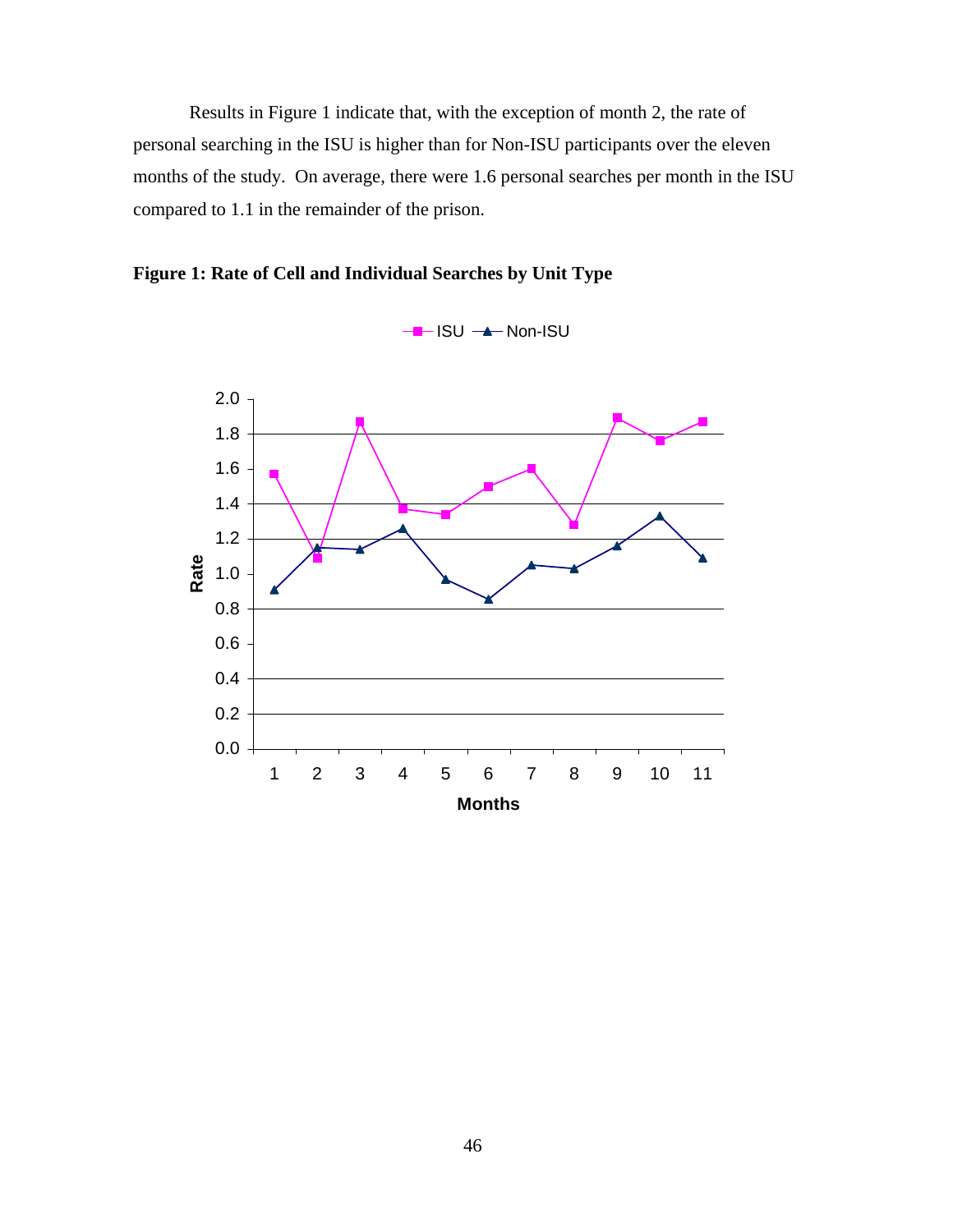Results in Figure 1 indicate that, with the exception of month 2, the rate of personal searching in the ISU is higher than for Non-ISU participants over the eleven months of the study. On average, there were 1.6 personal searches per month in the ISU compared to 1.1 in the remainder of the prison.

**Figure 1: Rate of Cell and Individual Searches by Unit Type**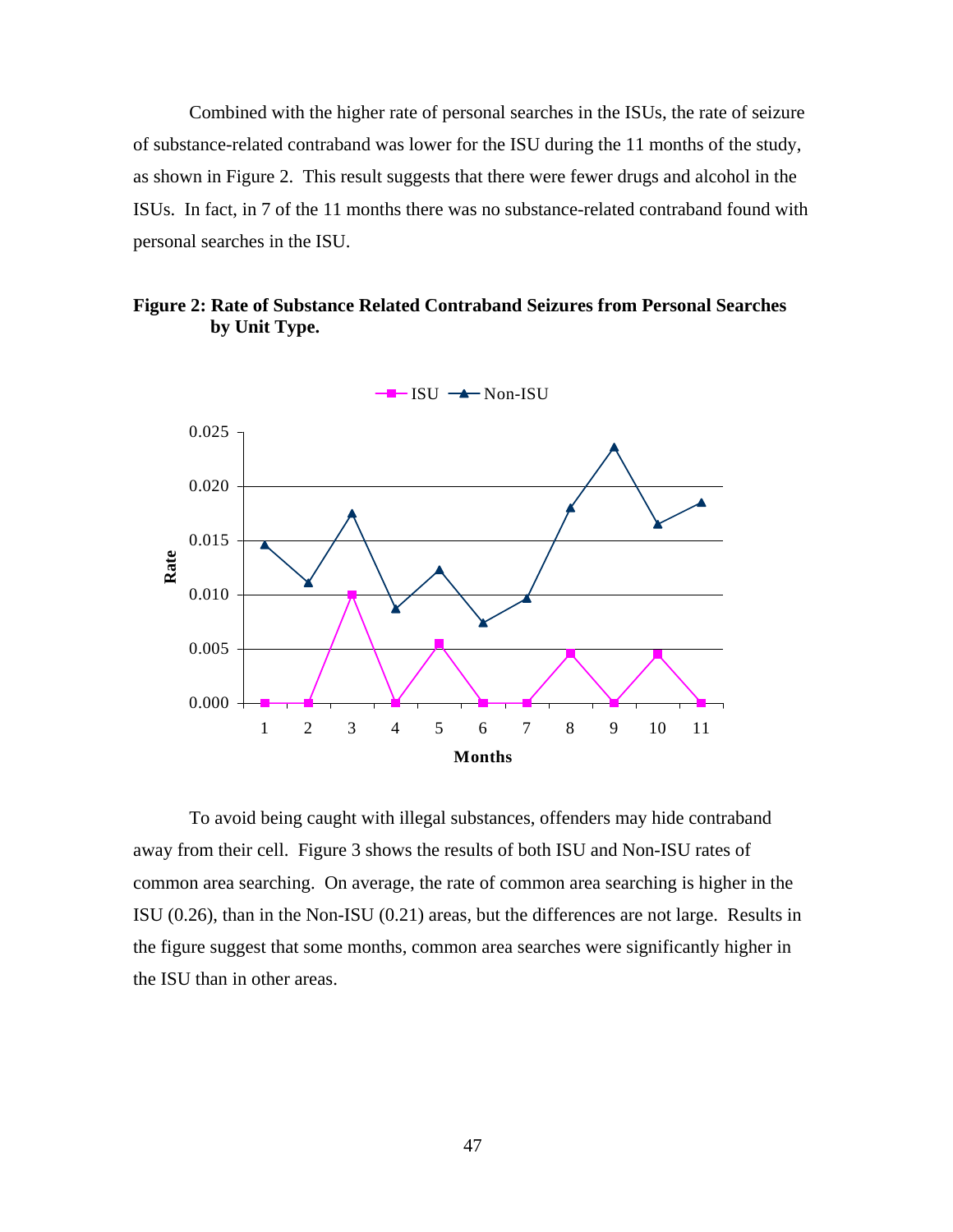Combined with the higher rate of personal searches in the ISUs, the rate of seizure of substance-related contraband was lower for the ISU during the 11 months of the study, as shown in Figure 2. This result suggests that there were fewer drugs and alcohol in the ISUs. In fact, in 7 of the 11 months there was no substance-related contraband found with personal searches in the ISU.

**Figure 2: Rate of Substance Related Contraband Seizures from Personal Searches by Unit Type.**

To avoid being caught with illegal substances, offenders may hide contraband away from their cell. Figure 3 shows the results of both ISU and Non-ISU rates of common area searching. On average, the rate of common area searching is higher in the ISU (0.26), than in the Non-ISU (0.21) areas, but the differences are not large. Results in the figure suggest that some months, common area searches were significantly higher in the ISU than in other areas.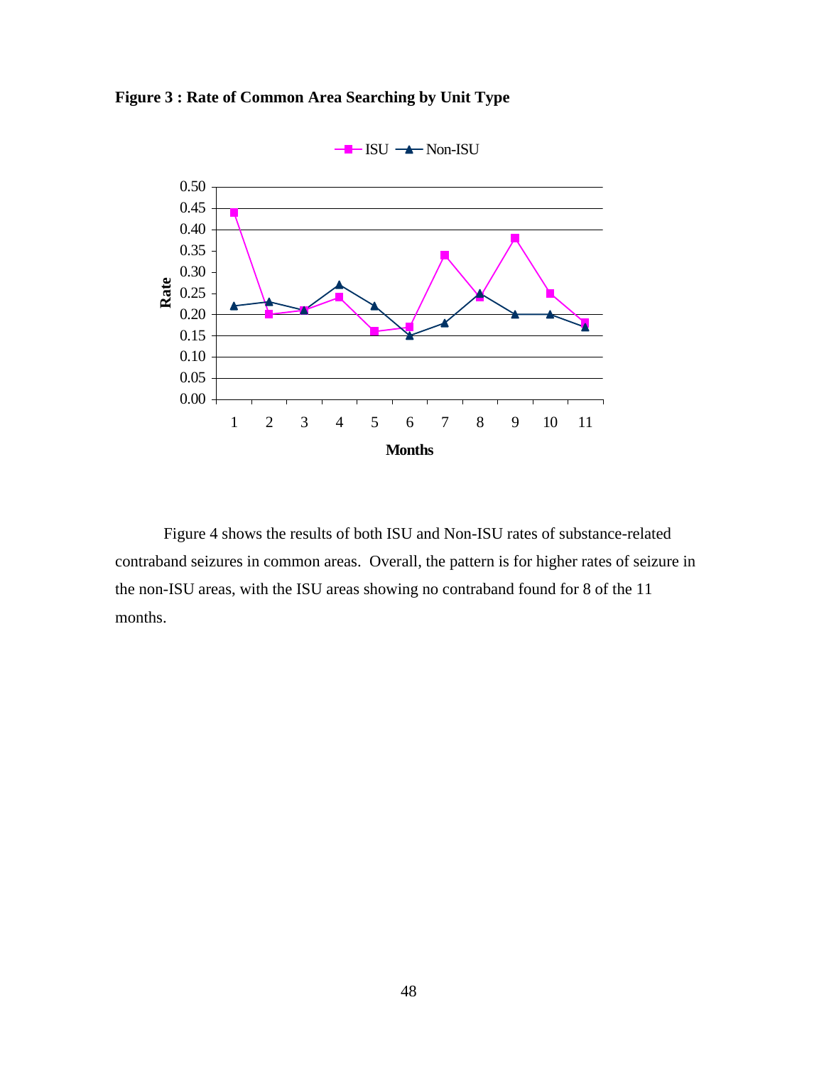**Figure 3 : Rate of Common Area Searching by Unit Type**

Figure 4 shows the results of both ISU and Non-ISU rates of substance-related contraband seizures in common areas. Overall, the pattern is for higher rates of seizure in the non-ISU areas, with the ISU areas showing no contraband found for 8 of the 11 months.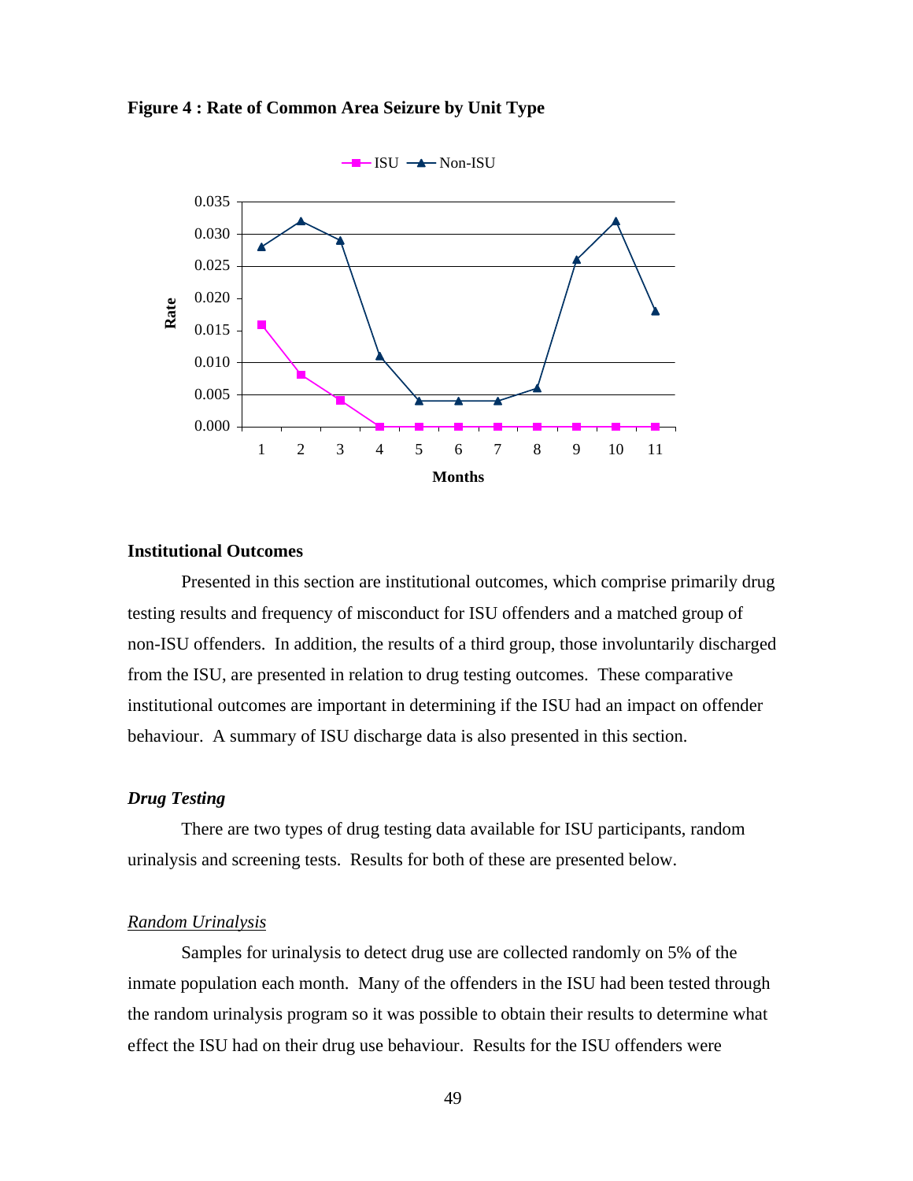**Figure 4 : Rate of Common Area Seizure by Unit Type**

### Institutional Outcomes

Presented in this section are institutional outcomes, which comprise primarily drug testing results and frequency of misconduct for ISU offenders and a matched group of non-ISU offenders. In addition, the results of a third group, those involuntarily discharged from the ISU, are presented in relation to drug testing outcomes. These comparative institutional outcomes are important in determining if the ISU had an impact on offender behaviour. A summary of ISU discharge data is also presented in this section.

#### *Drug Testing*

There are two types of drug testing data available for ISU participants, random urinalysis and screening tests. Results for both of these are presented below.

##### *Random Urinalysis*

Samples for urinalysis to detect drug use are collected randomly on 5% of the inmate population each month. Many of the offenders in the ISU had been tested through the random urinalysis program so it was possible to obtain their results to determine what effect the ISU had on their drug use behaviour. Results for the ISU offenders were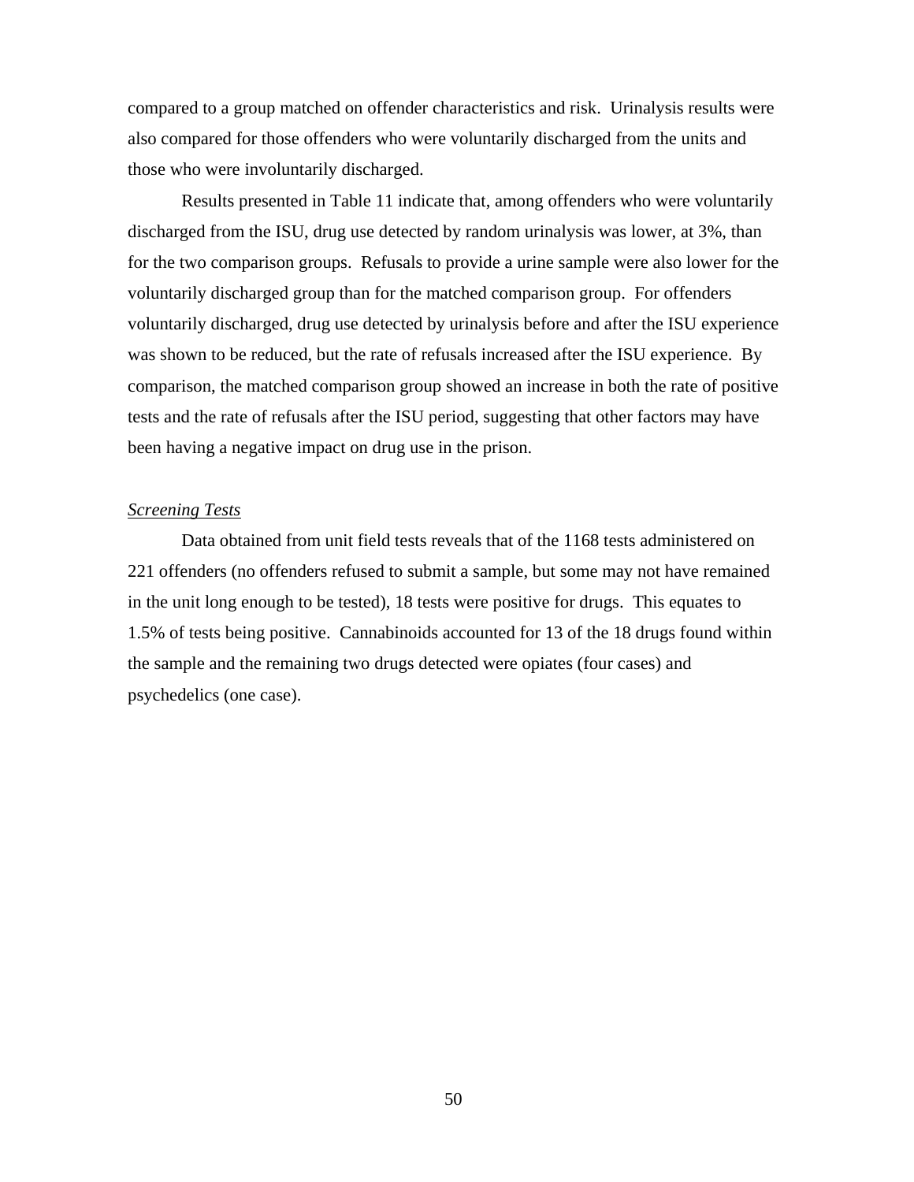compared to a group matched on offender characteristics and risk. Urinalysis results were also compared for those offenders who were voluntarily discharged from the units and those who were involuntarily discharged.

Results presented in Table 11 indicate that, among offenders who were voluntarily discharged from the ISU, drug use detected by random urinalysis was lower, at 3%, than for the two comparison groups. Refusals to provide a urine sample were also lower for the voluntarily discharged group than for the matched comparison group. For offenders voluntarily discharged, drug use detected by urinalysis before and after the ISU experience was shown to be reduced, but the rate of refusals increased after the ISU experience. By comparison, the matched comparison group showed an increase in both the rate of positive tests and the rate of refusals after the ISU period, suggesting that other factors may have been having a negative impact on drug use in the prison.

*Screening Tests*

Data obtained from unit field tests reveals that of the 1168 tests administered on 221 offenders (no offenders refused to submit a sample, but some may not have remained in the unit long enough to be tested), 18 tests were positive for drugs. This equates to 1.5% of tests being positive. Cannabinoids accounted for 13 of the 18 drugs found within the sample and the remaining two drugs detected were opiates (four cases) and psychedelics (one case).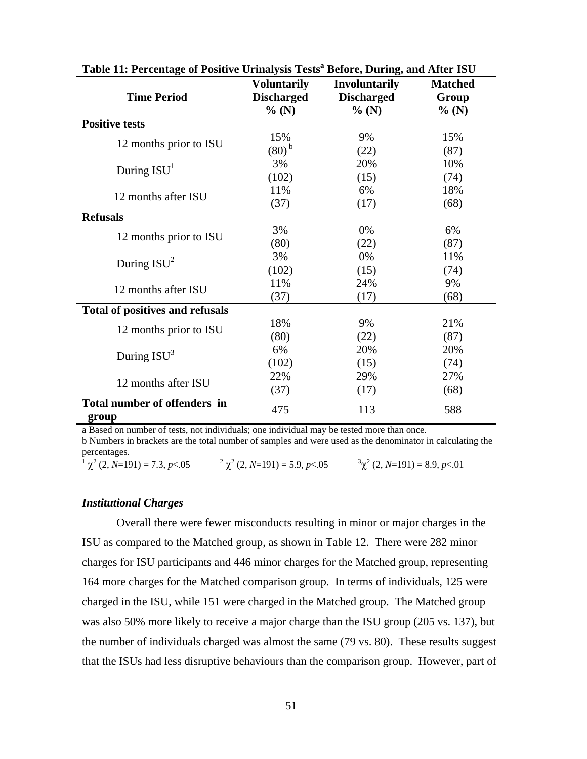**Table 11: Percentage of Positive Urinalysis Tests[a] Before, During, and After ISU**

| Time Period | Voluntarily Discharged % (N) | Involuntarily Discharged % (N) | Matched Group % (N) |
|---|---|---|---|
| **Positive tests** | | | |
| 12 months prior to ISU | 15% (80)[b] | 9% (22) | 15% (87) |
| During ISU[1] | 3% (102) | 20% (15) | 10% (74) |
| 12 months after ISU | 11% (37) | 6% (17) | 18% (68) |
| **Refusals** | | | |
| 12 months prior to ISU | 3% (80) | 0% (22) | 6% (87) |
| During ISU[2] | 3% (102) | 0% (15) | 11% (74) |
| 12 months after ISU | 11% (37) | 24% (17) | 9% (68) |
| **Total of positives and refusals** | | | |
| 12 months prior to ISU | 18% (80) | 9% (22) | 21% (87) |
| During ISU[3] | 6% (102) | 20% (15) | 20% (74) |
| 12 months after ISU | 22% (37) | 29% (17) | 27% (68) |
| **Total number of offenders in group** | 475 | 113 | 588 |

a Based on number of tests, not individuals; one individual may be tested more than once.
b Numbers in brackets are the total number of samples and were used as the denominator in calculating the percentages.
[1] $\chi^2$ (2, $N$=191) = 7.3, $p$<.05 [2] $\chi^2$ (2, $N$=191) = 5.9, $p$<.05 [3] $\chi^2$ (2, $N$=191) = 8.9, $p$<.01

### *Institutional Charges*

Overall there were fewer misconducts resulting in minor or major charges in the ISU as compared to the Matched group, as shown in Table 12. There were 282 minor charges for ISU participants and 446 minor charges for the Matched group, representing 164 more charges for the Matched comparison group. In terms of individuals, 125 were charged in the ISU, while 151 were charged in the Matched group. The Matched group was also 50% more likely to receive a major charge than the ISU group (205 vs. 137), but the number of individuals charged was almost the same (79 vs. 80). These results suggest that the ISUs had less disruptive behaviours than the comparison group. However, part of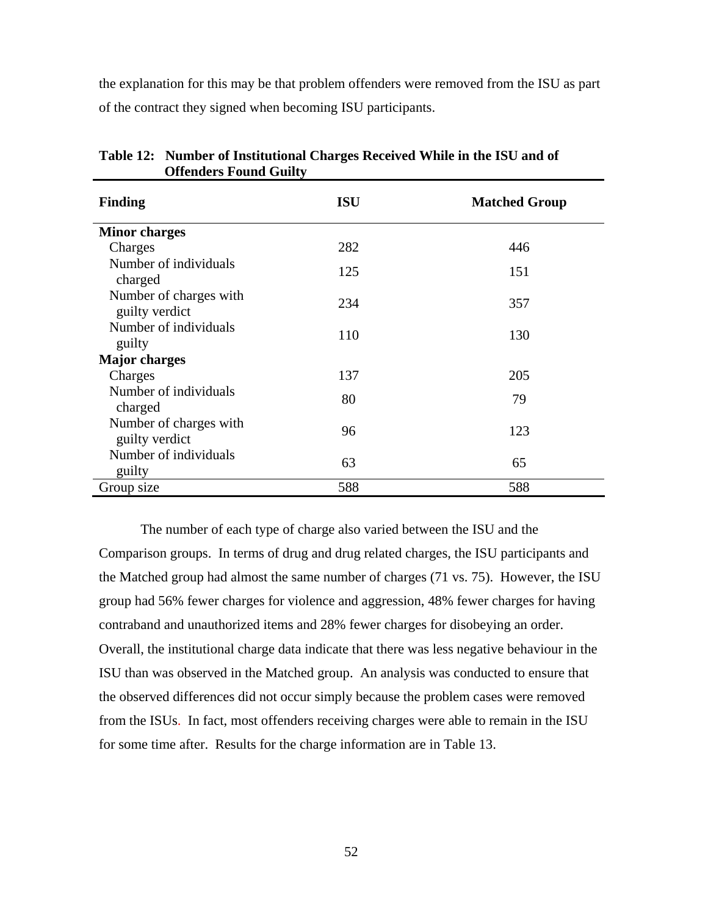the explanation for this may be that problem offenders were removed from the ISU as part of the contract they signed when becoming ISU participants.

**Table 12: Number of Institutional Charges Received While in the ISU and of Offenders Found Guilty**

| Finding | ISU | Matched Group |
|---|---|---|
| **Minor charges** | | |
| Charges | 282 | 446 |
| Number of individuals charged | 125 | 151 |
| Number of charges with guilty verdict | 234 | 357 |
| Number of individuals guilty | 110 | 130 |
| **Major charges** | | |
| Charges | 137 | 205 |
| Number of individuals charged | 80 | 79 |
| Number of charges with guilty verdict | 96 | 123 |
| Number of individuals guilty | 63 | 65 |
| Group size | 588 | 588 |

The number of each type of charge also varied between the ISU and the Comparison groups. In terms of drug and drug related charges, the ISU participants and the Matched group had almost the same number of charges (71 vs. 75). However, the ISU group had 56% fewer charges for violence and aggression, 48% fewer charges for having contraband and unauthorized items and 28% fewer charges for disobeying an order. Overall, the institutional charge data indicate that there was less negative behaviour in the ISU than was observed in the Matched group. An analysis was conducted to ensure that the observed differences did not occur simply because the problem cases were removed from the ISUs. In fact, most offenders receiving charges were able to remain in the ISU for some time after. Results for the charge information are in Table 13.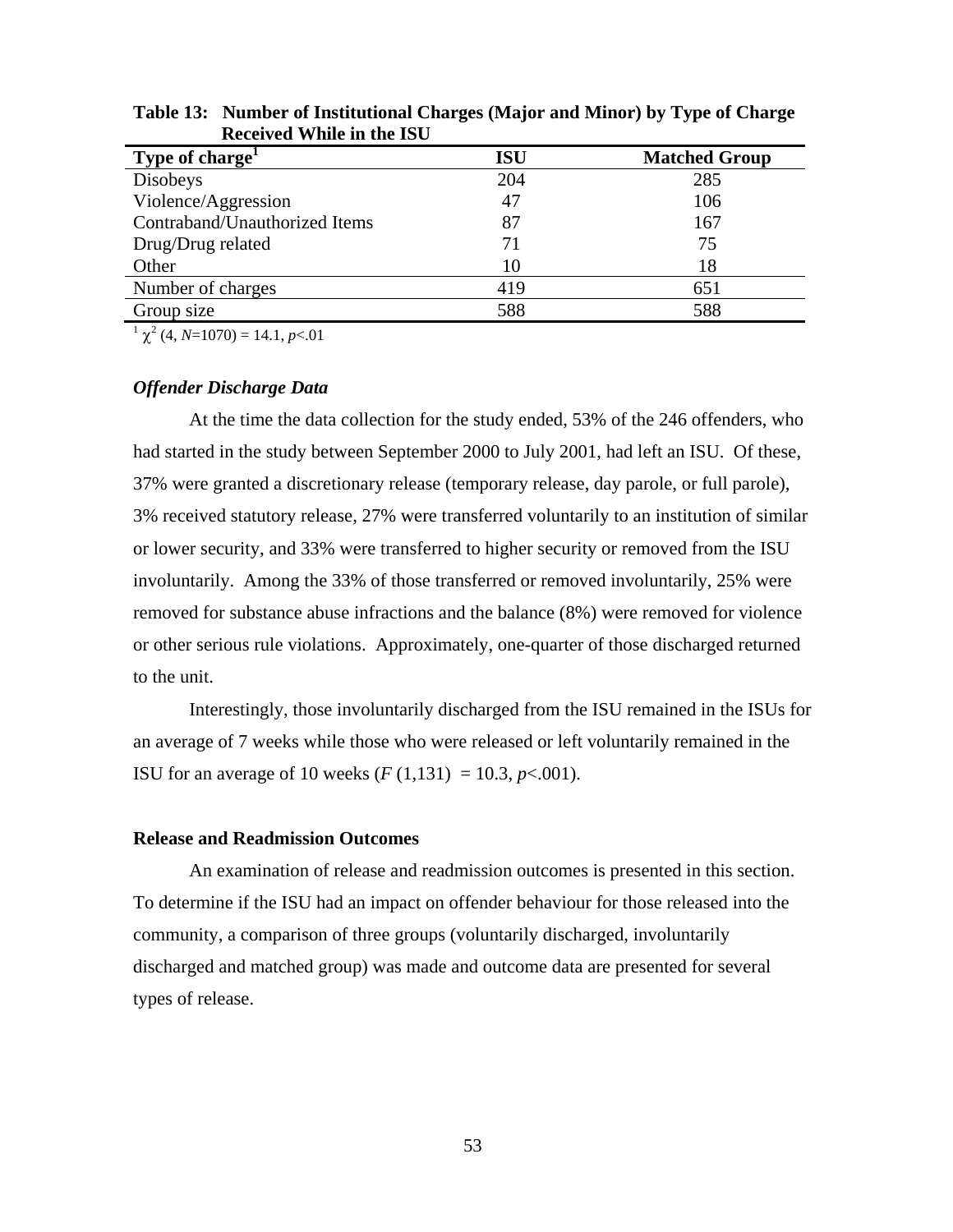**Table 13: Number of Institutional Charges (Major and Minor) by Type of Charge Received While in the ISU**

| Type of charge[1] | ISU | Matched Group |
|---|---|---|
| Disobeys | 204 | 285 |
| Violence/Aggression | 47 | 106 |
| Contraband/Unauthorized Items | 87 | 167 |
| Drug/Drug related | 71 | 75 |
| Other | 10 | 18 |
| Number of charges | 419 | 651 |
| Group size | 588 | 588 |

[1] $\chi^2$ (4, $N$=1070) = 14.1, $p$<.01

### *Offender Discharge Data*

At the time the data collection for the study ended, 53% of the 246 offenders, who had started in the study between September 2000 to July 2001, had left an ISU. Of these, 37% were granted a discretionary release (temporary release, day parole, or full parole), 3% received statutory release, 27% were transferred voluntarily to an institution of similar or lower security, and 33% were transferred to higher security or removed from the ISU involuntarily. Among the 33% of those transferred or removed involuntarily, 25% were removed for substance abuse infractions and the balance (8%) were removed for violence or other serious rule violations. Approximately, one-quarter of those discharged returned to the unit.

Interestingly, those involuntarily discharged from the ISU remained in the ISUs for an average of 7 weeks while those who were released or left voluntarily remained in the ISU for an average of 10 weeks ($F$ (1,131) = 10.3, $p$<.001).

### **Release and Readmission Outcomes**

An examination of release and readmission outcomes is presented in this section. To determine if the ISU had an impact on offender behaviour for those released into the community, a comparison of three groups (voluntarily discharged, involuntarily discharged and matched group) was made and outcome data are presented for several types of release.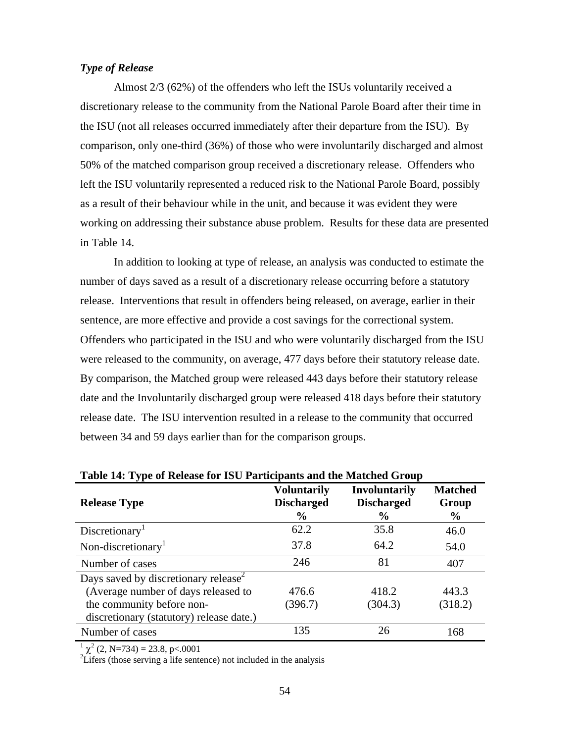***Type of Release***

Almost 2/3 (62%) of the offenders who left the ISUs voluntarily received a discretionary release to the community from the National Parole Board after their time in the ISU (not all releases occurred immediately after their departure from the ISU). By comparison, only one-third (36%) of those who were involuntarily discharged and almost 50% of the matched comparison group received a discretionary release. Offenders who left the ISU voluntarily represented a reduced risk to the National Parole Board, possibly as a result of their behaviour while in the unit, and because it was evident they were working on addressing their substance abuse problem. Results for these data are presented in Table 14.

In addition to looking at type of release, an analysis was conducted to estimate the number of days saved as a result of a discretionary release occurring before a statutory release. Interventions that result in offenders being released, on average, earlier in their sentence, are more effective and provide a cost savings for the correctional system. Offenders who participated in the ISU and who were voluntarily discharged from the ISU were released to the community, on average, 477 days before their statutory release date. By comparison, the Matched group were released 443 days before their statutory release date and the Involuntarily discharged group were released 418 days before their statutory release date. The ISU intervention resulted in a release to the community that occurred between 34 and 59 days earlier than for the comparison groups.

**Table 14: Type of Release for ISU Participants and the Matched Group**

| Release Type | Voluntarily Discharged % | Involuntarily Discharged % | Matched Group % |
|---|---|---|---|
| Discretionary[1] | 62.2 | 35.8 | 46.0 |
| Non-discretionary[1] | 37.8 | 64.2 | 54.0 |
| Number of cases | 246 | 81 | 407 |
| Days saved by discretionary release[2] (Average number of days released to the community before non-discretionary (statutory) release date.) | 476.6 (396.7) | 418.2 (304.3) | 443.3 (318.2) |
| Number of cases | 135 | 26 | 168 |

[1] $\chi^2$ (2, N=734) = 23.8, p<.0001
[2] Lifers (those serving a life sentence) not included in the analysis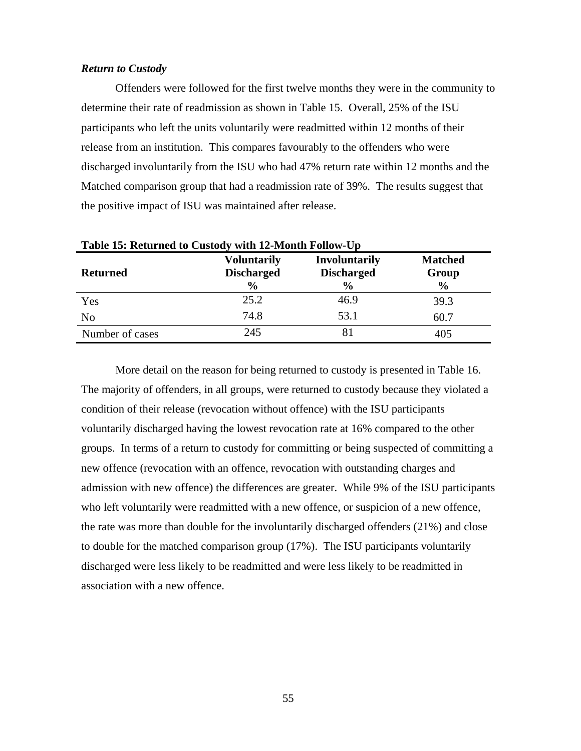***Return to Custody***

Offenders were followed for the first twelve months they were in the community to determine their rate of readmission as shown in Table 15. Overall, 25% of the ISU participants who left the units voluntarily were readmitted within 12 months of their release from an institution. This compares favourably to the offenders who were discharged involuntarily from the ISU who had 47% return rate within 12 months and the Matched comparison group that had a readmission rate of 39%. The results suggest that the positive impact of ISU was maintained after release.

**Table 15: Returned to Custody with 12-Month Follow-Up**

| Returned | Voluntarily Discharged % | Involuntarily Discharged % | Matched Group % |
|---|---|---|---|
| Yes | 25.2 | 46.9 | 39.3 |
| No | 74.8 | 53.1 | 60.7 |
| Number of cases | 245 | 81 | 405 |

More detail on the reason for being returned to custody is presented in Table 16. The majority of offenders, in all groups, were returned to custody because they violated a condition of their release (revocation without offence) with the ISU participants voluntarily discharged having the lowest revocation rate at 16% compared to the other groups. In terms of a return to custody for committing or being suspected of committing a new offence (revocation with an offence, revocation with outstanding charges and admission with new offence) the differences are greater. While 9% of the ISU participants who left voluntarily were readmitted with a new offence, or suspicion of a new offence, the rate was more than double for the involuntarily discharged offenders (21%) and close to double for the matched comparison group (17%). The ISU participants voluntarily discharged were less likely to be readmitted and were less likely to be readmitted in association with a new offence.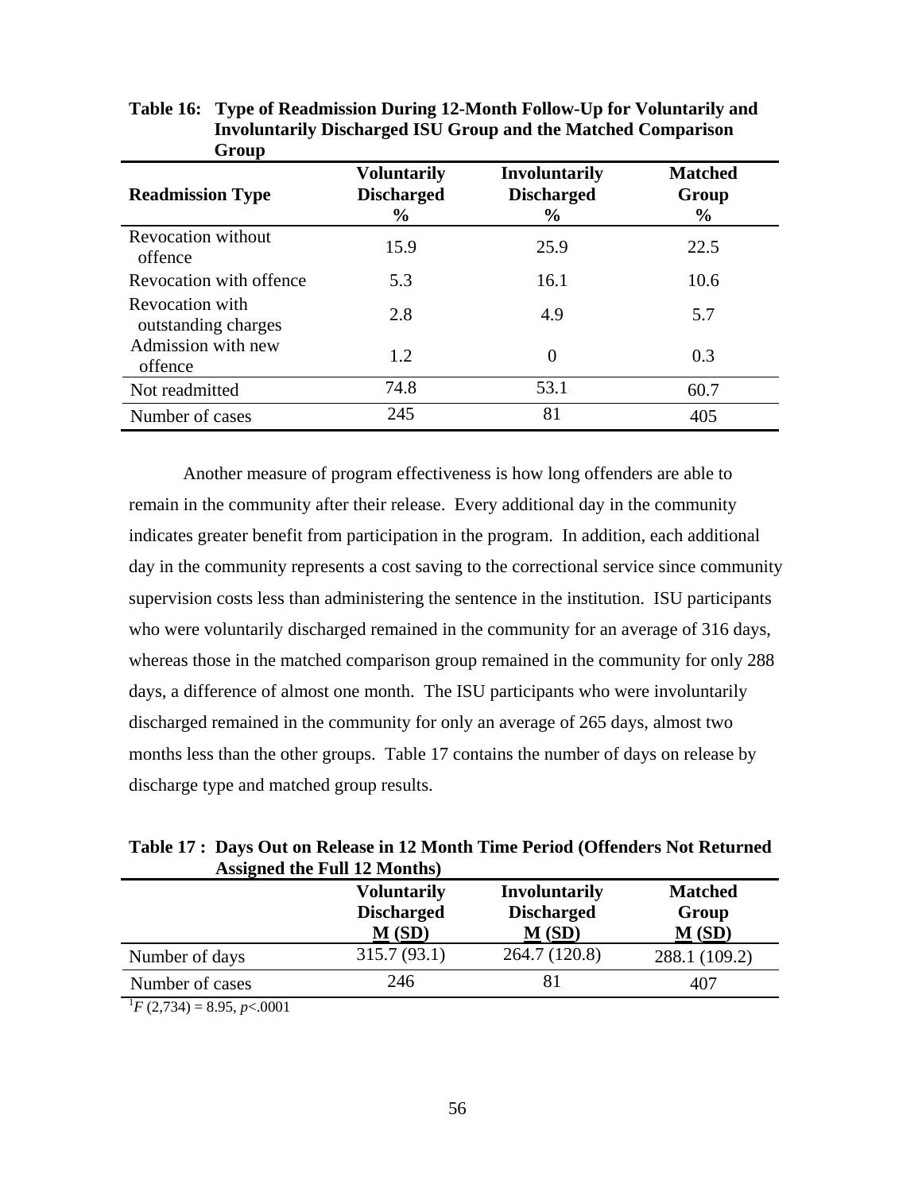**Table 16: Type of Readmission During 12-Month Follow-Up for Voluntarily and Involuntarily Discharged ISU Group and the Matched Comparison Group**

| Readmission Type | Voluntarily Discharged % | Involuntarily Discharged % | Matched Group % |
|---|---|---|---|
| Revocation without offence | 15.9 | 25.9 | 22.5 |
| Revocation with offence | 5.3 | 16.1 | 10.6 |
| Revocation with outstanding charges | 2.8 | 4.9 | 5.7 |
| Admission with new offence | 1.2 | 0 | 0.3 |
| Not readmitted | 74.8 | 53.1 | 60.7 |
| Number of cases | 245 | 81 | 405 |

Another measure of program effectiveness is how long offenders are able to remain in the community after their release. Every additional day in the community indicates greater benefit from participation in the program. In addition, each additional day in the community represents a cost saving to the correctional service since community supervision costs less than administering the sentence in the institution. ISU participants who were voluntarily discharged remained in the community for an average of 316 days, whereas those in the matched comparison group remained in the community for only 288 days, a difference of almost one month. The ISU participants who were involuntarily discharged remained in the community for only an average of 265 days, almost two months less than the other groups. Table 17 contains the number of days on release by discharge type and matched group results.

**Table 17 : Days Out on Release in 12 Month Time Period (Offenders Not Returned Assigned the Full 12 Months)**

| | Voluntarily Discharged <u>M</u> (<u>SD</u>) | Involuntarily Discharged <u>M</u> (<u>SD</u>) | Matched Group <u>M</u> (<u>SD</u>) |
|---|---|---|---|
| Number of days | 315.7 (93.1) | 264.7 (120.8) | 288.1 (109.2) |
| Number of cases | 246 | 81 | 407 |

[1] $F(2,734) = 8.95$, $p<.0001$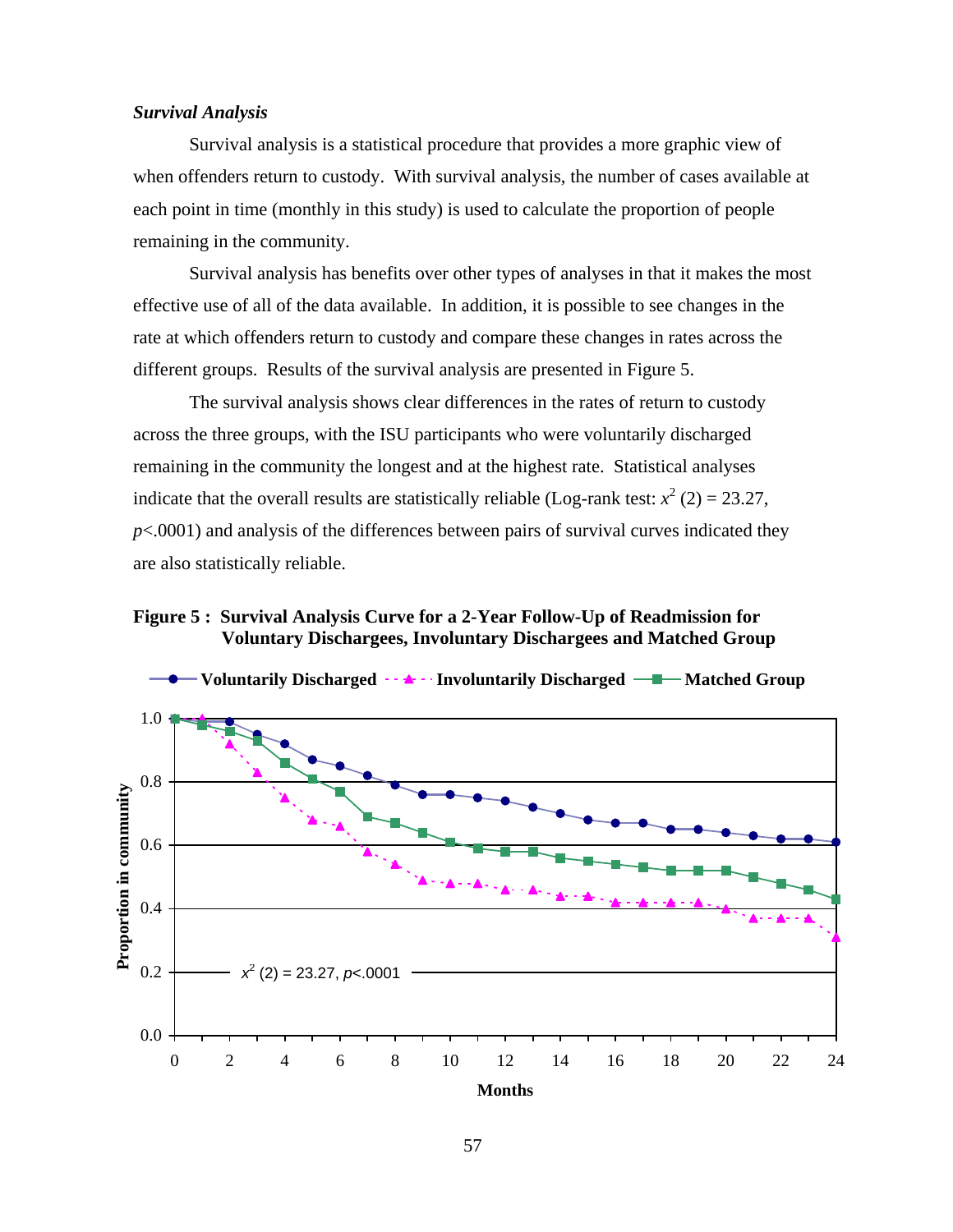***Survival Analysis***

Survival analysis is a statistical procedure that provides a more graphic view of when offenders return to custody. With survival analysis, the number of cases available at each point in time (monthly in this study) is used to calculate the proportion of people remaining in the community.

Survival analysis has benefits over other types of analyses in that it makes the most effective use of all of the data available. In addition, it is possible to see changes in the rate at which offenders return to custody and compare these changes in rates across the different groups. Results of the survival analysis are presented in Figure 5.

The survival analysis shows clear differences in the rates of return to custody across the three groups, with the ISU participants who were voluntarily discharged remaining in the community the longest and at the highest rate. Statistical analyses indicate that the overall results are statistically reliable (Log-rank test: $x^2$ (2) = 23.27, $p$<.0001) and analysis of the differences between pairs of survival curves indicated they are also statistically reliable.

**Figure 5 : Survival Analysis Curve for a 2-Year Follow-Up of Readmission for Voluntary Dischargees, Involuntary Dischargees and Matched Group**

Voluntarily Discharged · Involuntarily Discharged · Matched Group

$x^2$ (2) = 23.27, $p$<.0001

Proportion in community

Months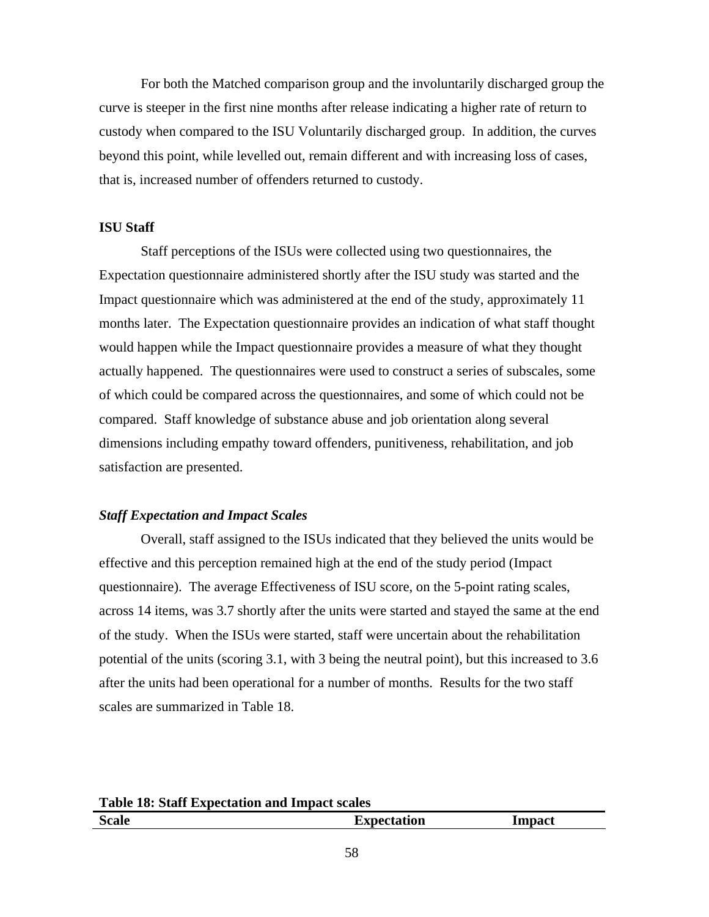For both the Matched comparison group and the involuntarily discharged group the curve is steeper in the first nine months after release indicating a higher rate of return to custody when compared to the ISU Voluntarily discharged group. In addition, the curves beyond this point, while levelled out, remain different and with increasing loss of cases, that is, increased number of offenders returned to custody.

### ISU Staff

Staff perceptions of the ISUs were collected using two questionnaires, the Expectation questionnaire administered shortly after the ISU study was started and the Impact questionnaire which was administered at the end of the study, approximately 11 months later. The Expectation questionnaire provides an indication of what staff thought would happen while the Impact questionnaire provides a measure of what they thought actually happened. The questionnaires were used to construct a series of subscales, some of which could be compared across the questionnaires, and some of which could not be compared. Staff knowledge of substance abuse and job orientation along several dimensions including empathy toward offenders, punitiveness, rehabilitation, and job satisfaction are presented.

#### *Staff Expectation and Impact Scales*

Overall, staff assigned to the ISUs indicated that they believed the units would be effective and this perception remained high at the end of the study period (Impact questionnaire). The average Effectiveness of ISU score, on the 5-point rating scales, across 14 items, was 3.7 shortly after the units were started and stayed the same at the end of the study. When the ISUs were started, staff were uncertain about the rehabilitation potential of the units (scoring 3.1, with 3 being the neutral point), but this increased to 3.6 after the units had been operational for a number of months. Results for the two staff scales are summarized in Table 18.

**Table 18: Staff Expectation and Impact scales**

| Scale | Expectation | Impact |
|---|---|---|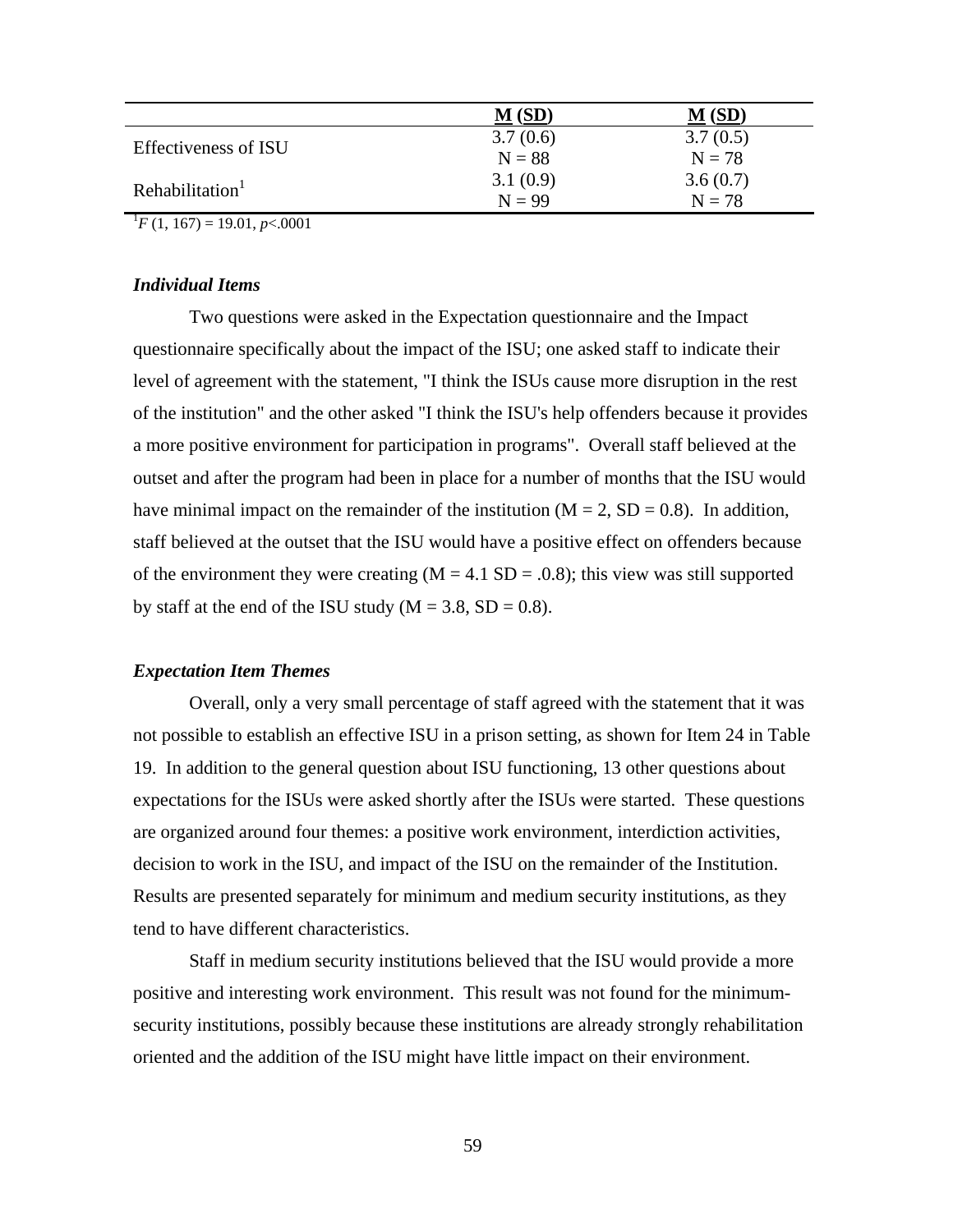| | M (SD) | M (SD) |
|---|---|---|
| Effectiveness of ISU | 3.7 (0.6)<br>N = 88 | 3.7 (0.5)<br>N = 78 |
| Rehabilitation[1] | 3.1 (0.9)<br>N = 99 | 3.6 (0.7)<br>N = 78 |

[1] $F$ (1, 167) = 19.01, $p$<.0001

### *Individual Items*

Two questions were asked in the Expectation questionnaire and the Impact questionnaire specifically about the impact of the ISU; one asked staff to indicate their level of agreement with the statement, "I think the ISUs cause more disruption in the rest of the institution" and the other asked "I think the ISU's help offenders because it provides a more positive environment for participation in programs". Overall staff believed at the outset and after the program had been in place for a number of months that the ISU would have minimal impact on the remainder of the institution (M = 2, SD = 0.8). In addition, staff believed at the outset that the ISU would have a positive effect on offenders because of the environment they were creating (M = 4.1 SD = .0.8); this view was still supported by staff at the end of the ISU study (M = 3.8, SD = 0.8).

### *Expectation Item Themes*

Overall, only a very small percentage of staff agreed with the statement that it was not possible to establish an effective ISU in a prison setting, as shown for Item 24 in Table 19. In addition to the general question about ISU functioning, 13 other questions about expectations for the ISUs were asked shortly after the ISUs were started. These questions are organized around four themes: a positive work environment, interdiction activities, decision to work in the ISU, and impact of the ISU on the remainder of the Institution. Results are presented separately for minimum and medium security institutions, as they tend to have different characteristics.

Staff in medium security institutions believed that the ISU would provide a more positive and interesting work environment. This result was not found for the minimum-security institutions, possibly because these institutions are already strongly rehabilitation oriented and the addition of the ISU might have little impact on their environment.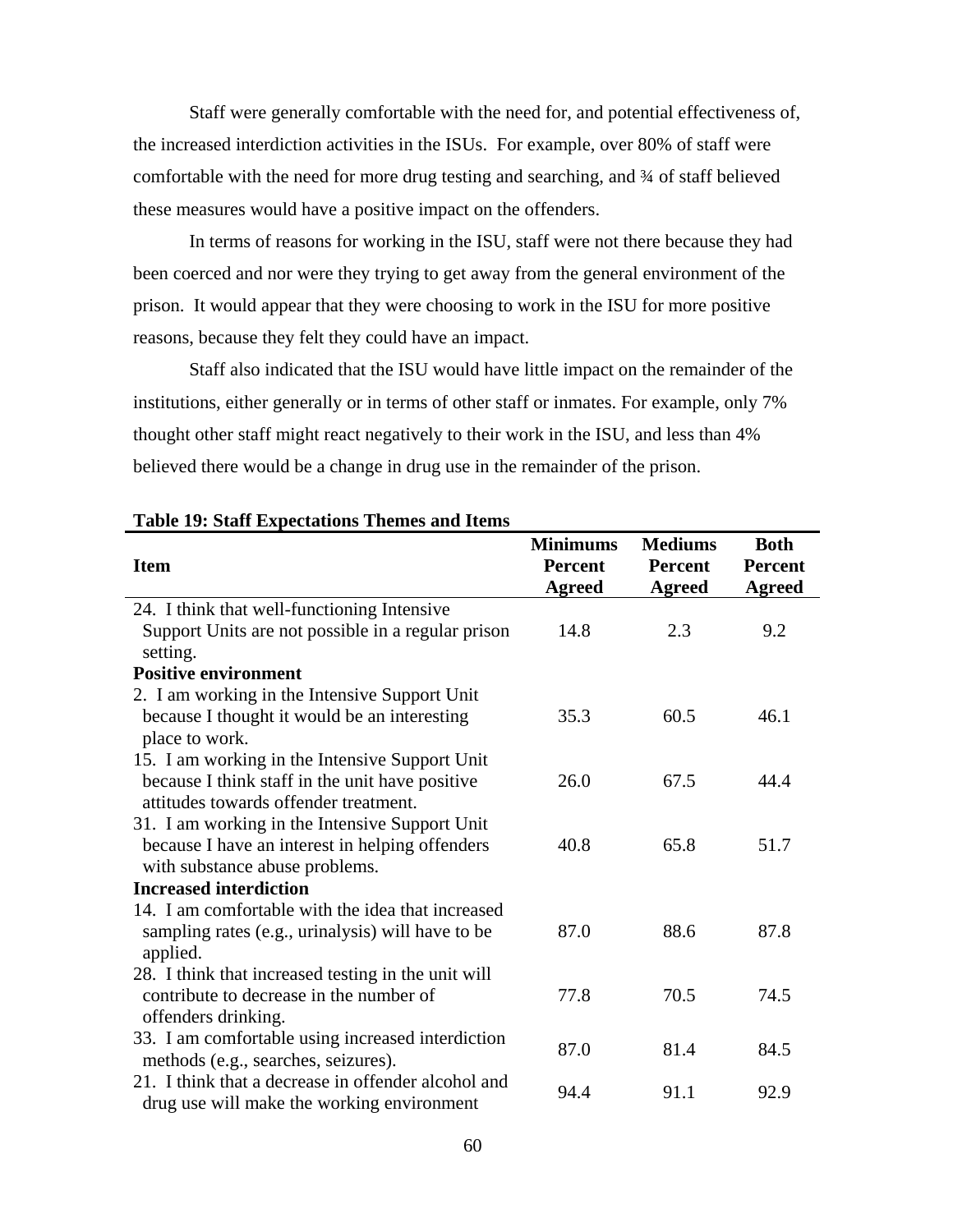Staff were generally comfortable with the need for, and potential effectiveness of, the increased interdiction activities in the ISUs. For example, over 80% of staff were comfortable with the need for more drug testing and searching, and ¾ of staff believed these measures would have a positive impact on the offenders.

In terms of reasons for working in the ISU, staff were not there because they had been coerced and nor were they trying to get away from the general environment of the prison. It would appear that they were choosing to work in the ISU for more positive reasons, because they felt they could have an impact.

Staff also indicated that the ISU would have little impact on the remainder of the institutions, either generally or in terms of other staff or inmates. For example, only 7% thought other staff might react negatively to their work in the ISU, and less than 4% believed there would be a change in drug use in the remainder of the prison.

**Table 19: Staff Expectations Themes and Items**

| Item | Minimums Percent Agreed | Mediums Percent Agreed | Both Percent Agreed |
|---|---|---|---|
| 24. I think that well-functioning Intensive Support Units are not possible in a regular prison setting. | 14.8 | 2.3 | 9.2 |
| **Positive environment** | | | |
| 2. I am working in the Intensive Support Unit because I thought it would be an interesting place to work. | 35.3 | 60.5 | 46.1 |
| 15. I am working in the Intensive Support Unit because I think staff in the unit have positive attitudes towards offender treatment. | 26.0 | 67.5 | 44.4 |
| 31. I am working in the Intensive Support Unit because I have an interest in helping offenders with substance abuse problems. | 40.8 | 65.8 | 51.7 |
| **Increased interdiction** | | | |
| 14. I am comfortable with the idea that increased sampling rates (e.g., urinalysis) will have to be applied. | 87.0 | 88.6 | 87.8 |
| 28. I think that increased testing in the unit will contribute to decrease in the number of offenders drinking. | 77.8 | 70.5 | 74.5 |
| 33. I am comfortable using increased interdiction methods (e.g., searches, seizures). | 87.0 | 81.4 | 84.5 |
| 21. I think that a decrease in offender alcohol and drug use will make the working environment | 94.4 | 91.1 | 92.9 |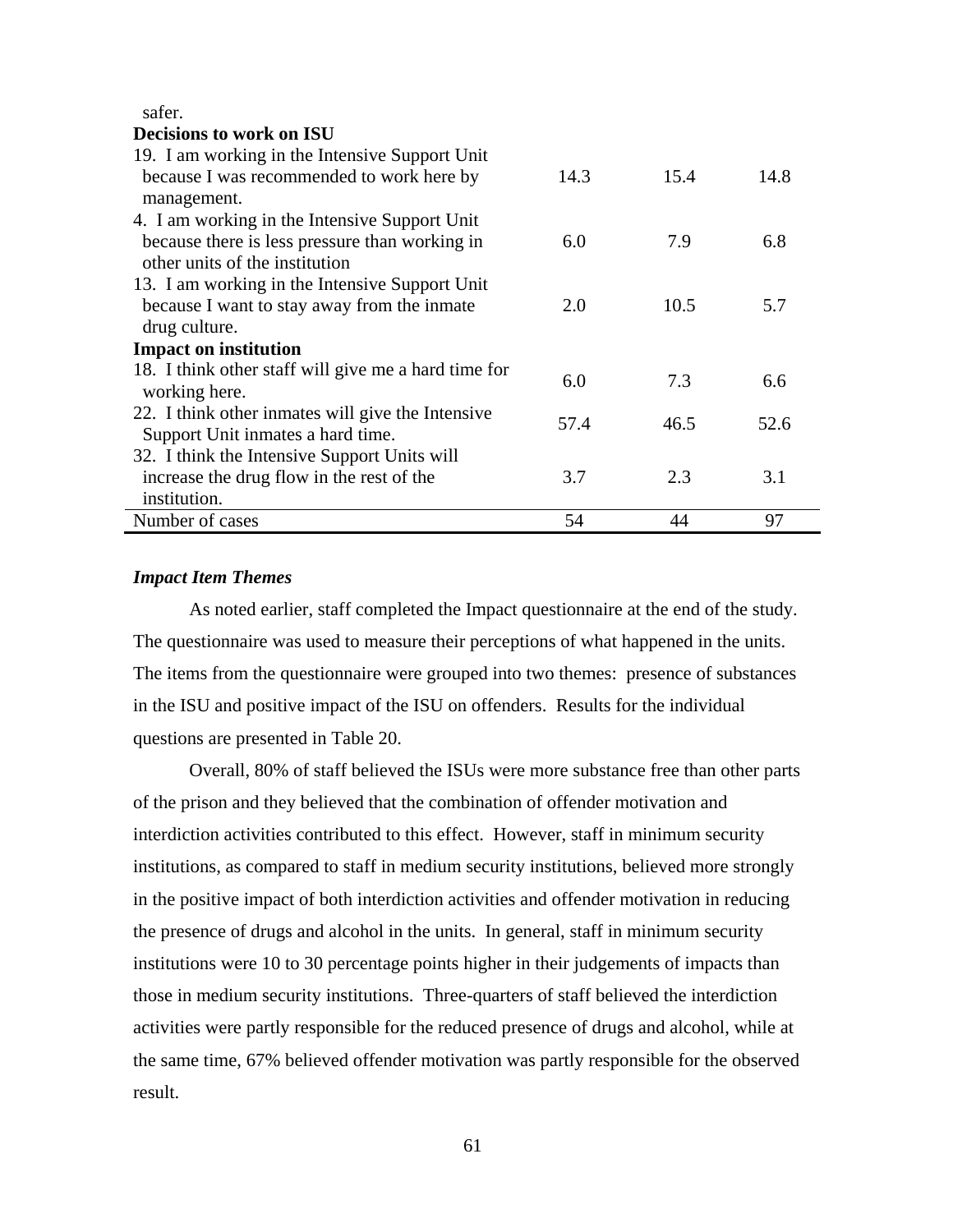| | | | |
|---|---|---|---|
| safer. | | | |
| **Decisions to work on ISU** | | | |
| 19. I am working in the Intensive Support Unit because I was recommended to work here by management. | 14.3 | 15.4 | 14.8 |
| 4. I am working in the Intensive Support Unit because there is less pressure than working in other units of the institution | 6.0 | 7.9 | 6.8 |
| 13. I am working in the Intensive Support Unit because I want to stay away from the inmate drug culture. | 2.0 | 10.5 | 5.7 |
| **Impact on institution** | | | |
| 18. I think other staff will give me a hard time for working here. | 6.0 | 7.3 | 6.6 |
| 22. I think other inmates will give the Intensive Support Unit inmates a hard time. | 57.4 | 46.5 | 52.6 |
| 32. I think the Intensive Support Units will increase the drug flow in the rest of the institution. | 3.7 | 2.3 | 3.1 |
| Number of cases | 54 | 44 | 97 |

### *Impact Item Themes*

As noted earlier, staff completed the Impact questionnaire at the end of the study. The questionnaire was used to measure their perceptions of what happened in the units. The items from the questionnaire were grouped into two themes: presence of substances in the ISU and positive impact of the ISU on offenders. Results for the individual questions are presented in Table 20.

Overall, 80% of staff believed the ISUs were more substance free than other parts of the prison and they believed that the combination of offender motivation and interdiction activities contributed to this effect. However, staff in minimum security institutions, as compared to staff in medium security institutions, believed more strongly in the positive impact of both interdiction activities and offender motivation in reducing the presence of drugs and alcohol in the units. In general, staff in minimum security institutions were 10 to 30 percentage points higher in their judgements of impacts than those in medium security institutions. Three-quarters of staff believed the interdiction activities were partly responsible for the reduced presence of drugs and alcohol, while at the same time, 67% believed offender motivation was partly responsible for the observed result.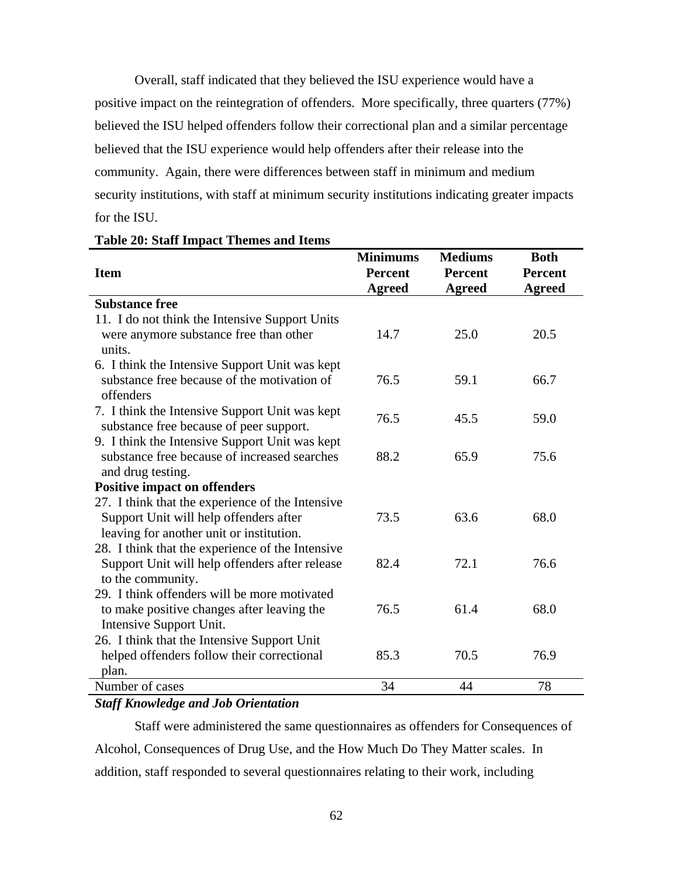Overall, staff indicated that they believed the ISU experience would have a positive impact on the reintegration of offenders. More specifically, three quarters (77%) believed the ISU helped offenders follow their correctional plan and a similar percentage believed that the ISU experience would help offenders after their release into the community. Again, there were differences between staff in minimum and medium security institutions, with staff at minimum security institutions indicating greater impacts for the ISU.

**Table 20: Staff Impact Themes and Items**

| Item | Minimums Percent Agreed | Mediums Percent Agreed | Both Percent Agreed |
|---|---|---|---|
| **Substance free** | | | |
| 11. I do not think the Intensive Support Units were anymore substance free than other units. | 14.7 | 25.0 | 20.5 |
| 6. I think the Intensive Support Unit was kept substance free because of the motivation of offenders | 76.5 | 59.1 | 66.7 |
| 7. I think the Intensive Support Unit was kept substance free because of peer support. | 76.5 | 45.5 | 59.0 |
| 9. I think the Intensive Support Unit was kept substance free because of increased searches and drug testing. | 88.2 | 65.9 | 75.6 |
| **Positive impact on offenders** | | | |
| 27. I think that the experience of the Intensive Support Unit will help offenders after leaving for another unit or institution. | 73.5 | 63.6 | 68.0 |
| 28. I think that the experience of the Intensive Support Unit will help offenders after release to the community. | 82.4 | 72.1 | 76.6 |
| 29. I think offenders will be more motivated to make positive changes after leaving the Intensive Support Unit. | 76.5 | 61.4 | 68.0 |
| 26. I think that the Intensive Support Unit helped offenders follow their correctional plan. | 85.3 | 70.5 | 76.9 |
| Number of cases | 34 | 44 | 78 |

### *Staff Knowledge and Job Orientation*

Staff were administered the same questionnaires as offenders for Consequences of Alcohol, Consequences of Drug Use, and the How Much Do They Matter scales. In addition, staff responded to several questionnaires relating to their work, including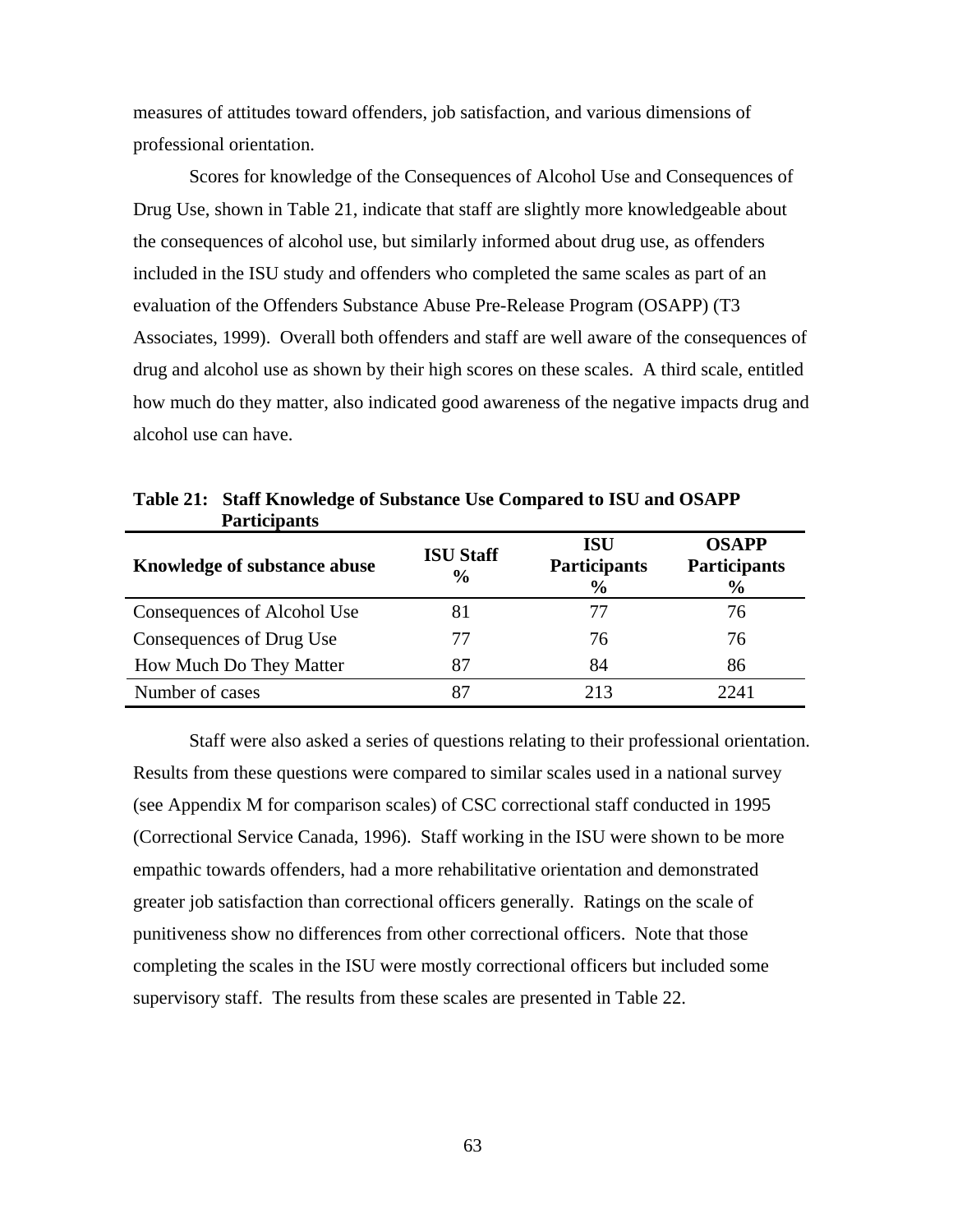measures of attitudes toward offenders, job satisfaction, and various dimensions of professional orientation.

Scores for knowledge of the Consequences of Alcohol Use and Consequences of Drug Use, shown in Table 21, indicate that staff are slightly more knowledgeable about the consequences of alcohol use, but similarly informed about drug use, as offenders included in the ISU study and offenders who completed the same scales as part of an evaluation of the Offenders Substance Abuse Pre-Release Program (OSAPP) (T3 Associates, 1999). Overall both offenders and staff are well aware of the consequences of drug and alcohol use as shown by their high scores on these scales. A third scale, entitled how much do they matter, also indicated good awareness of the negative impacts drug and alcohol use can have.

**Table 21: Staff Knowledge of Substance Use Compared to ISU and OSAPP Participants**

| Knowledge of substance abuse | ISU Staff % | ISU Participants % | OSAPP Participants % |
|---|---|---|---|
| Consequences of Alcohol Use | 81 | 77 | 76 |
| Consequences of Drug Use | 77 | 76 | 76 |
| How Much Do They Matter | 87 | 84 | 86 |
| Number of cases | 87 | 213 | 2241 |

Staff were also asked a series of questions relating to their professional orientation. Results from these questions were compared to similar scales used in a national survey (see Appendix M for comparison scales) of CSC correctional staff conducted in 1995 (Correctional Service Canada, 1996). Staff working in the ISU were shown to be more empathic towards offenders, had a more rehabilitative orientation and demonstrated greater job satisfaction than correctional officers generally. Ratings on the scale of punitiveness show no differences from other correctional officers. Note that those completing the scales in the ISU were mostly correctional officers but included some supervisory staff. The results from these scales are presented in Table 22.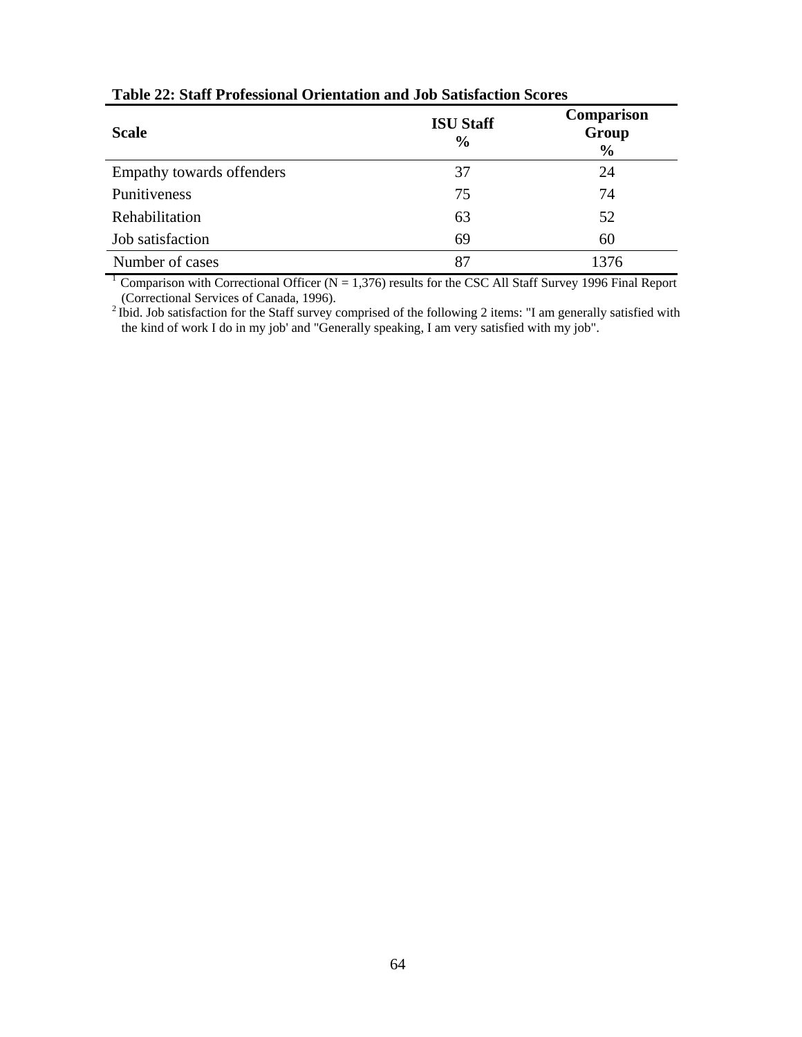**Table 22: Staff Professional Orientation and Job Satisfaction Scores**

| Scale | ISU Staff % | Comparison Group % |
|---|---|---|
| Empathy towards offenders | 37 | 24 |
| Punitiveness | 75 | 74 |
| Rehabilitation | 63 | 52 |
| Job satisfaction | 69 | 60 |
| Number of cases | 87 | 1376 |

[1] Comparison with Correctional Officer (N = 1,376) results for the CSC All Staff Survey 1996 Final Report (Correctional Services of Canada, 1996).

[2] Ibid. Job satisfaction for the Staff survey comprised of the following 2 items: "I am generally satisfied with the kind of work I do in my job' and "Generally speaking, I am very satisfied with my job".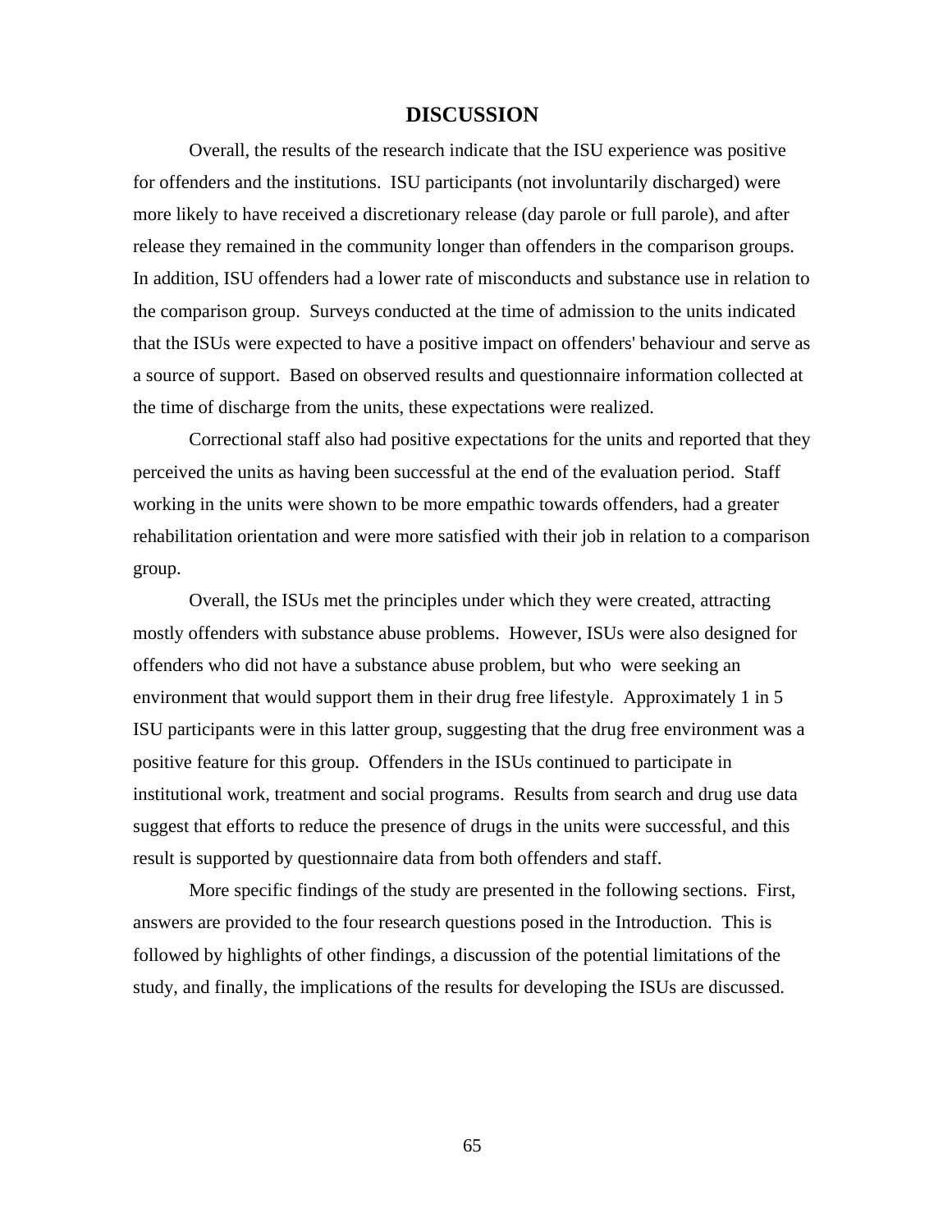# DISCUSSION

Overall, the results of the research indicate that the ISU experience was positive for offenders and the institutions. ISU participants (not involuntarily discharged) were more likely to have received a discretionary release (day parole or full parole), and after release they remained in the community longer than offenders in the comparison groups. In addition, ISU offenders had a lower rate of misconducts and substance use in relation to the comparison group. Surveys conducted at the time of admission to the units indicated that the ISUs were expected to have a positive impact on offenders' behaviour and serve as a source of support. Based on observed results and questionnaire information collected at the time of discharge from the units, these expectations were realized.

Correctional staff also had positive expectations for the units and reported that they perceived the units as having been successful at the end of the evaluation period. Staff working in the units were shown to be more empathic towards offenders, had a greater rehabilitation orientation and were more satisfied with their job in relation to a comparison group.

Overall, the ISUs met the principles under which they were created, attracting mostly offenders with substance abuse problems. However, ISUs were also designed for offenders who did not have a substance abuse problem, but who were seeking an environment that would support them in their drug free lifestyle. Approximately 1 in 5 ISU participants were in this latter group, suggesting that the drug free environment was a positive feature for this group. Offenders in the ISUs continued to participate in institutional work, treatment and social programs. Results from search and drug use data suggest that efforts to reduce the presence of drugs in the units were successful, and this result is supported by questionnaire data from both offenders and staff.

More specific findings of the study are presented in the following sections. First, answers are provided to the four research questions posed in the Introduction. This is followed by highlights of other findings, a discussion of the potential limitations of the study, and finally, the implications of the results for developing the ISUs are discussed.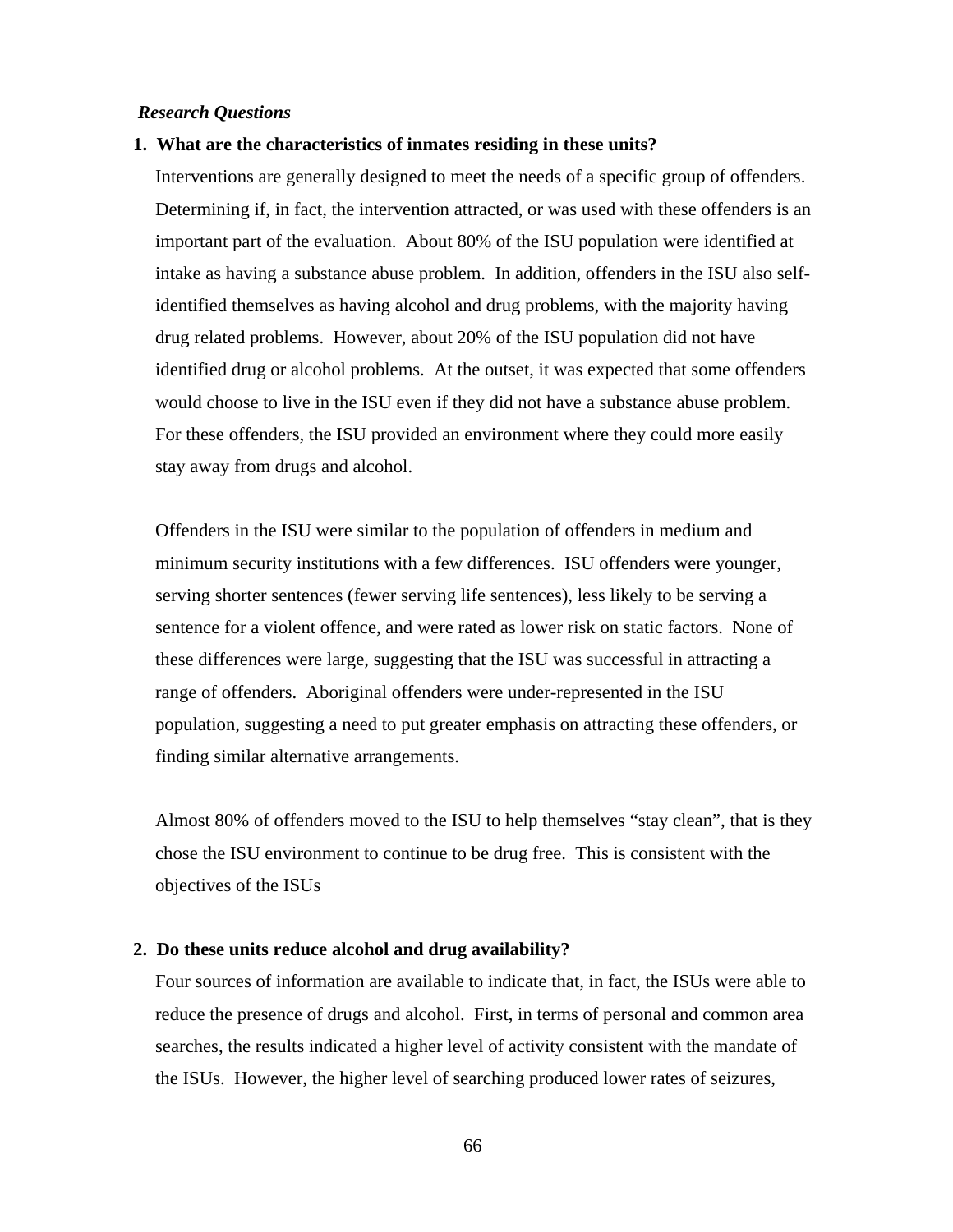*Research Questions*

**1. What are the characteristics of inmates residing in these units?**

Interventions are generally designed to meet the needs of a specific group of offenders. Determining if, in fact, the intervention attracted, or was used with these offenders is an important part of the evaluation. About 80% of the ISU population were identified at intake as having a substance abuse problem. In addition, offenders in the ISU also self-identified themselves as having alcohol and drug problems, with the majority having drug related problems. However, about 20% of the ISU population did not have identified drug or alcohol problems. At the outset, it was expected that some offenders would choose to live in the ISU even if they did not have a substance abuse problem. For these offenders, the ISU provided an environment where they could more easily stay away from drugs and alcohol.

Offenders in the ISU were similar to the population of offenders in medium and minimum security institutions with a few differences. ISU offenders were younger, serving shorter sentences (fewer serving life sentences), less likely to be serving a sentence for a violent offence, and were rated as lower risk on static factors. None of these differences were large, suggesting that the ISU was successful in attracting a range of offenders. Aboriginal offenders were under-represented in the ISU population, suggesting a need to put greater emphasis on attracting these offenders, or finding similar alternative arrangements.

Almost 80% of offenders moved to the ISU to help themselves "stay clean", that is they chose the ISU environment to continue to be drug free. This is consistent with the objectives of the ISUs

**2. Do these units reduce alcohol and drug availability?**

Four sources of information are available to indicate that, in fact, the ISUs were able to reduce the presence of drugs and alcohol. First, in terms of personal and common area searches, the results indicated a higher level of activity consistent with the mandate of the ISUs. However, the higher level of searching produced lower rates of seizures,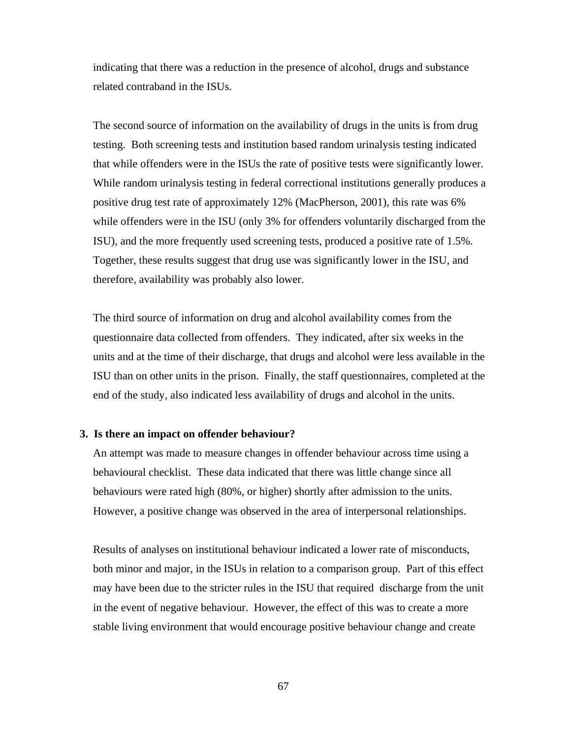indicating that there was a reduction in the presence of alcohol, drugs and substance related contraband in the ISUs.

The second source of information on the availability of drugs in the units is from drug testing. Both screening tests and institution based random urinalysis testing indicated that while offenders were in the ISUs the rate of positive tests were significantly lower. While random urinalysis testing in federal correctional institutions generally produces a positive drug test rate of approximately 12% (MacPherson, 2001), this rate was 6% while offenders were in the ISU (only 3% for offenders voluntarily discharged from the ISU), and the more frequently used screening tests, produced a positive rate of 1.5%. Together, these results suggest that drug use was significantly lower in the ISU, and therefore, availability was probably also lower.

The third source of information on drug and alcohol availability comes from the questionnaire data collected from offenders. They indicated, after six weeks in the units and at the time of their discharge, that drugs and alcohol were less available in the ISU than on other units in the prison. Finally, the staff questionnaires, completed at the end of the study, also indicated less availability of drugs and alcohol in the units.

**3. Is there an impact on offender behaviour?**

An attempt was made to measure changes in offender behaviour across time using a behavioural checklist. These data indicated that there was little change since all behaviours were rated high (80%, or higher) shortly after admission to the units. However, a positive change was observed in the area of interpersonal relationships.

Results of analyses on institutional behaviour indicated a lower rate of misconducts, both minor and major, in the ISUs in relation to a comparison group. Part of this effect may have been due to the stricter rules in the ISU that required discharge from the unit in the event of negative behaviour. However, the effect of this was to create a more stable living environment that would encourage positive behaviour change and create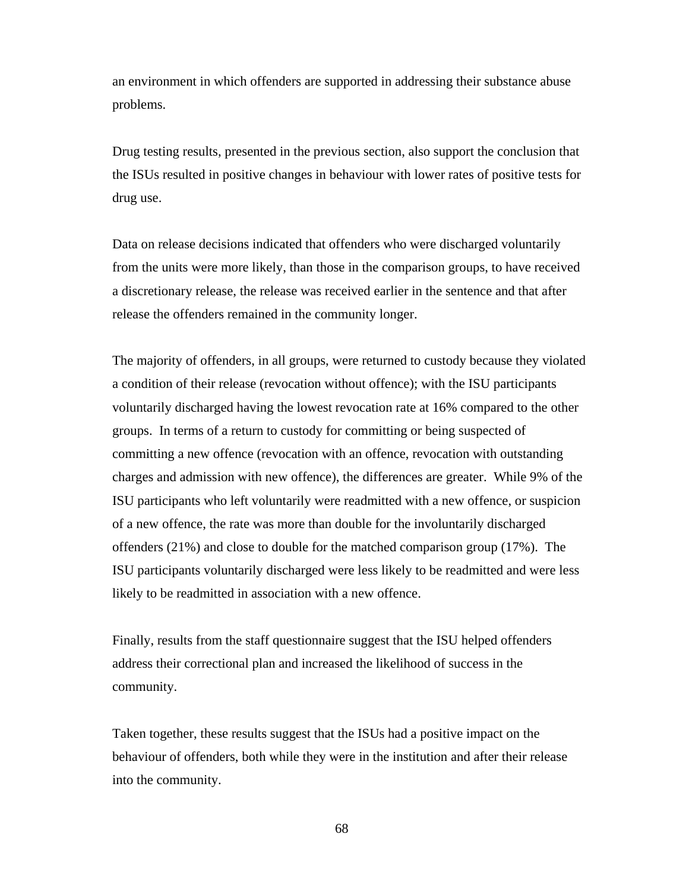an environment in which offenders are supported in addressing their substance abuse problems.

Drug testing results, presented in the previous section, also support the conclusion that the ISUs resulted in positive changes in behaviour with lower rates of positive tests for drug use.

Data on release decisions indicated that offenders who were discharged voluntarily from the units were more likely, than those in the comparison groups, to have received a discretionary release, the release was received earlier in the sentence and that after release the offenders remained in the community longer.

The majority of offenders, in all groups, were returned to custody because they violated a condition of their release (revocation without offence); with the ISU participants voluntarily discharged having the lowest revocation rate at 16% compared to the other groups. In terms of a return to custody for committing or being suspected of committing a new offence (revocation with an offence, revocation with outstanding charges and admission with new offence), the differences are greater. While 9% of the ISU participants who left voluntarily were readmitted with a new offence, or suspicion of a new offence, the rate was more than double for the involuntarily discharged offenders (21%) and close to double for the matched comparison group (17%). The ISU participants voluntarily discharged were less likely to be readmitted and were less likely to be readmitted in association with a new offence.

Finally, results from the staff questionnaire suggest that the ISU helped offenders address their correctional plan and increased the likelihood of success in the community.

Taken together, these results suggest that the ISUs had a positive impact on the behaviour of offenders, both while they were in the institution and after their release into the community.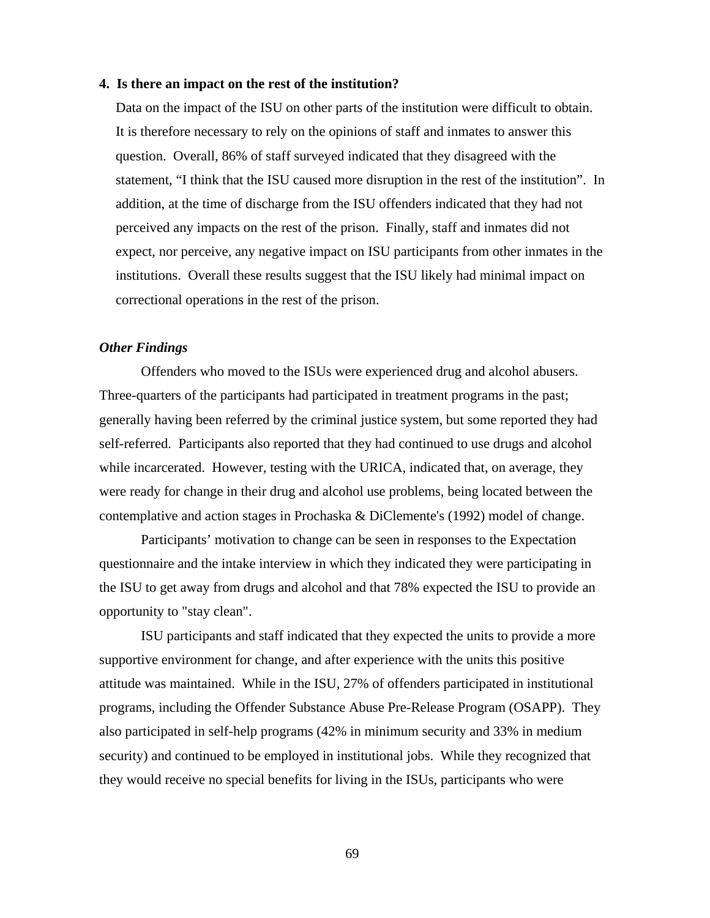**4. Is there an impact on the rest of the institution?**

Data on the impact of the ISU on other parts of the institution were difficult to obtain. It is therefore necessary to rely on the opinions of staff and inmates to answer this question. Overall, 86% of staff surveyed indicated that they disagreed with the statement, "I think that the ISU caused more disruption in the rest of the institution". In addition, at the time of discharge from the ISU offenders indicated that they had not perceived any impacts on the rest of the prison. Finally, staff and inmates did not expect, nor perceive, any negative impact on ISU participants from other inmates in the institutions. Overall these results suggest that the ISU likely had minimal impact on correctional operations in the rest of the prison.

***Other Findings***

Offenders who moved to the ISUs were experienced drug and alcohol abusers. Three-quarters of the participants had participated in treatment programs in the past; generally having been referred by the criminal justice system, but some reported they had self-referred. Participants also reported that they had continued to use drugs and alcohol while incarcerated. However, testing with the URICA, indicated that, on average, they were ready for change in their drug and alcohol use problems, being located between the contemplative and action stages in Prochaska & DiClemente's (1992) model of change.

Participants' motivation to change can be seen in responses to the Expectation questionnaire and the intake interview in which they indicated they were participating in the ISU to get away from drugs and alcohol and that 78% expected the ISU to provide an opportunity to "stay clean".

ISU participants and staff indicated that they expected the units to provide a more supportive environment for change, and after experience with the units this positive attitude was maintained. While in the ISU, 27% of offenders participated in institutional programs, including the Offender Substance Abuse Pre-Release Program (OSAPP). They also participated in self-help programs (42% in minimum security and 33% in medium security) and continued to be employed in institutional jobs. While they recognized that they would receive no special benefits for living in the ISUs, participants who were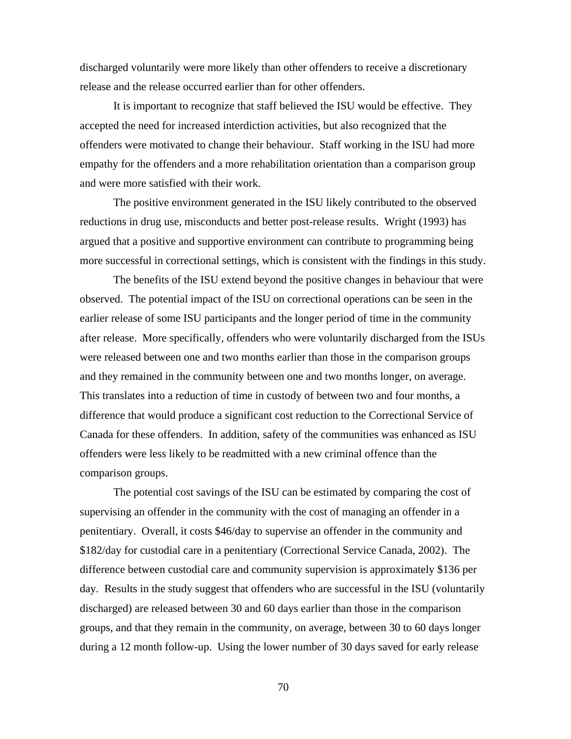discharged voluntarily were more likely than other offenders to receive a discretionary release and the release occurred earlier than for other offenders.

It is important to recognize that staff believed the ISU would be effective. They accepted the need for increased interdiction activities, but also recognized that the offenders were motivated to change their behaviour. Staff working in the ISU had more empathy for the offenders and a more rehabilitation orientation than a comparison group and were more satisfied with their work.

The positive environment generated in the ISU likely contributed to the observed reductions in drug use, misconducts and better post-release results. Wright (1993) has argued that a positive and supportive environment can contribute to programming being more successful in correctional settings, which is consistent with the findings in this study.

The benefits of the ISU extend beyond the positive changes in behaviour that were observed. The potential impact of the ISU on correctional operations can be seen in the earlier release of some ISU participants and the longer period of time in the community after release. More specifically, offenders who were voluntarily discharged from the ISUs were released between one and two months earlier than those in the comparison groups and they remained in the community between one and two months longer, on average. This translates into a reduction of time in custody of between two and four months, a difference that would produce a significant cost reduction to the Correctional Service of Canada for these offenders. In addition, safety of the communities was enhanced as ISU offenders were less likely to be readmitted with a new criminal offence than the comparison groups.

The potential cost savings of the ISU can be estimated by comparing the cost of supervising an offender in the community with the cost of managing an offender in a penitentiary. Overall, it costs $46/day to supervise an offender in the community and $182/day for custodial care in a penitentiary (Correctional Service Canada, 2002). The difference between custodial care and community supervision is approximately $136 per day. Results in the study suggest that offenders who are successful in the ISU (voluntarily discharged) are released between 30 and 60 days earlier than those in the comparison groups, and that they remain in the community, on average, between 30 to 60 days longer during a 12 month follow-up. Using the lower number of 30 days saved for early release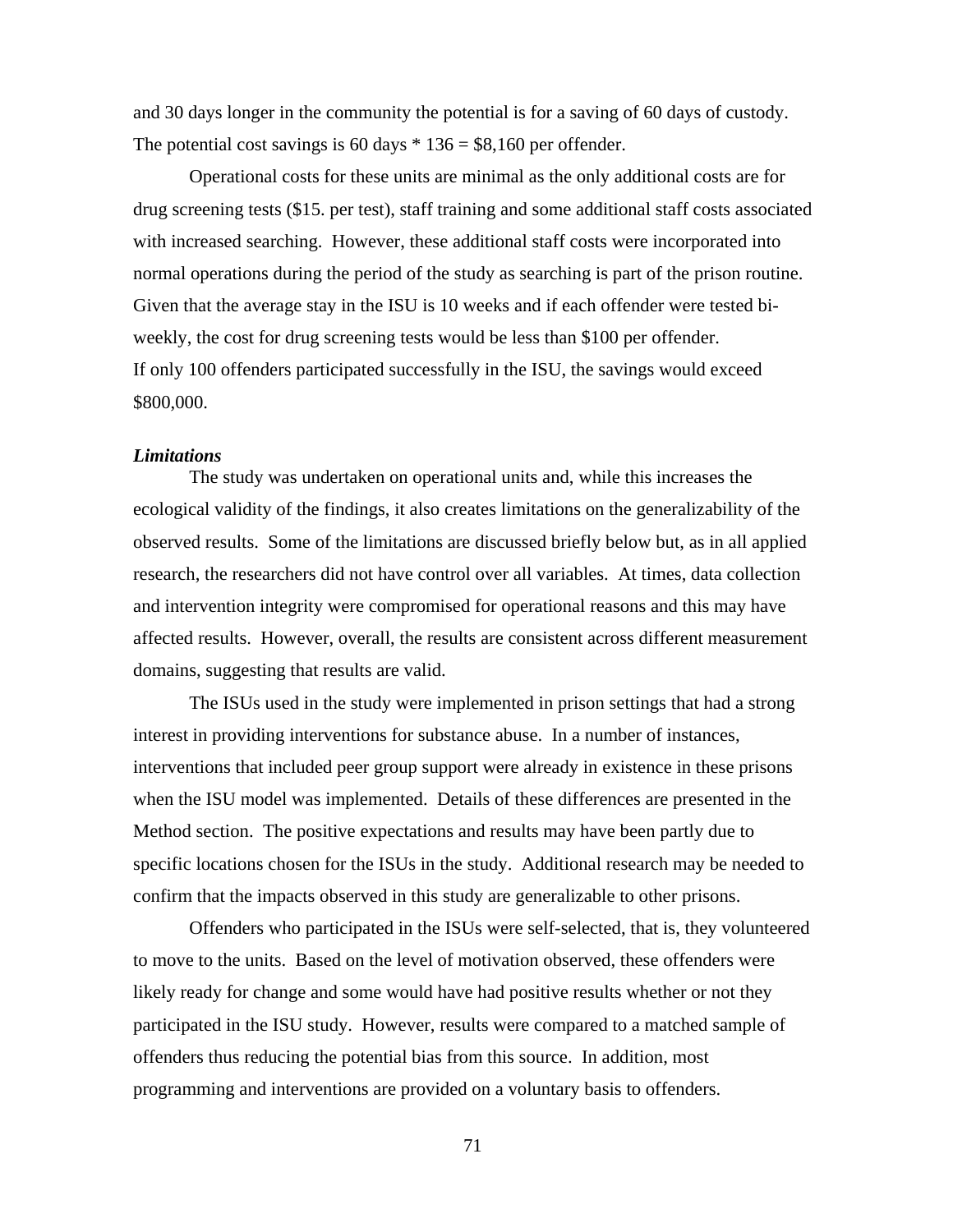and 30 days longer in the community the potential is for a saving of 60 days of custody. The potential cost savings is 60 days * 136 = $8,160 per offender.

Operational costs for these units are minimal as the only additional costs are for drug screening tests ($15. per test), staff training and some additional staff costs associated with increased searching. However, these additional staff costs were incorporated into normal operations during the period of the study as searching is part of the prison routine. Given that the average stay in the ISU is 10 weeks and if each offender were tested bi-weekly, the cost for drug screening tests would be less than $100 per offender.
If only 100 offenders participated successfully in the ISU, the savings would exceed $800,000.

***Limitations***

The study was undertaken on operational units and, while this increases the ecological validity of the findings, it also creates limitations on the generalizability of the observed results. Some of the limitations are discussed briefly below but, as in all applied research, the researchers did not have control over all variables. At times, data collection and intervention integrity were compromised for operational reasons and this may have affected results. However, overall, the results are consistent across different measurement domains, suggesting that results are valid.

The ISUs used in the study were implemented in prison settings that had a strong interest in providing interventions for substance abuse. In a number of instances, interventions that included peer group support were already in existence in these prisons when the ISU model was implemented. Details of these differences are presented in the Method section. The positive expectations and results may have been partly due to specific locations chosen for the ISUs in the study. Additional research may be needed to confirm that the impacts observed in this study are generalizable to other prisons.

Offenders who participated in the ISUs were self-selected, that is, they volunteered to move to the units. Based on the level of motivation observed, these offenders were likely ready for change and some would have had positive results whether or not they participated in the ISU study. However, results were compared to a matched sample of offenders thus reducing the potential bias from this source. In addition, most programming and interventions are provided on a voluntary basis to offenders.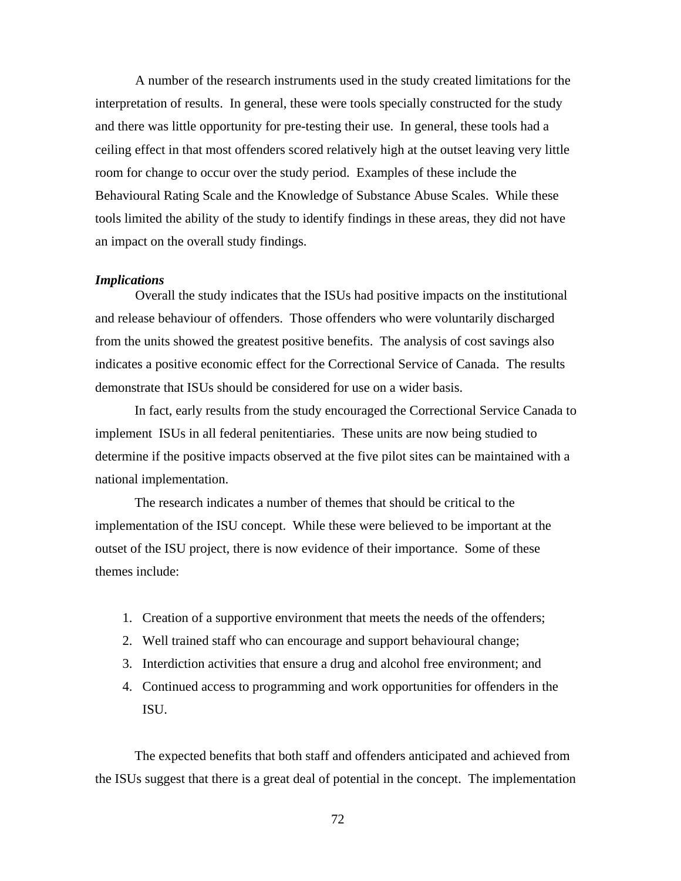A number of the research instruments used in the study created limitations for the interpretation of results. In general, these were tools specially constructed for the study and there was little opportunity for pre-testing their use. In general, these tools had a ceiling effect in that most offenders scored relatively high at the outset leaving very little room for change to occur over the study period. Examples of these include the Behavioural Rating Scale and the Knowledge of Substance Abuse Scales. While these tools limited the ability of the study to identify findings in these areas, they did not have an impact on the overall study findings.

***Implications***

Overall the study indicates that the ISUs had positive impacts on the institutional and release behaviour of offenders. Those offenders who were voluntarily discharged from the units showed the greatest positive benefits. The analysis of cost savings also indicates a positive economic effect for the Correctional Service of Canada. The results demonstrate that ISUs should be considered for use on a wider basis.

In fact, early results from the study encouraged the Correctional Service Canada to implement ISUs in all federal penitentiaries. These units are now being studied to determine if the positive impacts observed at the five pilot sites can be maintained with a national implementation.

The research indicates a number of themes that should be critical to the implementation of the ISU concept. While these were believed to be important at the outset of the ISU project, there is now evidence of their importance. Some of these themes include:

1. Creation of a supportive environment that meets the needs of the offenders;
2. Well trained staff who can encourage and support behavioural change;
3. Interdiction activities that ensure a drug and alcohol free environment; and
4. Continued access to programming and work opportunities for offenders in the ISU.

The expected benefits that both staff and offenders anticipated and achieved from the ISUs suggest that there is a great deal of potential in the concept. The implementation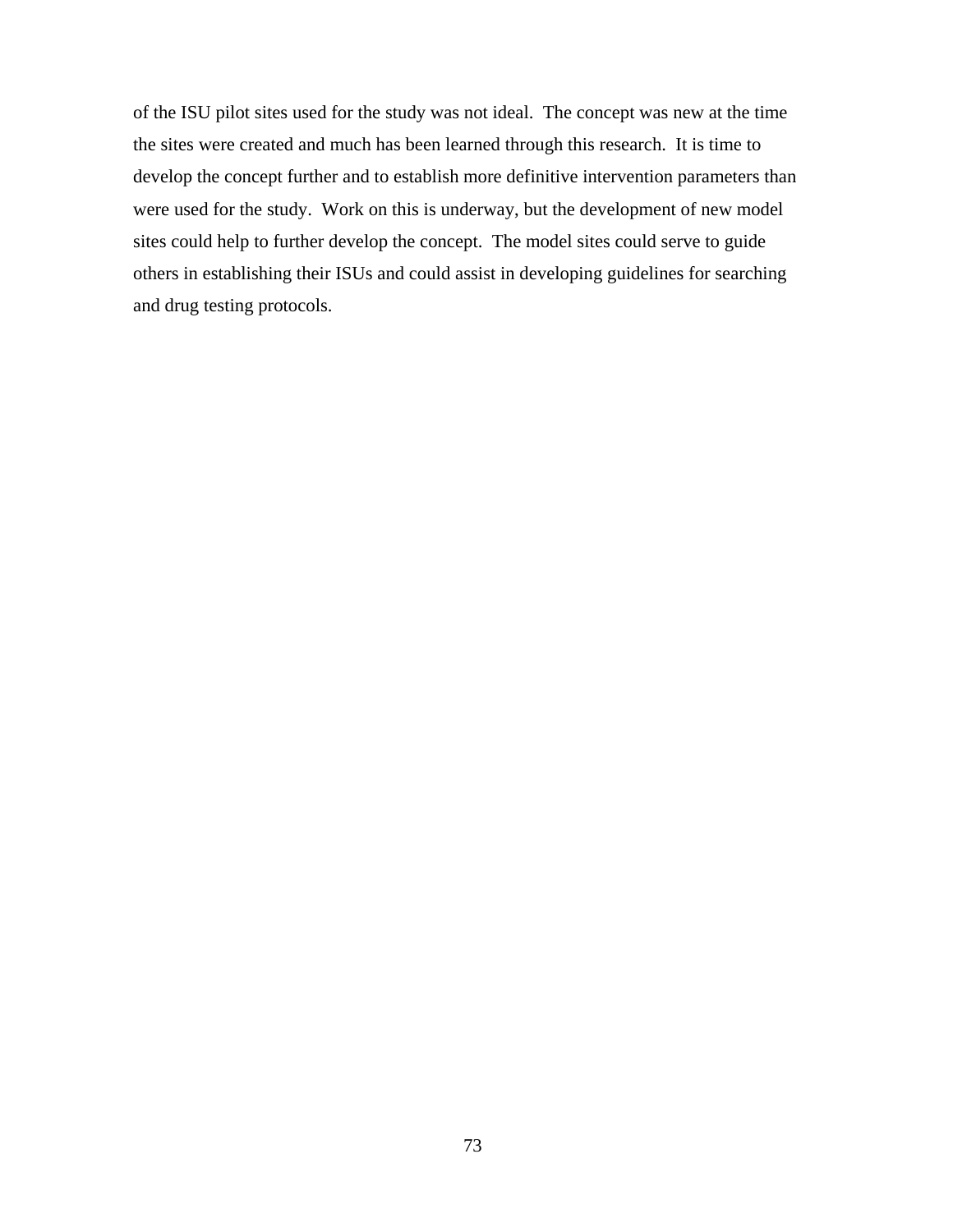of the ISU pilot sites used for the study was not ideal. The concept was new at the time the sites were created and much has been learned through this research. It is time to develop the concept further and to establish more definitive intervention parameters than were used for the study. Work on this is underway, but the development of new model sites could help to further develop the concept. The model sites could serve to guide others in establishing their ISUs and could assist in developing guidelines for searching and drug testing protocols.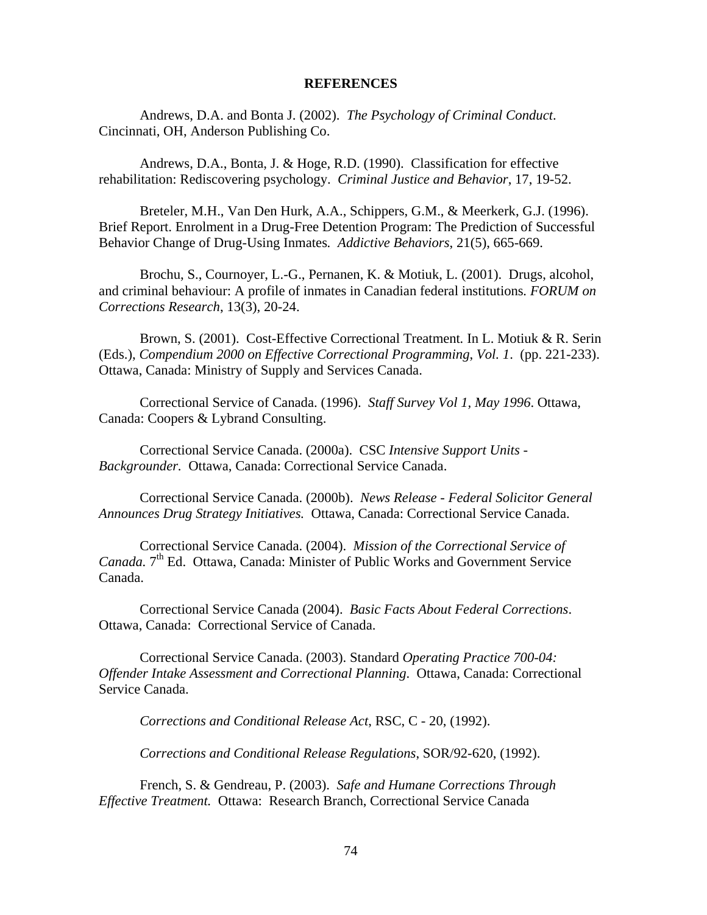**REFERENCES**

Andrews, D.A. and Bonta J. (2002). *The Psychology of Criminal Conduct*. Cincinnati, OH, Anderson Publishing Co.

Andrews, D.A., Bonta, J. & Hoge, R.D. (1990). Classification for effective rehabilitation: Rediscovering psychology. *Criminal Justice and Behavior*, 17, 19-52.

Breteler, M.H., Van Den Hurk, A.A., Schippers, G.M., & Meerkerk, G.J. (1996). Brief Report. Enrolment in a Drug-Free Detention Program: The Prediction of Successful Behavior Change of Drug-Using Inmates*. Addictive Behaviors*, 21(5), 665-669.

Brochu, S., Cournoyer, L.-G., Pernanen, K. & Motiuk, L. (2001). Drugs, alcohol, and criminal behaviour: A profile of inmates in Canadian federal institutions*. FORUM on Corrections Research*, 13(3), 20-24.

Brown, S. (2001). Cost-Effective Correctional Treatment*.* In L. Motiuk & R. Serin (Eds.), *Compendium 2000 on Effective Correctional Programming, Vol. 1*. (pp. 221-233). Ottawa, Canada: Ministry of Supply and Services Canada.

Correctional Service of Canada. (1996). *Staff Survey Vol 1, May 1996*. Ottawa, Canada: Coopers & Lybrand Consulting.

Correctional Service Canada. (2000a). CSC *Intensive Support Units - Backgrounder*. Ottawa, Canada: Correctional Service Canada.

Correctional Service Canada. (2000b). *News Release - Federal Solicitor General Announces Drug Strategy Initiatives.* Ottawa, Canada: Correctional Service Canada.

Correctional Service Canada. (2004). *Mission of the Correctional Service of Canada*. 7th Ed. Ottawa, Canada: Minister of Public Works and Government Service Canada.

Correctional Service Canada (2004). *Basic Facts About Federal Corrections*. Ottawa, Canada: Correctional Service of Canada.

Correctional Service Canada. (2003). Standard *Operating Practice 700-04: Offender Intake Assessment and Correctional Planning*. Ottawa, Canada: Correctional Service Canada.

*Corrections and Conditional Release Act*, RSC, C - 20, (1992).

*Corrections and Conditional Release Regulations*, SOR/92-620, (1992).

French, S. & Gendreau, P. (2003). *Safe and Humane Corrections Through Effective Treatment.* Ottawa: Research Branch, Correctional Service Canada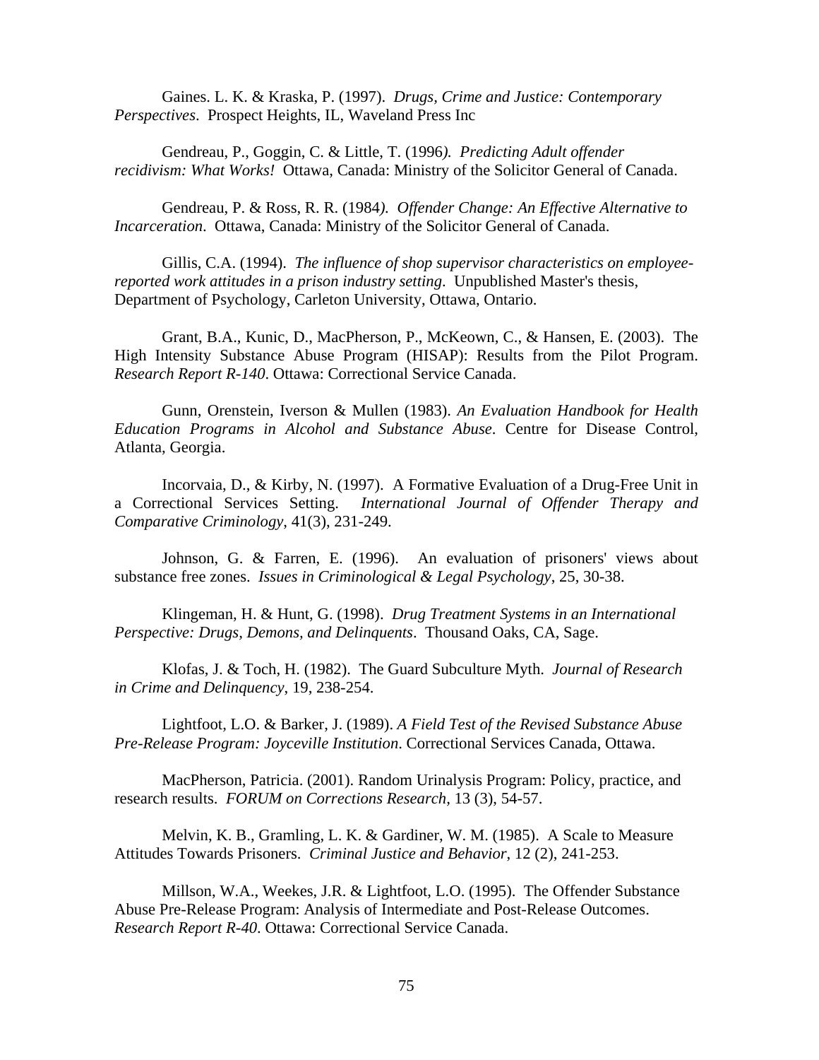Gaines. L. K. & Kraska, P. (1997). *Drugs, Crime and Justice: Contemporary Perspectives*. Prospect Heights, IL, Waveland Press Inc

Gendreau, P., Goggin, C. & Little, T. (1996*). Predicting Adult offender recidivism: What Works!* Ottawa, Canada: Ministry of the Solicitor General of Canada.

Gendreau, P. & Ross, R. R. (1984*). Offender Change: An Effective Alternative to Incarceration*. Ottawa, Canada: Ministry of the Solicitor General of Canada.

Gillis, C.A. (1994). *The influence of shop supervisor characteristics on employee-reported work attitudes in a prison industry setting*. Unpublished Master's thesis, Department of Psychology, Carleton University, Ottawa, Ontario.

Grant, B.A., Kunic, D., MacPherson, P., McKeown, C., & Hansen, E. (2003). The High Intensity Substance Abuse Program (HISAP): Results from the Pilot Program. *Research Report R-140*. Ottawa: Correctional Service Canada.

Gunn, Orenstein, Iverson & Mullen (1983). *An Evaluation Handbook for Health Education Programs in Alcohol and Substance Abuse*. Centre for Disease Control, Atlanta, Georgia.

Incorvaia, D., & Kirby, N. (1997). A Formative Evaluation of a Drug-Free Unit in a Correctional Services Setting. *International Journal of Offender Therapy and Comparative Criminology*, 41(3), 231-249.

Johnson, G. & Farren, E. (1996). An evaluation of prisoners' views about substance free zones. *Issues in Criminological & Legal Psychology*, 25, 30-38.

Klingeman, H. & Hunt, G. (1998). *Drug Treatment Systems in an International Perspective: Drugs, Demons, and Delinquents*. Thousand Oaks, CA, Sage.

Klofas, J. & Toch, H. (1982). The Guard Subculture Myth. *Journal of Research in Crime and Delinquency*, 19, 238-254.

Lightfoot, L.O. & Barker, J. (1989). *A Field Test of the Revised Substance Abuse Pre-Release Program: Joyceville Institution*. Correctional Services Canada, Ottawa.

MacPherson, Patricia. (2001). Random Urinalysis Program: Policy, practice, and research results. *FORUM on Corrections Research*, 13 (3), 54-57.

Melvin, K. B., Gramling, L. K. & Gardiner, W. M. (1985). A Scale to Measure Attitudes Towards Prisoners. *Criminal Justice and Behavior*, 12 (2), 241-253.

Millson, W.A., Weekes, J.R. & Lightfoot, L.O. (1995). The Offender Substance Abuse Pre-Release Program: Analysis of Intermediate and Post-Release Outcomes. *Research Report R-40*. Ottawa: Correctional Service Canada.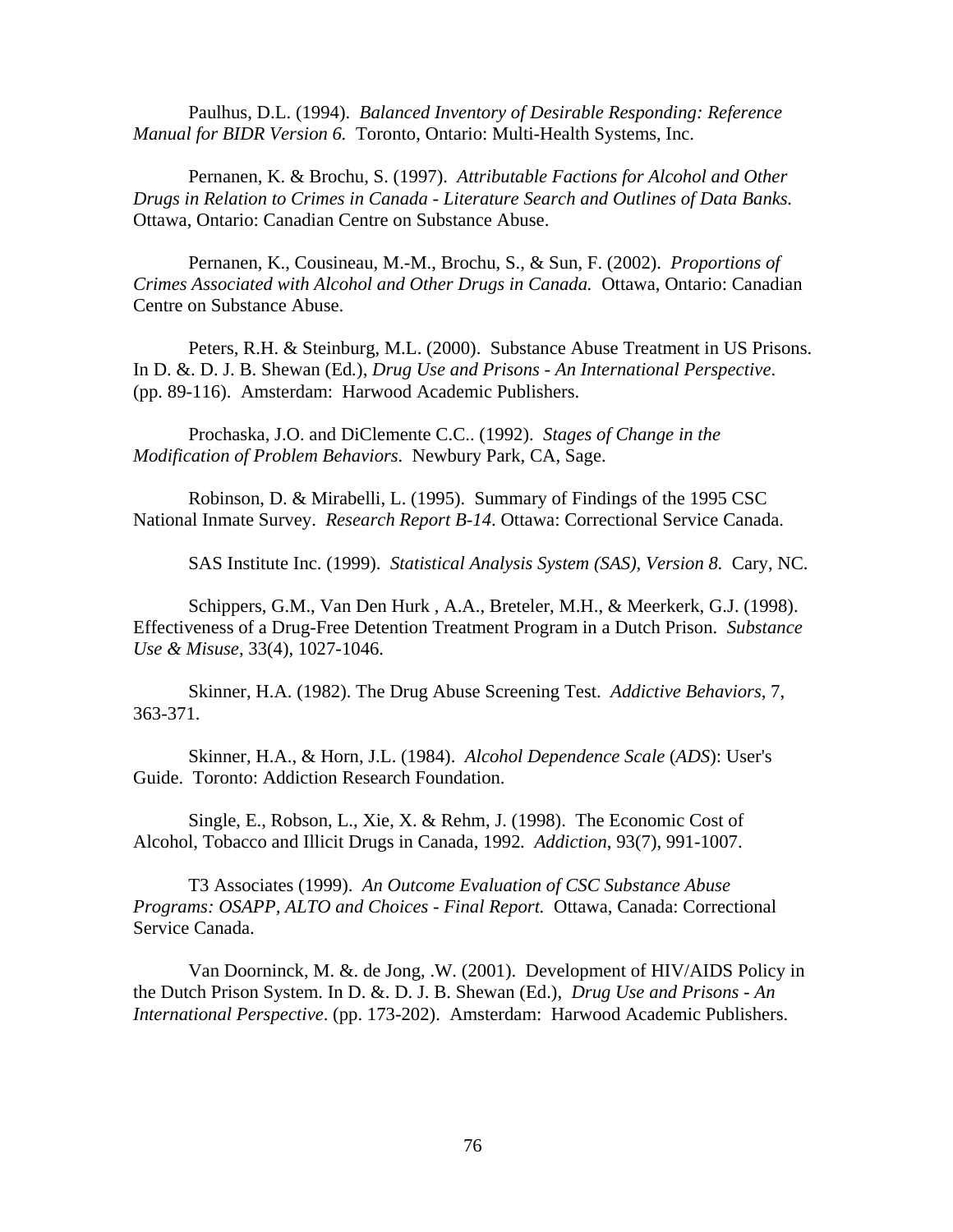Paulhus, D.L. (1994). *Balanced Inventory of Desirable Responding: Reference Manual for BIDR Version 6.* Toronto, Ontario: Multi-Health Systems, Inc.

Pernanen, K. & Brochu, S. (1997). *Attributable Factions for Alcohol and Other Drugs in Relation to Crimes in Canada - Literature Search and Outlines of Data Banks.* Ottawa, Ontario: Canadian Centre on Substance Abuse.

Pernanen, K., Cousineau, M.-M., Brochu, S., & Sun, F. (2002). *Proportions of Crimes Associated with Alcohol and Other Drugs in Canada.* Ottawa, Ontario: Canadian Centre on Substance Abuse.

Peters, R.H. & Steinburg, M.L. (2000). Substance Abuse Treatment in US Prisons. In D. &. D. J. B. Shewan (Ed.), *Drug Use and Prisons - An International Perspective*. (pp. 89-116). Amsterdam: Harwood Academic Publishers.

Prochaska, J.O. and DiClemente C.C.. (1992). *Stages of Change in the Modification of Problem Behaviors*. Newbury Park, CA, Sage.

Robinson, D. & Mirabelli, L. (1995). Summary of Findings of the 1995 CSC National Inmate Survey. *Research Report B-14*. Ottawa: Correctional Service Canada.

SAS Institute Inc. (1999). *Statistical Analysis System (SAS), Version 8.* Cary, NC.

Schippers, G.M., Van Den Hurk , A.A., Breteler, M.H., & Meerkerk, G.J. (1998). Effectiveness of a Drug-Free Detention Treatment Program in a Dutch Prison. *Substance Use & Misuse*, 33(4), 1027-1046.

Skinner, H.A. (1982). The Drug Abuse Screening Test. *Addictive Behaviors*, 7, 363-371.

Skinner, H.A., & Horn, J.L. (1984). *Alcohol Dependence Scale* (*ADS*): User's Guide. Toronto: Addiction Research Foundation.

Single, E., Robson, L., Xie, X. & Rehm, J. (1998). The Economic Cost of Alcohol, Tobacco and Illicit Drugs in Canada, 1992. *Addiction*, 93(7), 991-1007.

T3 Associates (1999). *An Outcome Evaluation of CSC Substance Abuse Programs: OSAPP, ALTO and Choices - Final Report.* Ottawa, Canada: Correctional Service Canada.

Van Doorninck, M. &. de Jong, .W. (2001). Development of HIV/AIDS Policy in the Dutch Prison System. In D. &. D. J. B. Shewan (Ed.), *Drug Use and Prisons - An International Perspective*. (pp. 173-202). Amsterdam: Harwood Academic Publishers.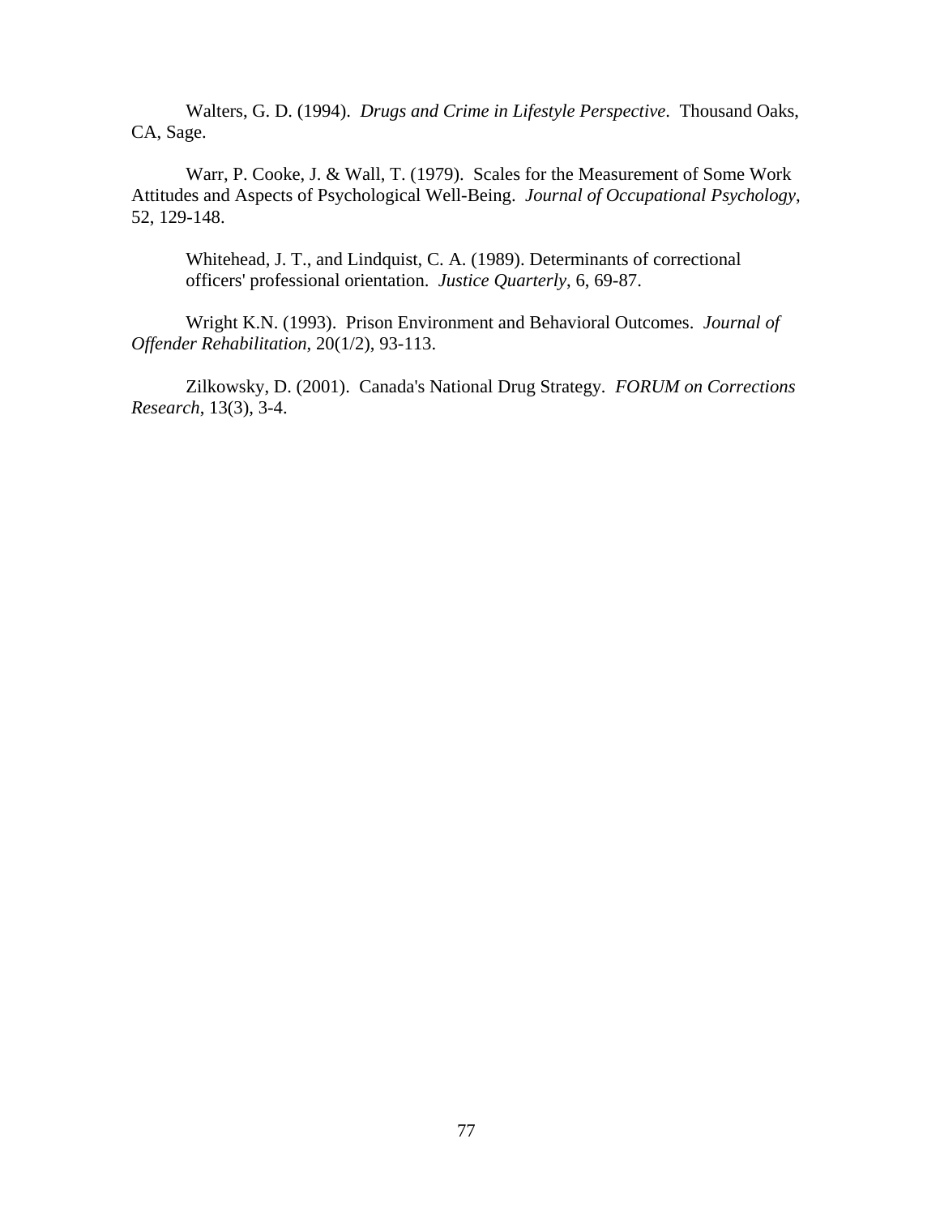Walters, G. D. (1994). *Drugs and Crime in Lifestyle Perspective*. Thousand Oaks, CA, Sage.

Warr, P. Cooke, J. & Wall, T. (1979). Scales for the Measurement of Some Work Attitudes and Aspects of Psychological Well-Being. *Journal of Occupational Psychology*, 52, 129-148.

Whitehead, J. T., and Lindquist, C. A. (1989). Determinants of correctional officers' professional orientation. *Justice Quarterly*, 6, 69-87.

Wright K.N. (1993). Prison Environment and Behavioral Outcomes. *Journal of Offender Rehabilitation*, 20(1/2), 93-113.

Zilkowsky, D. (2001). Canada's National Drug Strategy. *FORUM on Corrections Research*, 13(3), 3-4.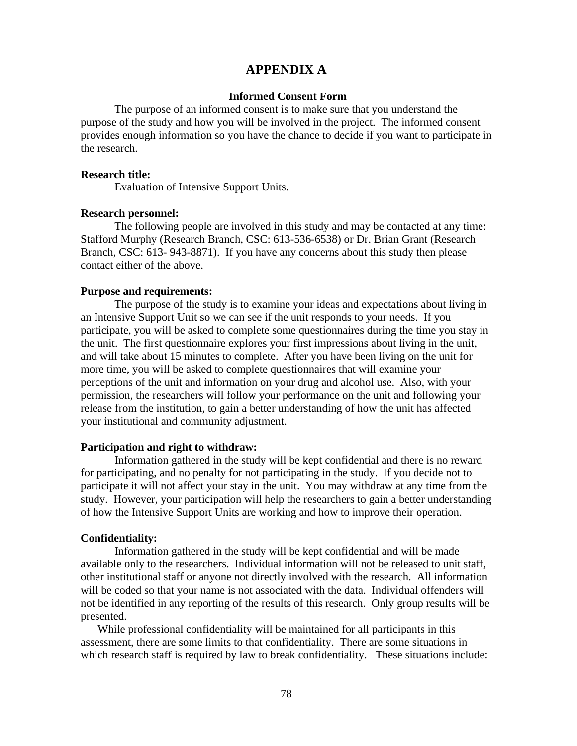# APPENDIX A

### Informed Consent Form

The purpose of an informed consent is to make sure that you understand the purpose of the study and how you will be involved in the project. The informed consent provides enough information so you have the chance to decide if you want to participate in the research.

**Research title:**

Evaluation of Intensive Support Units.

**Research personnel:**

The following people are involved in this study and may be contacted at any time: Stafford Murphy (Research Branch, CSC: 613-536-6538) or Dr. Brian Grant (Research Branch, CSC: 613- 943-8871). If you have any concerns about this study then please contact either of the above.

**Purpose and requirements:**

The purpose of the study is to examine your ideas and expectations about living in an Intensive Support Unit so we can see if the unit responds to your needs. If you participate, you will be asked to complete some questionnaires during the time you stay in the unit. The first questionnaire explores your first impressions about living in the unit, and will take about 15 minutes to complete. After you have been living on the unit for more time, you will be asked to complete questionnaires that will examine your perceptions of the unit and information on your drug and alcohol use. Also, with your permission, the researchers will follow your performance on the unit and following your release from the institution, to gain a better understanding of how the unit has affected your institutional and community adjustment.

**Participation and right to withdraw:**

Information gathered in the study will be kept confidential and there is no reward for participating, and no penalty for not participating in the study. If you decide not to participate it will not affect your stay in the unit. You may withdraw at any time from the study. However, your participation will help the researchers to gain a better understanding of how the Intensive Support Units are working and how to improve their operation.

**Confidentiality:**

Information gathered in the study will be kept confidential and will be made available only to the researchers. Individual information will not be released to unit staff, other institutional staff or anyone not directly involved with the research. All information will be coded so that your name is not associated with the data. Individual offenders will not be identified in any reporting of the results of this research. Only group results will be presented.

While professional confidentiality will be maintained for all participants in this assessment, there are some limits to that confidentiality. There are some situations in which research staff is required by law to break confidentiality. These situations include: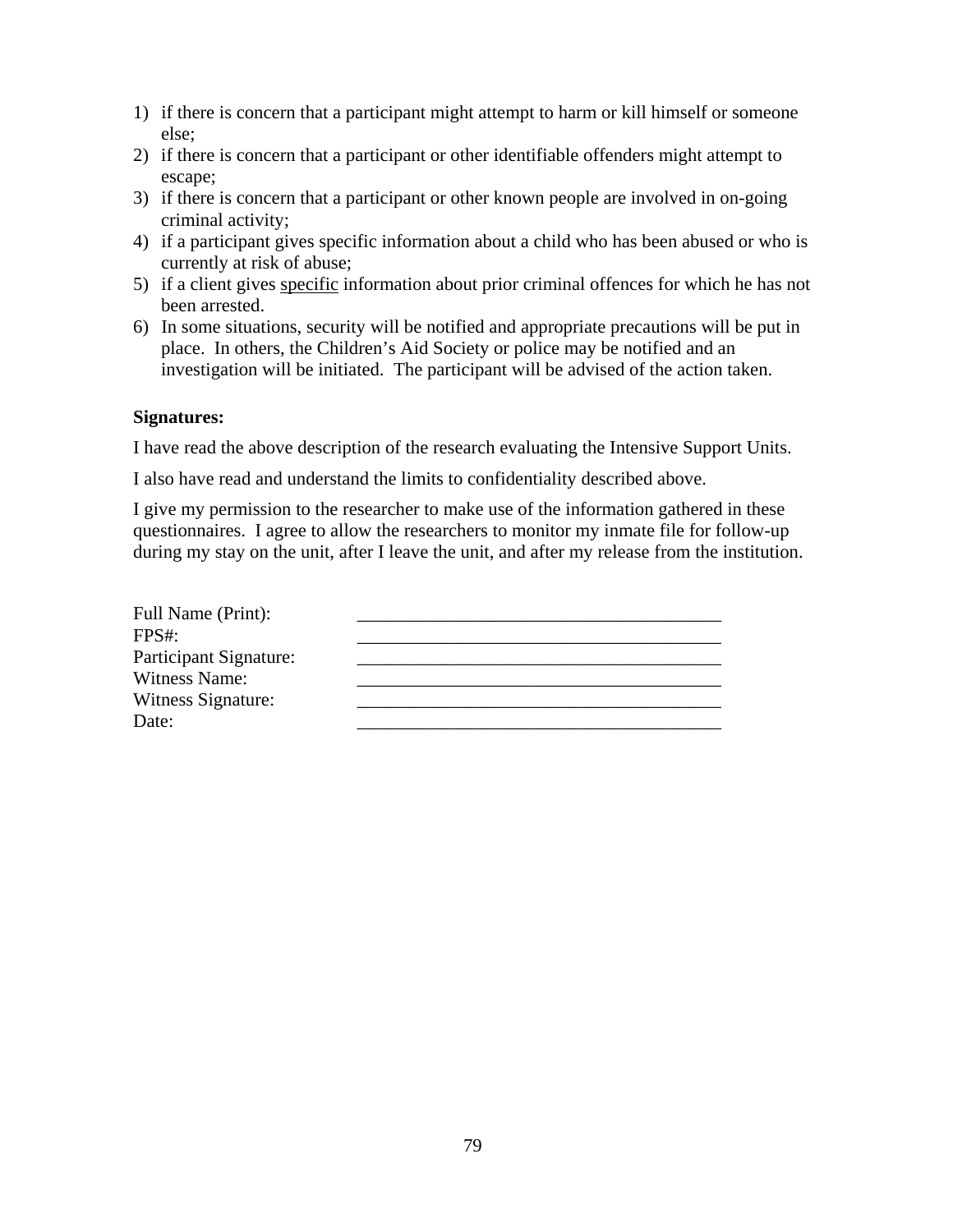1) if there is concern that a participant might attempt to harm or kill himself or someone else;
2) if there is concern that a participant or other identifiable offenders might attempt to escape;
3) if there is concern that a participant or other known people are involved in on-going criminal activity;
4) if a participant gives specific information about a child who has been abused or who is currently at risk of abuse;
5) if a client gives specific information about prior criminal offences for which he has not been arrested.
6) In some situations, security will be notified and appropriate precautions will be put in place. In others, the Children's Aid Society or police may be notified and an investigation will be initiated. The participant will be advised of the action taken.

**Signatures:**

I have read the above description of the research evaluating the Intensive Support Units.

I also have read and understand the limits to confidentiality described above.

I give my permission to the researcher to make use of the information gathered in these questionnaires. I agree to allow the researchers to monitor my inmate file for follow-up during my stay on the unit, after I leave the unit, and after my release from the institution.

Full Name (Print): ________________________________________

FPS#: ________________________________________

Participant Signature: ________________________________________

Witness Name: ________________________________________

Witness Signature: ________________________________________

Date: ________________________________________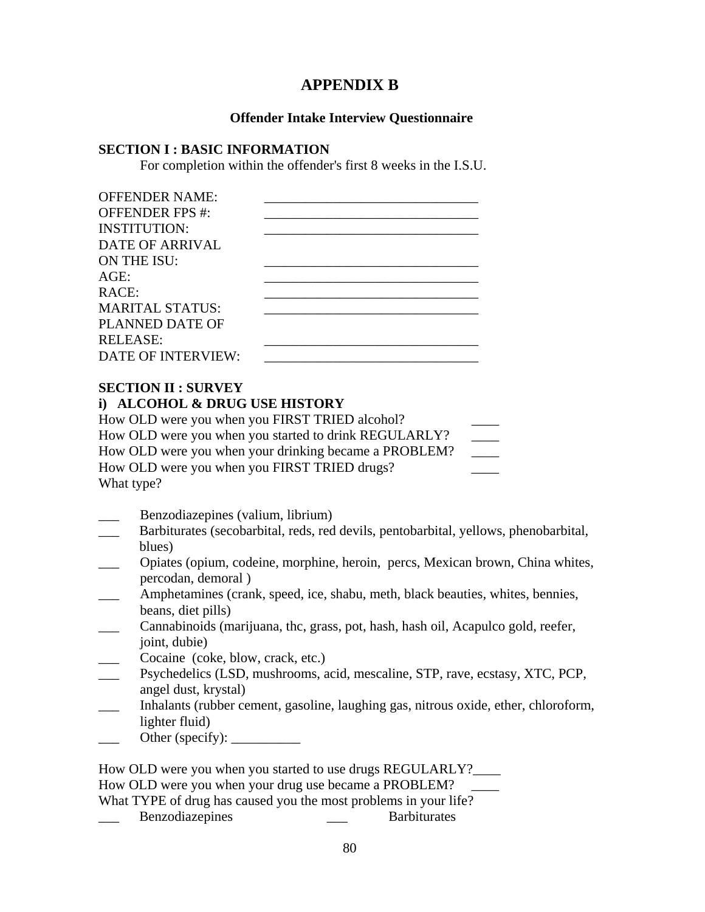# APPENDIX B

### Offender Intake Interview Questionnaire

**SECTION I : BASIC INFORMATION**

For completion within the offender's first 8 weeks in the I.S.U.

OFFENDER NAME: _______________________________
OFFENDER FPS #: _______________________________
INSTITUTION: _______________________________
DATE OF ARRIVAL ON THE ISU: _______________________________
AGE: _______________________________
RACE: _______________________________
MARITAL STATUS: _______________________________
PLANNED DATE OF RELEASE: _______________________________
DATE OF INTERVIEW: _______________________________

**SECTION II : SURVEY**

**i) ALCOHOL & DRUG USE HISTORY**

How OLD were you when you FIRST TRIED alcohol? ____
How OLD were you when you started to drink REGULARLY? ____
How OLD were you when your drinking became a PROBLEM? ____
How OLD were you when you FIRST TRIED drugs? ____
What type?

___ Benzodiazepines (valium, librium)
___ Barbiturates (secobarbital, reds, red devils, pentobarbital, yellows, phenobarbital, blues)
___ Opiates (opium, codeine, morphine, heroin, percs, Mexican brown, China whites, percodan, demoral )
___ Amphetamines (crank, speed, ice, shabu, meth, black beauties, whites, bennies, beans, diet pills)
___ Cannabinoids (marijuana, thc, grass, pot, hash, hash oil, Acapulco gold, reefer, joint, dubie)
___ Cocaine (coke, blow, crack, etc.)
___ Psychedelics (LSD, mushrooms, acid, mescaline, STP, rave, ecstasy, XTC, PCP, angel dust, krystal)
___ Inhalants (rubber cement, gasoline, laughing gas, nitrous oxide, ether, chloroform, lighter fluid)
___ Other (specify): __________

How OLD were you when you started to use drugs REGULARLY?____
How OLD were you when your drug use became a PROBLEM? ____
What TYPE of drug has caused you the most problems in your life?

___ Benzodiazepines ___ Barbiturates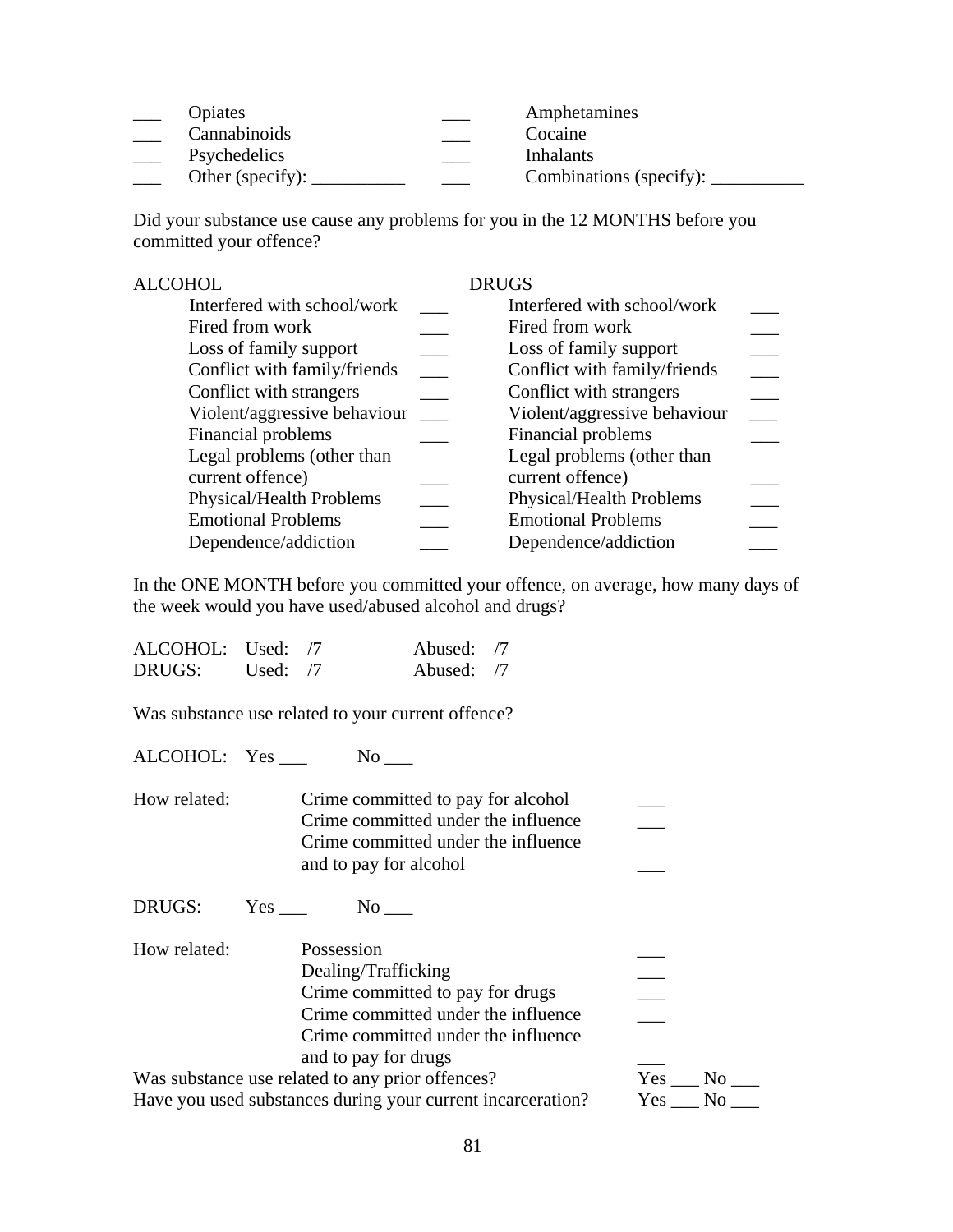| | | | |
|---|---|---|---|
| ___ | Opiates | ___ | Amphetamines |
| ___ | Cannabinoids | ___ | Cocaine |
| ___ | Psychedelics | ___ | Inhalants |
| ___ | Other (specify): __________ | ___ | Combinations (specify): __________ |

Did your substance use cause any problems for you in the 12 MONTHS before you committed your offence?

| ALCOHOL | | DRUGS | |
|---|---|---|---|
| Interfered with school/work | ___ | Interfered with school/work | ___ |
| Fired from work | ___ | Fired from work | ___ |
| Loss of family support | ___ | Loss of family support | ___ |
| Conflict with family/friends | ___ | Conflict with family/friends | ___ |
| Conflict with strangers | ___ | Conflict with strangers | ___ |
| Violent/aggressive behaviour | ___ | Violent/aggressive behaviour | ___ |
| Financial problems | ___ | Financial problems | ___ |
| Legal problems (other than current offence) | ___ | Legal problems (other than current offence) | ___ |
| Physical/Health Problems | ___ | Physical/Health Problems | ___ |
| Emotional Problems | ___ | Emotional Problems | ___ |
| Dependence/addiction | ___ | Dependence/addiction | ___ |

In the ONE MONTH before you committed your offence, on average, how many days of the week would you have used/abused alcohol and drugs?

ALCOHOL: Used: /7 Abused: /7
DRUGS: Used: /7 Abused: /7

Was substance use related to your current offence?

ALCOHOL: Yes ___ No ___

How related:

- Crime committed to pay for alcohol ___
- Crime committed under the influence ___
- Crime committed under the influence and to pay for alcohol ___

DRUGS: Yes ___ No ___

How related:

- Possession ___
- Dealing/Trafficking ___
- Crime committed to pay for drugs ___
- Crime committed under the influence ___
- Crime committed under the influence and to pay for drugs ___

Was substance use related to any prior offences? Yes ___ No ___
Have you used substances during your current incarceration? Yes ___ No ___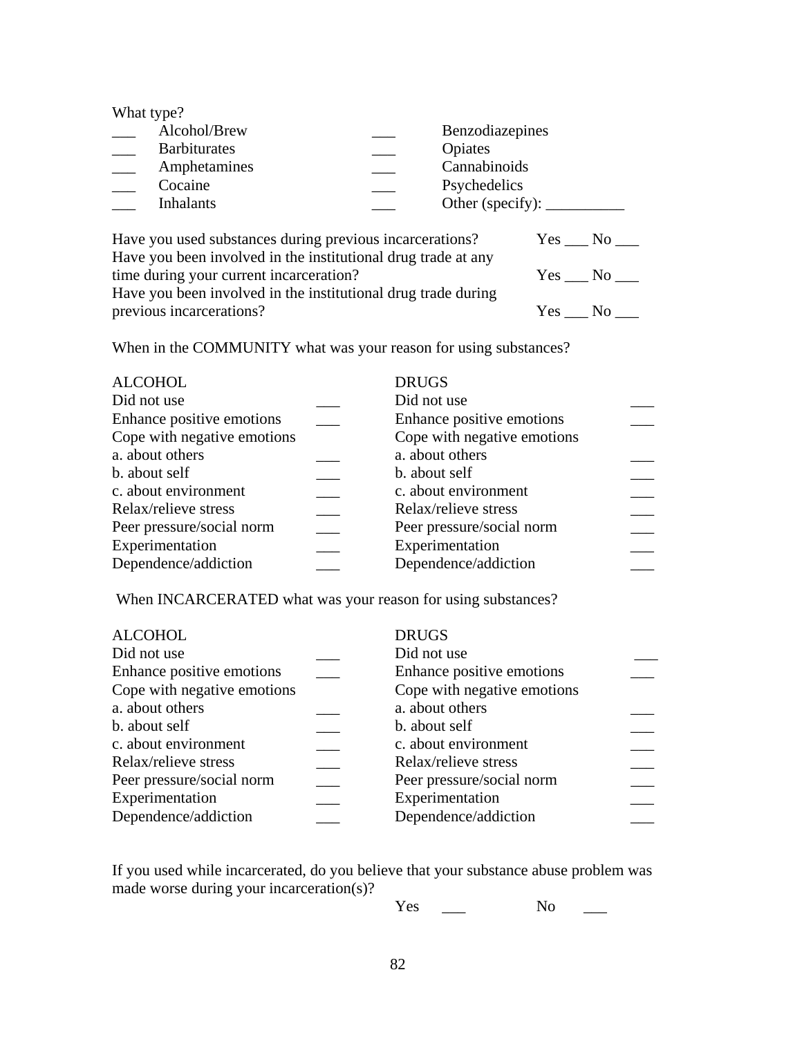What type?

| ___ Alcohol/Brew | ___ Benzodiazepines |
|---|---|
| ___ Barbiturates | ___ Opiates |
| ___ Amphetamines | ___ Cannabinoids |
| ___ Cocaine | ___ Psychedelics |
| ___ Inhalants | ___ Other (specify): __________ |

Have you used substances during previous incarcerations? Yes ___ No ___

Have you been involved in the institutional drug trade at any time during your current incarceration? Yes ___ No ___

Have you been involved in the institutional drug trade during previous incarcerations? Yes ___ No ___

When in the COMMUNITY what was your reason for using substances?

| ALCOHOL | | DRUGS | |
|---|---|---|---|
| Did not use | ___ | Did not use | ___ |
| Enhance positive emotions | ___ | Enhance positive emotions | ___ |
| Cope with negative emotions | | Cope with negative emotions | |
| a. about others | ___ | a. about others | ___ |
| b. about self | ___ | b. about self | ___ |
| c. about environment | ___ | c. about environment | ___ |
| Relax/relieve stress | ___ | Relax/relieve stress | ___ |
| Peer pressure/social norm | ___ | Peer pressure/social norm | ___ |
| Experimentation | ___ | Experimentation | ___ |
| Dependence/addiction | ___ | Dependence/addiction | ___ |

When INCARCERATED what was your reason for using substances?

| ALCOHOL | | DRUGS | |
|---|---|---|---|
| Did not use | ___ | Did not use | ___ |
| Enhance positive emotions | ___ | Enhance positive emotions | ___ |
| Cope with negative emotions | | Cope with negative emotions | |
| a. about others | ___ | a. about others | ___ |
| b. about self | ___ | b. about self | ___ |
| c. about environment | ___ | c. about environment | ___ |
| Relax/relieve stress | ___ | Relax/relieve stress | ___ |
| Peer pressure/social norm | ___ | Peer pressure/social norm | ___ |
| Experimentation | ___ | Experimentation | ___ |
| Dependence/addiction | ___ | Dependence/addiction | ___ |

If you used while incarcerated, do you believe that your substance abuse problem was made worse during your incarceration(s)?

Yes ___ No ___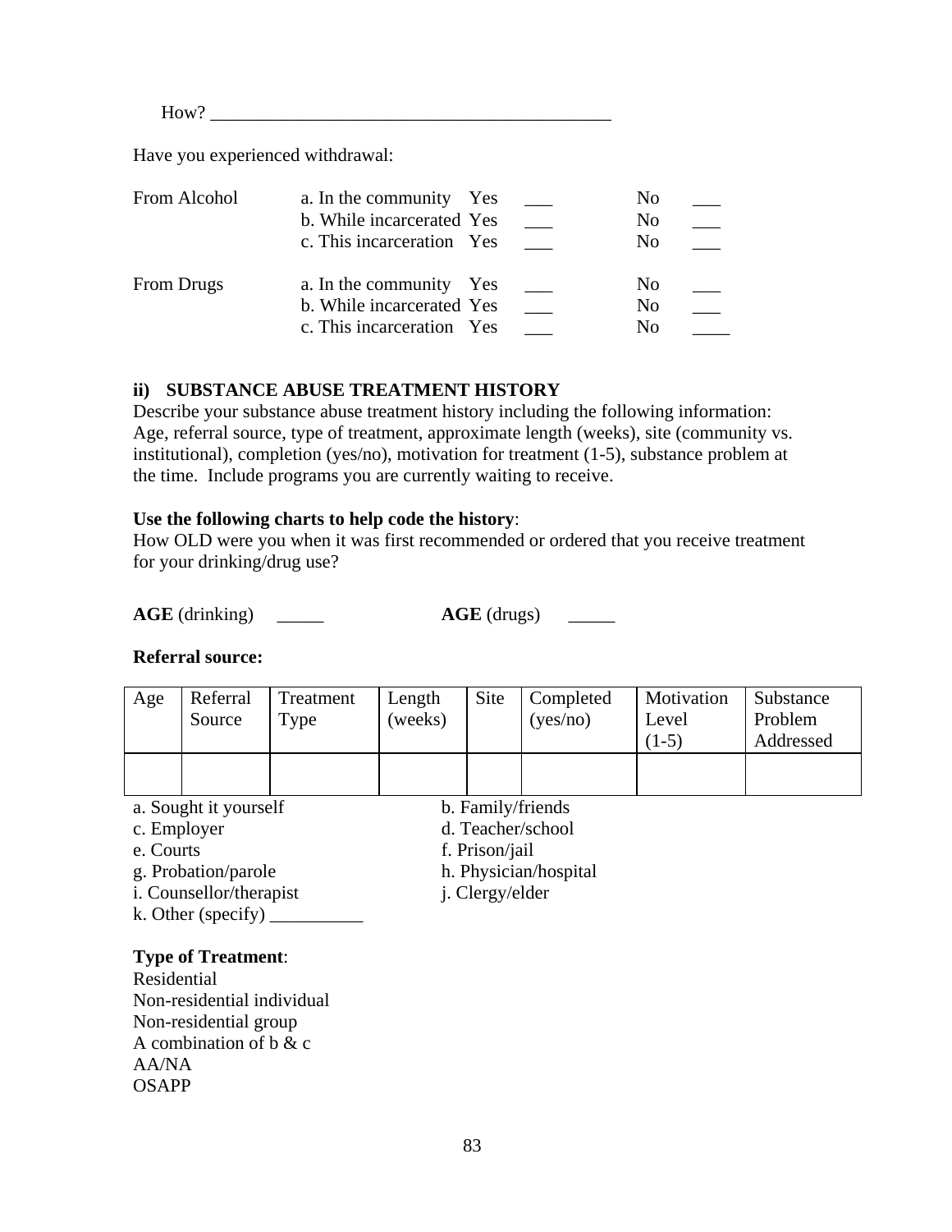How? ___________________________________________

Have you experienced withdrawal:

| | | | | | |
|---|---|---|---|---|---|
| From Alcohol | a. In the community | Yes | ___ | No | ___ |
| | b. While incarcerated | Yes | ___ | No | ___ |
| | c. This incarceration | Yes | ___ | No | ___ |
| From Drugs | a. In the community | Yes | ___ | No | ___ |
| | b. While incarcerated | Yes | ___ | No | ___ |
| | c. This incarceration | Yes | ___ | No | ____ |

### ii) SUBSTANCE ABUSE TREATMENT HISTORY

Describe your substance abuse treatment history including the following information: Age, referral source, type of treatment, approximate length (weeks), site (community vs. institutional), completion (yes/no), motivation for treatment (1-5), substance problem at the time. Include programs you are currently waiting to receive.

**Use the following charts to help code the history**:
How OLD were you when it was first recommended or ordered that you receive treatment for your drinking/drug use?

**AGE** (drinking) _____ **AGE** (drugs) _____

**Referral source:**

| Age | Referral Source | Treatment Type | Length (weeks) | Site | Completed (yes/no) | Motivation Level (1-5) | Substance Problem Addressed |
|---|---|---|---|---|---|---|---|
| | | | | | | | |

a. Sought it yourself
b. Family/friends
c. Employer
d. Teacher/school
e. Courts
f. Prison/jail
g. Probation/parole
h. Physician/hospital
i. Counsellor/therapist
j. Clergy/elder
k. Other (specify) __________

**Type of Treatment**:
Residential
Non-residential individual
Non-residential group
A combination of b & c
AA/NA
OSAPP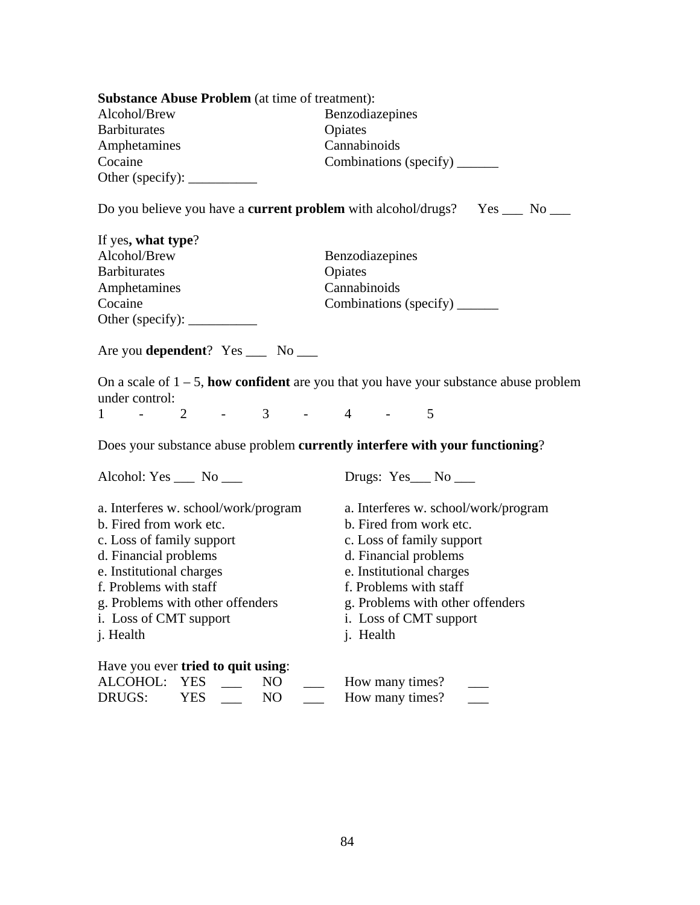**Substance Abuse Problem** (at time of treatment):

| | |
|---|---|
| Alcohol/Brew | Benzodiazepines |
| Barbiturates | Opiates |
| Amphetamines | Cannabinoids |
| Cocaine | Combinations (specify) ______ |
| Other (specify): __________ | |

Do you believe you have a **current problem** with alcohol/drugs? Yes ___ No ___

If yes**, what type**?

| | |
|---|---|
| Alcohol/Brew | Benzodiazepines |
| Barbiturates | Opiates |
| Amphetamines | Cannabinoids |
| Cocaine | Combinations (specify) ______ |
| Other (specify): __________ | |

Are you **dependent**? Yes ___ No ___

On a scale of 1 – 5, **how confident** are you that you have your substance abuse problem under control:

1 - 2 - 3 - 4 - 5

Does your substance abuse problem **currently interfere with your functioning**?

| Alcohol: Yes ___ No ___ | Drugs: Yes___ No ___ |
|---|---|
| a. Interferes w. school/work/program | a. Interferes w. school/work/program |
| b. Fired from work etc. | b. Fired from work etc. |
| c. Loss of family support | c. Loss of family support |
| d. Financial problems | d. Financial problems |
| e. Institutional charges | e. Institutional charges |
| f. Problems with staff | f. Problems with staff |
| g. Problems with other offenders | g. Problems with other offenders |
| i. Loss of CMT support | i. Loss of CMT support |
| j. Health | j. Health |

Have you ever **tried to quit using**:

| | | | | | | |
|---|---|---|---|---|---|---|
| ALCOHOL: | YES | ___ | NO | ___ | How many times? | ___ |
| DRUGS: | YES | ___ | NO | ___ | How many times? | ___ |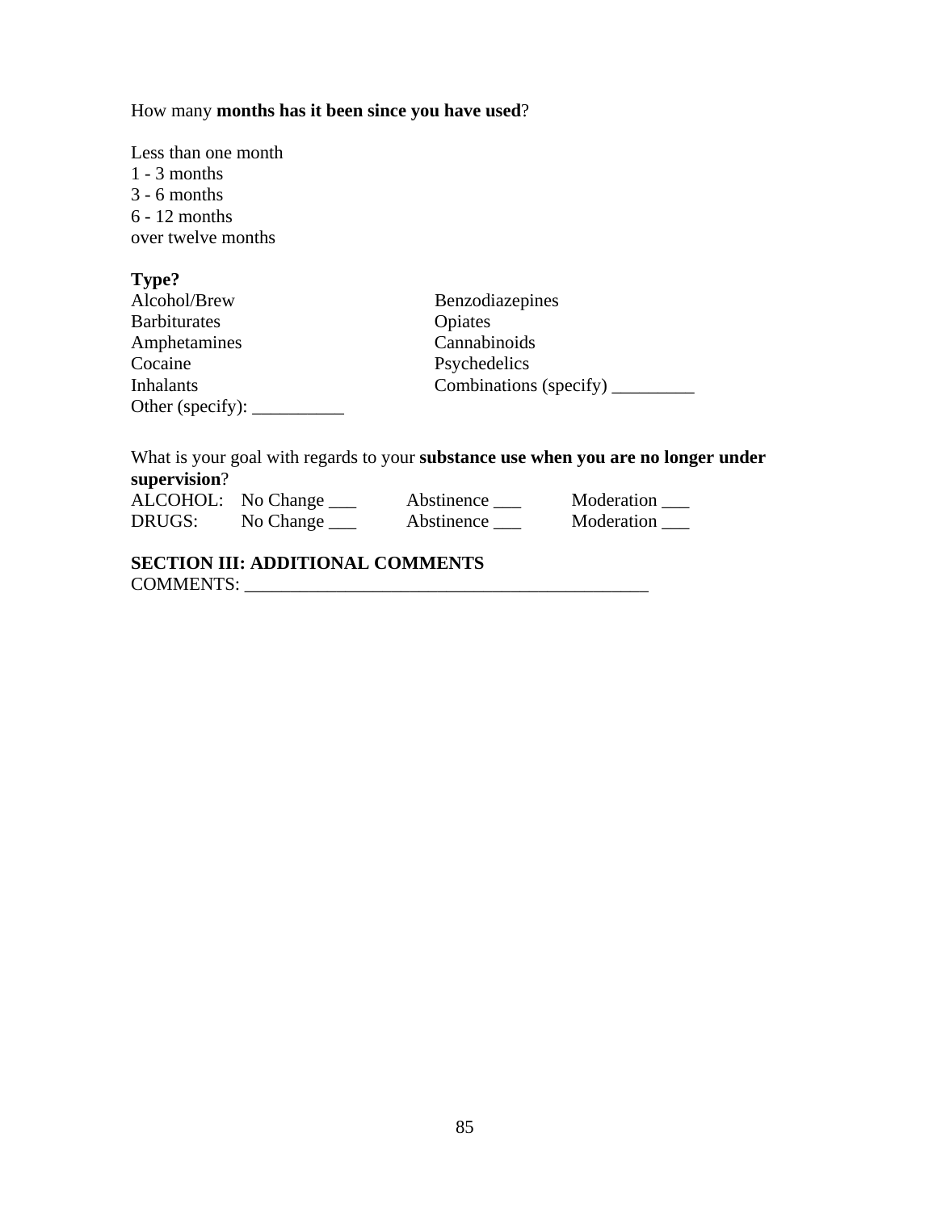How many **months has it been since you have used**?

Less than one month
1 - 3 months
3 - 6 months
6 - 12 months
over twelve months

**Type?**

Alcohol/Brew
Barbiturates
Amphetamines
Cocaine
Inhalants
Other (specify): __________
Benzodiazepines
Opiates
Cannabinoids
Psychedelics
Combinations (specify) _________

What is your goal with regards to your **substance use when you are no longer under supervision**?

| | | | |
|---|---|---|---|
| ALCOHOL: | No Change ___ | Abstinence ___ | Moderation ___ |
| DRUGS: | No Change ___ | Abstinence ___ | Moderation ___ |

**SECTION III: ADDITIONAL COMMENTS**

COMMENTS: ____________________________________________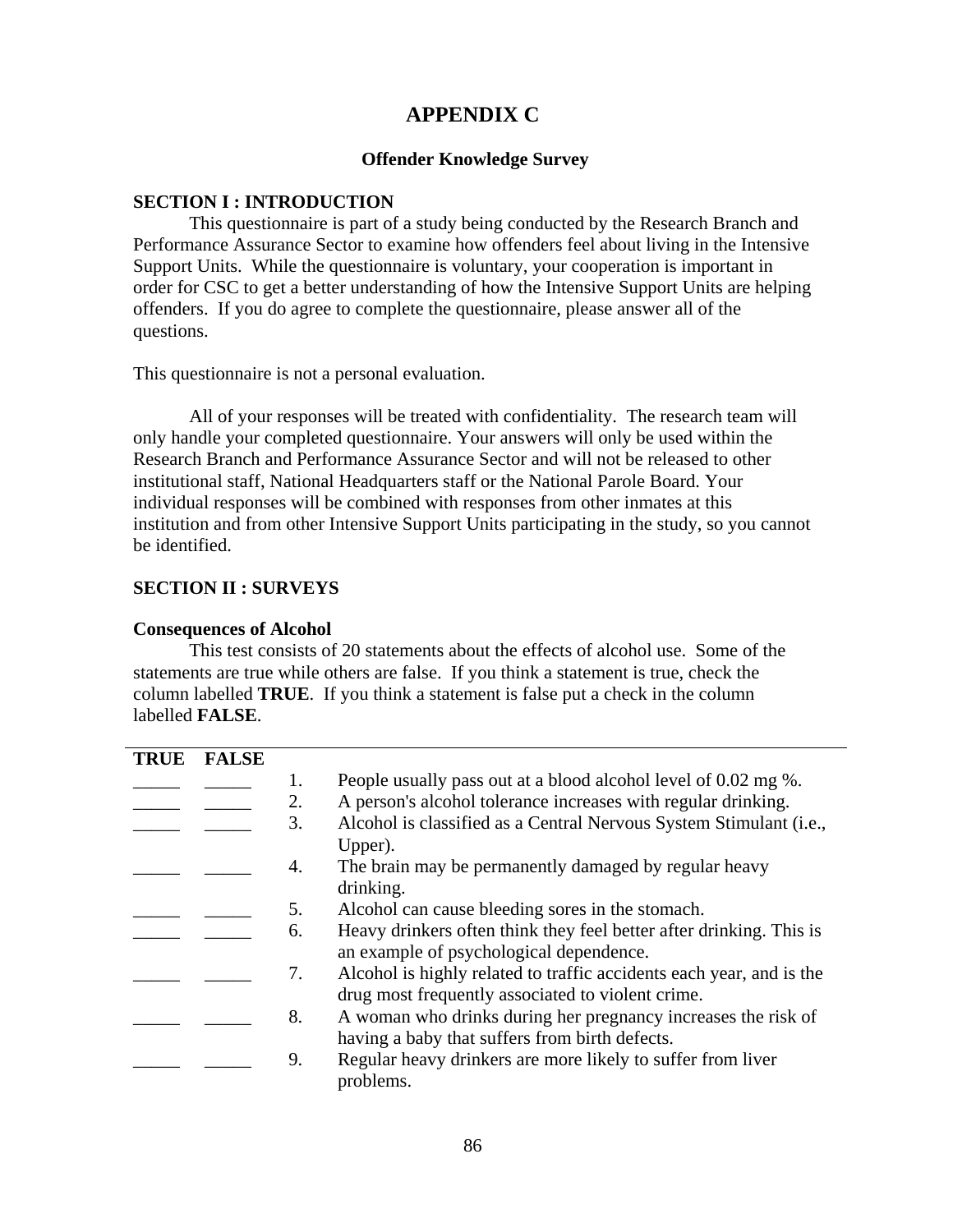# APPENDIX C

## Offender Knowledge Survey

### SECTION I : INTRODUCTION

This questionnaire is part of a study being conducted by the Research Branch and Performance Assurance Sector to examine how offenders feel about living in the Intensive Support Units. While the questionnaire is voluntary, your cooperation is important in order for CSC to get a better understanding of how the Intensive Support Units are helping offenders. If you do agree to complete the questionnaire, please answer all of the questions.

This questionnaire is not a personal evaluation.

All of your responses will be treated with confidentiality. The research team will only handle your completed questionnaire. Your answers will only be used within the Research Branch and Performance Assurance Sector and will not be released to other institutional staff, National Headquarters staff or the National Parole Board. Your individual responses will be combined with responses from other inmates at this institution and from other Intensive Support Units participating in the study, so you cannot be identified.

### SECTION II : SURVEYS

**Consequences of Alcohol**

This test consists of 20 statements about the effects of alcohol use. Some of the statements are true while others are false. If you think a statement is true, check the column labelled **TRUE**. If you think a statement is false put a check in the column labelled **FALSE**.

| TRUE | FALSE | | |
|---|---|---|---|
| _____ | _____ | 1. | People usually pass out at a blood alcohol level of 0.02 mg %. |
| _____ | _____ | 2. | A person's alcohol tolerance increases with regular drinking. |
| _____ | _____ | 3. | Alcohol is classified as a Central Nervous System Stimulant (i.e., Upper). |
| _____ | _____ | 4. | The brain may be permanently damaged by regular heavy drinking. |
| _____ | _____ | 5. | Alcohol can cause bleeding sores in the stomach. |
| _____ | _____ | 6. | Heavy drinkers often think they feel better after drinking. This is an example of psychological dependence. |
| _____ | _____ | 7. | Alcohol is highly related to traffic accidents each year, and is the drug most frequently associated to violent crime. |
| _____ | _____ | 8. | A woman who drinks during her pregnancy increases the risk of having a baby that suffers from birth defects. |
| _____ | _____ | 9. | Regular heavy drinkers are more likely to suffer from liver problems. |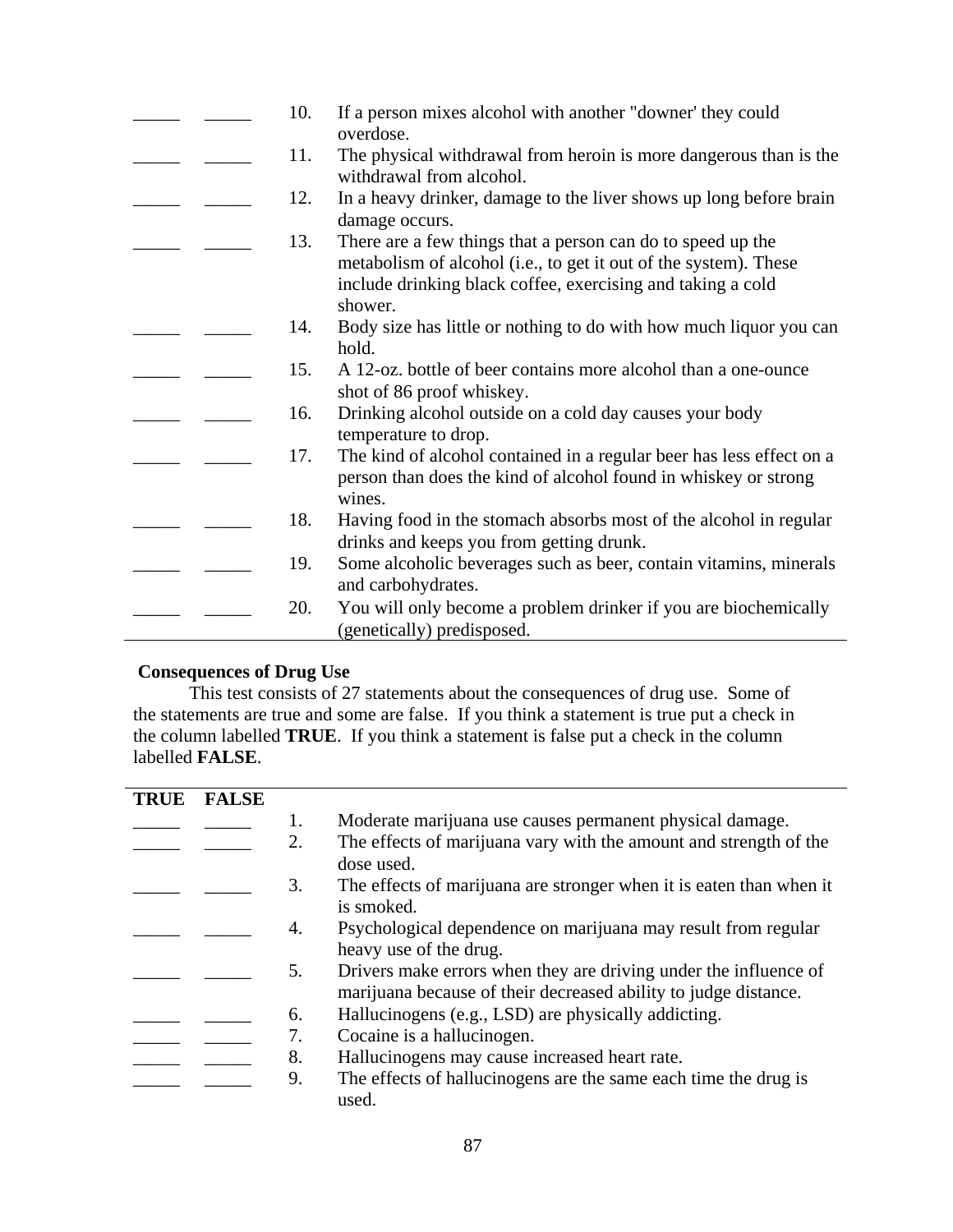| TRUE | FALSE | | |
|---|---|---|---|
| _____ | _____ | 10. | If a person mixes alcohol with another "downer' they could overdose. |
| _____ | _____ | 11. | The physical withdrawal from heroin is more dangerous than is the withdrawal from alcohol. |
| _____ | _____ | 12. | In a heavy drinker, damage to the liver shows up long before brain damage occurs. |
| _____ | _____ | 13. | There are a few things that a person can do to speed up the metabolism of alcohol (i.e., to get it out of the system). These include drinking black coffee, exercising and taking a cold shower. |
| _____ | _____ | 14. | Body size has little or nothing to do with how much liquor you can hold. |
| _____ | _____ | 15. | A 12-oz. bottle of beer contains more alcohol than a one-ounce shot of 86 proof whiskey. |
| _____ | _____ | 16. | Drinking alcohol outside on a cold day causes your body temperature to drop. |
| _____ | _____ | 17. | The kind of alcohol contained in a regular beer has less effect on a person than does the kind of alcohol found in whiskey or strong wines. |
| _____ | _____ | 18. | Having food in the stomach absorbs most of the alcohol in regular drinks and keeps you from getting drunk. |
| _____ | _____ | 19. | Some alcoholic beverages such as beer, contain vitamins, minerals and carbohydrates. |
| _____ | _____ | 20. | You will only become a problem drinker if you are biochemically (genetically) predisposed. |

**Consequences of Drug Use**

This test consists of 27 statements about the consequences of drug use. Some of the statements are true and some are false. If you think a statement is true put a check in the column labelled **TRUE**. If you think a statement is false put a check in the column labelled **FALSE**.

| TRUE | FALSE | | |
|---|---|---|---|
| _____ | _____ | 1. | Moderate marijuana use causes permanent physical damage. |
| _____ | _____ | 2. | The effects of marijuana vary with the amount and strength of the dose used. |
| _____ | _____ | 3. | The effects of marijuana are stronger when it is eaten than when it is smoked. |
| _____ | _____ | 4. | Psychological dependence on marijuana may result from regular heavy use of the drug. |
| _____ | _____ | 5. | Drivers make errors when they are driving under the influence of marijuana because of their decreased ability to judge distance. |
| _____ | _____ | 6. | Hallucinogens (e.g., LSD) are physically addicting. |
| _____ | _____ | 7. | Cocaine is a hallucinogen. |
| _____ | _____ | 8. | Hallucinogens may cause increased heart rate. |
| _____ | _____ | 9. | The effects of hallucinogens are the same each time the drug is used. |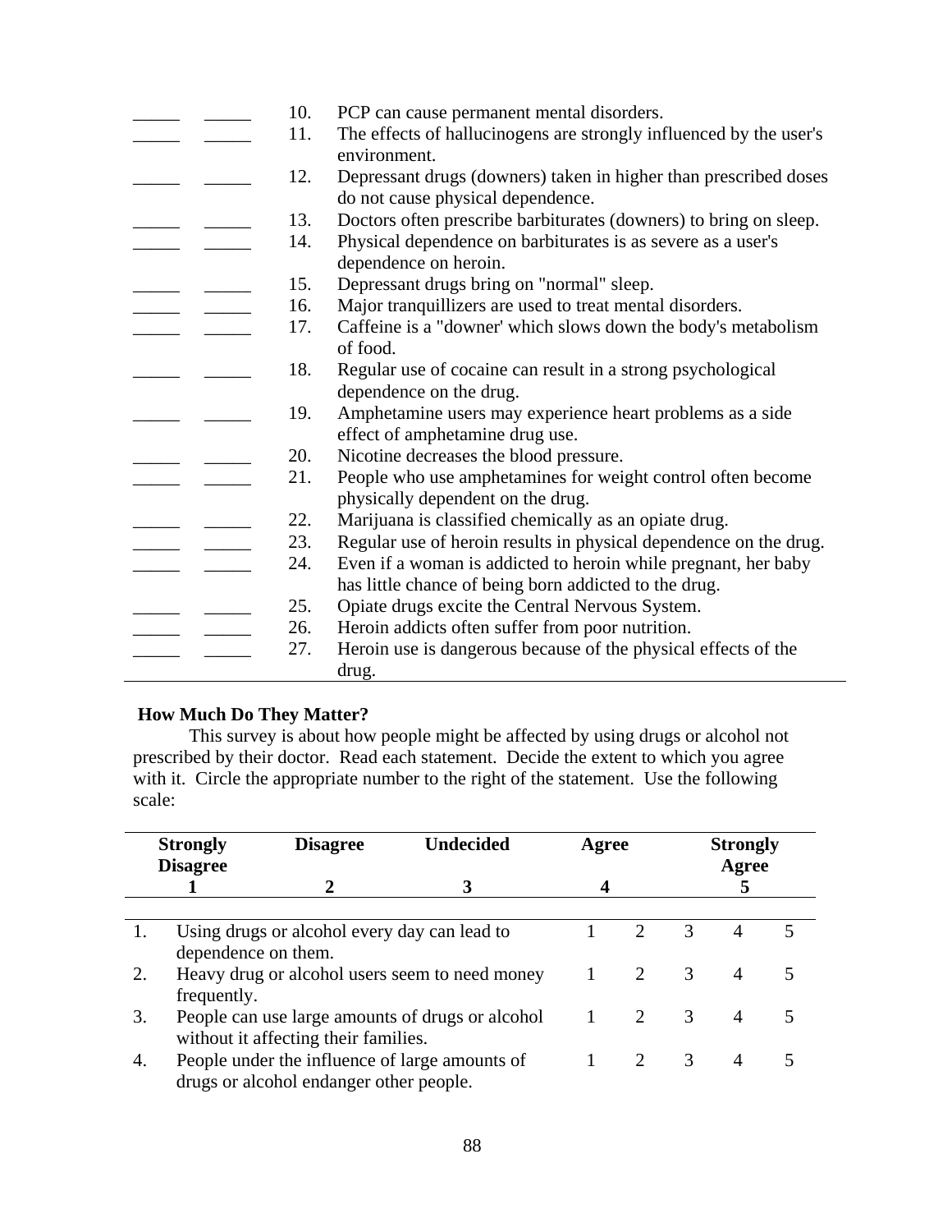| | | | |
|---|---|---|---|
| _____ | _____ | 10. | PCP can cause permanent mental disorders. |
| _____ | _____ | 11. | The effects of hallucinogens are strongly influenced by the user's environment. |
| _____ | _____ | 12. | Depressant drugs (downers) taken in higher than prescribed doses do not cause physical dependence. |
| _____ | _____ | 13. | Doctors often prescribe barbiturates (downers) to bring on sleep. |
| _____ | _____ | 14. | Physical dependence on barbiturates is as severe as a user's dependence on heroin. |
| _____ | _____ | 15. | Depressant drugs bring on "normal" sleep. |
| _____ | _____ | 16. | Major tranquillizers are used to treat mental disorders. |
| _____ | _____ | 17. | Caffeine is a "downer' which slows down the body's metabolism of food. |
| _____ | _____ | 18. | Regular use of cocaine can result in a strong psychological dependence on the drug. |
| _____ | _____ | 19. | Amphetamine users may experience heart problems as a side effect of amphetamine drug use. |
| _____ | _____ | 20. | Nicotine decreases the blood pressure. |
| _____ | _____ | 21. | People who use amphetamines for weight control often become physically dependent on the drug. |
| _____ | _____ | 22. | Marijuana is classified chemically as an opiate drug. |
| _____ | _____ | 23. | Regular use of heroin results in physical dependence on the drug. |
| _____ | _____ | 24. | Even if a woman is addicted to heroin while pregnant, her baby has little chance of being born addicted to the drug. |
| _____ | _____ | 25. | Opiate drugs excite the Central Nervous System. |
| _____ | _____ | 26. | Heroin addicts often suffer from poor nutrition. |
| _____ | _____ | 27. | Heroin use is dangerous because of the physical effects of the drug. |

**How Much Do They Matter?**

This survey is about how people might be affected by using drugs or alcohol not prescribed by their doctor. Read each statement. Decide the extent to which you agree with it. Circle the appropriate number to the right of the statement. Use the following scale:

| Strongly Disagree | Disagree | Undecided | Agree | Strongly Agree |
|---|---|---|---|---|
| 1 | 2 | 3 | 4 | 5 |

| | | | | | | |
|---|---|---|---|---|---|---|
| 1. | Using drugs or alcohol every day can lead to dependence on them. | 1 | 2 | 3 | 4 | 5 |
| 2. | Heavy drug or alcohol users seem to need money frequently. | 1 | 2 | 3 | 4 | 5 |
| 3. | People can use large amounts of drugs or alcohol without it affecting their families. | 1 | 2 | 3 | 4 | 5 |
| 4. | People under the influence of large amounts of drugs or alcohol endanger other people. | 1 | 2 | 3 | 4 | 5 |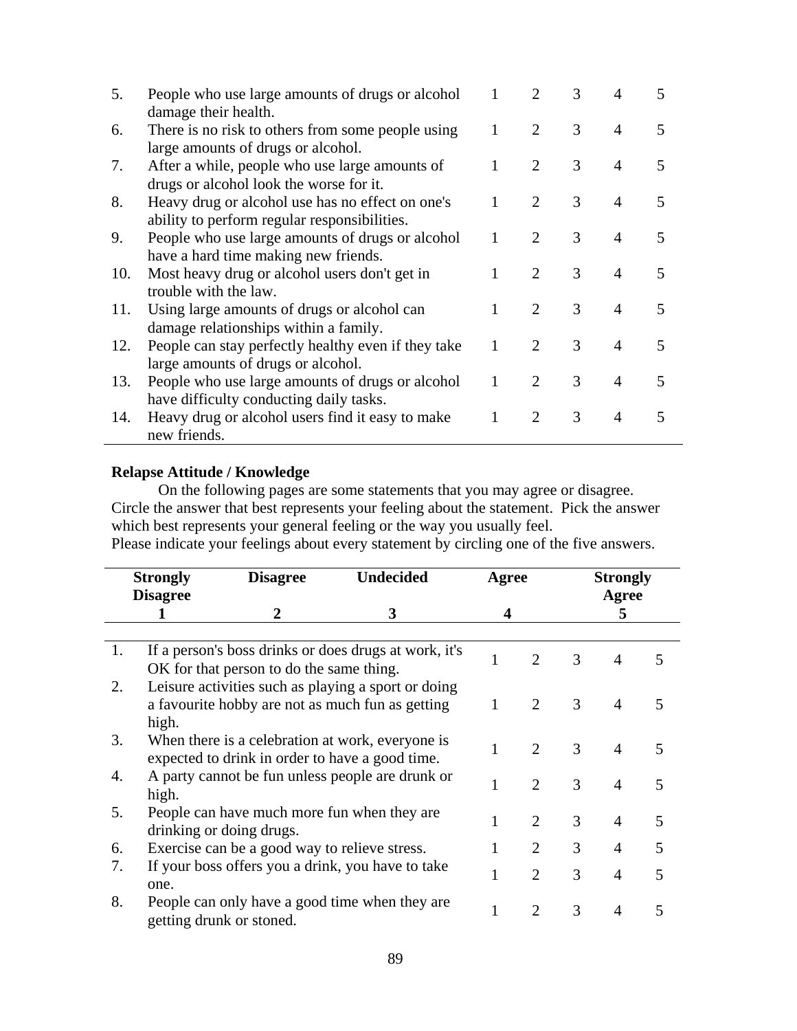| | | | | | | |
|---|---|---|---|---|---|---|
| 5. | People who use large amounts of drugs or alcohol damage their health. | 1 | 2 | 3 | 4 | 5 |
| 6. | There is no risk to others from some people using large amounts of drugs or alcohol. | 1 | 2 | 3 | 4 | 5 |
| 7. | After a while, people who use large amounts of drugs or alcohol look the worse for it. | 1 | 2 | 3 | 4 | 5 |
| 8. | Heavy drug or alcohol use has no effect on one's ability to perform regular responsibilities. | 1 | 2 | 3 | 4 | 5 |
| 9. | People who use large amounts of drugs or alcohol have a hard time making new friends. | 1 | 2 | 3 | 4 | 5 |
| 10. | Most heavy drug or alcohol users don't get in trouble with the law. | 1 | 2 | 3 | 4 | 5 |
| 11. | Using large amounts of drugs or alcohol can damage relationships within a family. | 1 | 2 | 3 | 4 | 5 |
| 12. | People can stay perfectly healthy even if they take large amounts of drugs or alcohol. | 1 | 2 | 3 | 4 | 5 |
| 13. | People who use large amounts of drugs or alcohol have difficulty conducting daily tasks. | 1 | 2 | 3 | 4 | 5 |
| 14. | Heavy drug or alcohol users find it easy to make new friends. | 1 | 2 | 3 | 4 | 5 |

**Relapse Attitude / Knowledge**

On the following pages are some statements that you may agree or disagree. Circle the answer that best represents your feeling about the statement. Pick the answer which best represents your general feeling or the way you usually feel.
Please indicate your feelings about every statement by circling one of the five answers.

| Strongly Disagree | Disagree | Undecided | Agree | Strongly Agree |
|---|---|---|---|---|
| 1 | 2 | 3 | 4 | 5 |

| | | | | | | |
|---|---|---|---|---|---|---|
| 1. | If a person's boss drinks or does drugs at work, it's OK for that person to do the same thing. | 1 | 2 | 3 | 4 | 5 |
| 2. | Leisure activities such as playing a sport or doing a favourite hobby are not as much fun as getting high. | 1 | 2 | 3 | 4 | 5 |
| 3. | When there is a celebration at work, everyone is expected to drink in order to have a good time. | 1 | 2 | 3 | 4 | 5 |
| 4. | A party cannot be fun unless people are drunk or high. | 1 | 2 | 3 | 4 | 5 |
| 5. | People can have much more fun when they are drinking or doing drugs. | 1 | 2 | 3 | 4 | 5 |
| 6. | Exercise can be a good way to relieve stress. | 1 | 2 | 3 | 4 | 5 |
| 7. | If your boss offers you a drink, you have to take one. | 1 | 2 | 3 | 4 | 5 |
| 8. | People can only have a good time when they are getting drunk or stoned. | 1 | 2 | 3 | 4 | 5 |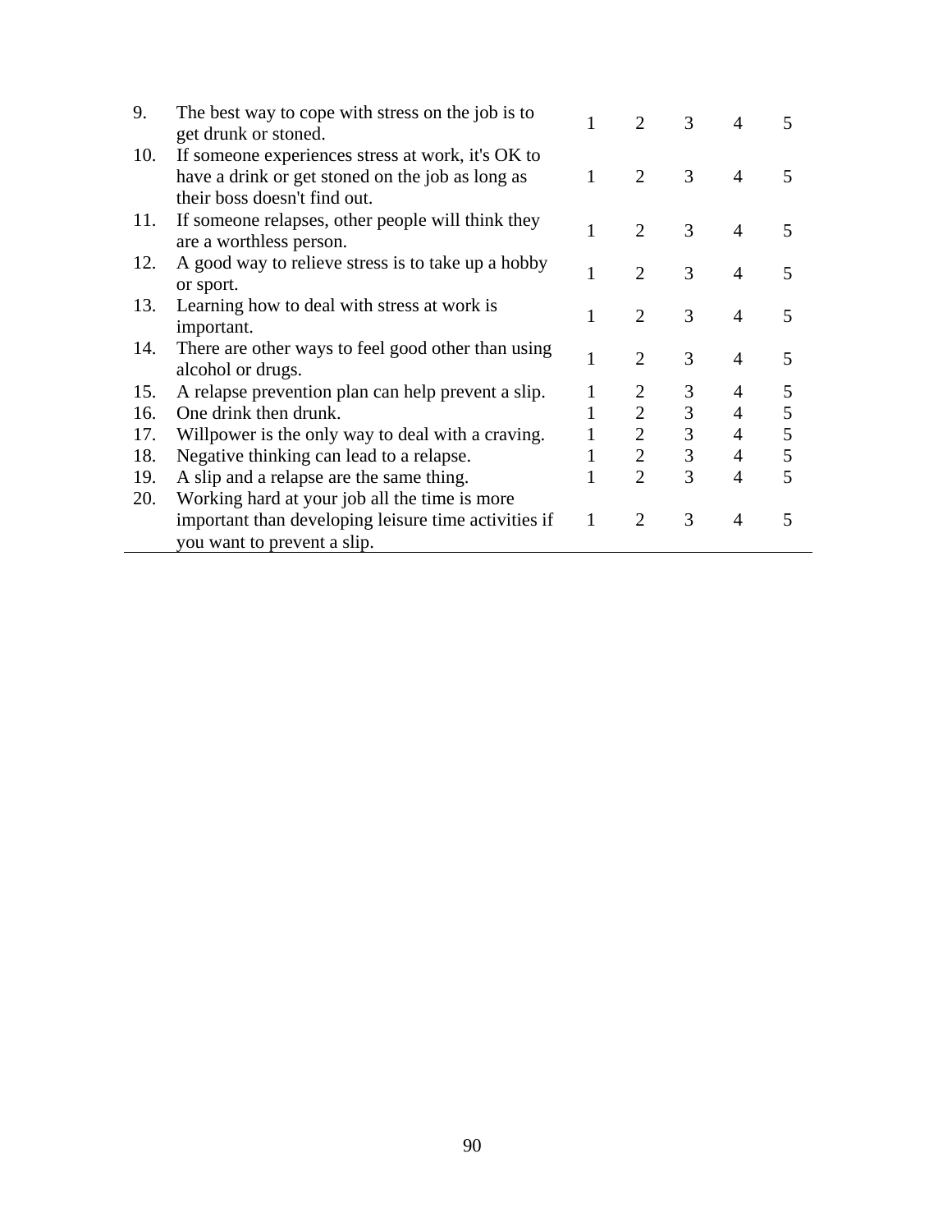| | | | | | | |
|---|---|---|---|---|---|---|
| 9. | The best way to cope with stress on the job is to get drunk or stoned. | 1 | 2 | 3 | 4 | 5 |
| 10. | If someone experiences stress at work, it's OK to have a drink or get stoned on the job as long as their boss doesn't find out. | 1 | 2 | 3 | 4 | 5 |
| 11. | If someone relapses, other people will think they are a worthless person. | 1 | 2 | 3 | 4 | 5 |
| 12. | A good way to relieve stress is to take up a hobby or sport. | 1 | 2 | 3 | 4 | 5 |
| 13. | Learning how to deal with stress at work is important. | 1 | 2 | 3 | 4 | 5 |
| 14. | There are other ways to feel good other than using alcohol or drugs. | 1 | 2 | 3 | 4 | 5 |
| 15. | A relapse prevention plan can help prevent a slip. | 1 | 2 | 3 | 4 | 5 |
| 16. | One drink then drunk. | 1 | 2 | 3 | 4 | 5 |
| 17. | Willpower is the only way to deal with a craving. | 1 | 2 | 3 | 4 | 5 |
| 18. | Negative thinking can lead to a relapse. | 1 | 2 | 3 | 4 | 5 |
| 19. | A slip and a relapse are the same thing. | 1 | 2 | 3 | 4 | 5 |
| 20. | Working hard at your job all the time is more important than developing leisure time activities if you want to prevent a slip. | 1 | 2 | 3 | 4 | 5 |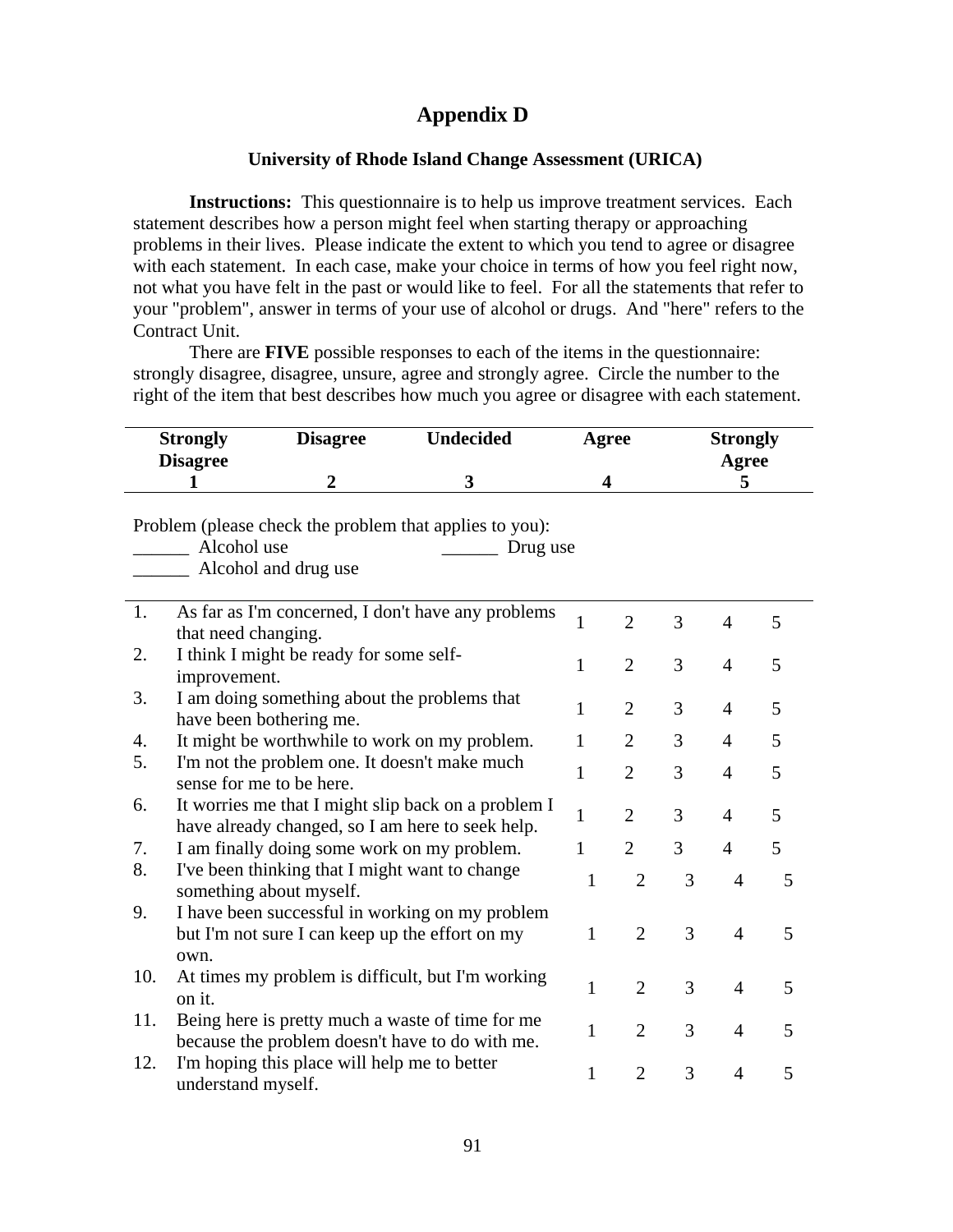# Appendix D

### University of Rhode Island Change Assessment (URICA)

**Instructions:** This questionnaire is to help us improve treatment services. Each statement describes how a person might feel when starting therapy or approaching problems in their lives. Please indicate the extent to which you tend to agree or disagree with each statement. In each case, make your choice in terms of how you feel right now, not what you have felt in the past or would like to feel. For all the statements that refer to your "problem", answer in terms of your use of alcohol or drugs. And "here" refers to the Contract Unit.

There are **FIVE** possible responses to each of the items in the questionnaire: strongly disagree, disagree, unsure, agree and strongly agree. Circle the number to the right of the item that best describes how much you agree or disagree with each statement.

| Strongly Disagree | Disagree | Undecided | Agree | Strongly Agree |
|---|---|---|---|---|
| **1** | **2** | **3** | **4** | **5** |

Problem (please check the problem that applies to you):
______ Alcohol use ______ Drug use
______ Alcohol and drug use

| | | | | | | |
|---|---|---|---|---|---|---|
| 1. | As far as I'm concerned, I don't have any problems that need changing. | 1 | 2 | 3 | 4 | 5 |
| 2. | I think I might be ready for some self-improvement. | 1 | 2 | 3 | 4 | 5 |
| 3. | I am doing something about the problems that have been bothering me. | 1 | 2 | 3 | 4 | 5 |
| 4. | It might be worthwhile to work on my problem. | 1 | 2 | 3 | 4 | 5 |
| 5. | I'm not the problem one. It doesn't make much sense for me to be here. | 1 | 2 | 3 | 4 | 5 |
| 6. | It worries me that I might slip back on a problem I have already changed, so I am here to seek help. | 1 | 2 | 3 | 4 | 5 |
| 7. | I am finally doing some work on my problem. | 1 | 2 | 3 | 4 | 5 |
| 8. | I've been thinking that I might want to change something about myself. | 1 | 2 | 3 | 4 | 5 |
| 9. | I have been successful in working on my problem but I'm not sure I can keep up the effort on my own. | 1 | 2 | 3 | 4 | 5 |
| 10. | At times my problem is difficult, but I'm working on it. | 1 | 2 | 3 | 4 | 5 |
| 11. | Being here is pretty much a waste of time for me because the problem doesn't have to do with me. | 1 | 2 | 3 | 4 | 5 |
| 12. | I'm hoping this place will help me to better understand myself. | 1 | 2 | 3 | 4 | 5 |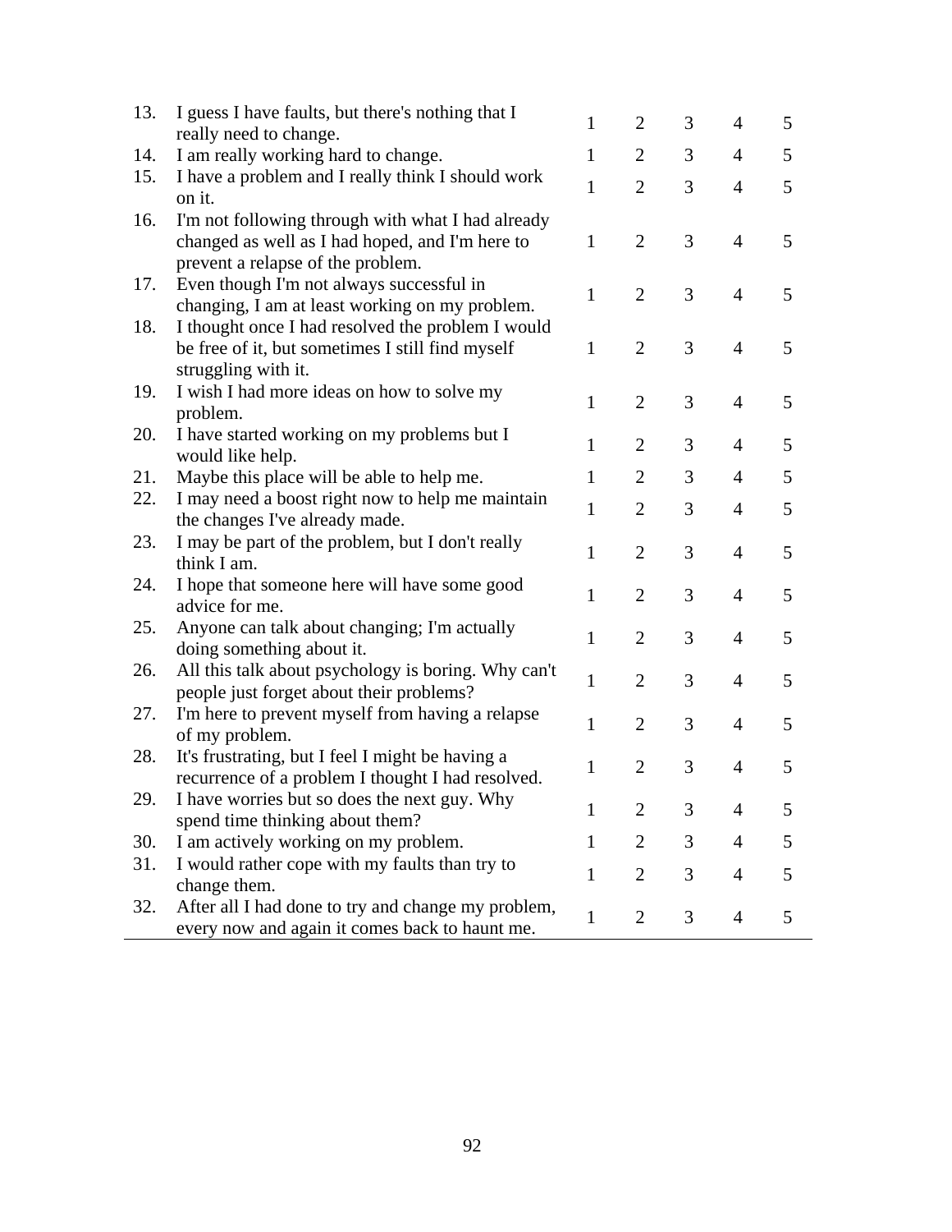| | | | | | | |
|---|---|---|---|---|---|---|
| 13. | I guess I have faults, but there's nothing that I really need to change. | 1 | 2 | 3 | 4 | 5 |
| 14. | I am really working hard to change. | 1 | 2 | 3 | 4 | 5 |
| 15. | I have a problem and I really think I should work on it. | 1 | 2 | 3 | 4 | 5 |
| 16. | I'm not following through with what I had already changed as well as I had hoped, and I'm here to prevent a relapse of the problem. | 1 | 2 | 3 | 4 | 5 |
| 17. | Even though I'm not always successful in changing, I am at least working on my problem. | 1 | 2 | 3 | 4 | 5 |
| 18. | I thought once I had resolved the problem I would be free of it, but sometimes I still find myself struggling with it. | 1 | 2 | 3 | 4 | 5 |
| 19. | I wish I had more ideas on how to solve my problem. | 1 | 2 | 3 | 4 | 5 |
| 20. | I have started working on my problems but I would like help. | 1 | 2 | 3 | 4 | 5 |
| 21. | Maybe this place will be able to help me. | 1 | 2 | 3 | 4 | 5 |
| 22. | I may need a boost right now to help me maintain the changes I've already made. | 1 | 2 | 3 | 4 | 5 |
| 23. | I may be part of the problem, but I don't really think I am. | 1 | 2 | 3 | 4 | 5 |
| 24. | I hope that someone here will have some good advice for me. | 1 | 2 | 3 | 4 | 5 |
| 25. | Anyone can talk about changing; I'm actually doing something about it. | 1 | 2 | 3 | 4 | 5 |
| 26. | All this talk about psychology is boring. Why can't people just forget about their problems? | 1 | 2 | 3 | 4 | 5 |
| 27. | I'm here to prevent myself from having a relapse of my problem. | 1 | 2 | 3 | 4 | 5 |
| 28. | It's frustrating, but I feel I might be having a recurrence of a problem I thought I had resolved. | 1 | 2 | 3 | 4 | 5 |
| 29. | I have worries but so does the next guy. Why spend time thinking about them? | 1 | 2 | 3 | 4 | 5 |
| 30. | I am actively working on my problem. | 1 | 2 | 3 | 4 | 5 |
| 31. | I would rather cope with my faults than try to change them. | 1 | 2 | 3 | 4 | 5 |
| 32. | After all I had done to try and change my problem, every now and again it comes back to haunt me. | 1 | 2 | 3 | 4 | 5 |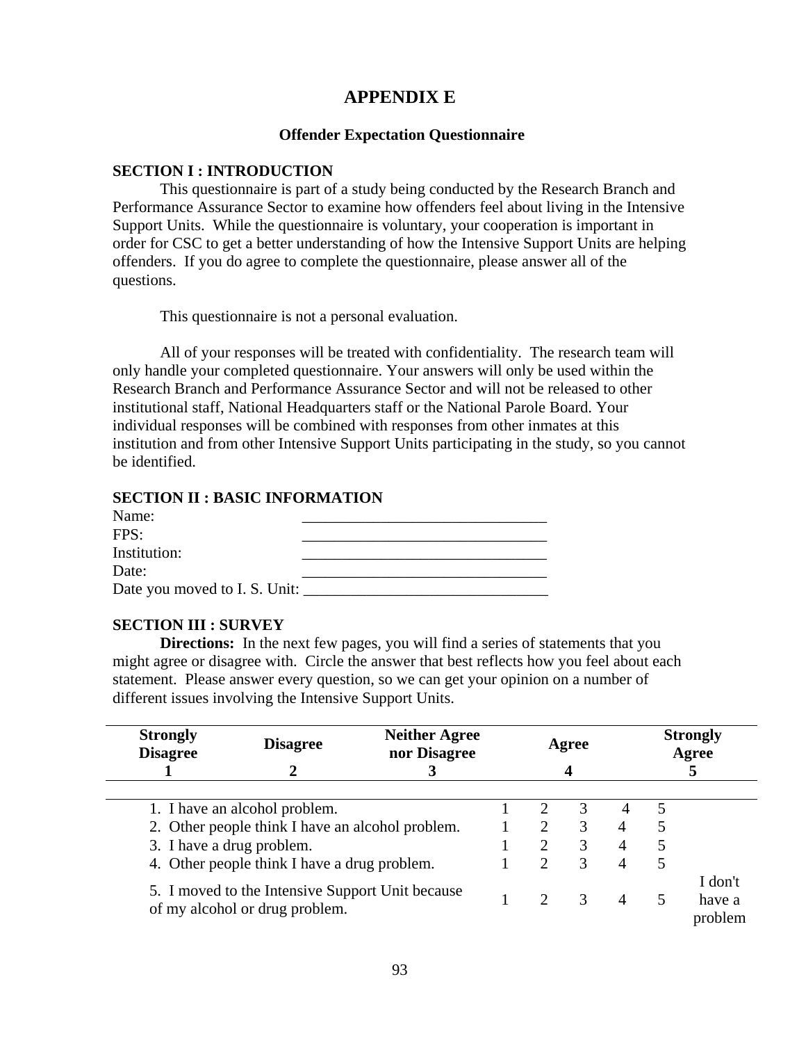# APPENDIX E

### Offender Expectation Questionnaire

**SECTION I : INTRODUCTION**

This questionnaire is part of a study being conducted by the Research Branch and Performance Assurance Sector to examine how offenders feel about living in the Intensive Support Units. While the questionnaire is voluntary, your cooperation is important in order for CSC to get a better understanding of how the Intensive Support Units are helping offenders. If you do agree to complete the questionnaire, please answer all of the questions.

This questionnaire is not a personal evaluation.

All of your responses will be treated with confidentiality. The research team will only handle your completed questionnaire. Your answers will only be used within the Research Branch and Performance Assurance Sector and will not be released to other institutional staff, National Headquarters staff or the National Parole Board. Your individual responses will be combined with responses from other inmates at this institution and from other Intensive Support Units participating in the study, so you cannot be identified.

**SECTION II : BASIC INFORMATION**

Name: _______________________________

FPS: _______________________________

Institution: _______________________________

Date: _______________________________

Date you moved to I. S. Unit: _______________________________

**SECTION III : SURVEY**

**Directions:** In the next few pages, you will find a series of statements that you might agree or disagree with. Circle the answer that best reflects how you feel about each statement. Please answer every question, so we can get your opinion on a number of different issues involving the Intensive Support Units.

| **Strongly Disagree** | **Disagree** | **Neither Agree nor Disagree** | **Agree** | **Strongly Agree** |
|---|---|---|---|---|
| **1** | **2** | **3** | **4** | **5** |

| Statement | | | | | | |
|---|---|---|---|---|---|---|
| 1. I have an alcohol problem. | 1 | 2 | 3 | 4 | 5 | |
| 2. Other people think I have an alcohol problem. | 1 | 2 | 3 | 4 | 5 | |
| 3. I have a drug problem. | 1 | 2 | 3 | 4 | 5 | |
| 4. Other people think I have a drug problem. | 1 | 2 | 3 | 4 | 5 | |
| 5. I moved to the Intensive Support Unit because of my alcohol or drug problem. | 1 | 2 | 3 | 4 | 5 | I don't have a problem |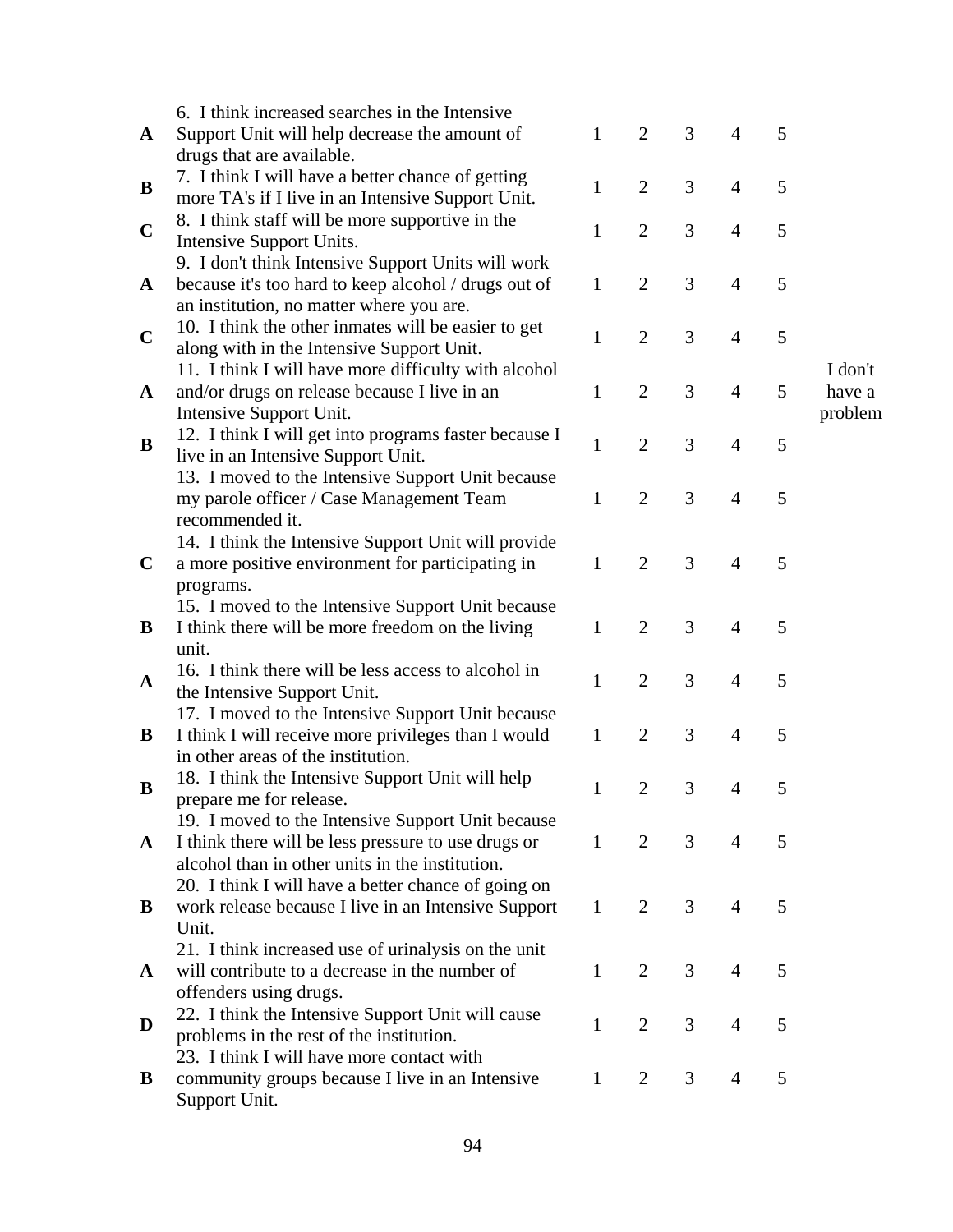| | | | | | | | |
|---|---|---|---|---|---|---|---|
| A | 6. I think increased searches in the Intensive Support Unit will help decrease the amount of drugs that are available. | 1 | 2 | 3 | 4 | 5 | |
| B | 7. I think I will have a better chance of getting more TA's if I live in an Intensive Support Unit. | 1 | 2 | 3 | 4 | 5 | |
| C | 8. I think staff will be more supportive in the Intensive Support Units. | 1 | 2 | 3 | 4 | 5 | |
| A | 9. I don't think Intensive Support Units will work because it's too hard to keep alcohol / drugs out of an institution, no matter where you are. | 1 | 2 | 3 | 4 | 5 | |
| C | 10. I think the other inmates will be easier to get along with in the Intensive Support Unit. | 1 | 2 | 3 | 4 | 5 | |
| A | 11. I think I will have more difficulty with alcohol and/or drugs on release because I live in an Intensive Support Unit. | 1 | 2 | 3 | 4 | 5 | I don't have a problem |
| B | 12. I think I will get into programs faster because I live in an Intensive Support Unit. | 1 | 2 | 3 | 4 | 5 | |
| | 13. I moved to the Intensive Support Unit because my parole officer / Case Management Team recommended it. | 1 | 2 | 3 | 4 | 5 | |
| C | 14. I think the Intensive Support Unit will provide a more positive environment for participating in programs. | 1 | 2 | 3 | 4 | 5 | |
| B | 15. I moved to the Intensive Support Unit because I think there will be more freedom on the living unit. | 1 | 2 | 3 | 4 | 5 | |
| A | 16. I think there will be less access to alcohol in the Intensive Support Unit. | 1 | 2 | 3 | 4 | 5 | |
| B | 17. I moved to the Intensive Support Unit because I think I will receive more privileges than I would in other areas of the institution. | 1 | 2 | 3 | 4 | 5 | |
| B | 18. I think the Intensive Support Unit will help prepare me for release. | 1 | 2 | 3 | 4 | 5 | |
| A | 19. I moved to the Intensive Support Unit because I think there will be less pressure to use drugs or alcohol than in other units in the institution. | 1 | 2 | 3 | 4 | 5 | |
| B | 20. I think I will have a better chance of going on work release because I live in an Intensive Support Unit. | 1 | 2 | 3 | 4 | 5 | |
| A | 21. I think increased use of urinalysis on the unit will contribute to a decrease in the number of offenders using drugs. | 1 | 2 | 3 | 4 | 5 | |
| D | 22. I think the Intensive Support Unit will cause problems in the rest of the institution. | 1 | 2 | 3 | 4 | 5 | |
| B | 23. I think I will have more contact with community groups because I live in an Intensive Support Unit. | 1 | 2 | 3 | 4 | 5 | |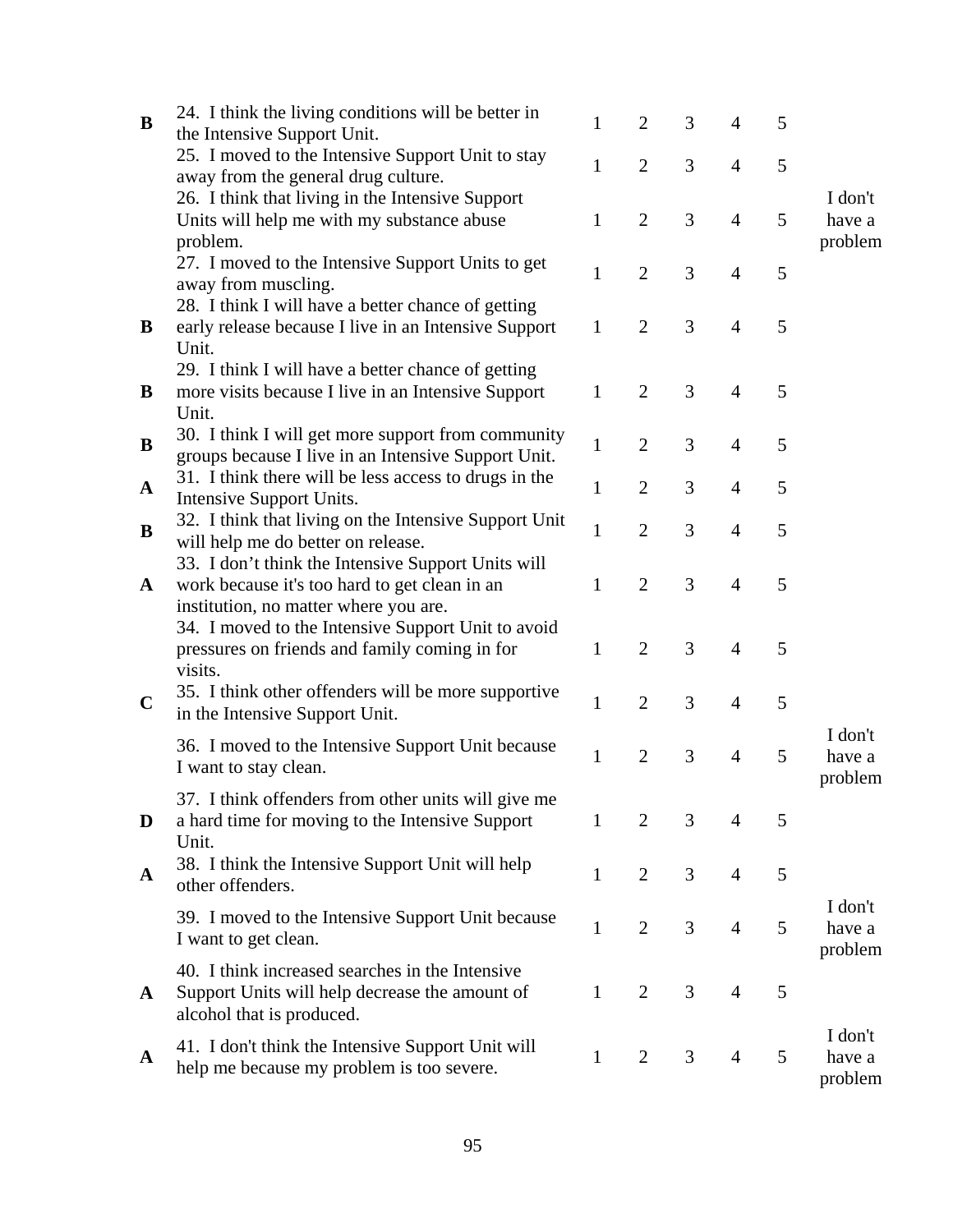| | | | | | | | |
|---|---|---|---|---|---|---|---|
| **B** | 24. I think the living conditions will be better in the Intensive Support Unit. | 1 | 2 | 3 | 4 | 5 | |
| | 25. I moved to the Intensive Support Unit to stay away from the general drug culture. | 1 | 2 | 3 | 4 | 5 | |
| | 26. I think that living in the Intensive Support Units will help me with my substance abuse problem. | 1 | 2 | 3 | 4 | 5 | I don't have a problem |
| | 27. I moved to the Intensive Support Units to get away from muscling. | 1 | 2 | 3 | 4 | 5 | |
| **B** | 28. I think I will have a better chance of getting early release because I live in an Intensive Support Unit. | 1 | 2 | 3 | 4 | 5 | |
| **B** | 29. I think I will have a better chance of getting more visits because I live in an Intensive Support Unit. | 1 | 2 | 3 | 4 | 5 | |
| **B** | 30. I think I will get more support from community groups because I live in an Intensive Support Unit. | 1 | 2 | 3 | 4 | 5 | |
| **A** | 31. I think there will be less access to drugs in the Intensive Support Units. | 1 | 2 | 3 | 4 | 5 | |
| **B** | 32. I think that living on the Intensive Support Unit will help me do better on release. | 1 | 2 | 3 | 4 | 5 | |
| **A** | 33. I don't think the Intensive Support Units will work because it's too hard to get clean in an institution, no matter where you are. | 1 | 2 | 3 | 4 | 5 | |
| | 34. I moved to the Intensive Support Unit to avoid pressures on friends and family coming in for visits. | 1 | 2 | 3 | 4 | 5 | |
| **C** | 35. I think other offenders will be more supportive in the Intensive Support Unit. | 1 | 2 | 3 | 4 | 5 | |
| | 36. I moved to the Intensive Support Unit because I want to stay clean. | 1 | 2 | 3 | 4 | 5 | I don't have a problem |
| **D** | 37. I think offenders from other units will give me a hard time for moving to the Intensive Support Unit. | 1 | 2 | 3 | 4 | 5 | |
| **A** | 38. I think the Intensive Support Unit will help other offenders. | 1 | 2 | 3 | 4 | 5 | |
| | 39. I moved to the Intensive Support Unit because I want to get clean. | 1 | 2 | 3 | 4 | 5 | I don't have a problem |
| **A** | 40. I think increased searches in the Intensive Support Units will help decrease the amount of alcohol that is produced. | 1 | 2 | 3 | 4 | 5 | |
| **A** | 41. I don't think the Intensive Support Unit will help me because my problem is too severe. | 1 | 2 | 3 | 4 | 5 | I don't have a problem |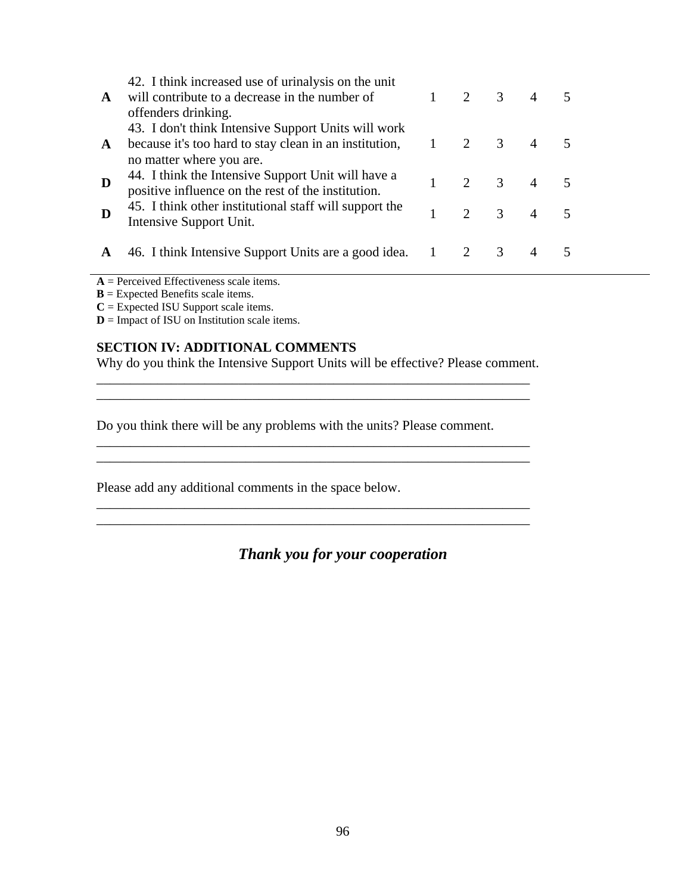| | | | | | | |
|---|---|---|---|---|---|---|
| **A** | 42. I think increased use of urinalysis on the unit will contribute to a decrease in the number of offenders drinking. | 1 | 2 | 3 | 4 | 5 |
| **A** | 43. I don't think Intensive Support Units will work because it's too hard to stay clean in an institution, no matter where you are. | 1 | 2 | 3 | 4 | 5 |
| **D** | 44. I think the Intensive Support Unit will have a positive influence on the rest of the institution. | 1 | 2 | 3 | 4 | 5 |
| **D** | 45. I think other institutional staff will support the Intensive Support Unit. | 1 | 2 | 3 | 4 | 5 |
| **A** | 46. I think Intensive Support Units are a good idea. | 1 | 2 | 3 | 4 | 5 |

**A** = Perceived Effectiveness scale items.
**B** = Expected Benefits scale items.
**C** = Expected ISU Support scale items.
**D** = Impact of ISU on Institution scale items.

**SECTION IV: ADDITIONAL COMMENTS**

Why do you think the Intensive Support Units will be effective? Please comment.

________________________________________________________________
________________________________________________________________

Do you think there will be any problems with the units? Please comment.

________________________________________________________________
________________________________________________________________

Please add any additional comments in the space below.

________________________________________________________________
________________________________________________________________

***Thank you for your cooperation***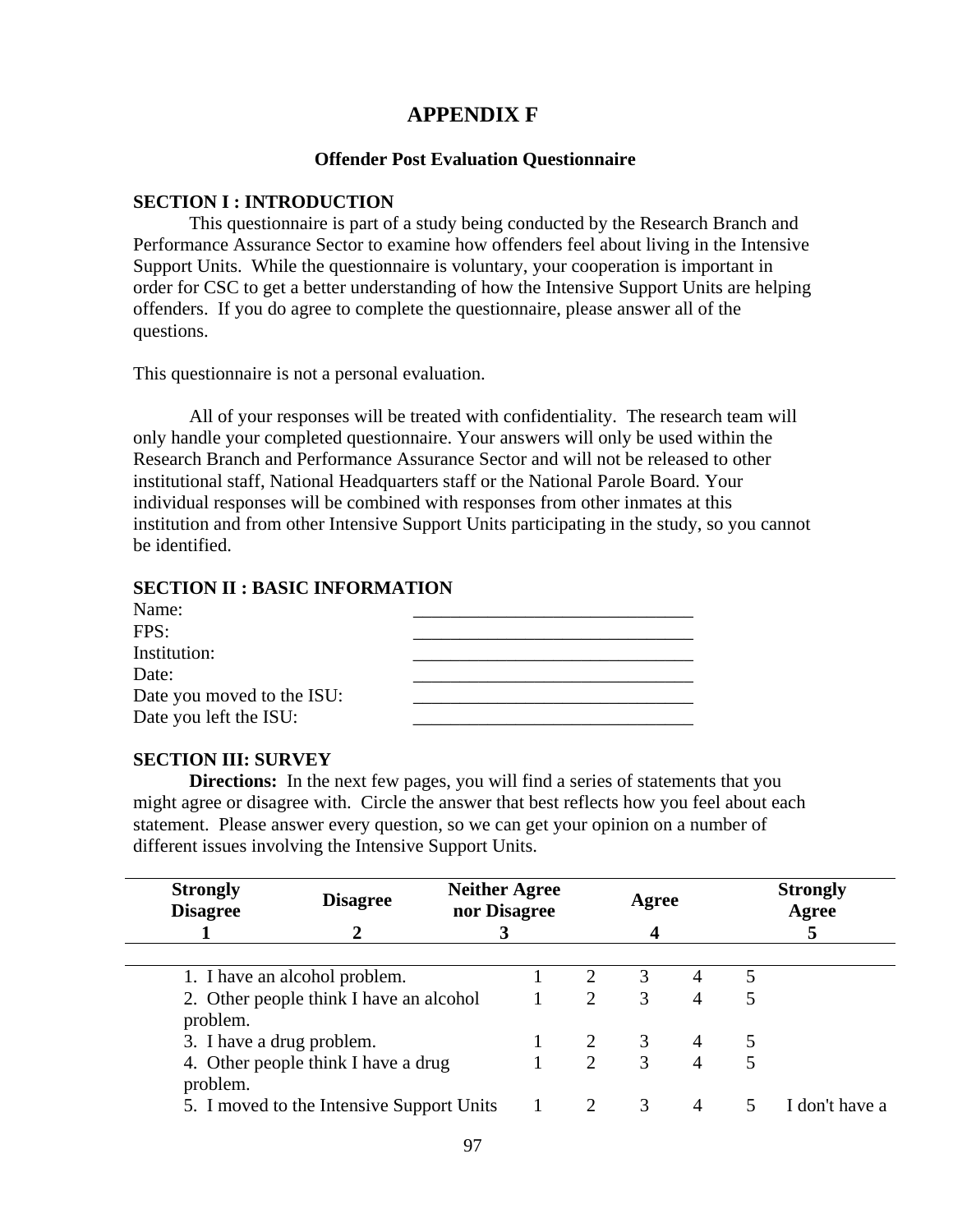# APPENDIX F

### Offender Post Evaluation Questionnaire

**SECTION I : INTRODUCTION**

This questionnaire is part of a study being conducted by the Research Branch and Performance Assurance Sector to examine how offenders feel about living in the Intensive Support Units. While the questionnaire is voluntary, your cooperation is important in order for CSC to get a better understanding of how the Intensive Support Units are helping offenders. If you do agree to complete the questionnaire, please answer all of the questions.

This questionnaire is not a personal evaluation.

All of your responses will be treated with confidentiality. The research team will only handle your completed questionnaire. Your answers will only be used within the Research Branch and Performance Assurance Sector and will not be released to other institutional staff, National Headquarters staff or the National Parole Board. Your individual responses will be combined with responses from other inmates at this institution and from other Intensive Support Units participating in the study, so you cannot be identified.

**SECTION II : BASIC INFORMATION**

Name: ______________________________
FPS: ______________________________
Institution: ______________________________
Date: ______________________________
Date you moved to the ISU: ______________________________
Date you left the ISU: ______________________________

**SECTION III: SURVEY**

**Directions:** In the next few pages, you will find a series of statements that you might agree or disagree with. Circle the answer that best reflects how you feel about each statement. Please answer every question, so we can get your opinion on a number of different issues involving the Intensive Support Units.

| Strongly Disagree | Disagree | Neither Agree nor Disagree | Agree | Strongly Agree |
|---|---|---|---|---|
| **1** | **2** | **3** | **4** | **5** |

| Statement | | | | | | |
|---|---|---|---|---|---|---|
| 1. I have an alcohol problem. | 1 | 2 | 3 | 4 | 5 | |
| 2. Other people think I have an alcohol problem. | 1 | 2 | 3 | 4 | 5 | |
| 3. I have a drug problem. | 1 | 2 | 3 | 4 | 5 | |
| 4. Other people think I have a drug problem. | 1 | 2 | 3 | 4 | 5 | |
| 5. I moved to the Intensive Support Units | 1 | 2 | 3 | 4 | 5 | I don't have a |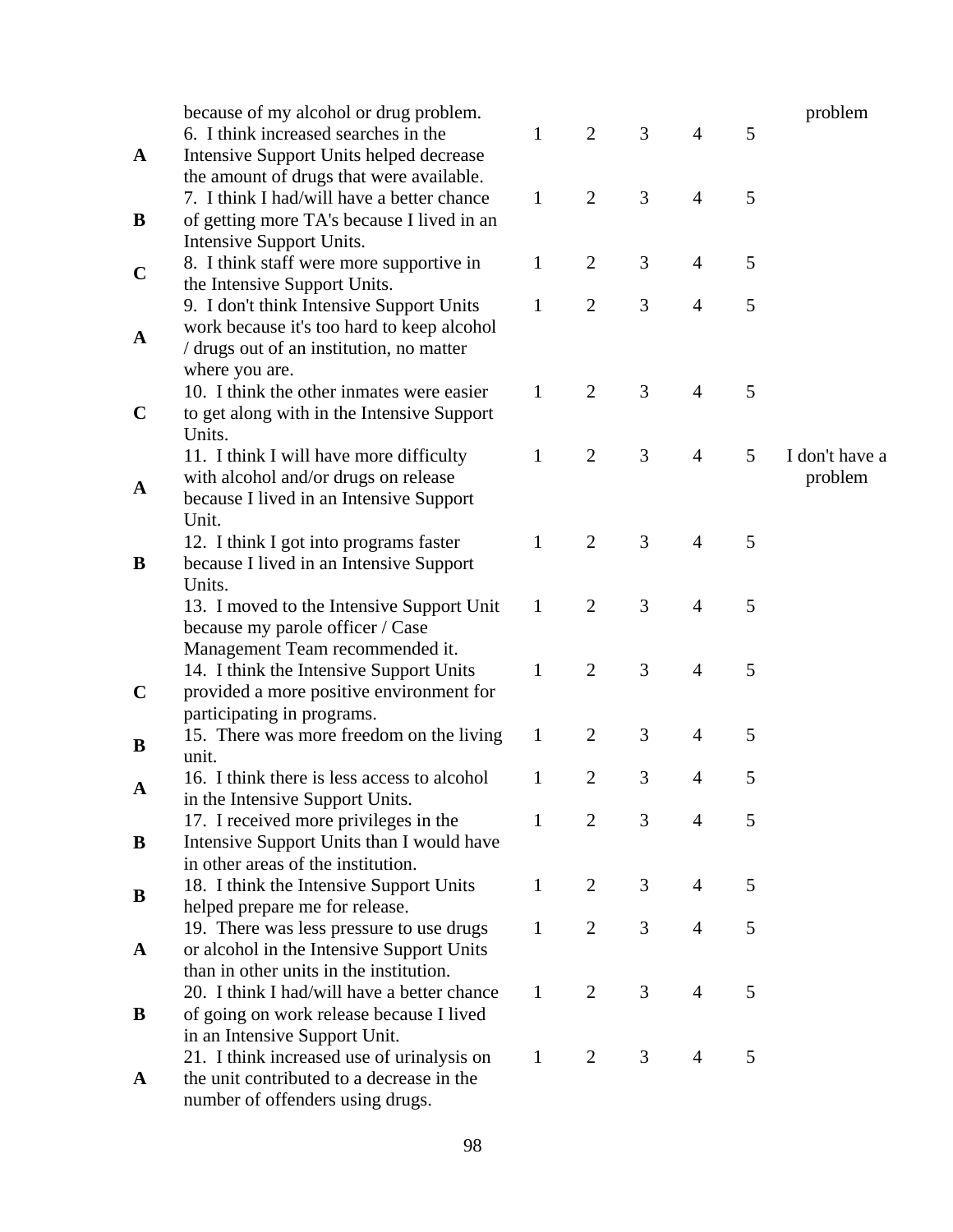| | | | | | | | |
|---|---|---|---|---|---|---|---|
| | because of my alcohol or drug problem. | | | | | | problem |
| **A** | 6. I think increased searches in the Intensive Support Units helped decrease the amount of drugs that were available. | 1 | 2 | 3 | 4 | 5 | |
| **B** | 7. I think I had/will have a better chance of getting more TA's because I lived in an Intensive Support Units. | 1 | 2 | 3 | 4 | 5 | |
| **C** | 8. I think staff were more supportive in the Intensive Support Units. | 1 | 2 | 3 | 4 | 5 | |
| **A** | 9. I don't think Intensive Support Units work because it's too hard to keep alcohol / drugs out of an institution, no matter where you are. | 1 | 2 | 3 | 4 | 5 | |
| **C** | 10. I think the other inmates were easier to get along with in the Intensive Support Units. | 1 | 2 | 3 | 4 | 5 | |
| **A** | 11. I think I will have more difficulty with alcohol and/or drugs on release because I lived in an Intensive Support Unit. | 1 | 2 | 3 | 4 | 5 | I don't have a problem |
| **B** | 12. I think I got into programs faster because I lived in an Intensive Support Units. | 1 | 2 | 3 | 4 | 5 | |
| | 13. I moved to the Intensive Support Unit because my parole officer / Case Management Team recommended it. | 1 | 2 | 3 | 4 | 5 | |
| **C** | 14. I think the Intensive Support Units provided a more positive environment for participating in programs. | 1 | 2 | 3 | 4 | 5 | |
| **B** | 15. There was more freedom on the living unit. | 1 | 2 | 3 | 4 | 5 | |
| **A** | 16. I think there is less access to alcohol in the Intensive Support Units. | 1 | 2 | 3 | 4 | 5 | |
| **B** | 17. I received more privileges in the Intensive Support Units than I would have in other areas of the institution. | 1 | 2 | 3 | 4 | 5 | |
| **B** | 18. I think the Intensive Support Units helped prepare me for release. | 1 | 2 | 3 | 4 | 5 | |
| **A** | 19. There was less pressure to use drugs or alcohol in the Intensive Support Units than in other units in the institution. | 1 | 2 | 3 | 4 | 5 | |
| **B** | 20. I think I had/will have a better chance of going on work release because I lived in an Intensive Support Unit. | 1 | 2 | 3 | 4 | 5 | |
| **A** | 21. I think increased use of urinalysis on the unit contributed to a decrease in the number of offenders using drugs. | 1 | 2 | 3 | 4 | 5 | |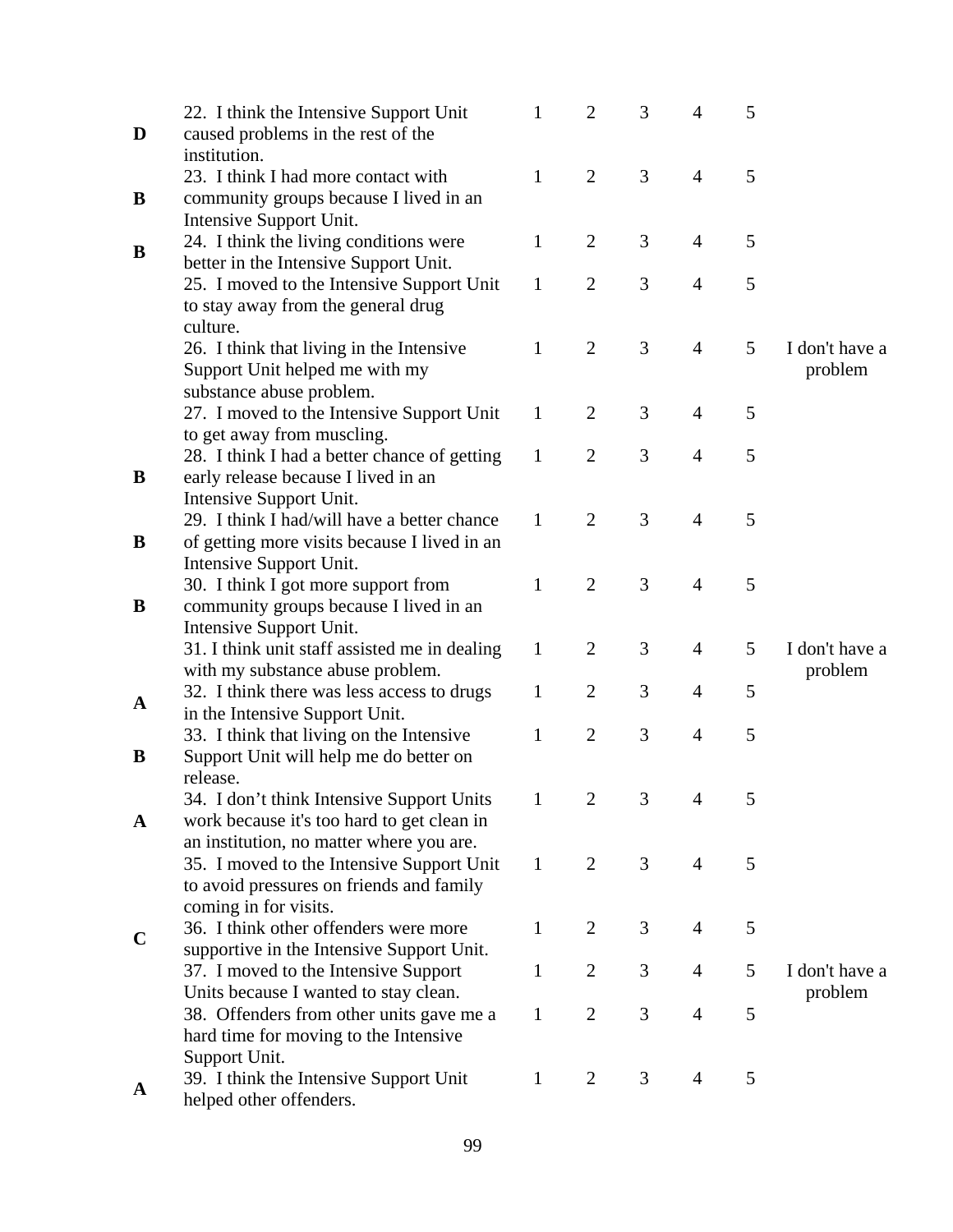| | | | | | | | |
|---|---|---|---|---|---|---|---|
| D | 22. I think the Intensive Support Unit caused problems in the rest of the institution. | 1 | 2 | 3 | 4 | 5 | |
| B | 23. I think I had more contact with community groups because I lived in an Intensive Support Unit. | 1 | 2 | 3 | 4 | 5 | |
| B | 24. I think the living conditions were better in the Intensive Support Unit. | 1 | 2 | 3 | 4 | 5 | |
| | 25. I moved to the Intensive Support Unit to stay away from the general drug culture. | 1 | 2 | 3 | 4 | 5 | |
| | 26. I think that living in the Intensive Support Unit helped me with my substance abuse problem. | 1 | 2 | 3 | 4 | 5 | I don't have a problem |
| | 27. I moved to the Intensive Support Unit to get away from muscling. | 1 | 2 | 3 | 4 | 5 | |
| B | 28. I think I had a better chance of getting early release because I lived in an Intensive Support Unit. | 1 | 2 | 3 | 4 | 5 | |
| B | 29. I think I had/will have a better chance of getting more visits because I lived in an Intensive Support Unit. | 1 | 2 | 3 | 4 | 5 | |
| B | 30. I think I got more support from community groups because I lived in an Intensive Support Unit. | 1 | 2 | 3 | 4 | 5 | |
| | 31. I think unit staff assisted me in dealing with my substance abuse problem. | 1 | 2 | 3 | 4 | 5 | I don't have a problem |
| A | 32. I think there was less access to drugs in the Intensive Support Unit. | 1 | 2 | 3 | 4 | 5 | |
| B | 33. I think that living on the Intensive Support Unit will help me do better on release. | 1 | 2 | 3 | 4 | 5 | |
| A | 34. I don't think Intensive Support Units work because it's too hard to get clean in an institution, no matter where you are. | 1 | 2 | 3 | 4 | 5 | |
| | 35. I moved to the Intensive Support Unit to avoid pressures on friends and family coming in for visits. | 1 | 2 | 3 | 4 | 5 | |
| C | 36. I think other offenders were more supportive in the Intensive Support Unit. | 1 | 2 | 3 | 4 | 5 | |
| | 37. I moved to the Intensive Support Units because I wanted to stay clean. | 1 | 2 | 3 | 4 | 5 | I don't have a problem |
| | 38. Offenders from other units gave me a hard time for moving to the Intensive Support Unit. | 1 | 2 | 3 | 4 | 5 | |
| A | 39. I think the Intensive Support Unit helped other offenders. | 1 | 2 | 3 | 4 | 5 | |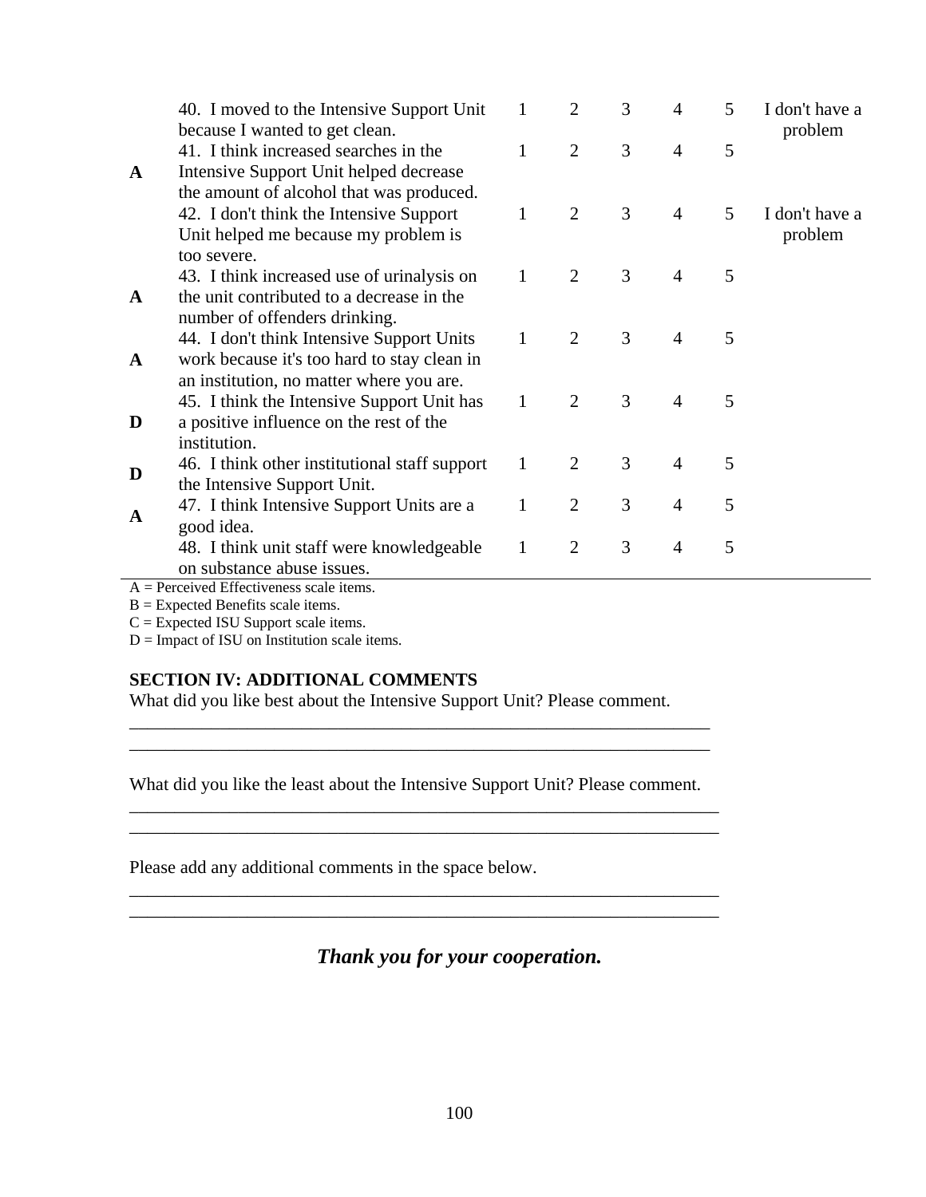| | | | | | | | |
|---|---|---|---|---|---|---|---|
| | 40. I moved to the Intensive Support Unit because I wanted to get clean. | 1 | 2 | 3 | 4 | 5 | I don't have a problem |
| **A** | 41. I think increased searches in the Intensive Support Unit helped decrease the amount of alcohol that was produced. | 1 | 2 | 3 | 4 | 5 | |
| | 42. I don't think the Intensive Support Unit helped me because my problem is too severe. | 1 | 2 | 3 | 4 | 5 | I don't have a problem |
| **A** | 43. I think increased use of urinalysis on the unit contributed to a decrease in the number of offenders drinking. | 1 | 2 | 3 | 4 | 5 | |
| **A** | 44. I don't think Intensive Support Units work because it's too hard to stay clean in an institution, no matter where you are. | 1 | 2 | 3 | 4 | 5 | |
| **D** | 45. I think the Intensive Support Unit has a positive influence on the rest of the institution. | 1 | 2 | 3 | 4 | 5 | |
| **D** | 46. I think other institutional staff support the Intensive Support Unit. | 1 | 2 | 3 | 4 | 5 | |
| **A** | 47. I think Intensive Support Units are a good idea. | 1 | 2 | 3 | 4 | 5 | |
| | 48. I think unit staff were knowledgeable on substance abuse issues. | 1 | 2 | 3 | 4 | 5 | |

A = Perceived Effectiveness scale items.
B = Expected Benefits scale items.
C = Expected ISU Support scale items.
D = Impact of ISU on Institution scale items.

**SECTION IV: ADDITIONAL COMMENTS**

What did you like best about the Intensive Support Unit? Please comment.

_________________________________________________________________
_________________________________________________________________

What did you like the least about the Intensive Support Unit? Please comment.

_________________________________________________________________
_________________________________________________________________

Please add any additional comments in the space below.

_________________________________________________________________
_________________________________________________________________

***Thank you for your cooperation.***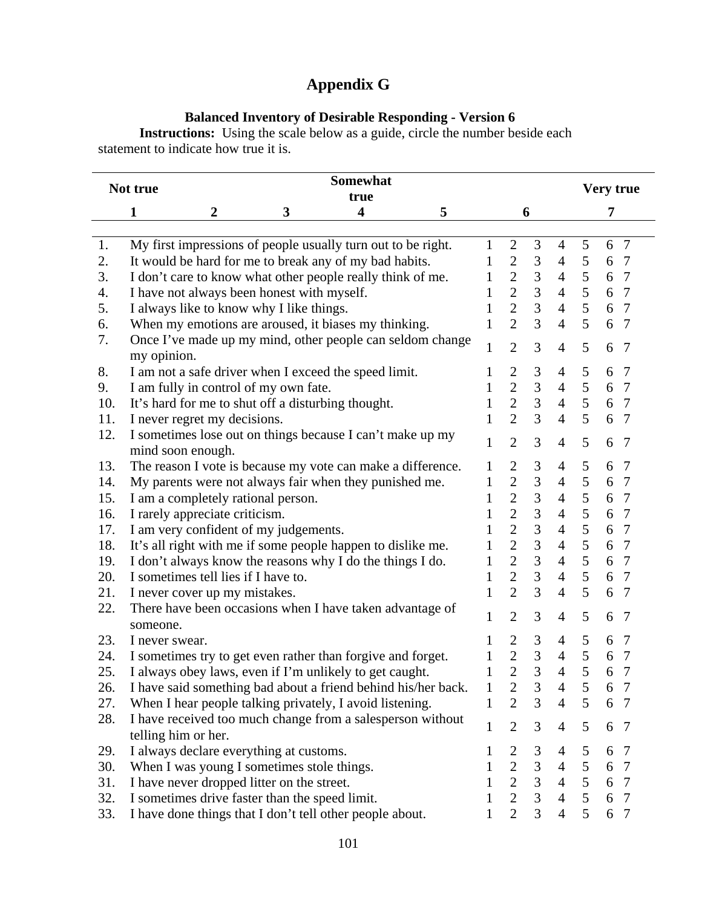# Appendix G

### Balanced Inventory of Desirable Responding - Version 6

**Instructions:** Using the scale below as a guide, circle the number beside each statement to indicate how true it is.

| Not true | | | Somewhat true | | | Very true |
|---|---|---|---|---|---|---|
| **1** | **2** | **3** | **4** | **5** | **6** | **7** |

| | | | | | | | | |
|---|---|---|---|---|---|---|---|---|
| 1. | My first impressions of people usually turn out to be right. | 1 | 2 | 3 | 4 | 5 | 6 | 7 |
| 2. | It would be hard for me to break any of my bad habits. | 1 | 2 | 3 | 4 | 5 | 6 | 7 |
| 3. | I don't care to know what other people really think of me. | 1 | 2 | 3 | 4 | 5 | 6 | 7 |
| 4. | I have not always been honest with myself. | 1 | 2 | 3 | 4 | 5 | 6 | 7 |
| 5. | I always like to know why I like things. | 1 | 2 | 3 | 4 | 5 | 6 | 7 |
| 6. | When my emotions are aroused, it biases my thinking. | 1 | 2 | 3 | 4 | 5 | 6 | 7 |
| 7. | Once I've made up my mind, other people can seldom change my opinion. | 1 | 2 | 3 | 4 | 5 | 6 | 7 |
| 8. | I am not a safe driver when I exceed the speed limit. | 1 | 2 | 3 | 4 | 5 | 6 | 7 |
| 9. | I am fully in control of my own fate. | 1 | 2 | 3 | 4 | 5 | 6 | 7 |
| 10. | It's hard for me to shut off a disturbing thought. | 1 | 2 | 3 | 4 | 5 | 6 | 7 |
| 11. | I never regret my decisions. | 1 | 2 | 3 | 4 | 5 | 6 | 7 |
| 12. | I sometimes lose out on things because I can't make up my mind soon enough. | 1 | 2 | 3 | 4 | 5 | 6 | 7 |
| 13. | The reason I vote is because my vote can make a difference. | 1 | 2 | 3 | 4 | 5 | 6 | 7 |
| 14. | My parents were not always fair when they punished me. | 1 | 2 | 3 | 4 | 5 | 6 | 7 |
| 15. | I am a completely rational person. | 1 | 2 | 3 | 4 | 5 | 6 | 7 |
| 16. | I rarely appreciate criticism. | 1 | 2 | 3 | 4 | 5 | 6 | 7 |
| 17. | I am very confident of my judgements. | 1 | 2 | 3 | 4 | 5 | 6 | 7 |
| 18. | It's all right with me if some people happen to dislike me. | 1 | 2 | 3 | 4 | 5 | 6 | 7 |
| 19. | I don't always know the reasons why I do the things I do. | 1 | 2 | 3 | 4 | 5 | 6 | 7 |
| 20. | I sometimes tell lies if I have to. | 1 | 2 | 3 | 4 | 5 | 6 | 7 |
| 21. | I never cover up my mistakes. | 1 | 2 | 3 | 4 | 5 | 6 | 7 |
| 22. | There have been occasions when I have taken advantage of someone. | 1 | 2 | 3 | 4 | 5 | 6 | 7 |
| 23. | I never swear. | 1 | 2 | 3 | 4 | 5 | 6 | 7 |
| 24. | I sometimes try to get even rather than forgive and forget. | 1 | 2 | 3 | 4 | 5 | 6 | 7 |
| 25. | I always obey laws, even if I'm unlikely to get caught. | 1 | 2 | 3 | 4 | 5 | 6 | 7 |
| 26. | I have said something bad about a friend behind his/her back. | 1 | 2 | 3 | 4 | 5 | 6 | 7 |
| 27. | When I hear people talking privately, I avoid listening. | 1 | 2 | 3 | 4 | 5 | 6 | 7 |
| 28. | I have received too much change from a salesperson without telling him or her. | 1 | 2 | 3 | 4 | 5 | 6 | 7 |
| 29. | I always declare everything at customs. | 1 | 2 | 3 | 4 | 5 | 6 | 7 |
| 30. | When I was young I sometimes stole things. | 1 | 2 | 3 | 4 | 5 | 6 | 7 |
| 31. | I have never dropped litter on the street. | 1 | 2 | 3 | 4 | 5 | 6 | 7 |
| 32. | I sometimes drive faster than the speed limit. | 1 | 2 | 3 | 4 | 5 | 6 | 7 |
| 33. | I have done things that I don't tell other people about. | 1 | 2 | 3 | 4 | 5 | 6 | 7 |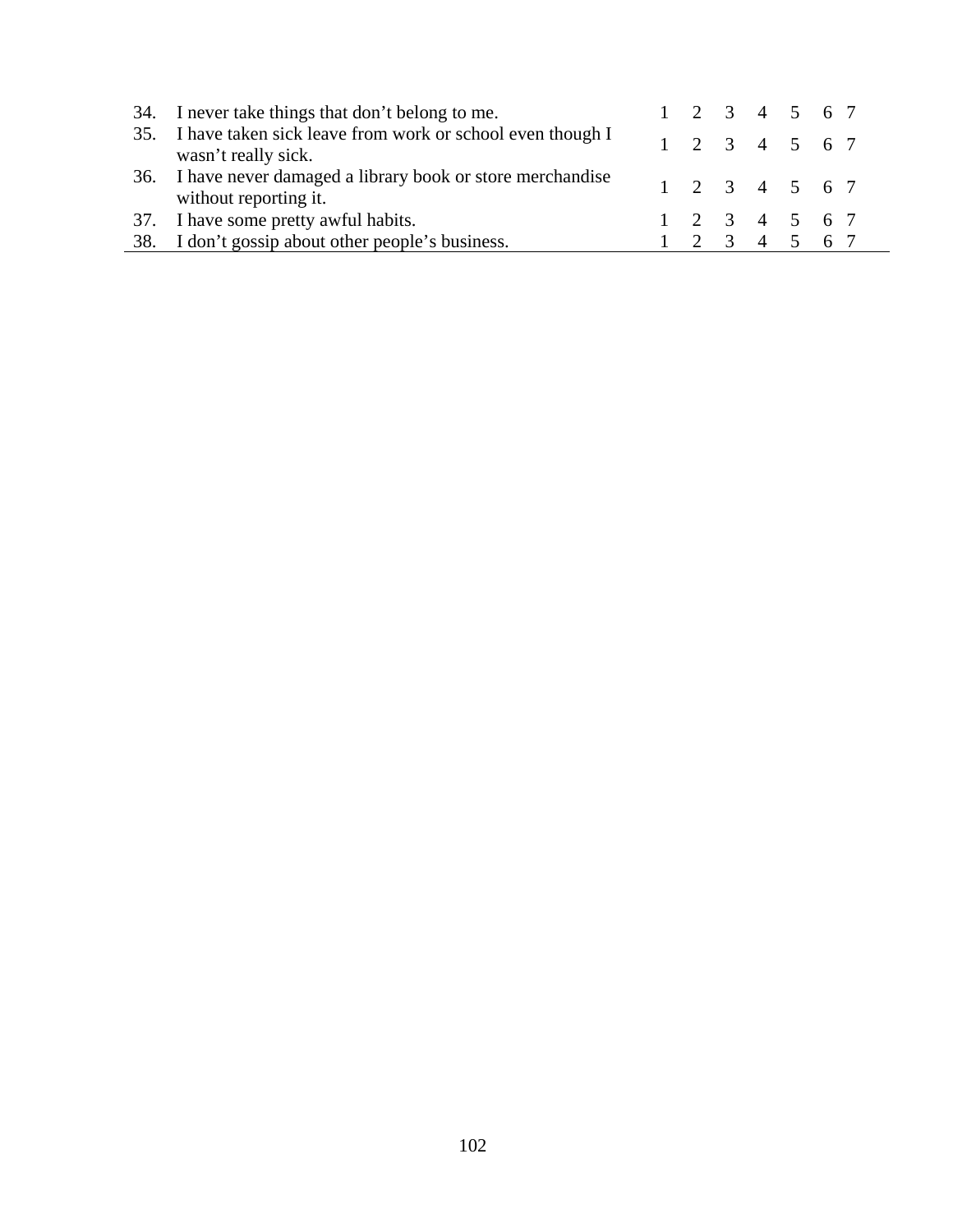| | | | | | | | | |
|---|---|---|---|---|---|---|---|---|
| 34. | I never take things that don’t belong to me. | 1 | 2 | 3 | 4 | 5 | 6 | 7 |
| 35. | I have taken sick leave from work or school even though I wasn’t really sick. | 1 | 2 | 3 | 4 | 5 | 6 | 7 |
| 36. | I have never damaged a library book or store merchandise without reporting it. | 1 | 2 | 3 | 4 | 5 | 6 | 7 |
| 37. | I have some pretty awful habits. | 1 | 2 | 3 | 4 | 5 | 6 | 7 |
| 38. | I don’t gossip about other people’s business. | 1 | 2 | 3 | 4 | 5 | 6 | 7 |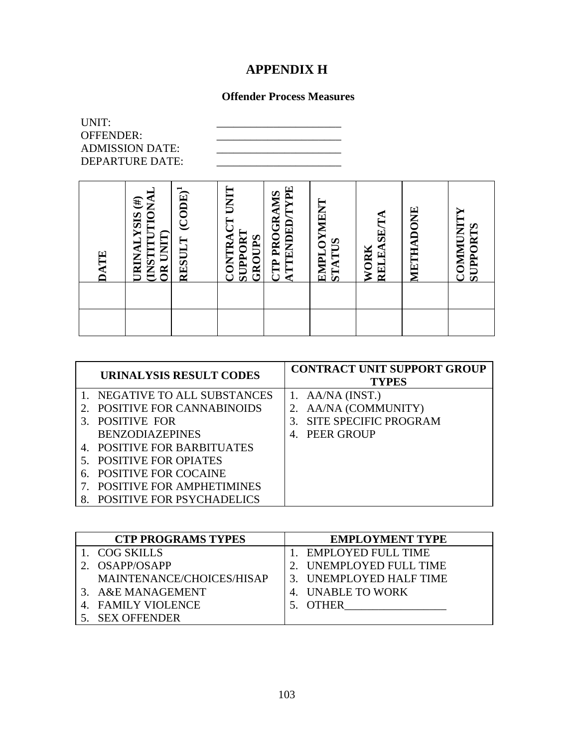# APPENDIX H

### Offender Process Measures

UNIT: ______________________
OFFENDER: ______________________
ADMISSION DATE: ______________________
DEPARTURE DATE: ______________________

| DATE | URINALYSIS (#) (INSTITUTIONAL OR UNIT) | RESULT (CODE)[1] | CONTRACT UNIT SUPPORT GROUPS | CTP PROGRAMS ATTENDED/TYPE | EMPLOYMENT STATUS | WORK RELEASE/TA | METHADONE | COMMUNITY SUPPORTS |
|---|---|---|---|---|---|---|---|---|
| | | | | | | | | |
| | | | | | | | | |

| URINALYSIS RESULT CODES | CONTRACT UNIT SUPPORT GROUP TYPES |
|---|---|
| 1. NEGATIVE TO ALL SUBSTANCES | 1. AA/NA (INST.) |
| 2. POSITIVE FOR CANNABINOIDS | 2. AA/NA (COMMUNITY) |
| 3. POSITIVE FOR BENZODIAZEPINES | 3. SITE SPECIFIC PROGRAM |
| 4. POSITIVE FOR BARBITUATES | 4. PEER GROUP |
| 5. POSITIVE FOR OPIATES | |
| 6. POSITIVE FOR COCAINE | |
| 7. POSITIVE FOR AMPHETIMINES | |
| 8. POSITIVE FOR PSYCHADELICS | |

| CTP PROGRAMS TYPES | EMPLOYMENT TYPE |
|---|---|
| 1. COG SKILLS | 1. EMPLOYED FULL TIME |
| 2. OSAPP/OSAPP MAINTENANCE/CHOICES/HISAP | 2. UNEMPLOYED FULL TIME |
| 3. A&E MANAGEMENT | 3. UNEMPLOYED HALF TIME |
| 4. FAMILY VIOLENCE | 4. UNABLE TO WORK |
| 5. SEX OFFENDER | 5. OTHER__________________ |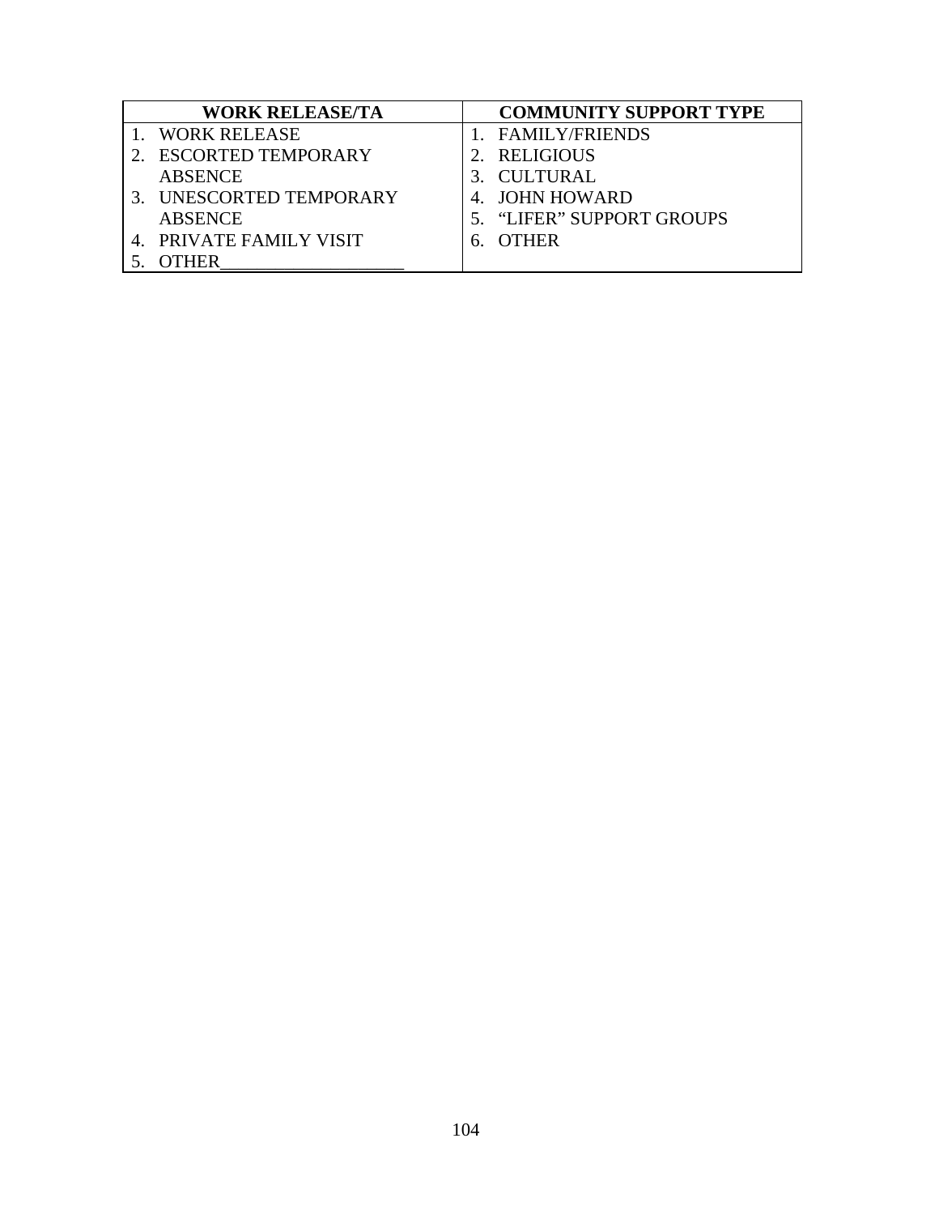| WORK RELEASE/TA | COMMUNITY SUPPORT TYPE |
|---|---|
| 1. WORK RELEASE | 1. FAMILY/FRIENDS |
| 2. ESCORTED TEMPORARY ABSENCE | 2. RELIGIOUS |
| 3. UNESCORTED TEMPORARY ABSENCE | 3. CULTURAL |
| 4. PRIVATE FAMILY VISIT | 4. JOHN HOWARD |
| 5. OTHER____________________ | 5. "LIFER" SUPPORT GROUPS |
| | 6. OTHER |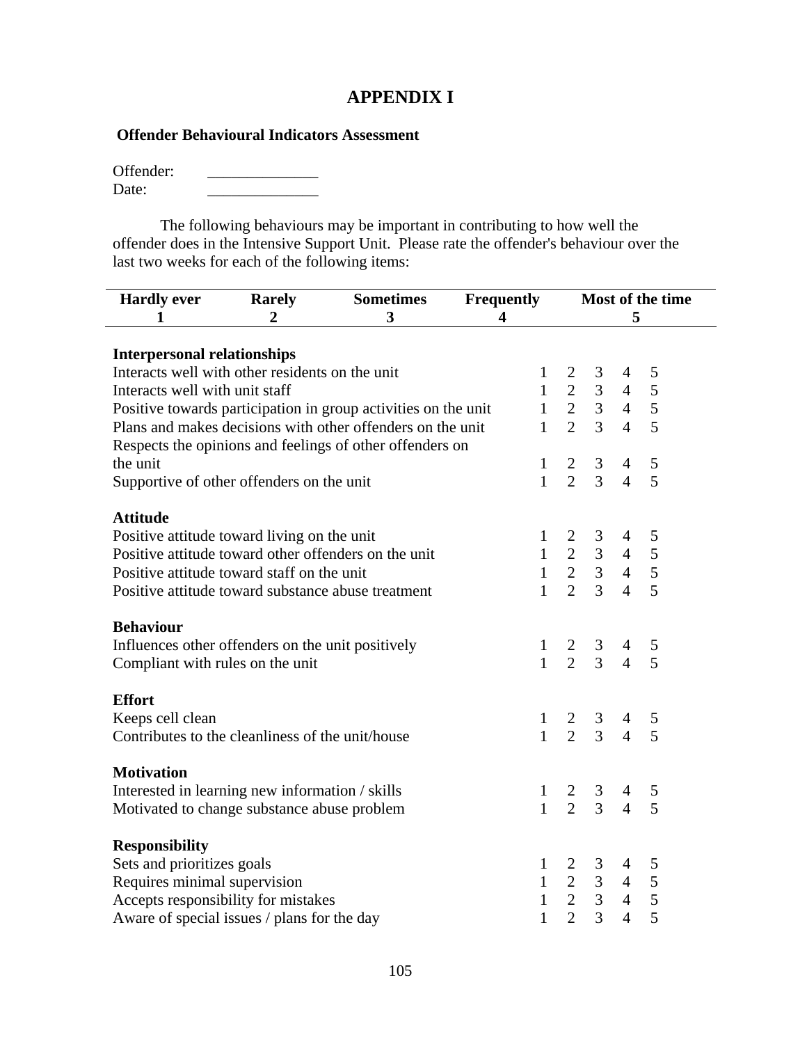# APPENDIX I

**Offender Behavioural Indicators Assessment**

Offender: ______________
Date: ______________

The following behaviours may be important in contributing to how well the offender does in the Intensive Support Unit. Please rate the offender's behaviour over the last two weeks for each of the following items:

| Hardly ever | Rarely | Sometimes | Frequently | Most of the time |
|---|---|---|---|---|
| 1 | 2 | 3 | 4 | 5 |

| | | | | | |
|---|---|---|---|---|---|
| **Interpersonal relationships** | | | | | |
| Interacts well with other residents on the unit | 1 | 2 | 3 | 4 | 5 |
| Interacts well with unit staff | 1 | 2 | 3 | 4 | 5 |
| Positive towards participation in group activities on the unit | 1 | 2 | 3 | 4 | 5 |
| Plans and makes decisions with other offenders on the unit | 1 | 2 | 3 | 4 | 5 |
| Respects the opinions and feelings of other offenders on the unit | 1 | 2 | 3 | 4 | 5 |
| Supportive of other offenders on the unit | 1 | 2 | 3 | 4 | 5 |
| **Attitude** | | | | | |
| Positive attitude toward living on the unit | 1 | 2 | 3 | 4 | 5 |
| Positive attitude toward other offenders on the unit | 1 | 2 | 3 | 4 | 5 |
| Positive attitude toward staff on the unit | 1 | 2 | 3 | 4 | 5 |
| Positive attitude toward substance abuse treatment | 1 | 2 | 3 | 4 | 5 |
| **Behaviour** | | | | | |
| Influences other offenders on the unit positively | 1 | 2 | 3 | 4 | 5 |
| Compliant with rules on the unit | 1 | 2 | 3 | 4 | 5 |
| **Effort** | | | | | |
| Keeps cell clean | 1 | 2 | 3 | 4 | 5 |
| Contributes to the cleanliness of the unit/house | 1 | 2 | 3 | 4 | 5 |
| **Motivation** | | | | | |
| Interested in learning new information / skills | 1 | 2 | 3 | 4 | 5 |
| Motivated to change substance abuse problem | 1 | 2 | 3 | 4 | 5 |
| **Responsibility** | | | | | |
| Sets and prioritizes goals | 1 | 2 | 3 | 4 | 5 |
| Requires minimal supervision | 1 | 2 | 3 | 4 | 5 |
| Accepts responsibility for mistakes | 1 | 2 | 3 | 4 | 5 |
| Aware of special issues / plans for the day | 1 | 2 | 3 | 4 | 5 |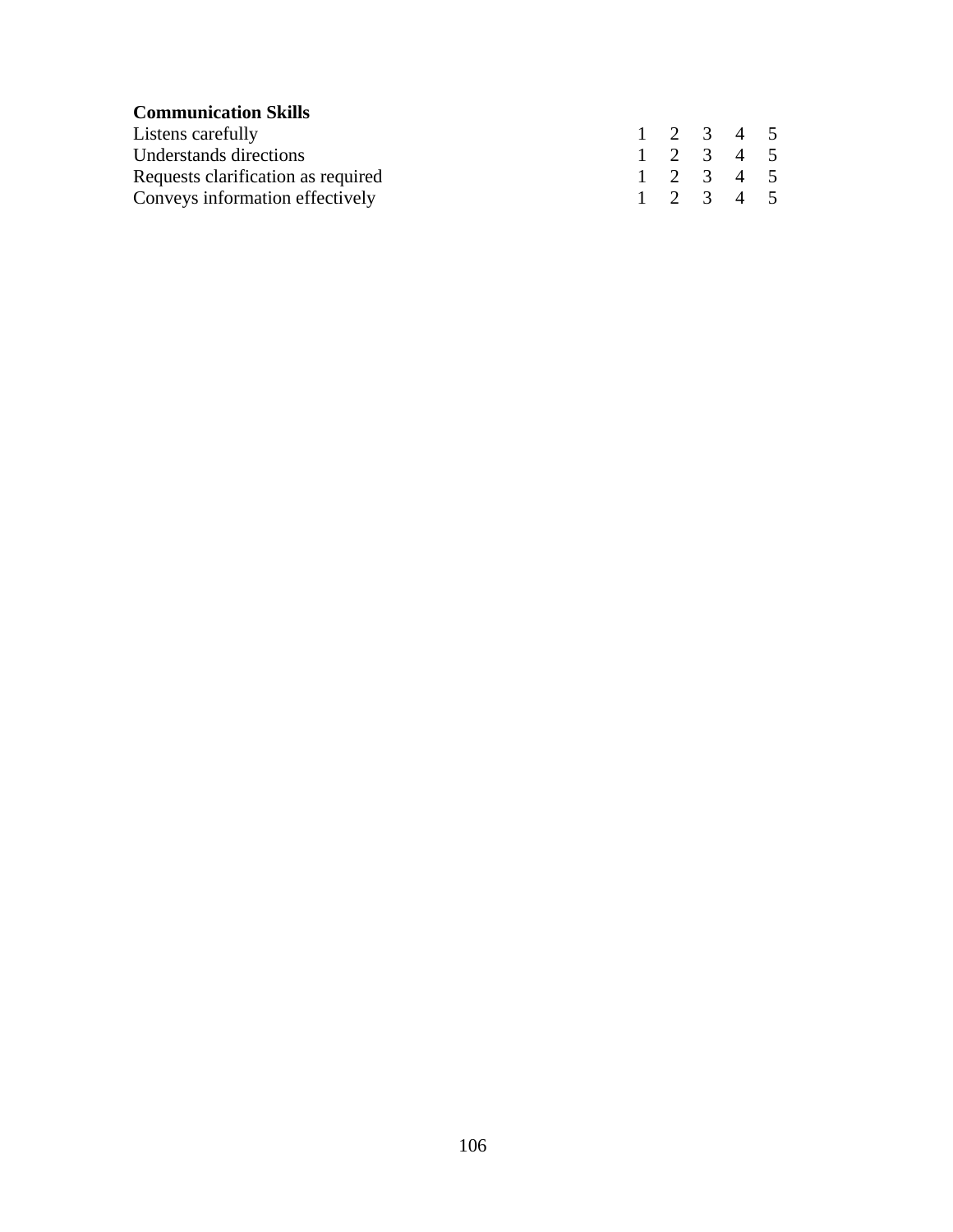**Communication Skills**

| | |
|---|---|
| Listens carefully | 1 2 3 4 5 |
| Understands directions | 1 2 3 4 5 |
| Requests clarification as required | 1 2 3 4 5 |
| Conveys information effectively | 1 2 3 4 5 |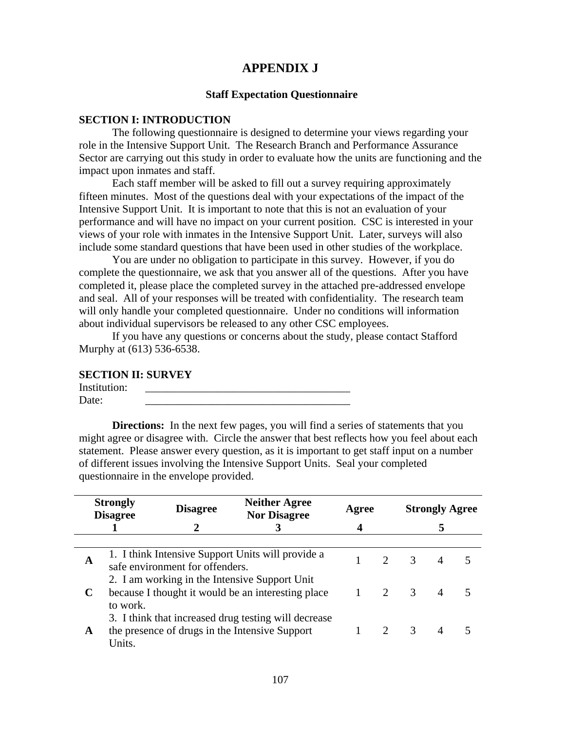# APPENDIX J

### Staff Expectation Questionnaire

**SECTION I: INTRODUCTION**

The following questionnaire is designed to determine your views regarding your role in the Intensive Support Unit. The Research Branch and Performance Assurance Sector are carrying out this study in order to evaluate how the units are functioning and the impact upon inmates and staff.

Each staff member will be asked to fill out a survey requiring approximately fifteen minutes. Most of the questions deal with your expectations of the impact of the Intensive Support Unit. It is important to note that this is not an evaluation of your performance and will have no impact on your current position. CSC is interested in your views of your role with inmates in the Intensive Support Unit. Later, surveys will also include some standard questions that have been used in other studies of the workplace.

You are under no obligation to participate in this survey. However, if you do complete the questionnaire, we ask that you answer all of the questions. After you have completed it, please place the completed survey in the attached pre-addressed envelope and seal. All of your responses will be treated with confidentiality. The research team will only handle your completed questionnaire. Under no conditions will information about individual supervisors be released to any other CSC employees.

If you have any questions or concerns about the study, please contact Stafford Murphy at (613) 536-6538.

**SECTION II: SURVEY**

Institution: \_\_\_\_\_\_\_\_\_\_\_\_\_\_\_\_\_\_\_\_\_\_\_\_\_\_\_\_\_\_\_\_\_\_\_\_\_\_

Date: \_\_\_\_\_\_\_\_\_\_\_\_\_\_\_\_\_\_\_\_\_\_\_\_\_\_\_\_\_\_\_\_\_\_\_\_\_\_

**Directions:** In the next few pages, you will find a series of statements that you might agree or disagree with. Circle the answer that best reflects how you feel about each statement. Please answer every question, as it is important to get staff input on a number of different issues involving the Intensive Support Units. Seal your completed questionnaire in the envelope provided.

| Strongly Disagree | Disagree | Neither Agree Nor Disagree | Agree | Strongly Agree |
|---|---|---|---|---|
| 1 | 2 | 3 | 4 | 5 |

| | Statement | | | | | |
|---|---|---|---|---|---|---|
| **A** | 1. I think Intensive Support Units will provide a safe environment for offenders. | 1 | 2 | 3 | 4 | 5 |
| **C** | 2. I am working in the Intensive Support Unit because I thought it would be an interesting place to work. | 1 | 2 | 3 | 4 | 5 |
| **A** | 3. I think that increased drug testing will decrease the presence of drugs in the Intensive Support Units. | 1 | 2 | 3 | 4 | 5 |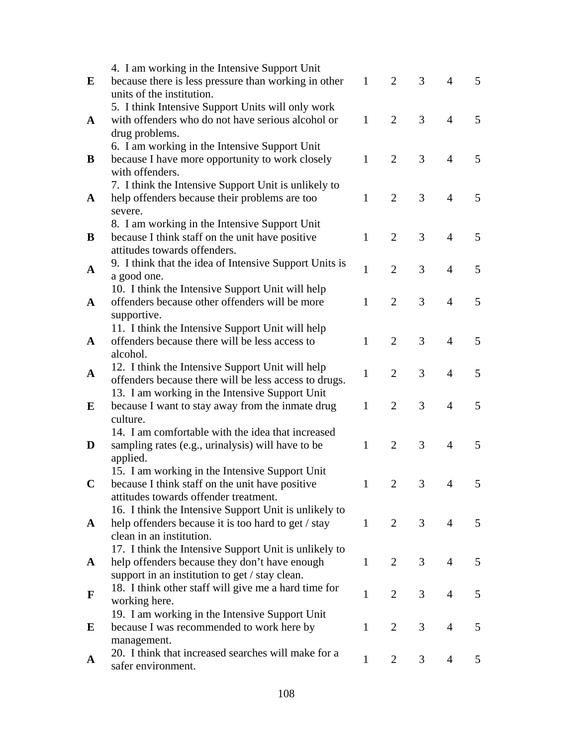| | | | | | | |
|---|---|---|---|---|---|---|
| **E** | 4. I am working in the Intensive Support Unit because there is less pressure than working in other units of the institution. | 1 | 2 | 3 | 4 | 5 |
| **A** | 5. I think Intensive Support Units will only work with offenders who do not have serious alcohol or drug problems. | 1 | 2 | 3 | 4 | 5 |
| **B** | 6. I am working in the Intensive Support Unit because I have more opportunity to work closely with offenders. | 1 | 2 | 3 | 4 | 5 |
| **A** | 7. I think the Intensive Support Unit is unlikely to help offenders because their problems are too severe. | 1 | 2 | 3 | 4 | 5 |
| **B** | 8. I am working in the Intensive Support Unit because I think staff on the unit have positive attitudes towards offenders. | 1 | 2 | 3 | 4 | 5 |
| **A** | 9. I think that the idea of Intensive Support Units is a good one. | 1 | 2 | 3 | 4 | 5 |
| **A** | 10. I think the Intensive Support Unit will help offenders because other offenders will be more supportive. | 1 | 2 | 3 | 4 | 5 |
| **A** | 11. I think the Intensive Support Unit will help offenders because there will be less access to alcohol. | 1 | 2 | 3 | 4 | 5 |
| **A** | 12. I think the Intensive Support Unit will help offenders because there will be less access to drugs. | 1 | 2 | 3 | 4 | 5 |
| **E** | 13. I am working in the Intensive Support Unit because I want to stay away from the inmate drug culture. | 1 | 2 | 3 | 4 | 5 |
| **D** | 14. I am comfortable with the idea that increased sampling rates (e.g., urinalysis) will have to be applied. | 1 | 2 | 3 | 4 | 5 |
| **C** | 15. I am working in the Intensive Support Unit because I think staff on the unit have positive attitudes towards offender treatment. | 1 | 2 | 3 | 4 | 5 |
| **A** | 16. I think the Intensive Support Unit is unlikely to help offenders because it is too hard to get / stay clean in an institution. | 1 | 2 | 3 | 4 | 5 |
| **A** | 17. I think the Intensive Support Unit is unlikely to help offenders because they don't have enough support in an institution to get / stay clean. | 1 | 2 | 3 | 4 | 5 |
| **F** | 18. I think other staff will give me a hard time for working here. | 1 | 2 | 3 | 4 | 5 |
| **E** | 19. I am working in the Intensive Support Unit because I was recommended to work here by management. | 1 | 2 | 3 | 4 | 5 |
| **A** | 20. I think that increased searches will make for a safer environment. | 1 | 2 | 3 | 4 | 5 |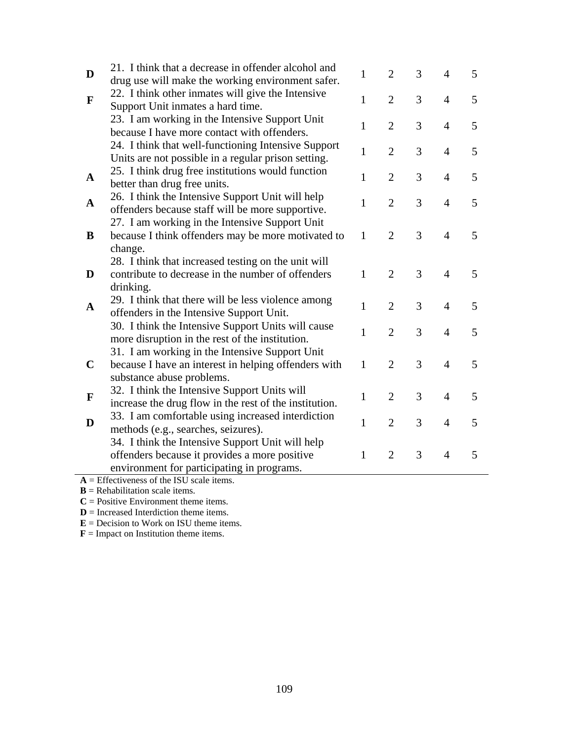| | | | | | | |
|---|---|---|---|---|---|---|
| **D** | 21. I think that a decrease in offender alcohol and drug use will make the working environment safer. | 1 | 2 | 3 | 4 | 5 |
| **F** | 22. I think other inmates will give the Intensive Support Unit inmates a hard time. | 1 | 2 | 3 | 4 | 5 |
| | 23. I am working in the Intensive Support Unit because I have more contact with offenders. | 1 | 2 | 3 | 4 | 5 |
| | 24. I think that well-functioning Intensive Support Units are not possible in a regular prison setting. | 1 | 2 | 3 | 4 | 5 |
| **A** | 25. I think drug free institutions would function better than drug free units. | 1 | 2 | 3 | 4 | 5 |
| **A** | 26. I think the Intensive Support Unit will help offenders because staff will be more supportive. | 1 | 2 | 3 | 4 | 5 |
| **B** | 27. I am working in the Intensive Support Unit because I think offenders may be more motivated to change. | 1 | 2 | 3 | 4 | 5 |
| **D** | 28. I think that increased testing on the unit will contribute to decrease in the number of offenders drinking. | 1 | 2 | 3 | 4 | 5 |
| **A** | 29. I think that there will be less violence among offenders in the Intensive Support Unit. | 1 | 2 | 3 | 4 | 5 |
| | 30. I think the Intensive Support Units will cause more disruption in the rest of the institution. | 1 | 2 | 3 | 4 | 5 |
| **C** | 31. I am working in the Intensive Support Unit because I have an interest in helping offenders with substance abuse problems. | 1 | 2 | 3 | 4 | 5 |
| **F** | 32. I think the Intensive Support Units will increase the drug flow in the rest of the institution. | 1 | 2 | 3 | 4 | 5 |
| **D** | 33. I am comfortable using increased interdiction methods (e.g., searches, seizures). | 1 | 2 | 3 | 4 | 5 |
| | 34. I think the Intensive Support Unit will help offenders because it provides a more positive environment for participating in programs. | 1 | 2 | 3 | 4 | 5 |

**A** = Effectiveness of the ISU scale items.  
**B** = Rehabilitation scale items.  
**C** = Positive Environment theme items.  
**D** = Increased Interdiction theme items.  
**E** = Decision to Work on ISU theme items.  
**F** = Impact on Institution theme items.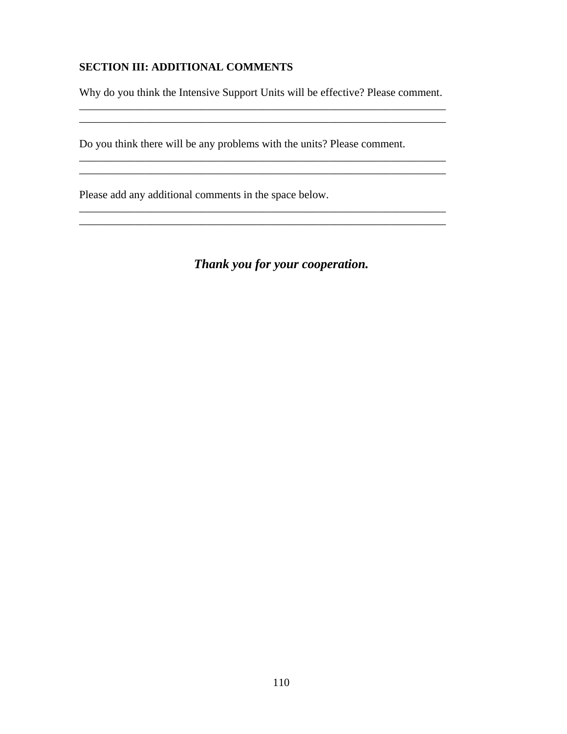**SECTION III: ADDITIONAL COMMENTS**

Why do you think the Intensive Support Units will be effective? Please comment.
\_\_\_\_\_\_\_\_\_\_\_\_\_\_\_\_\_\_\_\_\_\_\_\_\_\_\_\_\_\_\_\_\_\_\_\_\_\_\_\_\_\_\_\_\_\_\_\_\_\_\_\_\_\_\_\_\_\_\_\_\_\_\_\_\_\_
\_\_\_\_\_\_\_\_\_\_\_\_\_\_\_\_\_\_\_\_\_\_\_\_\_\_\_\_\_\_\_\_\_\_\_\_\_\_\_\_\_\_\_\_\_\_\_\_\_\_\_\_\_\_\_\_\_\_\_\_\_\_\_\_\_\_

Do you think there will be any problems with the units? Please comment.
\_\_\_\_\_\_\_\_\_\_\_\_\_\_\_\_\_\_\_\_\_\_\_\_\_\_\_\_\_\_\_\_\_\_\_\_\_\_\_\_\_\_\_\_\_\_\_\_\_\_\_\_\_\_\_\_\_\_\_\_\_\_\_\_\_\_
\_\_\_\_\_\_\_\_\_\_\_\_\_\_\_\_\_\_\_\_\_\_\_\_\_\_\_\_\_\_\_\_\_\_\_\_\_\_\_\_\_\_\_\_\_\_\_\_\_\_\_\_\_\_\_\_\_\_\_\_\_\_\_\_\_\_

Please add any additional comments in the space below.
\_\_\_\_\_\_\_\_\_\_\_\_\_\_\_\_\_\_\_\_\_\_\_\_\_\_\_\_\_\_\_\_\_\_\_\_\_\_\_\_\_\_\_\_\_\_\_\_\_\_\_\_\_\_\_\_\_\_\_\_\_\_\_\_\_\_
\_\_\_\_\_\_\_\_\_\_\_\_\_\_\_\_\_\_\_\_\_\_\_\_\_\_\_\_\_\_\_\_\_\_\_\_\_\_\_\_\_\_\_\_\_\_\_\_\_\_\_\_\_\_\_\_\_\_\_\_\_\_\_\_\_\_

***Thank you for your cooperation.***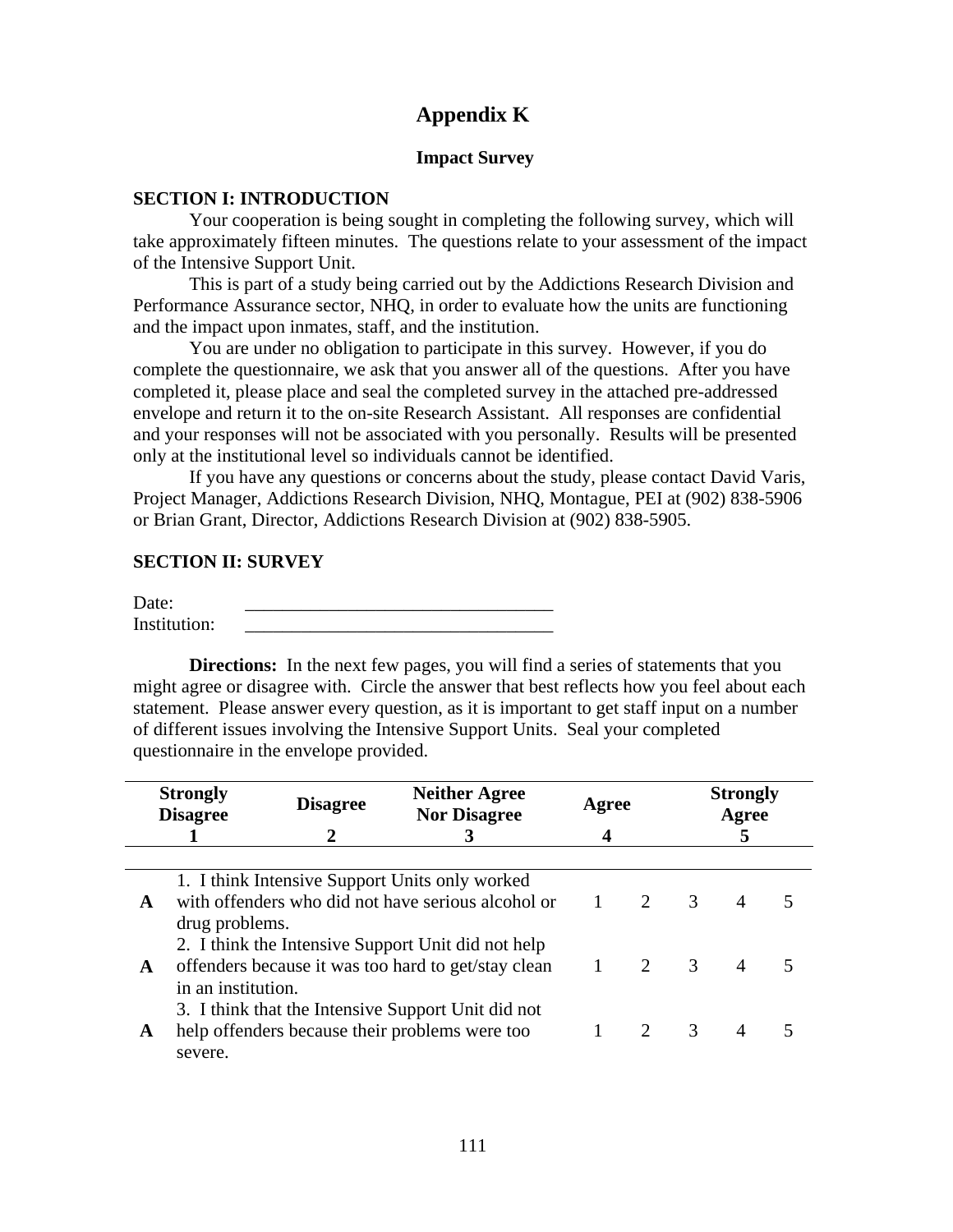# Appendix K

## Impact Survey

### SECTION I: INTRODUCTION

Your cooperation is being sought in completing the following survey, which will take approximately fifteen minutes. The questions relate to your assessment of the impact of the Intensive Support Unit.

This is part of a study being carried out by the Addictions Research Division and Performance Assurance sector, NHQ, in order to evaluate how the units are functioning and the impact upon inmates, staff, and the institution.

You are under no obligation to participate in this survey. However, if you do complete the questionnaire, we ask that you answer all of the questions. After you have completed it, please place and seal the completed survey in the attached pre-addressed envelope and return it to the on-site Research Assistant. All responses are confidential and your responses will not be associated with you personally. Results will be presented only at the institutional level so individuals cannot be identified.

If you have any questions or concerns about the study, please contact David Varis, Project Manager, Addictions Research Division, NHQ, Montague, PEI at (902) 838-5906 or Brian Grant, Director, Addictions Research Division at (902) 838-5905.

### SECTION II: SURVEY

Date: ________________________________

Institution: ________________________________

**Directions:** In the next few pages, you will find a series of statements that you might agree or disagree with. Circle the answer that best reflects how you feel about each statement. Please answer every question, as it is important to get staff input on a number of different issues involving the Intensive Support Units. Seal your completed questionnaire in the envelope provided.

| Strongly Disagree | Disagree | Neither Agree Nor Disagree | Agree | Strongly Agree |
|---|---|---|---|---|
| **1** | **2** | **3** | **4** | **5** |

| | | | | | | |
|---|---|---|---|---|---|---|
| **A** | 1. I think Intensive Support Units only worked with offenders who did not have serious alcohol or drug problems. | 1 | 2 | 3 | 4 | 5 |
| **A** | 2. I think the Intensive Support Unit did not help offenders because it was too hard to get/stay clean in an institution. | 1 | 2 | 3 | 4 | 5 |
| **A** | 3. I think that the Intensive Support Unit did not help offenders because their problems were too severe. | 1 | 2 | 3 | 4 | 5 |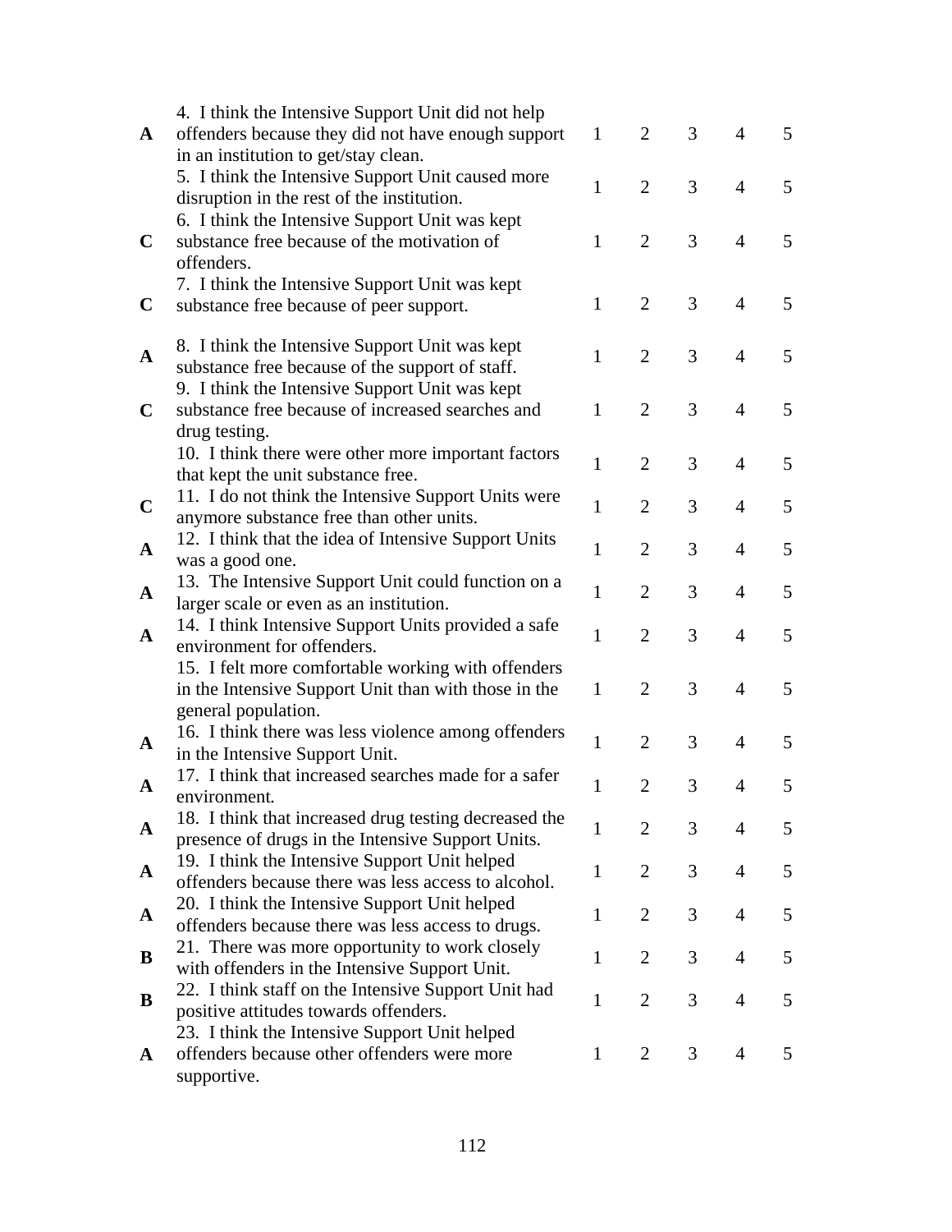| | | | | | | |
|---|---|---|---|---|---|---|
| **A** | 4. I think the Intensive Support Unit did not help offenders because they did not have enough support in an institution to get/stay clean. | 1 | 2 | 3 | 4 | 5 |
| | 5. I think the Intensive Support Unit caused more disruption in the rest of the institution. | 1 | 2 | 3 | 4 | 5 |
| **C** | 6. I think the Intensive Support Unit was kept substance free because of the motivation of offenders. | 1 | 2 | 3 | 4 | 5 |
| **C** | 7. I think the Intensive Support Unit was kept substance free because of peer support. | 1 | 2 | 3 | 4 | 5 |
| **A** | 8. I think the Intensive Support Unit was kept substance free because of the support of staff. | 1 | 2 | 3 | 4 | 5 |
| **C** | 9. I think the Intensive Support Unit was kept substance free because of increased searches and drug testing. | 1 | 2 | 3 | 4 | 5 |
| | 10. I think there were other more important factors that kept the unit substance free. | 1 | 2 | 3 | 4 | 5 |
| **C** | 11. I do not think the Intensive Support Units were anymore substance free than other units. | 1 | 2 | 3 | 4 | 5 |
| **A** | 12. I think that the idea of Intensive Support Units was a good one. | 1 | 2 | 3 | 4 | 5 |
| **A** | 13. The Intensive Support Unit could function on a larger scale or even as an institution. | 1 | 2 | 3 | 4 | 5 |
| **A** | 14. I think Intensive Support Units provided a safe environment for offenders. | 1 | 2 | 3 | 4 | 5 |
| | 15. I felt more comfortable working with offenders in the Intensive Support Unit than with those in the general population. | 1 | 2 | 3 | 4 | 5 |
| **A** | 16. I think there was less violence among offenders in the Intensive Support Unit. | 1 | 2 | 3 | 4 | 5 |
| **A** | 17. I think that increased searches made for a safer environment. | 1 | 2 | 3 | 4 | 5 |
| **A** | 18. I think that increased drug testing decreased the presence of drugs in the Intensive Support Units. | 1 | 2 | 3 | 4 | 5 |
| **A** | 19. I think the Intensive Support Unit helped offenders because there was less access to alcohol. | 1 | 2 | 3 | 4 | 5 |
| **A** | 20. I think the Intensive Support Unit helped offenders because there was less access to drugs. | 1 | 2 | 3 | 4 | 5 |
| **B** | 21. There was more opportunity to work closely with offenders in the Intensive Support Unit. | 1 | 2 | 3 | 4 | 5 |
| **B** | 22. I think staff on the Intensive Support Unit had positive attitudes towards offenders. | 1 | 2 | 3 | 4 | 5 |
| **A** | 23. I think the Intensive Support Unit helped offenders because other offenders were more supportive. | 1 | 2 | 3 | 4 | 5 |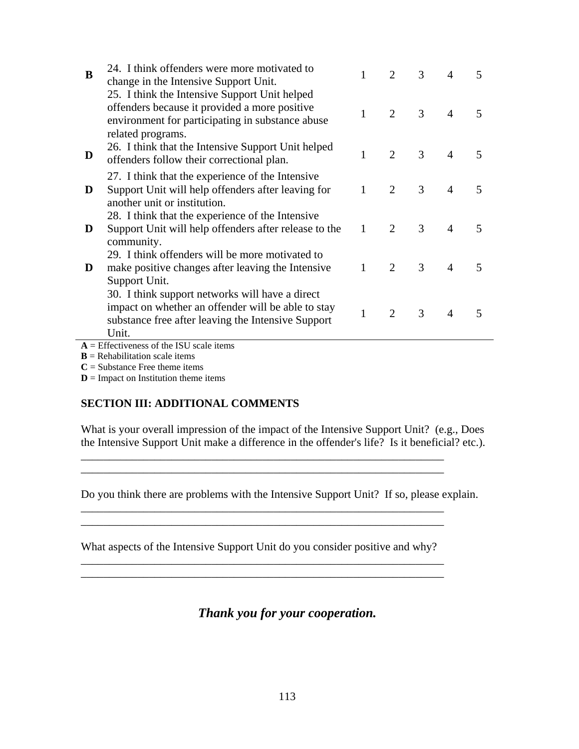| | | | | | | |
|---|---|---|---|---|---|---|
| **B** | 24. I think offenders were more motivated to change in the Intensive Support Unit. | 1 | 2 | 3 | 4 | 5 |
| | 25. I think the Intensive Support Unit helped offenders because it provided a more positive environment for participating in substance abuse related programs. | 1 | 2 | 3 | 4 | 5 |
| **D** | 26. I think that the Intensive Support Unit helped offenders follow their correctional plan. | 1 | 2 | 3 | 4 | 5 |
| **D** | 27. I think that the experience of the Intensive Support Unit will help offenders after leaving for another unit or institution. | 1 | 2 | 3 | 4 | 5 |
| **D** | 28. I think that the experience of the Intensive Support Unit will help offenders after release to the community. | 1 | 2 | 3 | 4 | 5 |
| **D** | 29. I think offenders will be more motivated to make positive changes after leaving the Intensive Support Unit. | 1 | 2 | 3 | 4 | 5 |
| | 30. I think support networks will have a direct impact on whether an offender will be able to stay substance free after leaving the Intensive Support Unit. | 1 | 2 | 3 | 4 | 5 |

**A** = Effectiveness of the ISU scale items
**B** = Rehabilitation scale items
**C** = Substance Free theme items
**D** = Impact on Institution theme items

## SECTION III: ADDITIONAL COMMENTS

What is your overall impression of the impact of the Intensive Support Unit? (e.g., Does the Intensive Support Unit make a difference in the offender's life? Is it beneficial? etc.).

_________________________________________________________________
_________________________________________________________________

Do you think there are problems with the Intensive Support Unit? If so, please explain.

_________________________________________________________________
_________________________________________________________________

What aspects of the Intensive Support Unit do you consider positive and why?

_________________________________________________________________
_________________________________________________________________

***Thank you for your cooperation.***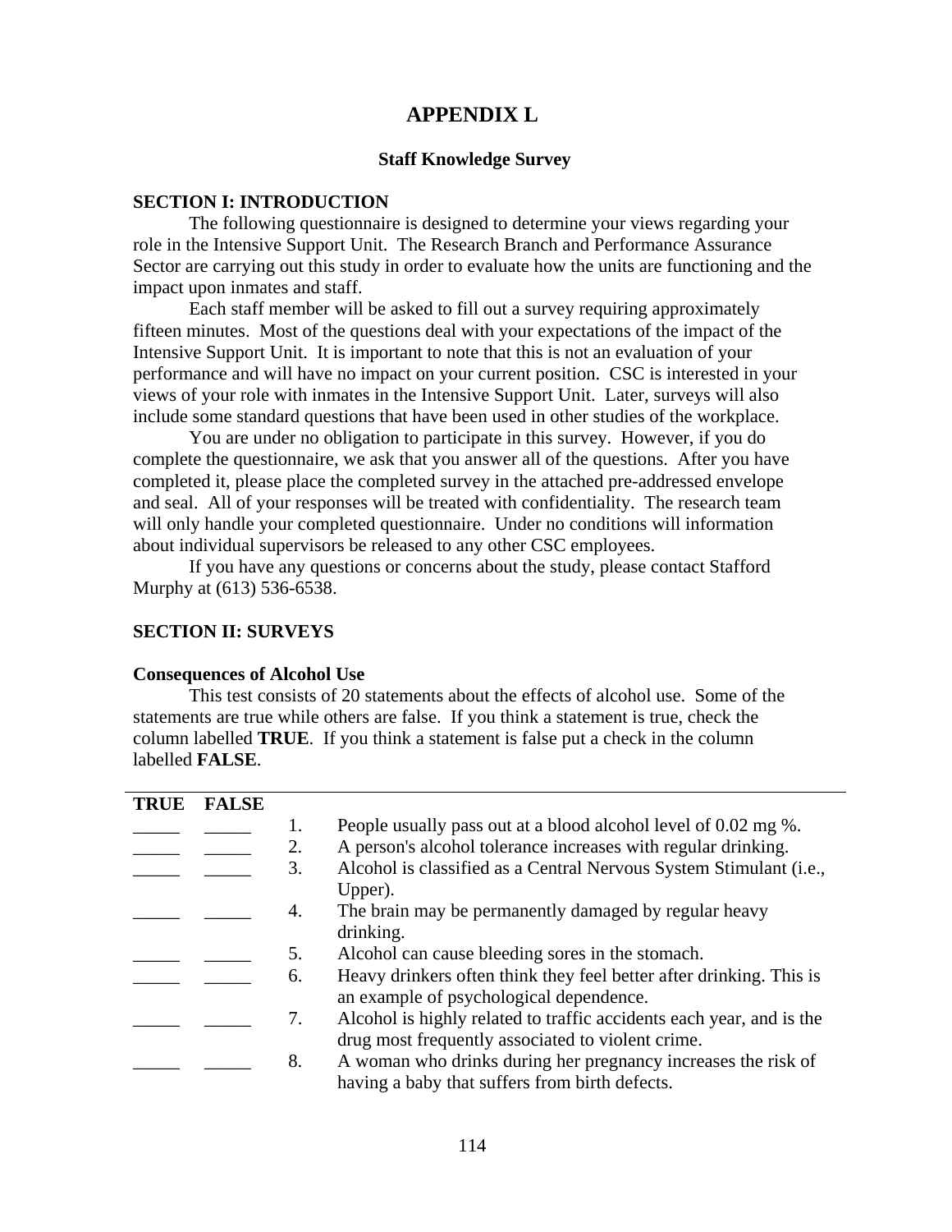# APPENDIX L

### Staff Knowledge Survey

**SECTION I: INTRODUCTION**

The following questionnaire is designed to determine your views regarding your role in the Intensive Support Unit. The Research Branch and Performance Assurance Sector are carrying out this study in order to evaluate how the units are functioning and the impact upon inmates and staff.

Each staff member will be asked to fill out a survey requiring approximately fifteen minutes. Most of the questions deal with your expectations of the impact of the Intensive Support Unit. It is important to note that this is not an evaluation of your performance and will have no impact on your current position. CSC is interested in your views of your role with inmates in the Intensive Support Unit. Later, surveys will also include some standard questions that have been used in other studies of the workplace.

You are under no obligation to participate in this survey. However, if you do complete the questionnaire, we ask that you answer all of the questions. After you have completed it, please place the completed survey in the attached pre-addressed envelope and seal. All of your responses will be treated with confidentiality. The research team will only handle your completed questionnaire. Under no conditions will information about individual supervisors be released to any other CSC employees.

If you have any questions or concerns about the study, please contact Stafford Murphy at (613) 536-6538.

**SECTION II: SURVEYS**

**Consequences of Alcohol Use**

This test consists of 20 statements about the effects of alcohol use. Some of the statements are true while others are false. If you think a statement is true, check the column labelled **TRUE**. If you think a statement is false put a check in the column labelled **FALSE**.

| TRUE | FALSE | | |
|---|---|---|---|
| _____ | _____ | 1. | People usually pass out at a blood alcohol level of 0.02 mg %. |
| _____ | _____ | 2. | A person's alcohol tolerance increases with regular drinking. |
| _____ | _____ | 3. | Alcohol is classified as a Central Nervous System Stimulant (i.e., Upper). |
| _____ | _____ | 4. | The brain may be permanently damaged by regular heavy drinking. |
| _____ | _____ | 5. | Alcohol can cause bleeding sores in the stomach. |
| _____ | _____ | 6. | Heavy drinkers often think they feel better after drinking. This is an example of psychological dependence. |
| _____ | _____ | 7. | Alcohol is highly related to traffic accidents each year, and is the drug most frequently associated to violent crime. |
| _____ | _____ | 8. | A woman who drinks during her pregnancy increases the risk of having a baby that suffers from birth defects. |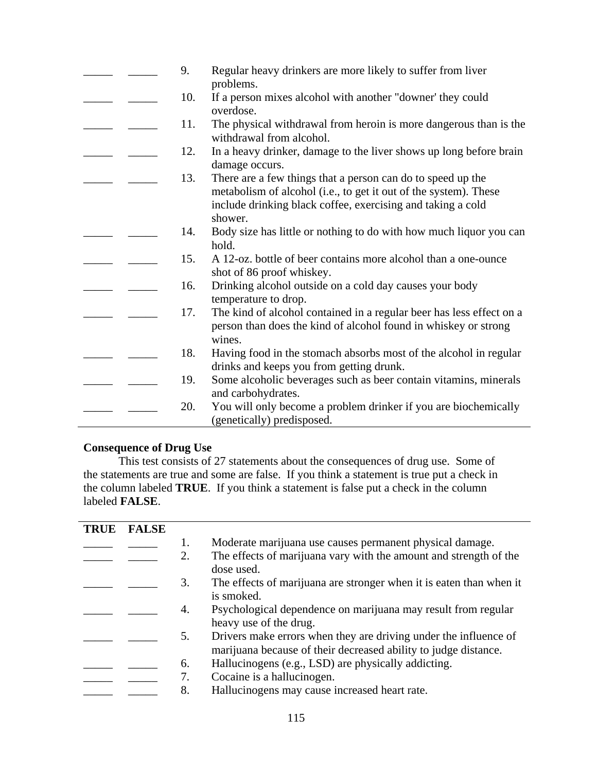| | | | |
|---|---|---|---|
| _____ | _____ | 9. | Regular heavy drinkers are more likely to suffer from liver problems. |
| _____ | _____ | 10. | If a person mixes alcohol with another "downer' they could overdose. |
| _____ | _____ | 11. | The physical withdrawal from heroin is more dangerous than is the withdrawal from alcohol. |
| _____ | _____ | 12. | In a heavy drinker, damage to the liver shows up long before brain damage occurs. |
| _____ | _____ | 13. | There are a few things that a person can do to speed up the metabolism of alcohol (i.e., to get it out of the system). These include drinking black coffee, exercising and taking a cold shower. |
| _____ | _____ | 14. | Body size has little or nothing to do with how much liquor you can hold. |
| _____ | _____ | 15. | A 12-oz. bottle of beer contains more alcohol than a one-ounce shot of 86 proof whiskey. |
| _____ | _____ | 16. | Drinking alcohol outside on a cold day causes your body temperature to drop. |
| _____ | _____ | 17. | The kind of alcohol contained in a regular beer has less effect on a person than does the kind of alcohol found in whiskey or strong wines. |
| _____ | _____ | 18. | Having food in the stomach absorbs most of the alcohol in regular drinks and keeps you from getting drunk. |
| _____ | _____ | 19. | Some alcoholic beverages such as beer contain vitamins, minerals and carbohydrates. |
| _____ | _____ | 20. | You will only become a problem drinker if you are biochemically (genetically) predisposed. |

**Consequence of Drug Use**

This test consists of 27 statements about the consequences of drug use. Some of the statements are true and some are false. If you think a statement is true put a check in the column labeled **TRUE**. If you think a statement is false put a check in the column labeled **FALSE**.

| **TRUE** | **FALSE** | | |
|---|---|---|---|
| _____ | _____ | 1. | Moderate marijuana use causes permanent physical damage. |
| _____ | _____ | 2. | The effects of marijuana vary with the amount and strength of the dose used. |
| _____ | _____ | 3. | The effects of marijuana are stronger when it is eaten than when it is smoked. |
| _____ | _____ | 4. | Psychological dependence on marijuana may result from regular heavy use of the drug. |
| _____ | _____ | 5. | Drivers make errors when they are driving under the influence of marijuana because of their decreased ability to judge distance. |
| _____ | _____ | 6. | Hallucinogens (e.g., LSD) are physically addicting. |
| _____ | _____ | 7. | Cocaine is a hallucinogen. |
| _____ | _____ | 8. | Hallucinogens may cause increased heart rate. |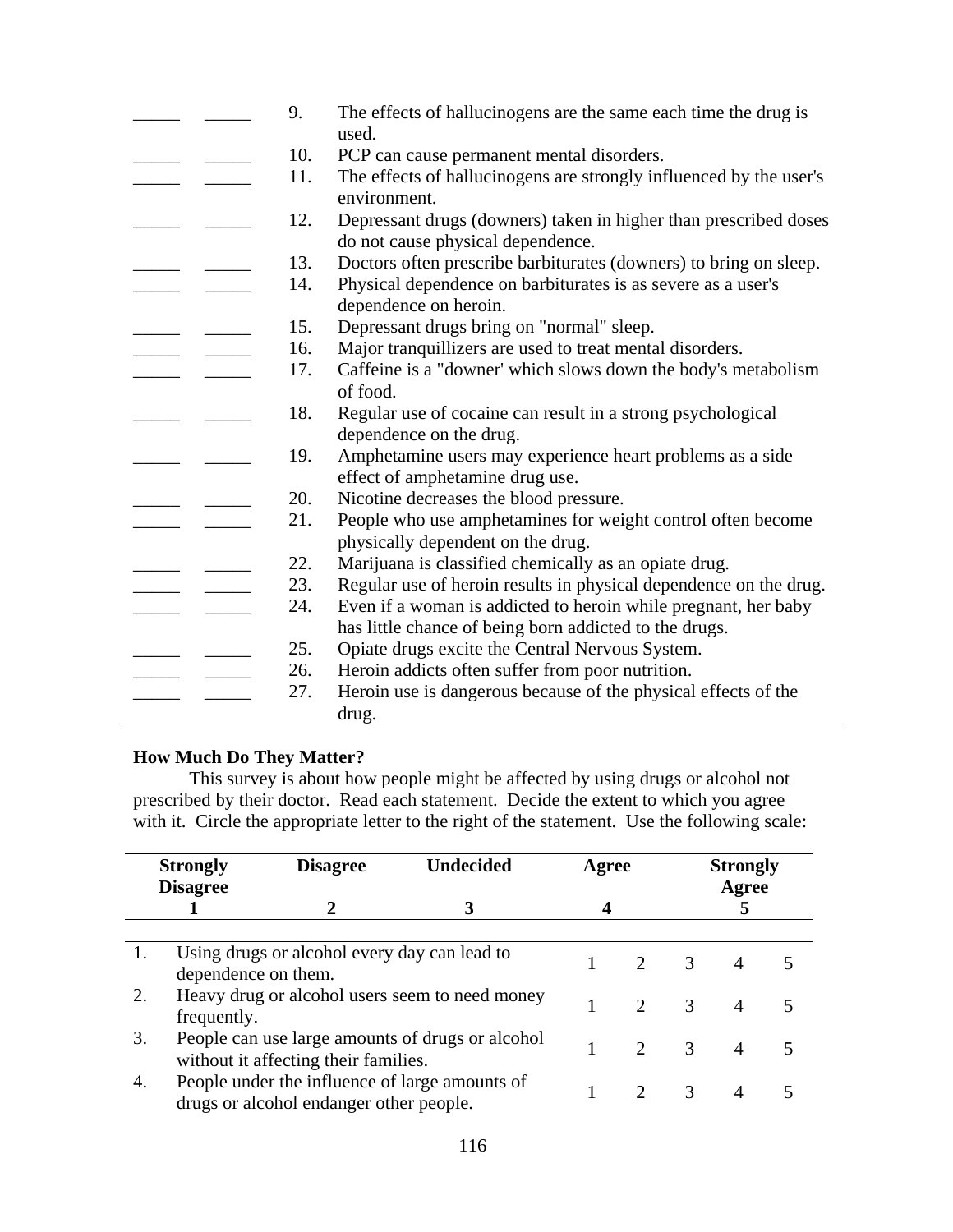| | | | |
|---|---|---|---|
| _____ | _____ | 9. | The effects of hallucinogens are the same each time the drug is used. |
| _____ | _____ | 10. | PCP can cause permanent mental disorders. |
| _____ | _____ | 11. | The effects of hallucinogens are strongly influenced by the user's environment. |
| _____ | _____ | 12. | Depressant drugs (downers) taken in higher than prescribed doses do not cause physical dependence. |
| _____ | _____ | 13. | Doctors often prescribe barbiturates (downers) to bring on sleep. |
| _____ | _____ | 14. | Physical dependence on barbiturates is as severe as a user's dependence on heroin. |
| _____ | _____ | 15. | Depressant drugs bring on "normal" sleep. |
| _____ | _____ | 16. | Major tranquillizers are used to treat mental disorders. |
| _____ | _____ | 17. | Caffeine is a "downer' which slows down the body's metabolism of food. |
| _____ | _____ | 18. | Regular use of cocaine can result in a strong psychological dependence on the drug. |
| _____ | _____ | 19. | Amphetamine users may experience heart problems as a side effect of amphetamine drug use. |
| _____ | _____ | 20. | Nicotine decreases the blood pressure. |
| _____ | _____ | 21. | People who use amphetamines for weight control often become physically dependent on the drug. |
| _____ | _____ | 22. | Marijuana is classified chemically as an opiate drug. |
| _____ | _____ | 23. | Regular use of heroin results in physical dependence on the drug. |
| _____ | _____ | 24. | Even if a woman is addicted to heroin while pregnant, her baby has little chance of being born addicted to the drugs. |
| _____ | _____ | 25. | Opiate drugs excite the Central Nervous System. |
| _____ | _____ | 26. | Heroin addicts often suffer from poor nutrition. |
| _____ | _____ | 27. | Heroin use is dangerous because of the physical effects of the drug. |

**How Much Do They Matter?**

This survey is about how people might be affected by using drugs or alcohol not prescribed by their doctor. Read each statement. Decide the extent to which you agree with it. Circle the appropriate letter to the right of the statement. Use the following scale:

| Strongly Disagree | Disagree | Undecided | Agree | Strongly Agree |
|---|---|---|---|---|
| 1 | 2 | 3 | 4 | 5 |

| | | | | | | |
|---|---|---|---|---|---|---|
| 1. | Using drugs or alcohol every day can lead to dependence on them. | 1 | 2 | 3 | 4 | 5 |
| 2. | Heavy drug or alcohol users seem to need money frequently. | 1 | 2 | 3 | 4 | 5 |
| 3. | People can use large amounts of drugs or alcohol without it affecting their families. | 1 | 2 | 3 | 4 | 5 |
| 4. | People under the influence of large amounts of drugs or alcohol endanger other people. | 1 | 2 | 3 | 4 | 5 |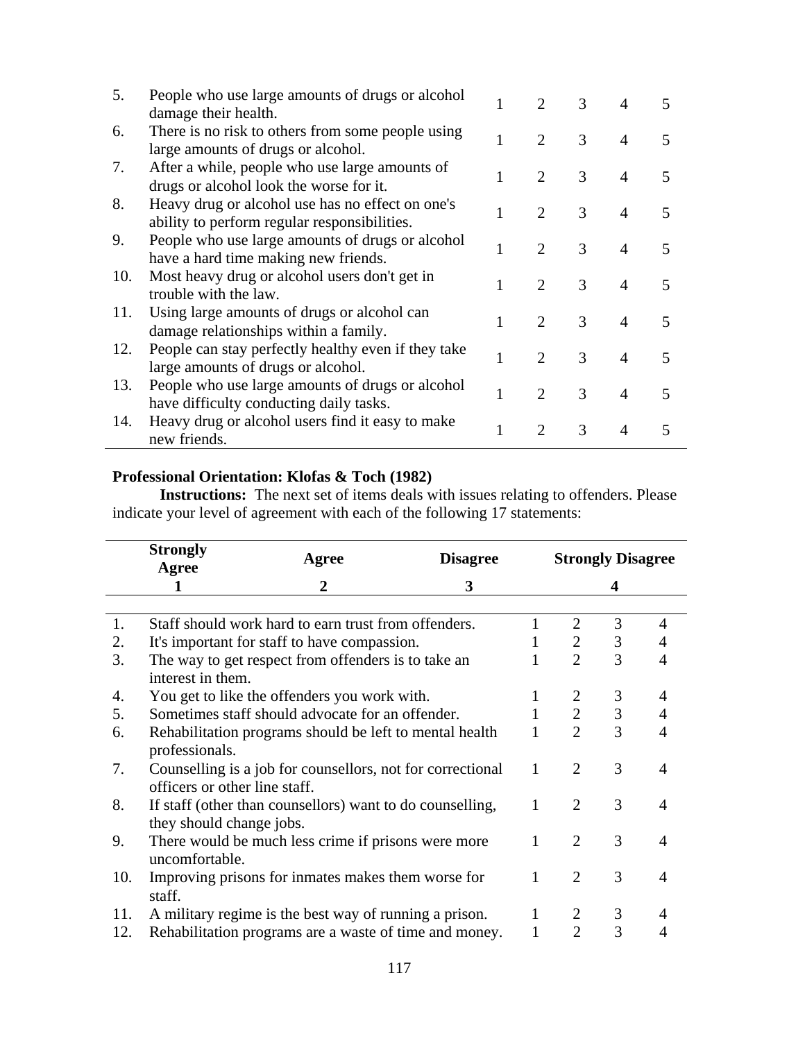| | | | | | | |
|---|---|---|---|---|---|---|
| 5. | People who use large amounts of drugs or alcohol damage their health. | 1 | 2 | 3 | 4 | 5 |
| 6. | There is no risk to others from some people using large amounts of drugs or alcohol. | 1 | 2 | 3 | 4 | 5 |
| 7. | After a while, people who use large amounts of drugs or alcohol look the worse for it. | 1 | 2 | 3 | 4 | 5 |
| 8. | Heavy drug or alcohol use has no effect on one's ability to perform regular responsibilities. | 1 | 2 | 3 | 4 | 5 |
| 9. | People who use large amounts of drugs or alcohol have a hard time making new friends. | 1 | 2 | 3 | 4 | 5 |
| 10. | Most heavy drug or alcohol users don't get in trouble with the law. | 1 | 2 | 3 | 4 | 5 |
| 11. | Using large amounts of drugs or alcohol can damage relationships within a family. | 1 | 2 | 3 | 4 | 5 |
| 12. | People can stay perfectly healthy even if they take large amounts of drugs or alcohol. | 1 | 2 | 3 | 4 | 5 |
| 13. | People who use large amounts of drugs or alcohol have difficulty conducting daily tasks. | 1 | 2 | 3 | 4 | 5 |
| 14. | Heavy drug or alcohol users find it easy to make new friends. | 1 | 2 | 3 | 4 | 5 |

**Professional Orientation: Klofas & Toch (1982)**

**Instructions:** The next set of items deals with issues relating to offenders. Please indicate your level of agreement with each of the following 17 statements:

| Strongly Agree | Agree | Disagree | Strongly Disagree |
|---|---|---|---|
| 1 | 2 | 3 | 4 |

| | | | | | |
|---|---|---|---|---|---|
| 1. | Staff should work hard to earn trust from offenders. | 1 | 2 | 3 | 4 |
| 2. | It's important for staff to have compassion. | 1 | 2 | 3 | 4 |
| 3. | The way to get respect from offenders is to take an interest in them. | 1 | 2 | 3 | 4 |
| 4. | You get to like the offenders you work with. | 1 | 2 | 3 | 4 |
| 5. | Sometimes staff should advocate for an offender. | 1 | 2 | 3 | 4 |
| 6. | Rehabilitation programs should be left to mental health professionals. | 1 | 2 | 3 | 4 |
| 7. | Counselling is a job for counsellors, not for correctional officers or other line staff. | 1 | 2 | 3 | 4 |
| 8. | If staff (other than counsellors) want to do counselling, they should change jobs. | 1 | 2 | 3 | 4 |
| 9. | There would be much less crime if prisons were more uncomfortable. | 1 | 2 | 3 | 4 |
| 10. | Improving prisons for inmates makes them worse for staff. | 1 | 2 | 3 | 4 |
| 11. | A military regime is the best way of running a prison. | 1 | 2 | 3 | 4 |
| 12. | Rehabilitation programs are a waste of time and money. | 1 | 2 | 3 | 4 |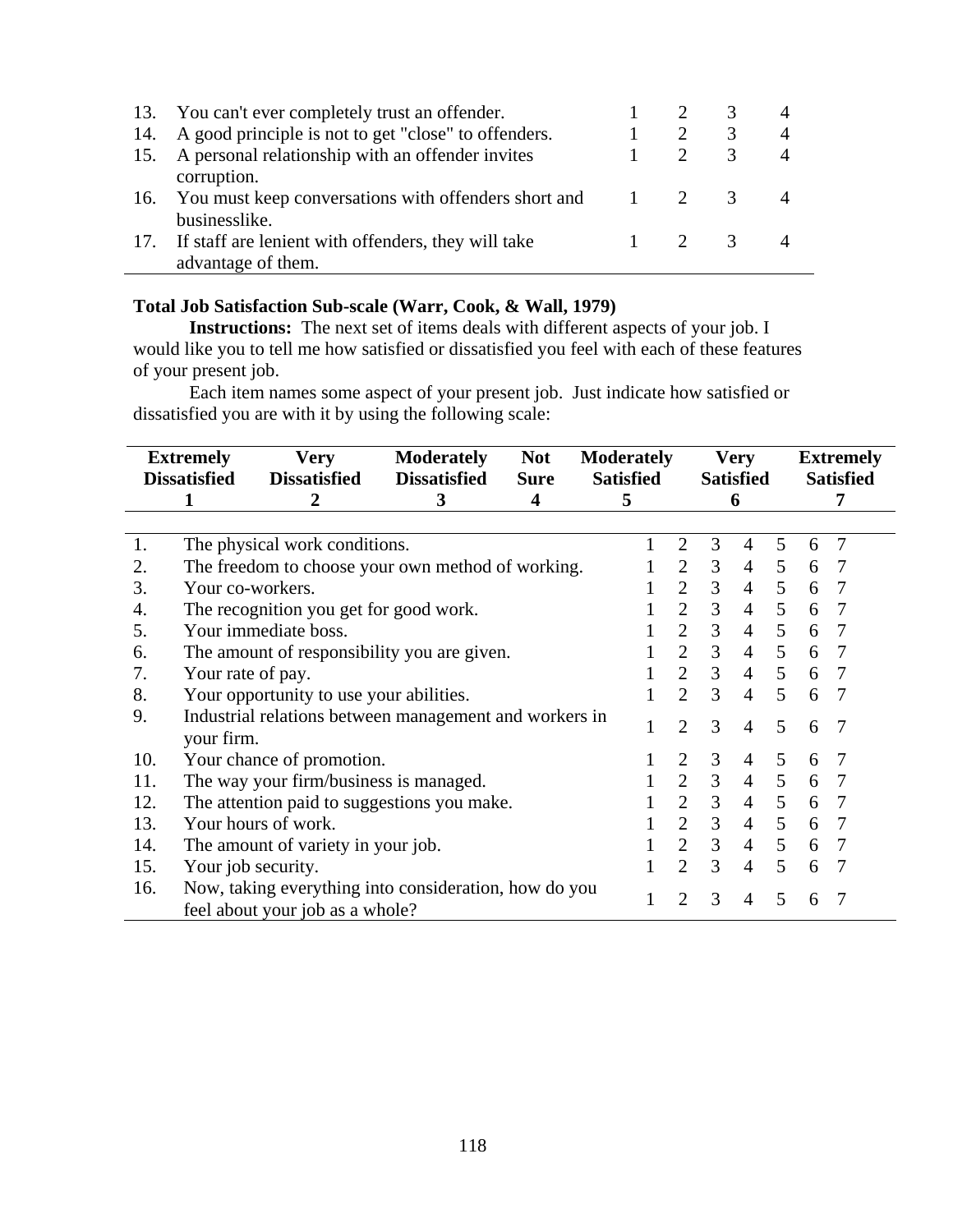| | | | | | |
|---|---|---|---|---|---|
| 13. | You can't ever completely trust an offender. | 1 | 2 | 3 | 4 |
| 14. | A good principle is not to get "close" to offenders. | 1 | 2 | 3 | 4 |
| 15. | A personal relationship with an offender invites corruption. | 1 | 2 | 3 | 4 |
| 16. | You must keep conversations with offenders short and businesslike. | 1 | 2 | 3 | 4 |
| 17. | If staff are lenient with offenders, they will take advantage of them. | 1 | 2 | 3 | 4 |

**Total Job Satisfaction Sub-scale (Warr, Cook, & Wall, 1979)**

**Instructions:** The next set of items deals with different aspects of your job. I would like you to tell me how satisfied or dissatisfied you feel with each of these features of your present job.

Each item names some aspect of your present job. Just indicate how satisfied or dissatisfied you are with it by using the following scale:

| Extremely Dissatisfied | Very Dissatisfied | Moderately Dissatisfied | Not Sure | Moderately Satisfied | Very Satisfied | Extremely Satisfied |
|---|---|---|---|---|---|---|
| **1** | **2** | **3** | **4** | **5** | **6** | **7** |

| | | | | | | | | |
|---|---|---|---|---|---|---|---|---|
| 1. | The physical work conditions. | 1 | 2 | 3 | 4 | 5 | 6 | 7 |
| 2. | The freedom to choose your own method of working. | 1 | 2 | 3 | 4 | 5 | 6 | 7 |
| 3. | Your co-workers. | 1 | 2 | 3 | 4 | 5 | 6 | 7 |
| 4. | The recognition you get for good work. | 1 | 2 | 3 | 4 | 5 | 6 | 7 |
| 5. | Your immediate boss. | 1 | 2 | 3 | 4 | 5 | 6 | 7 |
| 6. | The amount of responsibility you are given. | 1 | 2 | 3 | 4 | 5 | 6 | 7 |
| 7. | Your rate of pay. | 1 | 2 | 3 | 4 | 5 | 6 | 7 |
| 8. | Your opportunity to use your abilities. | 1 | 2 | 3 | 4 | 5 | 6 | 7 |
| 9. | Industrial relations between management and workers in your firm. | 1 | 2 | 3 | 4 | 5 | 6 | 7 |
| 10. | Your chance of promotion. | 1 | 2 | 3 | 4 | 5 | 6 | 7 |
| 11. | The way your firm/business is managed. | 1 | 2 | 3 | 4 | 5 | 6 | 7 |
| 12. | The attention paid to suggestions you make. | 1 | 2 | 3 | 4 | 5 | 6 | 7 |
| 13. | Your hours of work. | 1 | 2 | 3 | 4 | 5 | 6 | 7 |
| 14. | The amount of variety in your job. | 1 | 2 | 3 | 4 | 5 | 6 | 7 |
| 15. | Your job security. | 1 | 2 | 3 | 4 | 5 | 6 | 7 |
| 16. | Now, taking everything into consideration, how do you feel about your job as a whole? | 1 | 2 | 3 | 4 | 5 | 6 | 7 |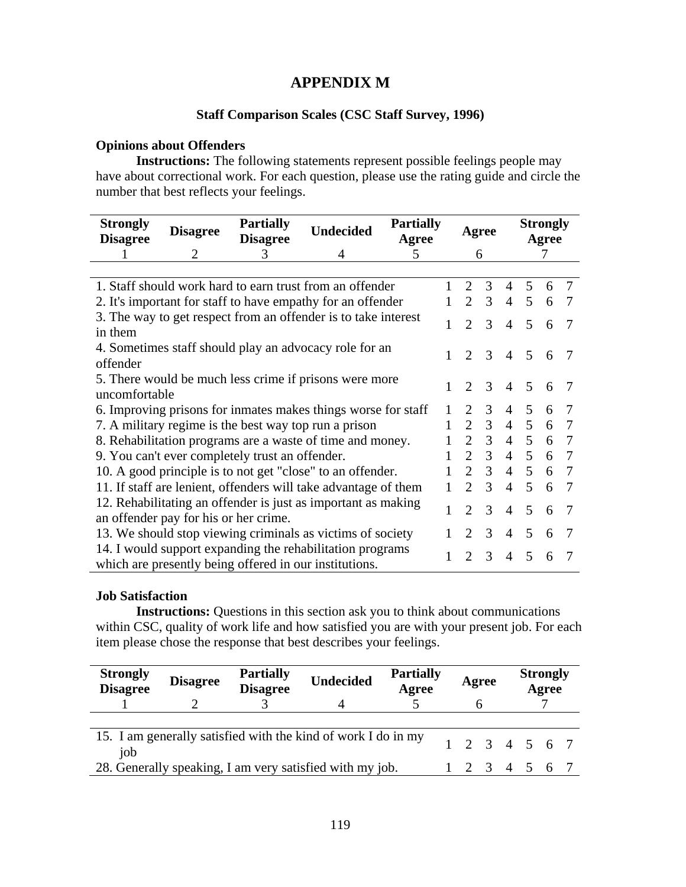# APPENDIX M

### Staff Comparison Scales (CSC Staff Survey, 1996)

**Opinions about Offenders**

**Instructions:** The following statements represent possible feelings people may have about correctional work. For each question, please use the rating guide and circle the number that best reflects your feelings.

| Strongly Disagree | Disagree | Partially Disagree | Undecided | Partially Agree | Agree | Strongly Agree |
|---|---|---|---|---|---|---|
| 1 | 2 | 3 | 4 | 5 | 6 | 7 |

| Item | | | | | | | |
|---|---|---|---|---|---|---|---|
| 1. Staff should work hard to earn trust from an offender | 1 | 2 | 3 | 4 | 5 | 6 | 7 |
| 2. It's important for staff to have empathy for an offender | 1 | 2 | 3 | 4 | 5 | 6 | 7 |
| 3. The way to get respect from an offender is to take interest in them | 1 | 2 | 3 | 4 | 5 | 6 | 7 |
| 4. Sometimes staff should play an advocacy role for an offender | 1 | 2 | 3 | 4 | 5 | 6 | 7 |
| 5. There would be much less crime if prisons were more uncomfortable | 1 | 2 | 3 | 4 | 5 | 6 | 7 |
| 6. Improving prisons for inmates makes things worse for staff | 1 | 2 | 3 | 4 | 5 | 6 | 7 |
| 7. A military regime is the best way top run a prison | 1 | 2 | 3 | 4 | 5 | 6 | 7 |
| 8. Rehabilitation programs are a waste of time and money. | 1 | 2 | 3 | 4 | 5 | 6 | 7 |
| 9. You can't ever completely trust an offender. | 1 | 2 | 3 | 4 | 5 | 6 | 7 |
| 10. A good principle is to not get "close" to an offender. | 1 | 2 | 3 | 4 | 5 | 6 | 7 |
| 11. If staff are lenient, offenders will take advantage of them | 1 | 2 | 3 | 4 | 5 | 6 | 7 |
| 12. Rehabilitating an offender is just as important as making an offender pay for his or her crime. | 1 | 2 | 3 | 4 | 5 | 6 | 7 |
| 13. We should stop viewing criminals as victims of society | 1 | 2 | 3 | 4 | 5 | 6 | 7 |
| 14. I would support expanding the rehabilitation programs which are presently being offered in our institutions. | 1 | 2 | 3 | 4 | 5 | 6 | 7 |

**Job Satisfaction**

**Instructions:** Questions in this section ask you to think about communications within CSC, quality of work life and how satisfied you are with your present job. For each item please chose the response that best describes your feelings.

| Strongly Disagree | Disagree | Partially Disagree | Undecided | Partially Agree | Agree | Strongly Agree |
|---|---|---|---|---|---|---|
| 1 | 2 | 3 | 4 | 5 | 6 | 7 |

| Item | | | | | | | |
|---|---|---|---|---|---|---|---|
| 15. I am generally satisfied with the kind of work I do in my job | 1 | 2 | 3 | 4 | 5 | 6 | 7 |
| 28. Generally speaking, I am very satisfied with my job. | 1 | 2 | 3 | 4 | 5 | 6 | 7 |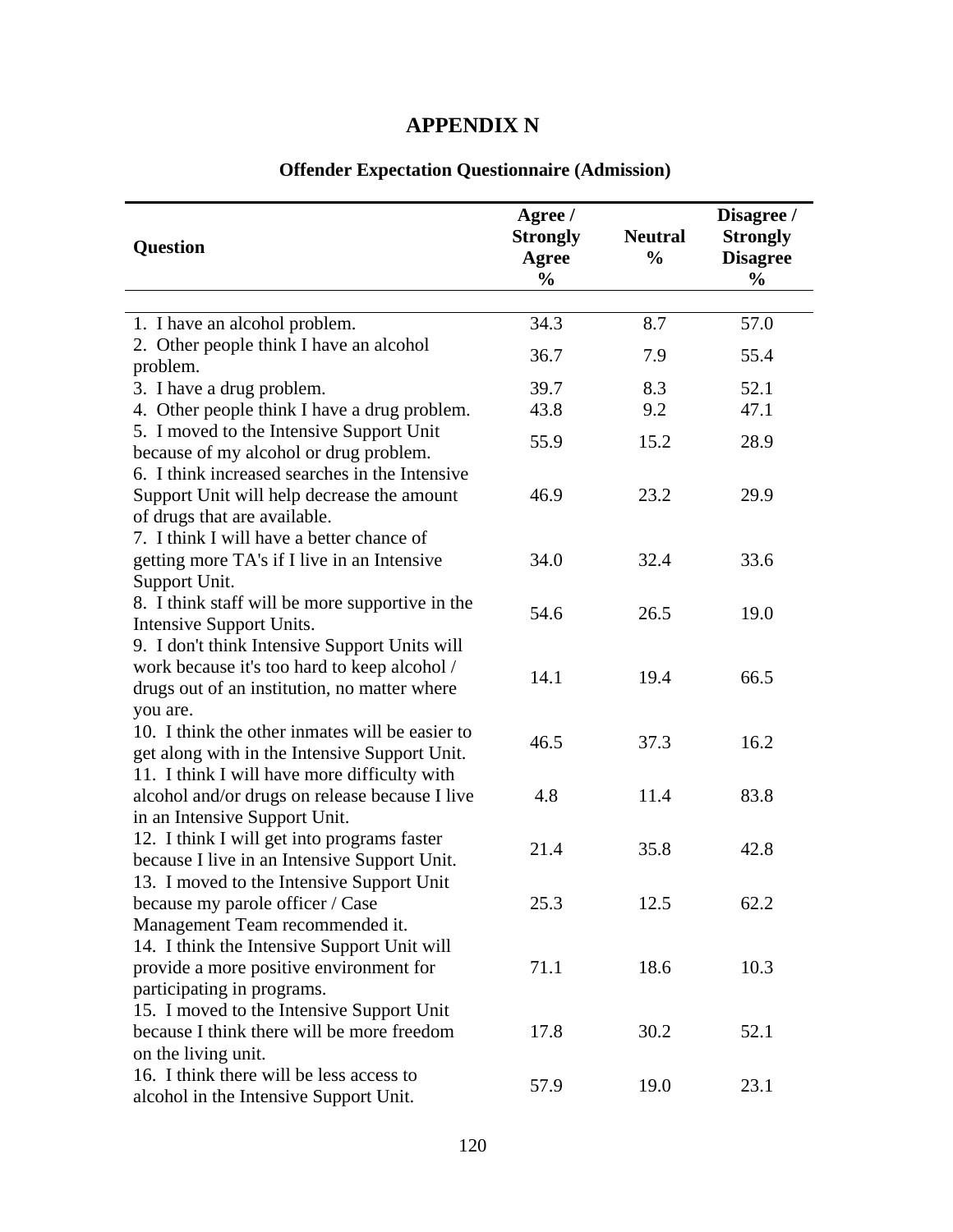# APPENDIX N

## Offender Expectation Questionnaire (Admission)

| Question | Agree / Strongly Agree % | Neutral % | Disagree / Strongly Disagree % |
|---|---|---|---|
| 1. I have an alcohol problem. | 34.3 | 8.7 | 57.0 |
| 2. Other people think I have an alcohol problem. | 36.7 | 7.9 | 55.4 |
| 3. I have a drug problem. | 39.7 | 8.3 | 52.1 |
| 4. Other people think I have a drug problem. | 43.8 | 9.2 | 47.1 |
| 5. I moved to the Intensive Support Unit because of my alcohol or drug problem. | 55.9 | 15.2 | 28.9 |
| 6. I think increased searches in the Intensive Support Unit will help decrease the amount of drugs that are available. | 46.9 | 23.2 | 29.9 |
| 7. I think I will have a better chance of getting more TA's if I live in an Intensive Support Unit. | 34.0 | 32.4 | 33.6 |
| 8. I think staff will be more supportive in the Intensive Support Units. | 54.6 | 26.5 | 19.0 |
| 9. I don't think Intensive Support Units will work because it's too hard to keep alcohol / drugs out of an institution, no matter where you are. | 14.1 | 19.4 | 66.5 |
| 10. I think the other inmates will be easier to get along with in the Intensive Support Unit. | 46.5 | 37.3 | 16.2 |
| 11. I think I will have more difficulty with alcohol and/or drugs on release because I live in an Intensive Support Unit. | 4.8 | 11.4 | 83.8 |
| 12. I think I will get into programs faster because I live in an Intensive Support Unit. | 21.4 | 35.8 | 42.8 |
| 13. I moved to the Intensive Support Unit because my parole officer / Case Management Team recommended it. | 25.3 | 12.5 | 62.2 |
| 14. I think the Intensive Support Unit will provide a more positive environment for participating in programs. | 71.1 | 18.6 | 10.3 |
| 15. I moved to the Intensive Support Unit because I think there will be more freedom on the living unit. | 17.8 | 30.2 | 52.1 |
| 16. I think there will be less access to alcohol in the Intensive Support Unit. | 57.9 | 19.0 | 23.1 |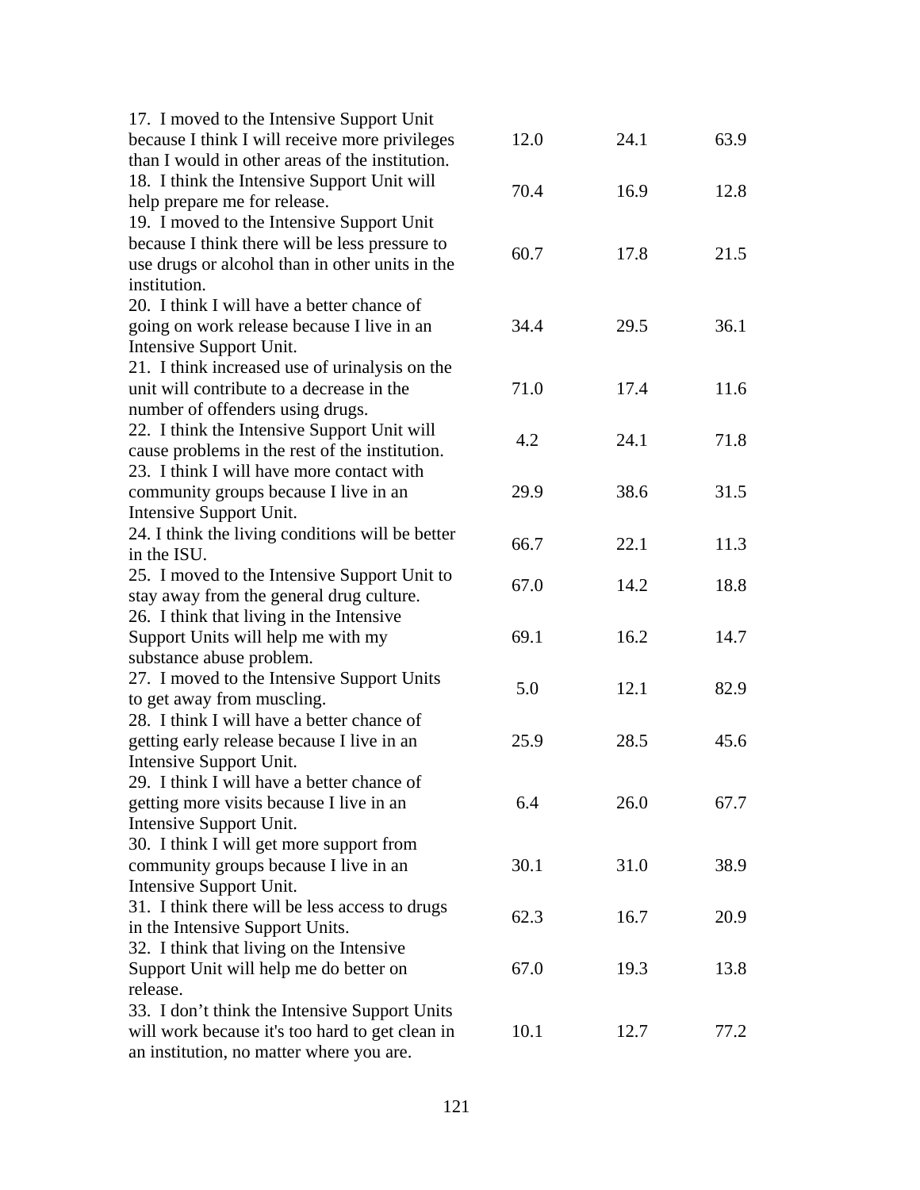| | | | |
|---|---|---|---|
| 17. I moved to the Intensive Support Unit because I think I will receive more privileges than I would in other areas of the institution. | 12.0 | 24.1 | 63.9 |
| 18. I think the Intensive Support Unit will help prepare me for release. | 70.4 | 16.9 | 12.8 |
| 19. I moved to the Intensive Support Unit because I think there will be less pressure to use drugs or alcohol than in other units in the institution. | 60.7 | 17.8 | 21.5 |
| 20. I think I will have a better chance of going on work release because I live in an Intensive Support Unit. | 34.4 | 29.5 | 36.1 |
| 21. I think increased use of urinalysis on the unit will contribute to a decrease in the number of offenders using drugs. | 71.0 | 17.4 | 11.6 |
| 22. I think the Intensive Support Unit will cause problems in the rest of the institution. | 4.2 | 24.1 | 71.8 |
| 23. I think I will have more contact with community groups because I live in an Intensive Support Unit. | 29.9 | 38.6 | 31.5 |
| 24. I think the living conditions will be better in the ISU. | 66.7 | 22.1 | 11.3 |
| 25. I moved to the Intensive Support Unit to stay away from the general drug culture. | 67.0 | 14.2 | 18.8 |
| 26. I think that living in the Intensive Support Units will help me with my substance abuse problem. | 69.1 | 16.2 | 14.7 |
| 27. I moved to the Intensive Support Units to get away from muscling. | 5.0 | 12.1 | 82.9 |
| 28. I think I will have a better chance of getting early release because I live in an Intensive Support Unit. | 25.9 | 28.5 | 45.6 |
| 29. I think I will have a better chance of getting more visits because I live in an Intensive Support Unit. | 6.4 | 26.0 | 67.7 |
| 30. I think I will get more support from community groups because I live in an Intensive Support Unit. | 30.1 | 31.0 | 38.9 |
| 31. I think there will be less access to drugs in the Intensive Support Units. | 62.3 | 16.7 | 20.9 |
| 32. I think that living on the Intensive Support Unit will help me do better on release. | 67.0 | 19.3 | 13.8 |
| 33. I don't think the Intensive Support Units will work because it's too hard to get clean in an institution, no matter where you are. | 10.1 | 12.7 | 77.2 |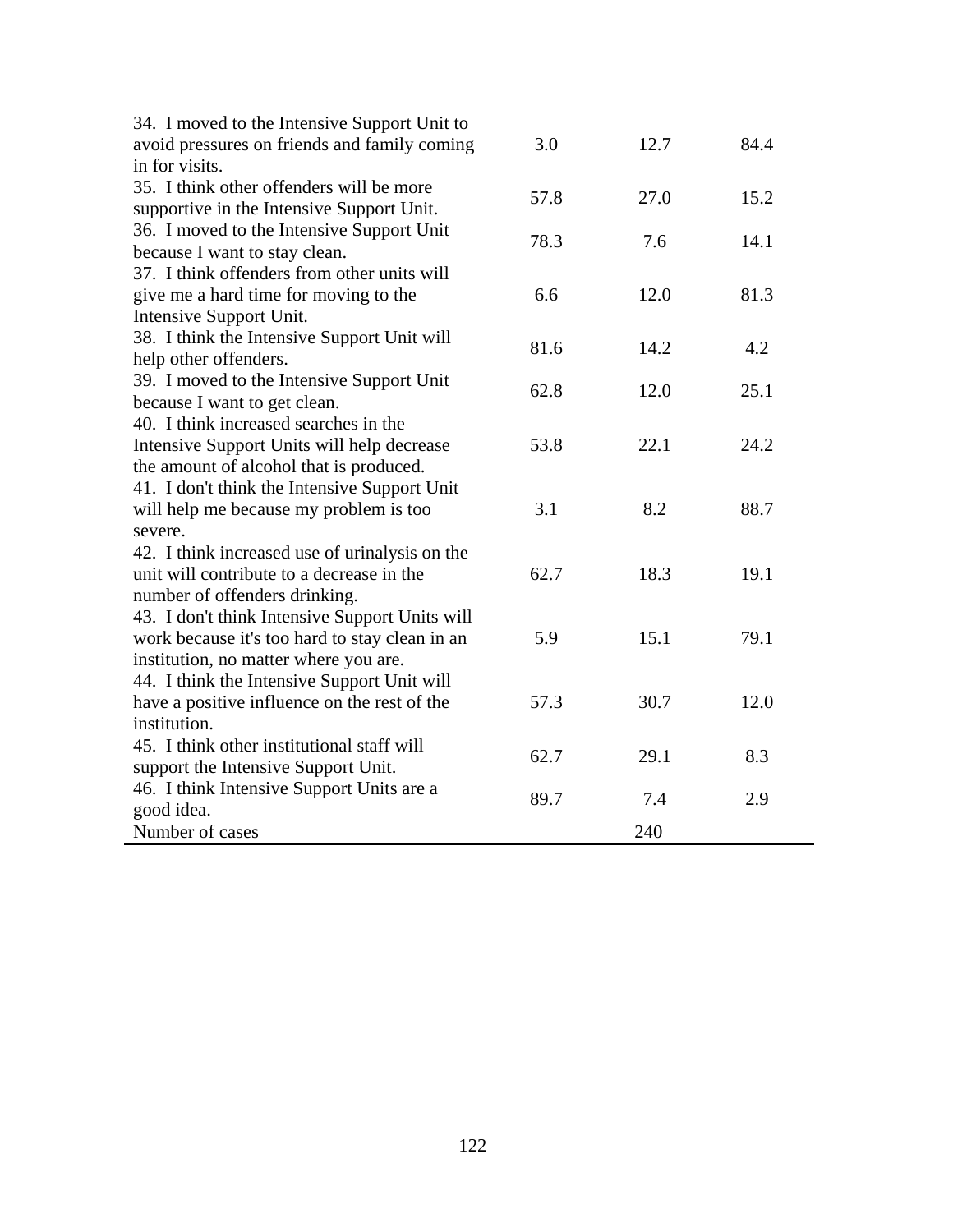| | | | |
|---|---|---|---|
| 34. I moved to the Intensive Support Unit to avoid pressures on friends and family coming in for visits. | 3.0 | 12.7 | 84.4 |
| 35. I think other offenders will be more supportive in the Intensive Support Unit. | 57.8 | 27.0 | 15.2 |
| 36. I moved to the Intensive Support Unit because I want to stay clean. | 78.3 | 7.6 | 14.1 |
| 37. I think offenders from other units will give me a hard time for moving to the Intensive Support Unit. | 6.6 | 12.0 | 81.3 |
| 38. I think the Intensive Support Unit will help other offenders. | 81.6 | 14.2 | 4.2 |
| 39. I moved to the Intensive Support Unit because I want to get clean. | 62.8 | 12.0 | 25.1 |
| 40. I think increased searches in the Intensive Support Units will help decrease the amount of alcohol that is produced. | 53.8 | 22.1 | 24.2 |
| 41. I don't think the Intensive Support Unit will help me because my problem is too severe. | 3.1 | 8.2 | 88.7 |
| 42. I think increased use of urinalysis on the unit will contribute to a decrease in the number of offenders drinking. | 62.7 | 18.3 | 19.1 |
| 43. I don't think Intensive Support Units will work because it's too hard to stay clean in an institution, no matter where you are. | 5.9 | 15.1 | 79.1 |
| 44. I think the Intensive Support Unit will have a positive influence on the rest of the institution. | 57.3 | 30.7 | 12.0 |
| 45. I think other institutional staff will support the Intensive Support Unit. | 62.7 | 29.1 | 8.3 |
| 46. I think Intensive Support Units are a good idea. | 89.7 | 7.4 | 2.9 |
| Number of cases | | 240 | |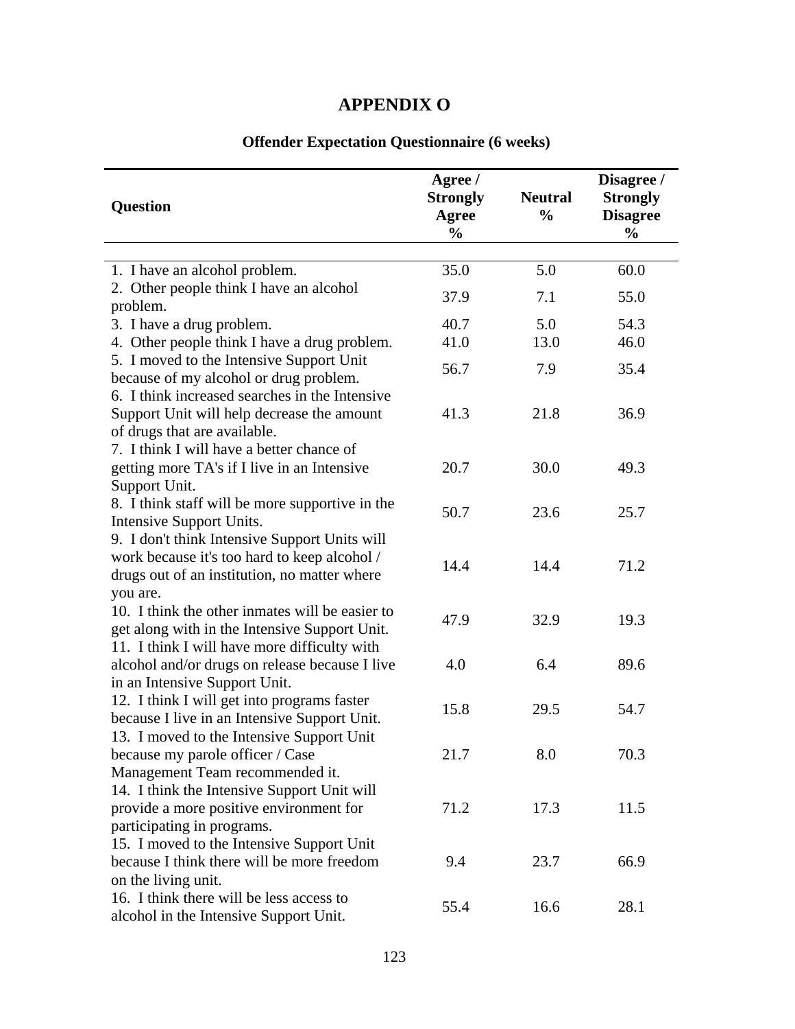# APPENDIX O

## Offender Expectation Questionnaire (6 weeks)

| Question | Agree / Strongly Agree % | Neutral % | Disagree / Strongly Disagree % |
|---|---|---|---|
| 1. I have an alcohol problem. | 35.0 | 5.0 | 60.0 |
| 2. Other people think I have an alcohol problem. | 37.9 | 7.1 | 55.0 |
| 3. I have a drug problem. | 40.7 | 5.0 | 54.3 |
| 4. Other people think I have a drug problem. | 41.0 | 13.0 | 46.0 |
| 5. I moved to the Intensive Support Unit because of my alcohol or drug problem. | 56.7 | 7.9 | 35.4 |
| 6. I think increased searches in the Intensive Support Unit will help decrease the amount of drugs that are available. | 41.3 | 21.8 | 36.9 |
| 7. I think I will have a better chance of getting more TA's if I live in an Intensive Support Unit. | 20.7 | 30.0 | 49.3 |
| 8. I think staff will be more supportive in the Intensive Support Units. | 50.7 | 23.6 | 25.7 |
| 9. I don't think Intensive Support Units will work because it's too hard to keep alcohol / drugs out of an institution, no matter where you are. | 14.4 | 14.4 | 71.2 |
| 10. I think the other inmates will be easier to get along with in the Intensive Support Unit. | 47.9 | 32.9 | 19.3 |
| 11. I think I will have more difficulty with alcohol and/or drugs on release because I live in an Intensive Support Unit. | 4.0 | 6.4 | 89.6 |
| 12. I think I will get into programs faster because I live in an Intensive Support Unit. | 15.8 | 29.5 | 54.7 |
| 13. I moved to the Intensive Support Unit because my parole officer / Case Management Team recommended it. | 21.7 | 8.0 | 70.3 |
| 14. I think the Intensive Support Unit will provide a more positive environment for participating in programs. | 71.2 | 17.3 | 11.5 |
| 15. I moved to the Intensive Support Unit because I think there will be more freedom on the living unit. | 9.4 | 23.7 | 66.9 |
| 16. I think there will be less access to alcohol in the Intensive Support Unit. | 55.4 | 16.6 | 28.1 |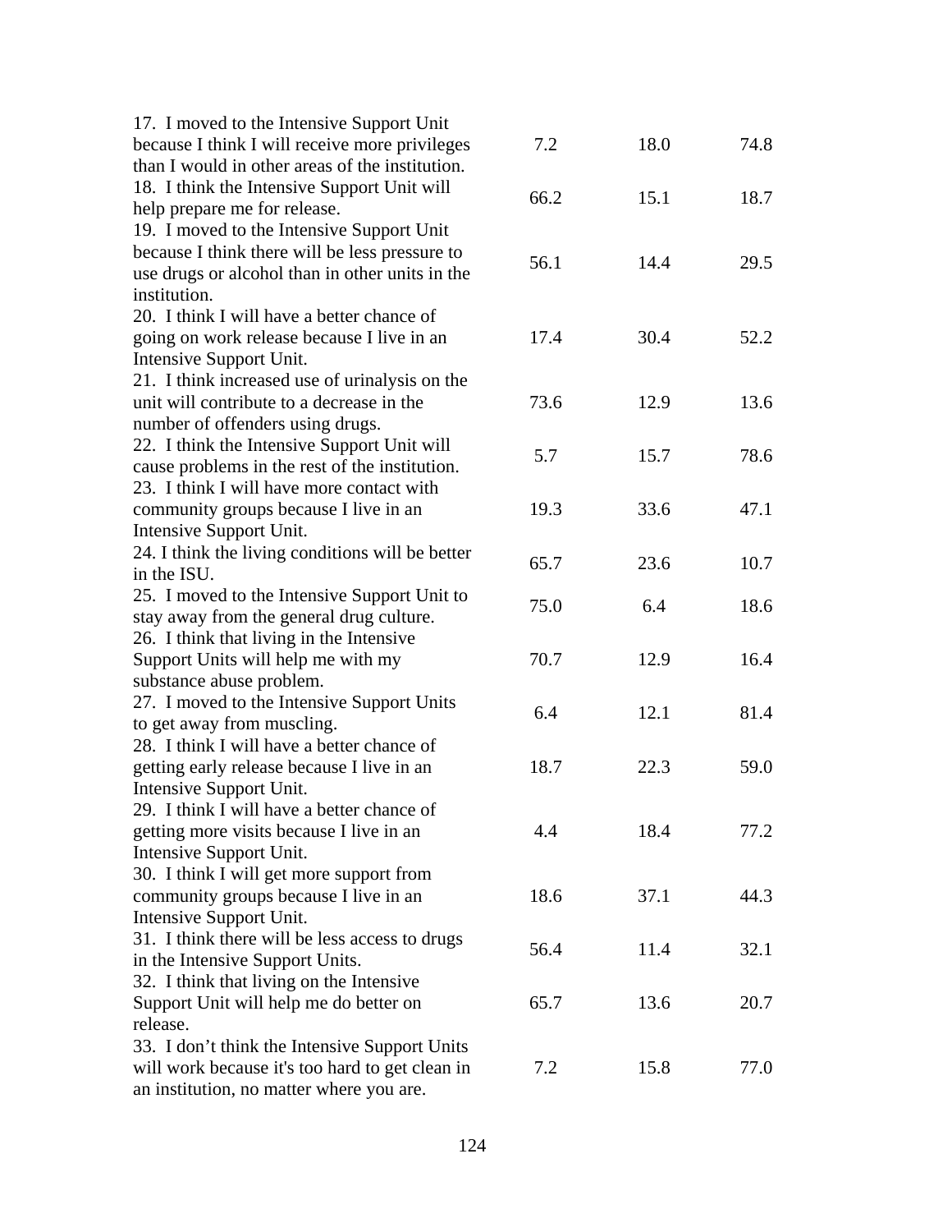| | | | |
|---|---|---|---|
| 17. I moved to the Intensive Support Unit because I think I will receive more privileges than I would in other areas of the institution. | 7.2 | 18.0 | 74.8 |
| 18. I think the Intensive Support Unit will help prepare me for release. | 66.2 | 15.1 | 18.7 |
| 19. I moved to the Intensive Support Unit because I think there will be less pressure to use drugs or alcohol than in other units in the institution. | 56.1 | 14.4 | 29.5 |
| 20. I think I will have a better chance of going on work release because I live in an Intensive Support Unit. | 17.4 | 30.4 | 52.2 |
| 21. I think increased use of urinalysis on the unit will contribute to a decrease in the number of offenders using drugs. | 73.6 | 12.9 | 13.6 |
| 22. I think the Intensive Support Unit will cause problems in the rest of the institution. | 5.7 | 15.7 | 78.6 |
| 23. I think I will have more contact with community groups because I live in an Intensive Support Unit. | 19.3 | 33.6 | 47.1 |
| 24. I think the living conditions will be better in the ISU. | 65.7 | 23.6 | 10.7 |
| 25. I moved to the Intensive Support Unit to stay away from the general drug culture. | 75.0 | 6.4 | 18.6 |
| 26. I think that living in the Intensive Support Units will help me with my substance abuse problem. | 70.7 | 12.9 | 16.4 |
| 27. I moved to the Intensive Support Units to get away from muscling. | 6.4 | 12.1 | 81.4 |
| 28. I think I will have a better chance of getting early release because I live in an Intensive Support Unit. | 18.7 | 22.3 | 59.0 |
| 29. I think I will have a better chance of getting more visits because I live in an Intensive Support Unit. | 4.4 | 18.4 | 77.2 |
| 30. I think I will get more support from community groups because I live in an Intensive Support Unit. | 18.6 | 37.1 | 44.3 |
| 31. I think there will be less access to drugs in the Intensive Support Units. | 56.4 | 11.4 | 32.1 |
| 32. I think that living on the Intensive Support Unit will help me do better on release. | 65.7 | 13.6 | 20.7 |
| 33. I don't think the Intensive Support Units will work because it's too hard to get clean in an institution, no matter where you are. | 7.2 | 15.8 | 77.0 |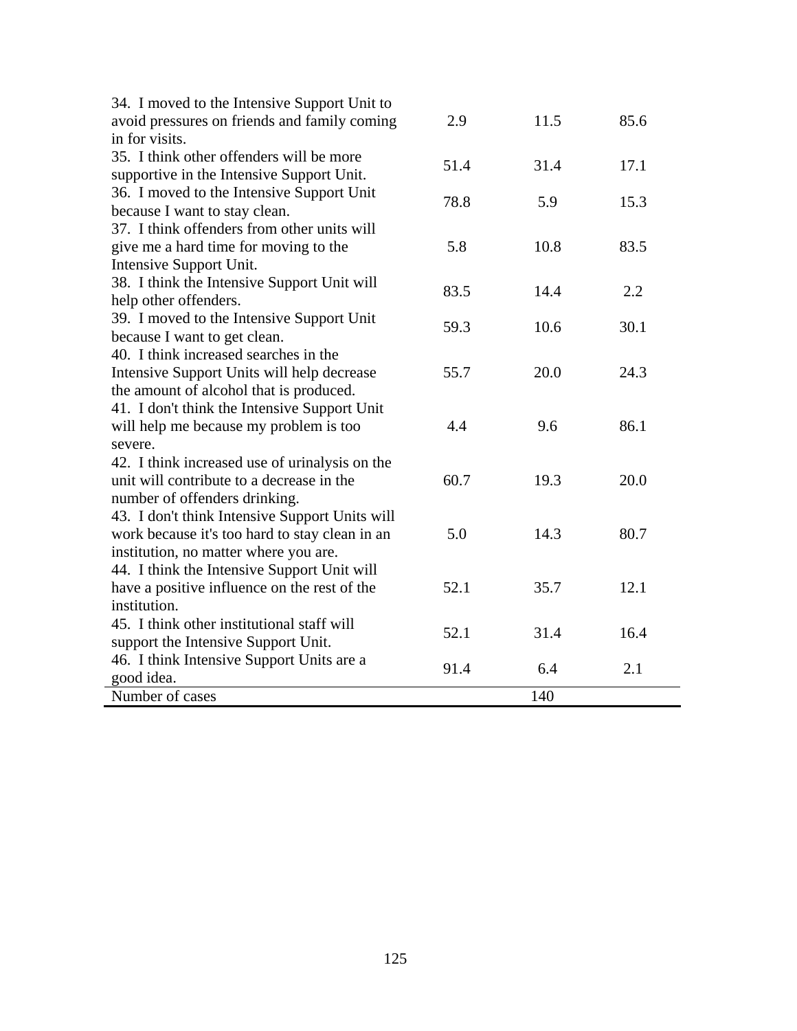| | | | |
|---|---|---|---|
| 34. I moved to the Intensive Support Unit to avoid pressures on friends and family coming in for visits. | 2.9 | 11.5 | 85.6 |
| 35. I think other offenders will be more supportive in the Intensive Support Unit. | 51.4 | 31.4 | 17.1 |
| 36. I moved to the Intensive Support Unit because I want to stay clean. | 78.8 | 5.9 | 15.3 |
| 37. I think offenders from other units will give me a hard time for moving to the Intensive Support Unit. | 5.8 | 10.8 | 83.5 |
| 38. I think the Intensive Support Unit will help other offenders. | 83.5 | 14.4 | 2.2 |
| 39. I moved to the Intensive Support Unit because I want to get clean. | 59.3 | 10.6 | 30.1 |
| 40. I think increased searches in the Intensive Support Units will help decrease the amount of alcohol that is produced. | 55.7 | 20.0 | 24.3 |
| 41. I don't think the Intensive Support Unit will help me because my problem is too severe. | 4.4 | 9.6 | 86.1 |
| 42. I think increased use of urinalysis on the unit will contribute to a decrease in the number of offenders drinking. | 60.7 | 19.3 | 20.0 |
| 43. I don't think Intensive Support Units will work because it's too hard to stay clean in an institution, no matter where you are. | 5.0 | 14.3 | 80.7 |
| 44. I think the Intensive Support Unit will have a positive influence on the rest of the institution. | 52.1 | 35.7 | 12.1 |
| 45. I think other institutional staff will support the Intensive Support Unit. | 52.1 | 31.4 | 16.4 |
| 46. I think Intensive Support Units are a good idea. | 91.4 | 6.4 | 2.1 |
| Number of cases | | 140 | |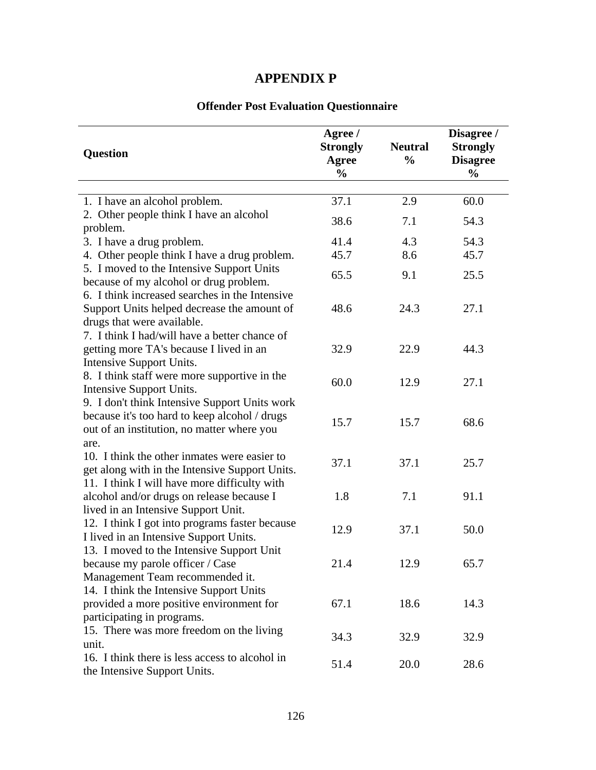# APPENDIX P

## Offender Post Evaluation Questionnaire

| Question | Agree / Strongly Agree % | Neutral % | Disagree / Strongly Disagree % |
|---|---|---|---|
| 1. I have an alcohol problem. | 37.1 | 2.9 | 60.0 |
| 2. Other people think I have an alcohol problem. | 38.6 | 7.1 | 54.3 |
| 3. I have a drug problem. | 41.4 | 4.3 | 54.3 |
| 4. Other people think I have a drug problem. | 45.7 | 8.6 | 45.7 |
| 5. I moved to the Intensive Support Units because of my alcohol or drug problem. | 65.5 | 9.1 | 25.5 |
| 6. I think increased searches in the Intensive Support Units helped decrease the amount of drugs that were available. | 48.6 | 24.3 | 27.1 |
| 7. I think I had/will have a better chance of getting more TA's because I lived in an Intensive Support Units. | 32.9 | 22.9 | 44.3 |
| 8. I think staff were more supportive in the Intensive Support Units. | 60.0 | 12.9 | 27.1 |
| 9. I don't think Intensive Support Units work because it's too hard to keep alcohol / drugs out of an institution, no matter where you are. | 15.7 | 15.7 | 68.6 |
| 10. I think the other inmates were easier to get along with in the Intensive Support Units. | 37.1 | 37.1 | 25.7 |
| 11. I think I will have more difficulty with alcohol and/or drugs on release because I lived in an Intensive Support Unit. | 1.8 | 7.1 | 91.1 |
| 12. I think I got into programs faster because I lived in an Intensive Support Units. | 12.9 | 37.1 | 50.0 |
| 13. I moved to the Intensive Support Unit because my parole officer / Case Management Team recommended it. | 21.4 | 12.9 | 65.7 |
| 14. I think the Intensive Support Units provided a more positive environment for participating in programs. | 67.1 | 18.6 | 14.3 |
| 15. There was more freedom on the living unit. | 34.3 | 32.9 | 32.9 |
| 16. I think there is less access to alcohol in the Intensive Support Units. | 51.4 | 20.0 | 28.6 |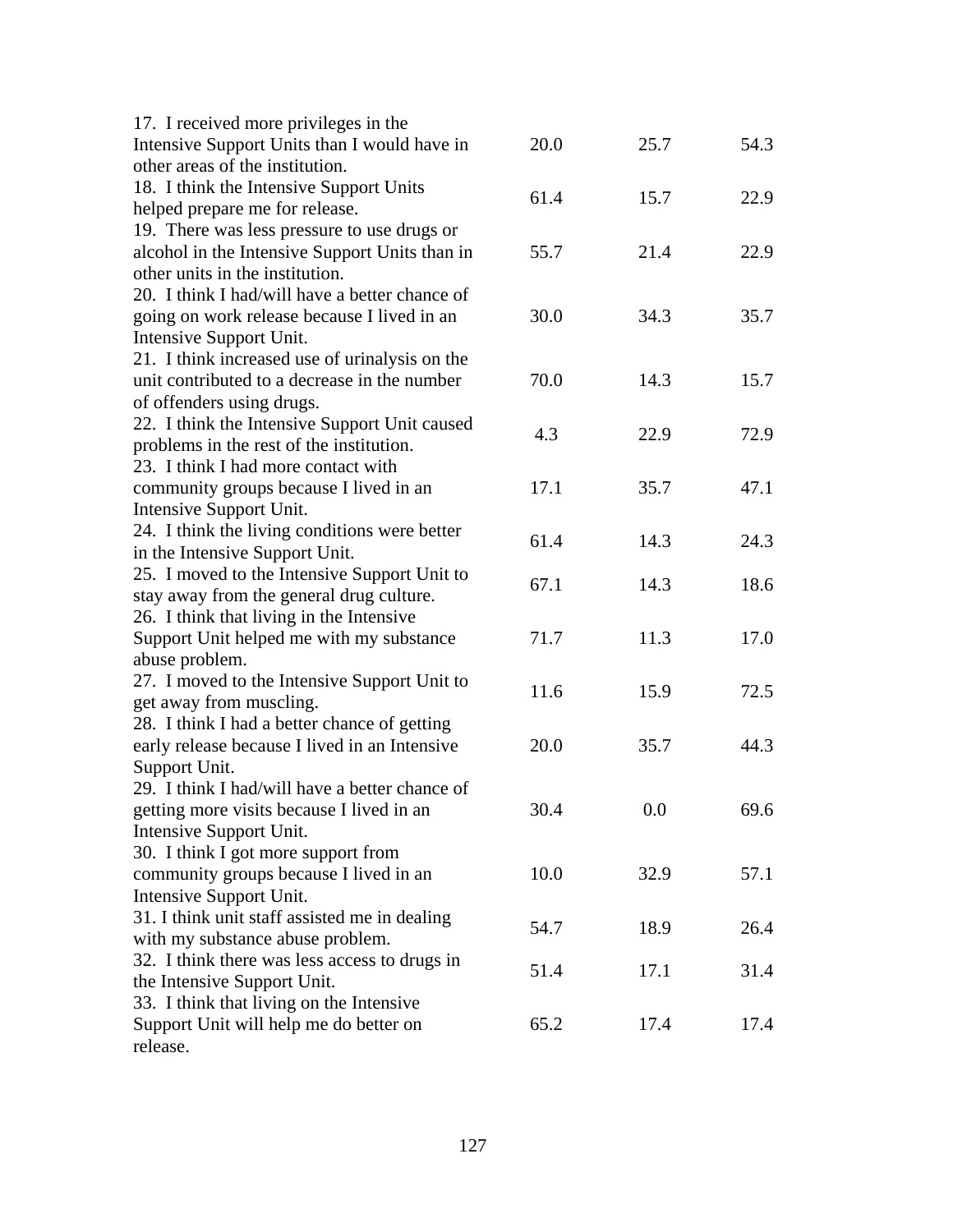| | | | |
|---|---|---|---|
| 17. I received more privileges in the Intensive Support Units than I would have in other areas of the institution. | 20.0 | 25.7 | 54.3 |
| 18. I think the Intensive Support Units helped prepare me for release. | 61.4 | 15.7 | 22.9 |
| 19. There was less pressure to use drugs or alcohol in the Intensive Support Units than in other units in the institution. | 55.7 | 21.4 | 22.9 |
| 20. I think I had/will have a better chance of going on work release because I lived in an Intensive Support Unit. | 30.0 | 34.3 | 35.7 |
| 21. I think increased use of urinalysis on the unit contributed to a decrease in the number of offenders using drugs. | 70.0 | 14.3 | 15.7 |
| 22. I think the Intensive Support Unit caused problems in the rest of the institution. | 4.3 | 22.9 | 72.9 |
| 23. I think I had more contact with community groups because I lived in an Intensive Support Unit. | 17.1 | 35.7 | 47.1 |
| 24. I think the living conditions were better in the Intensive Support Unit. | 61.4 | 14.3 | 24.3 |
| 25. I moved to the Intensive Support Unit to stay away from the general drug culture. | 67.1 | 14.3 | 18.6 |
| 26. I think that living in the Intensive Support Unit helped me with my substance abuse problem. | 71.7 | 11.3 | 17.0 |
| 27. I moved to the Intensive Support Unit to get away from muscling. | 11.6 | 15.9 | 72.5 |
| 28. I think I had a better chance of getting early release because I lived in an Intensive Support Unit. | 20.0 | 35.7 | 44.3 |
| 29. I think I had/will have a better chance of getting more visits because I lived in an Intensive Support Unit. | 30.4 | 0.0 | 69.6 |
| 30. I think I got more support from community groups because I lived in an Intensive Support Unit. | 10.0 | 32.9 | 57.1 |
| 31. I think unit staff assisted me in dealing with my substance abuse problem. | 54.7 | 18.9 | 26.4 |
| 32. I think there was less access to drugs in the Intensive Support Unit. | 51.4 | 17.1 | 31.4 |
| 33. I think that living on the Intensive Support Unit will help me do better on release. | 65.2 | 17.4 | 17.4 |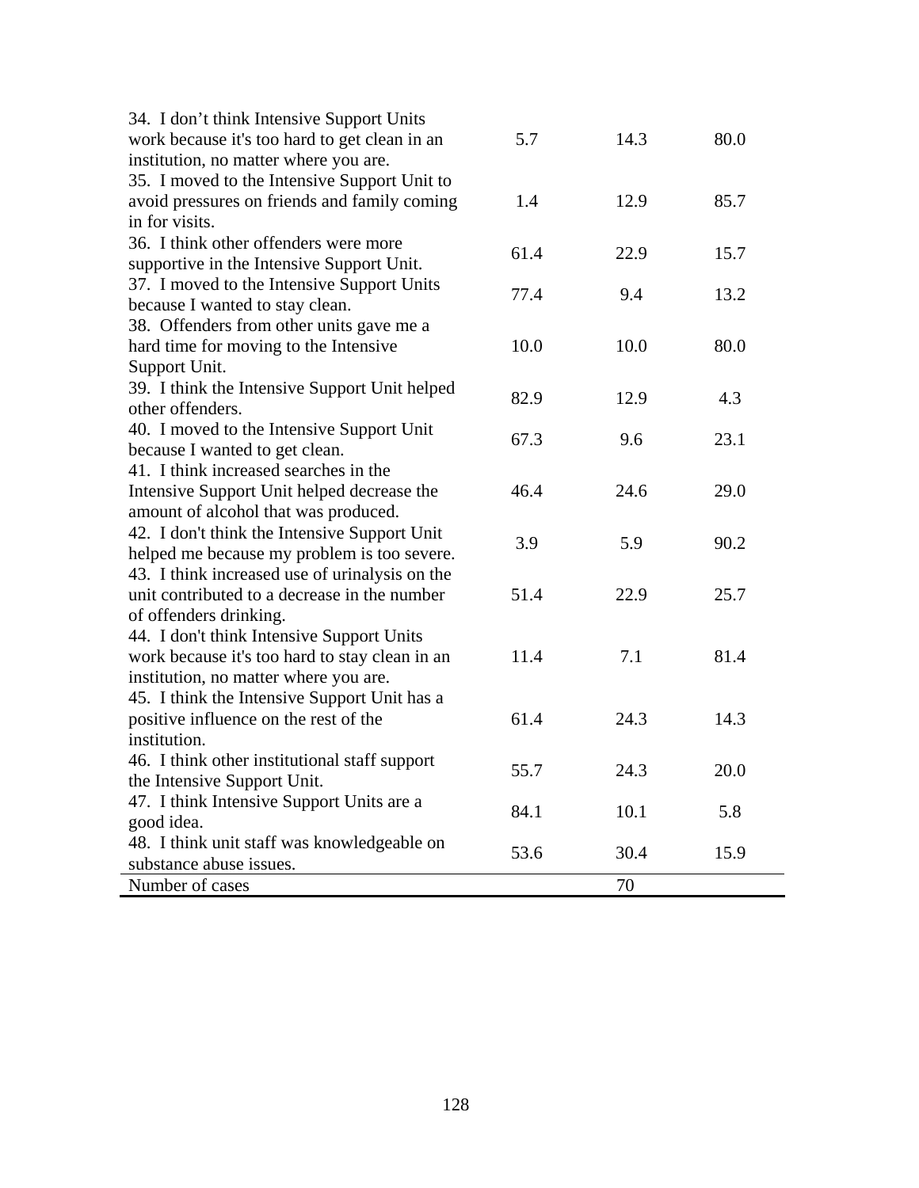| | | | |
|---|---|---|---|
| 34. I don't think Intensive Support Units work because it's too hard to get clean in an institution, no matter where you are. | 5.7 | 14.3 | 80.0 |
| 35. I moved to the Intensive Support Unit to avoid pressures on friends and family coming in for visits. | 1.4 | 12.9 | 85.7 |
| 36. I think other offenders were more supportive in the Intensive Support Unit. | 61.4 | 22.9 | 15.7 |
| 37. I moved to the Intensive Support Units because I wanted to stay clean. | 77.4 | 9.4 | 13.2 |
| 38. Offenders from other units gave me a hard time for moving to the Intensive Support Unit. | 10.0 | 10.0 | 80.0 |
| 39. I think the Intensive Support Unit helped other offenders. | 82.9 | 12.9 | 4.3 |
| 40. I moved to the Intensive Support Unit because I wanted to get clean. | 67.3 | 9.6 | 23.1 |
| 41. I think increased searches in the Intensive Support Unit helped decrease the amount of alcohol that was produced. | 46.4 | 24.6 | 29.0 |
| 42. I don't think the Intensive Support Unit helped me because my problem is too severe. | 3.9 | 5.9 | 90.2 |
| 43. I think increased use of urinalysis on the unit contributed to a decrease in the number of offenders drinking. | 51.4 | 22.9 | 25.7 |
| 44. I don't think Intensive Support Units work because it's too hard to stay clean in an institution, no matter where you are. | 11.4 | 7.1 | 81.4 |
| 45. I think the Intensive Support Unit has a positive influence on the rest of the institution. | 61.4 | 24.3 | 14.3 |
| 46. I think other institutional staff support the Intensive Support Unit. | 55.7 | 24.3 | 20.0 |
| 47. I think Intensive Support Units are a good idea. | 84.1 | 10.1 | 5.8 |
| 48. I think unit staff was knowledgeable on substance abuse issues. | 53.6 | 30.4 | 15.9 |
| Number of cases | | 70 | |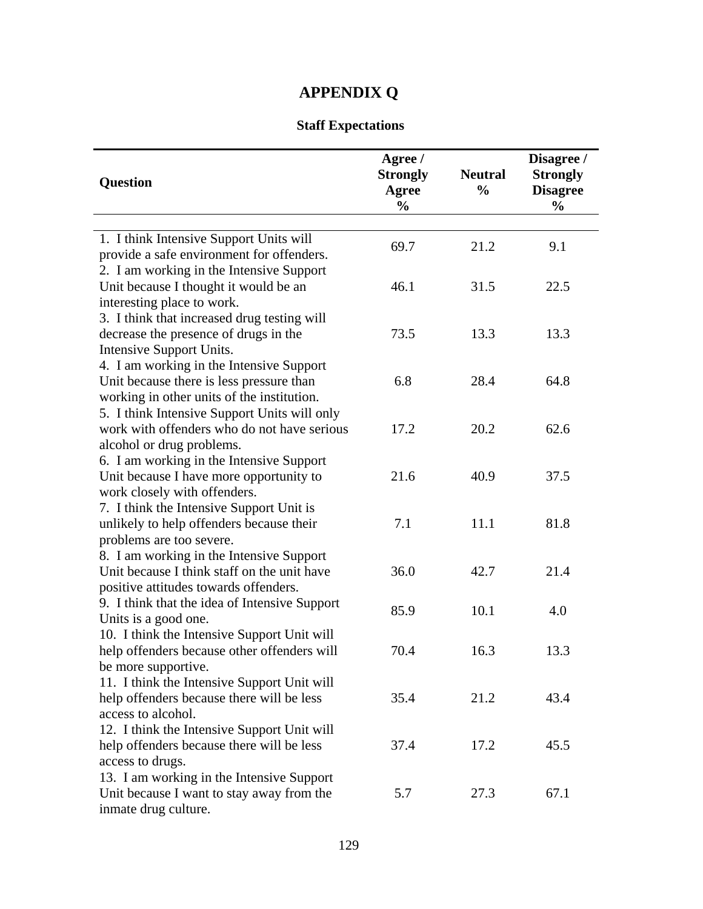# APPENDIX Q

## Staff Expectations

| Question | Agree / Strongly Agree % | Neutral % | Disagree / Strongly Disagree % |
|---|---|---|---|
| 1. I think Intensive Support Units will provide a safe environment for offenders. | 69.7 | 21.2 | 9.1 |
| 2. I am working in the Intensive Support Unit because I thought it would be an interesting place to work. | 46.1 | 31.5 | 22.5 |
| 3. I think that increased drug testing will decrease the presence of drugs in the Intensive Support Units. | 73.5 | 13.3 | 13.3 |
| 4. I am working in the Intensive Support Unit because there is less pressure than working in other units of the institution. | 6.8 | 28.4 | 64.8 |
| 5. I think Intensive Support Units will only work with offenders who do not have serious alcohol or drug problems. | 17.2 | 20.2 | 62.6 |
| 6. I am working in the Intensive Support Unit because I have more opportunity to work closely with offenders. | 21.6 | 40.9 | 37.5 |
| 7. I think the Intensive Support Unit is unlikely to help offenders because their problems are too severe. | 7.1 | 11.1 | 81.8 |
| 8. I am working in the Intensive Support Unit because I think staff on the unit have positive attitudes towards offenders. | 36.0 | 42.7 | 21.4 |
| 9. I think that the idea of Intensive Support Units is a good one. | 85.9 | 10.1 | 4.0 |
| 10. I think the Intensive Support Unit will help offenders because other offenders will be more supportive. | 70.4 | 16.3 | 13.3 |
| 11. I think the Intensive Support Unit will help offenders because there will be less access to alcohol. | 35.4 | 21.2 | 43.4 |
| 12. I think the Intensive Support Unit will help offenders because there will be less access to drugs. | 37.4 | 17.2 | 45.5 |
| 13. I am working in the Intensive Support Unit because I want to stay away from the inmate drug culture. | 5.7 | 27.3 | 67.1 |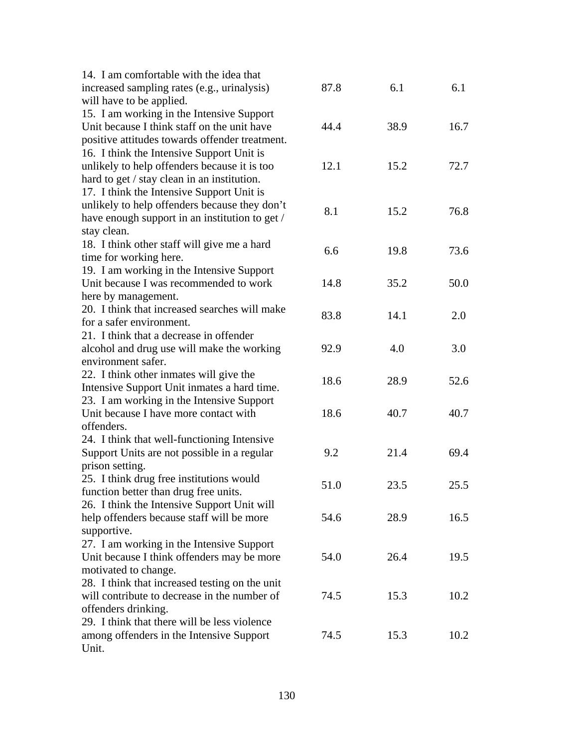| | | | |
|---|---|---|---|
| 14. I am comfortable with the idea that increased sampling rates (e.g., urinalysis) will have to be applied. | 87.8 | 6.1 | 6.1 |
| 15. I am working in the Intensive Support Unit because I think staff on the unit have positive attitudes towards offender treatment. | 44.4 | 38.9 | 16.7 |
| 16. I think the Intensive Support Unit is unlikely to help offenders because it is too hard to get / stay clean in an institution. | 12.1 | 15.2 | 72.7 |
| 17. I think the Intensive Support Unit is unlikely to help offenders because they don't have enough support in an institution to get / stay clean. | 8.1 | 15.2 | 76.8 |
| 18. I think other staff will give me a hard time for working here. | 6.6 | 19.8 | 73.6 |
| 19. I am working in the Intensive Support Unit because I was recommended to work here by management. | 14.8 | 35.2 | 50.0 |
| 20. I think that increased searches will make for a safer environment. | 83.8 | 14.1 | 2.0 |
| 21. I think that a decrease in offender alcohol and drug use will make the working environment safer. | 92.9 | 4.0 | 3.0 |
| 22. I think other inmates will give the Intensive Support Unit inmates a hard time. | 18.6 | 28.9 | 52.6 |
| 23. I am working in the Intensive Support Unit because I have more contact with offenders. | 18.6 | 40.7 | 40.7 |
| 24. I think that well-functioning Intensive Support Units are not possible in a regular prison setting. | 9.2 | 21.4 | 69.4 |
| 25. I think drug free institutions would function better than drug free units. | 51.0 | 23.5 | 25.5 |
| 26. I think the Intensive Support Unit will help offenders because staff will be more supportive. | 54.6 | 28.9 | 16.5 |
| 27. I am working in the Intensive Support Unit because I think offenders may be more motivated to change. | 54.0 | 26.4 | 19.5 |
| 28. I think that increased testing on the unit will contribute to decrease in the number of offenders drinking. | 74.5 | 15.3 | 10.2 |
| 29. I think that there will be less violence among offenders in the Intensive Support Unit. | 74.5 | 15.3 | 10.2 |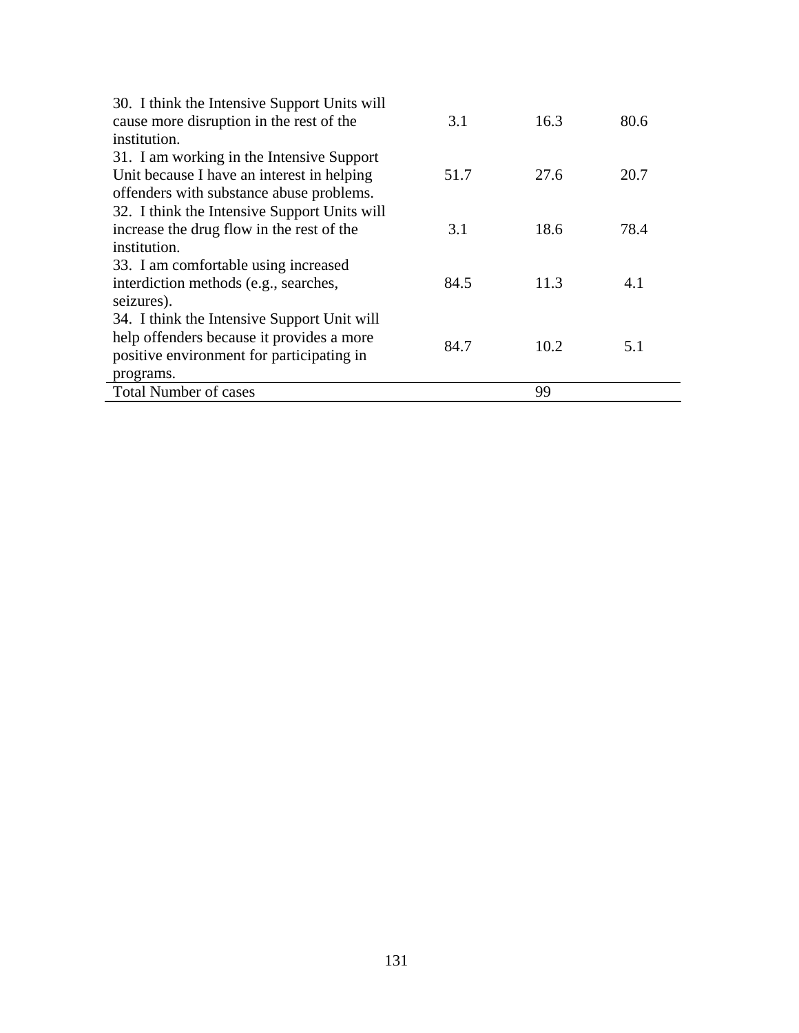| | | | |
|---|---|---|---|
| 30. I think the Intensive Support Units will cause more disruption in the rest of the institution. | 3.1 | 16.3 | 80.6 |
| 31. I am working in the Intensive Support Unit because I have an interest in helping offenders with substance abuse problems. | 51.7 | 27.6 | 20.7 |
| 32. I think the Intensive Support Units will increase the drug flow in the rest of the institution. | 3.1 | 18.6 | 78.4 |
| 33. I am comfortable using increased interdiction methods (e.g., searches, seizures). | 84.5 | 11.3 | 4.1 |
| 34. I think the Intensive Support Unit will help offenders because it provides a more positive environment for participating in programs. | 84.7 | 10.2 | 5.1 |
| Total Number of cases | | 99 | |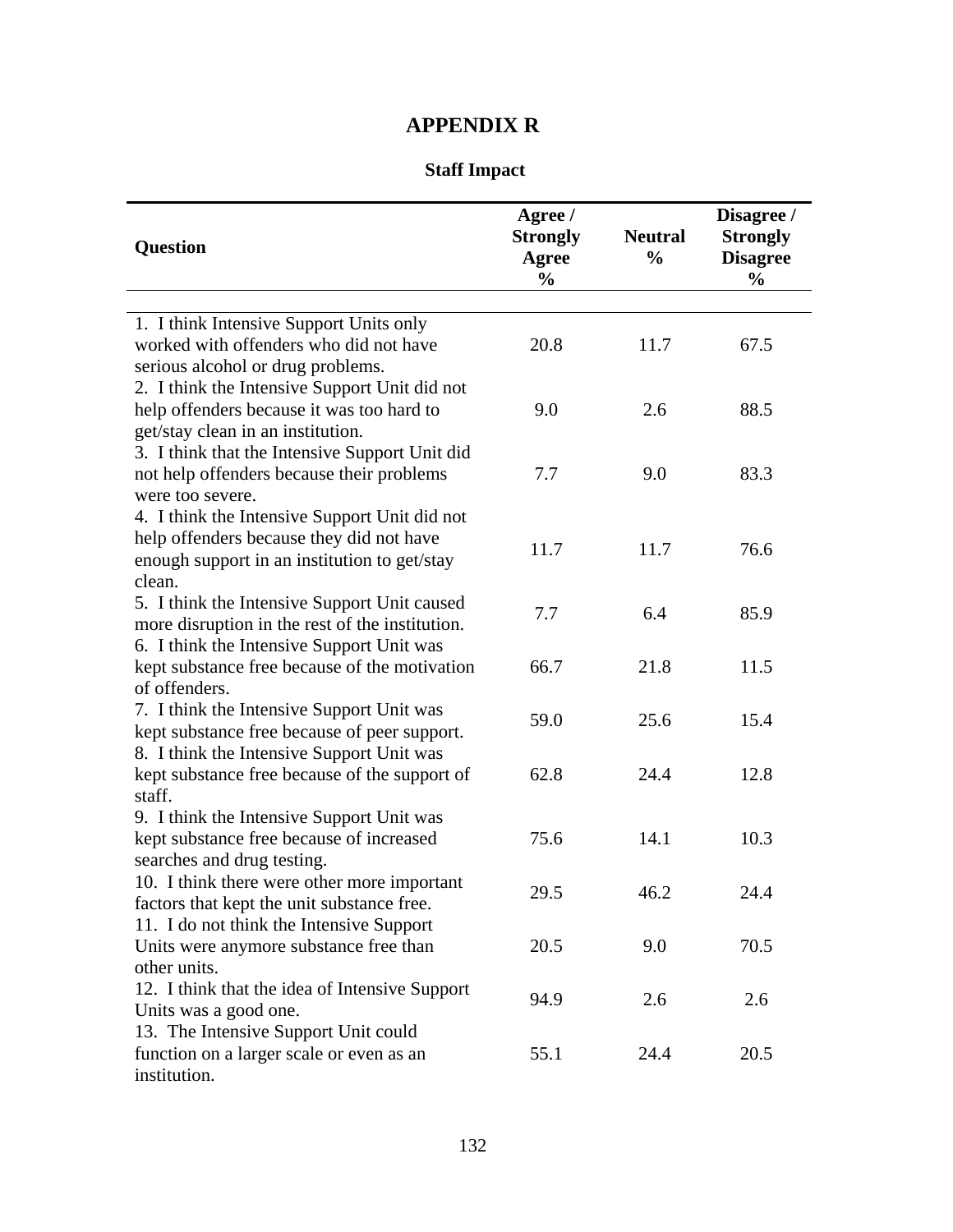# APPENDIX R

## Staff Impact

| Question | Agree / Strongly Agree % | Neutral % | Disagree / Strongly Disagree % |
|---|---|---|---|
| 1. I think Intensive Support Units only worked with offenders who did not have serious alcohol or drug problems. | 20.8 | 11.7 | 67.5 |
| 2. I think the Intensive Support Unit did not help offenders because it was too hard to get/stay clean in an institution. | 9.0 | 2.6 | 88.5 |
| 3. I think that the Intensive Support Unit did not help offenders because their problems were too severe. | 7.7 | 9.0 | 83.3 |
| 4. I think the Intensive Support Unit did not help offenders because they did not have enough support in an institution to get/stay clean. | 11.7 | 11.7 | 76.6 |
| 5. I think the Intensive Support Unit caused more disruption in the rest of the institution. | 7.7 | 6.4 | 85.9 |
| 6. I think the Intensive Support Unit was kept substance free because of the motivation of offenders. | 66.7 | 21.8 | 11.5 |
| 7. I think the Intensive Support Unit was kept substance free because of peer support. | 59.0 | 25.6 | 15.4 |
| 8. I think the Intensive Support Unit was kept substance free because of the support of staff. | 62.8 | 24.4 | 12.8 |
| 9. I think the Intensive Support Unit was kept substance free because of increased searches and drug testing. | 75.6 | 14.1 | 10.3 |
| 10. I think there were other more important factors that kept the unit substance free. | 29.5 | 46.2 | 24.4 |
| 11. I do not think the Intensive Support Units were anymore substance free than other units. | 20.5 | 9.0 | 70.5 |
| 12. I think that the idea of Intensive Support Units was a good one. | 94.9 | 2.6 | 2.6 |
| 13. The Intensive Support Unit could function on a larger scale or even as an institution. | 55.1 | 24.4 | 20.5 |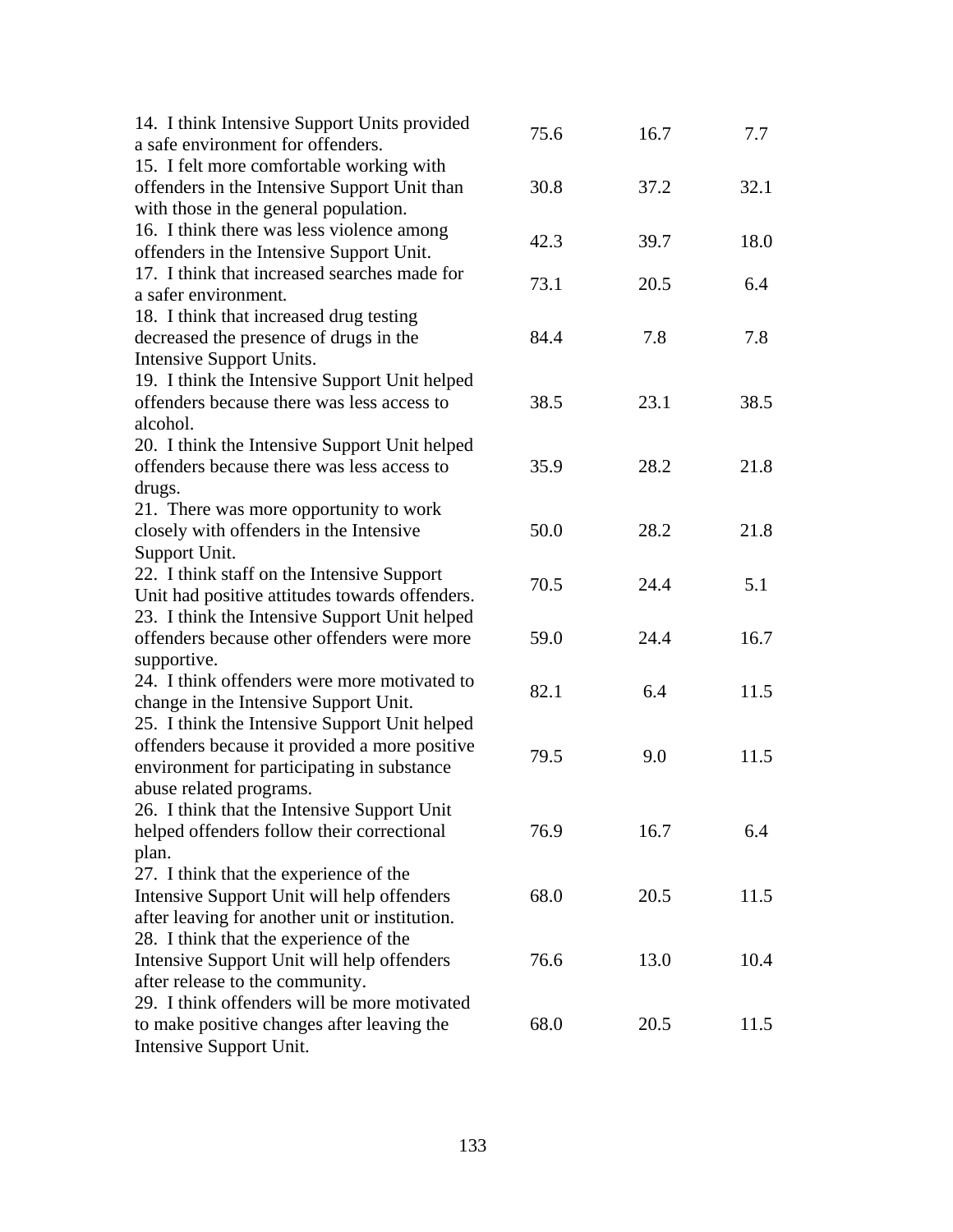| | | | |
|---|---|---|---|
| 14. I think Intensive Support Units provided a safe environment for offenders. | 75.6 | 16.7 | 7.7 |
| 15. I felt more comfortable working with offenders in the Intensive Support Unit than with those in the general population. | 30.8 | 37.2 | 32.1 |
| 16. I think there was less violence among offenders in the Intensive Support Unit. | 42.3 | 39.7 | 18.0 |
| 17. I think that increased searches made for a safer environment. | 73.1 | 20.5 | 6.4 |
| 18. I think that increased drug testing decreased the presence of drugs in the Intensive Support Units. | 84.4 | 7.8 | 7.8 |
| 19. I think the Intensive Support Unit helped offenders because there was less access to alcohol. | 38.5 | 23.1 | 38.5 |
| 20. I think the Intensive Support Unit helped offenders because there was less access to drugs. | 35.9 | 28.2 | 21.8 |
| 21. There was more opportunity to work closely with offenders in the Intensive Support Unit. | 50.0 | 28.2 | 21.8 |
| 22. I think staff on the Intensive Support Unit had positive attitudes towards offenders. | 70.5 | 24.4 | 5.1 |
| 23. I think the Intensive Support Unit helped offenders because other offenders were more supportive. | 59.0 | 24.4 | 16.7 |
| 24. I think offenders were more motivated to change in the Intensive Support Unit. | 82.1 | 6.4 | 11.5 |
| 25. I think the Intensive Support Unit helped offenders because it provided a more positive environment for participating in substance abuse related programs. | 79.5 | 9.0 | 11.5 |
| 26. I think that the Intensive Support Unit helped offenders follow their correctional plan. | 76.9 | 16.7 | 6.4 |
| 27. I think that the experience of the Intensive Support Unit will help offenders after leaving for another unit or institution. | 68.0 | 20.5 | 11.5 |
| 28. I think that the experience of the Intensive Support Unit will help offenders after release to the community. | 76.6 | 13.0 | 10.4 |
| 29. I think offenders will be more motivated to make positive changes after leaving the Intensive Support Unit. | 68.0 | 20.5 | 11.5 |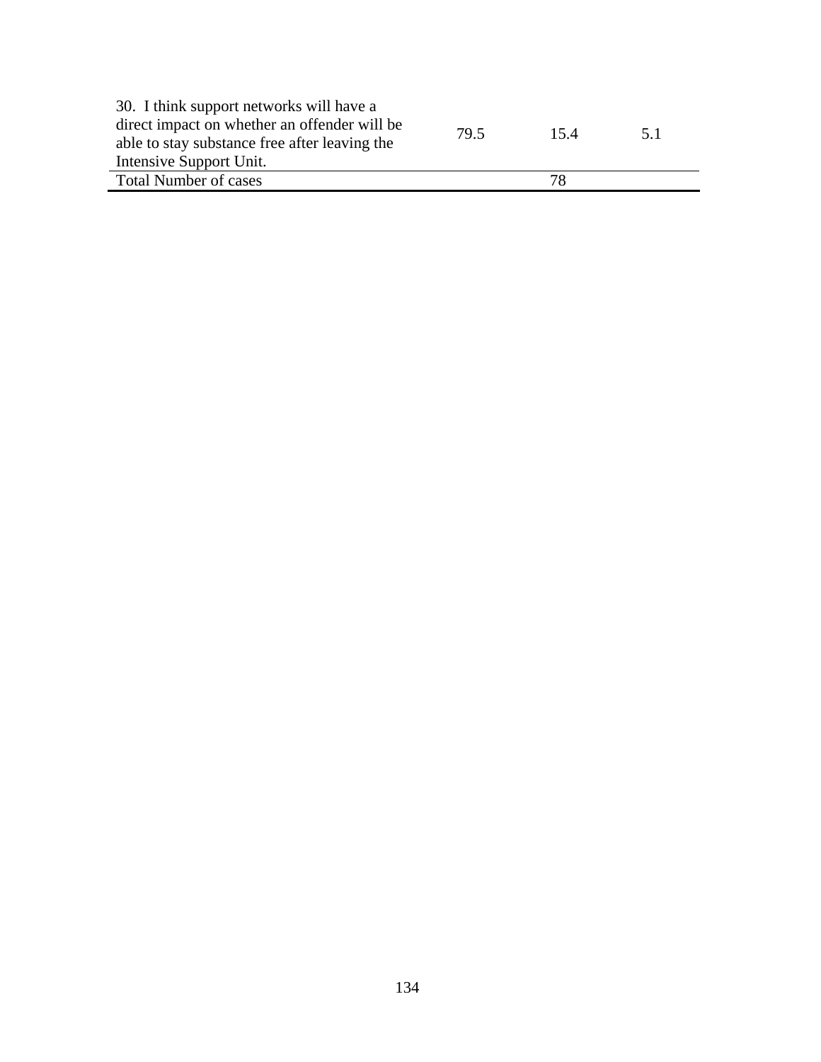| | | | |
|---|---|---|---|
| 30. I think support networks will have a direct impact on whether an offender will be able to stay substance free after leaving the Intensive Support Unit. | 79.5 | 15.4 | 5.1 |
| Total Number of cases | | 78 | |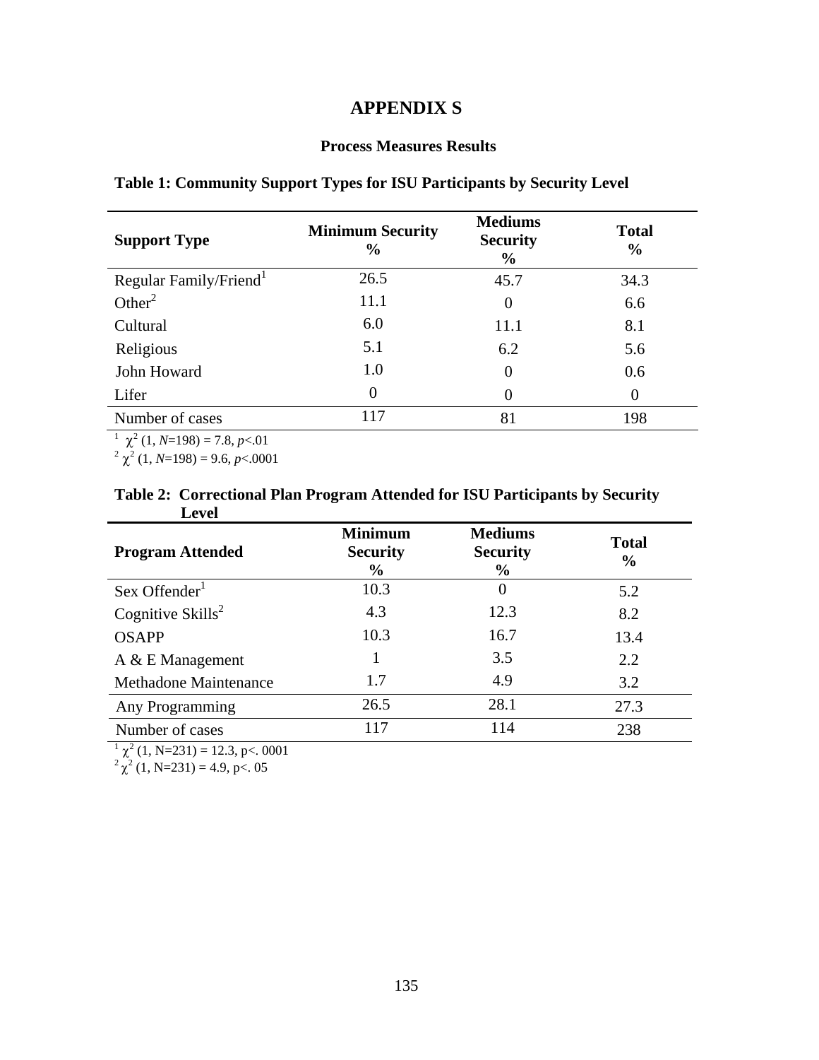# APPENDIX S

## Process Measures Results

**Table 1: Community Support Types for ISU Participants by Security Level**

| Support Type | Minimum Security % | Mediums Security % | Total % |
|---|---|---|---|
| Regular Family/Friend[1] | 26.5 | 45.7 | 34.3 |
| Other[2] | 11.1 | 0 | 6.6 |
| Cultural | 6.0 | 11.1 | 8.1 |
| Religious | 5.1 | 6.2 | 5.6 |
| John Howard | 1.0 | 0 | 0.6 |
| Lifer | 0 | 0 | 0 |
| Number of cases | 117 | 81 | 198 |

[1] $\chi^2$ (1, *N*=198) = 7.8, *p*<.01
[2] $\chi^2$ (1, *N*=198) = 9.6, *p*<.0001

**Table 2: Correctional Plan Program Attended for ISU Participants by Security Level**

| Program Attended | Minimum Security % | Mediums Security % | Total % |
|---|---|---|---|
| Sex Offender[1] | 10.3 | 0 | 5.2 |
| Cognitive Skills[2] | 4.3 | 12.3 | 8.2 |
| OSAPP | 10.3 | 16.7 | 13.4 |
| A & E Management | 1 | 3.5 | 2.2 |
| Methadone Maintenance | 1.7 | 4.9 | 3.2 |
| Any Programming | 26.5 | 28.1 | 27.3 |
| Number of cases | 117 | 114 | 238 |

[1] $\chi^2$ (1, N=231) = 12.3, p<. 0001
[2] $\chi^2$ (1, N=231) = 4.9, p<. 05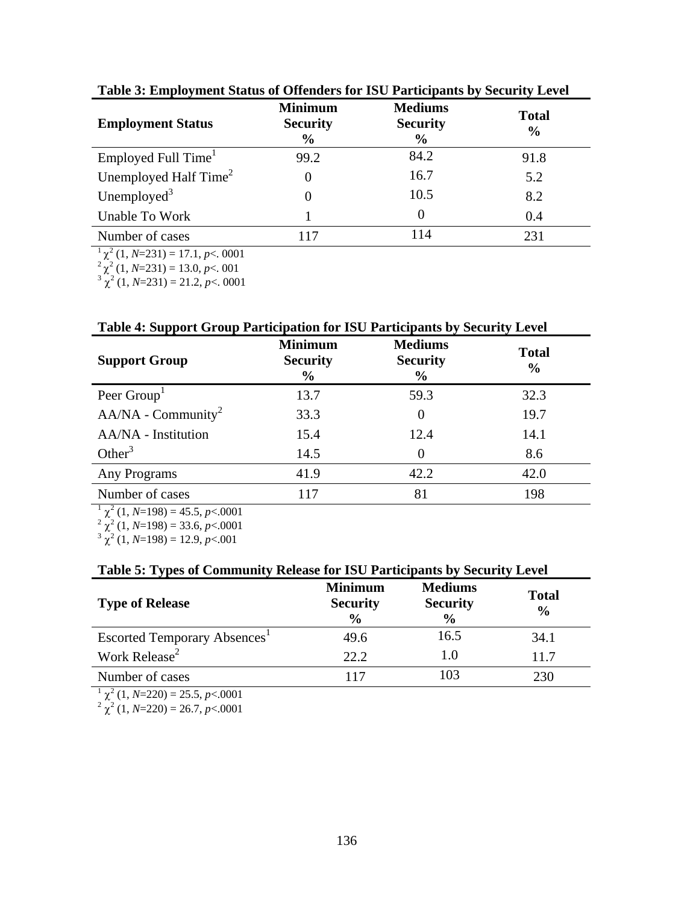**Table 3: Employment Status of Offenders for ISU Participants by Security Level**

| Employment Status | Minimum Security % | Mediums Security % | Total % |
|---|---|---|---|
| Employed Full Time[1] | 99.2 | 84.2 | 91.8 |
| Unemployed Half Time[2] | 0 | 16.7 | 5.2 |
| Unemployed[3] | 0 | 10.5 | 8.2 |
| Unable To Work | 1 | 0 | 0.4 |
| Number of cases | 117 | 114 | 231 |

[1] $\chi^2$ (1, *N*=231) = 17.1, $p<.0001$
[2] $\chi^2$ (1, *N*=231) = 13.0, $p<.001$
[3] $\chi^2$ (1, *N*=231) = 21.2, $p<.0001$

**Table 4: Support Group Participation for ISU Participants by Security Level**

| Support Group | Minimum Security % | Mediums Security % | Total % |
|---|---|---|---|
| Peer Group[1] | 13.7 | 59.3 | 32.3 |
| AA/NA - Community[2] | 33.3 | 0 | 19.7 |
| AA/NA - Institution | 15.4 | 12.4 | 14.1 |
| Other[3] | 14.5 | 0 | 8.6 |
| Any Programs | 41.9 | 42.2 | 42.0 |
| Number of cases | 117 | 81 | 198 |

[1] $\chi^2$ (1, *N*=198) = 45.5, $p<.0001$
[2] $\chi^2$ (1, *N*=198) = 33.6, $p<.0001$
[3] $\chi^2$ (1, *N*=198) = 12.9, $p<.001$

**Table 5: Types of Community Release for ISU Participants by Security Level**

| Type of Release | Minimum Security % | Mediums Security % | Total % |
|---|---|---|---|
| Escorted Temporary Absences[1] | 49.6 | 16.5 | 34.1 |
| Work Release[2] | 22.2 | 1.0 | 11.7 |
| Number of cases | 117 | 103 | 230 |

[1] $\chi^2$ (1, *N*=220) = 25.5, $p<.0001$
[2] $\chi^2$ (1, *N*=220) = 26.7, $p<.0001$